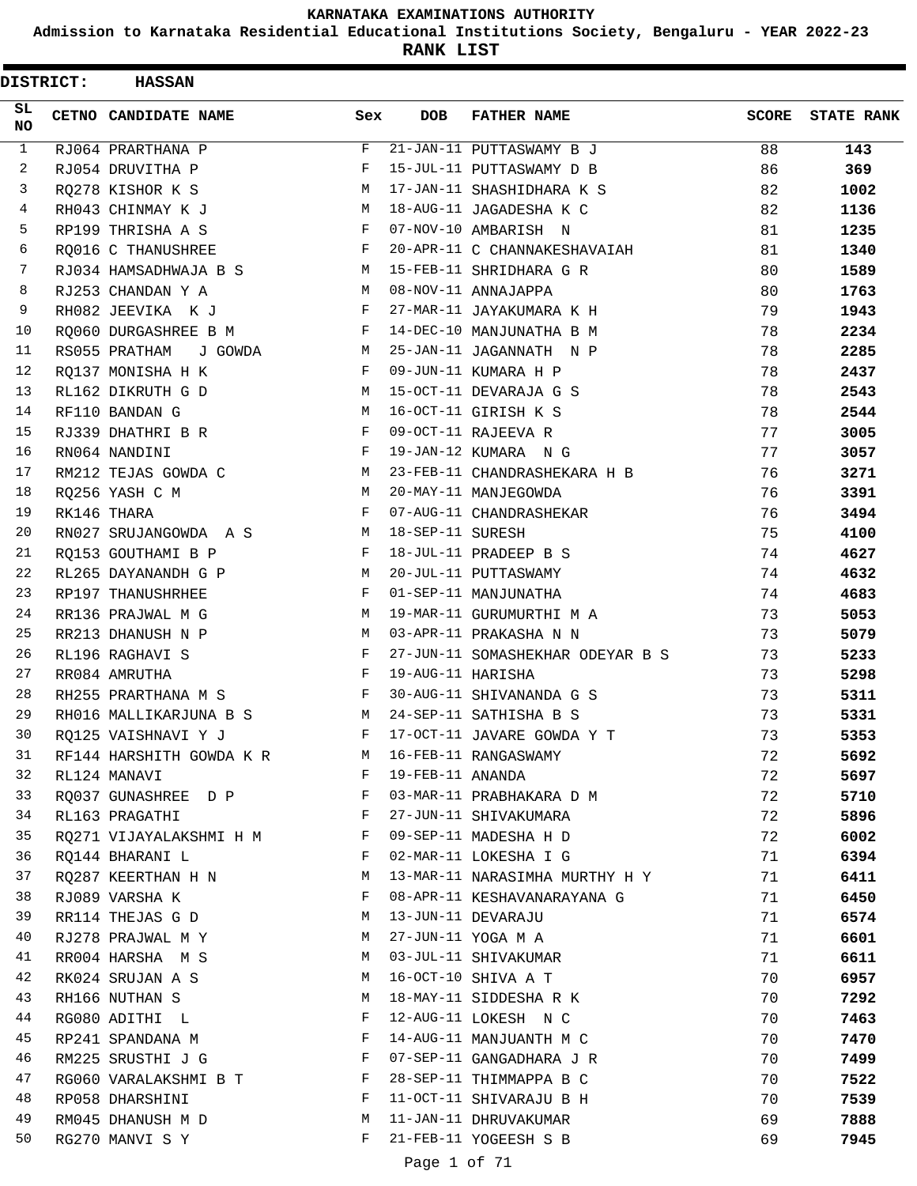# KARNATAKA EXAMINATIONS AUTHORITY

## Admission to Karnataka Residential Educational Institutions Society, Bengaluru - YEAR 2022-23

## RANK LIST

**DISTRICT: HASSAN**

| SL NO | CETNO | CANDIDATE NAME | Sex | DOB | FATHER NAME | SCORE | STATE RANK |
|---|---|---|---|---|---|---|---|
| 1 | RJ064 | PRARTHANA P | F | 21-JAN-11 | PUTTASWAMY B J | 88 | **143** |
| 2 | RJ054 | DRUVITHA P | F | 15-JUL-11 | PUTTASWAMY D B | 86 | **369** |
| 3 | RQ278 | KISHOR K S | M | 17-JAN-11 | SHASHIDHARA K S | 82 | **1002** |
| 4 | RH043 | CHINMAY K J | M | 18-AUG-11 | JAGADESHA K C | 82 | **1136** |
| 5 | RP199 | THRISHA A S | F | 07-NOV-10 | AMBARISH N | 81 | **1235** |
| 6 | RQ016 | C THANUSHREE | F | 20-APR-11 | C CHANNAKESHAVAIAH | 81 | **1340** |
| 7 | RJ034 | HAMSADHWAJA B S | M | 15-FEB-11 | SHRIDHARA G R | 80 | **1589** |
| 8 | RJ253 | CHANDAN Y A | M | 08-NOV-11 | ANNAJAPPA | 80 | **1763** |
| 9 | RH082 | JEEVIKA K J | F | 27-MAR-11 | JAYAKUMARA K H | 79 | **1943** |
| 10 | RQ060 | DURGASHREE B M | F | 14-DEC-10 | MANJUNATHA B M | 78 | **2234** |
| 11 | RS055 | PRATHAM J GOWDA | M | 25-JAN-11 | JAGANNATH N P | 78 | **2285** |
| 12 | RQ137 | MONISHA H K | F | 09-JUN-11 | KUMARA H P | 78 | **2437** |
| 13 | RL162 | DIKRUTH G D | M | 15-OCT-11 | DEVARAJA G S | 78 | **2543** |
| 14 | RF110 | BANDAN G | M | 16-OCT-11 | GIRISH K S | 78 | **2544** |
| 15 | RJ339 | DHATHRI B R | F | 09-OCT-11 | RAJEEVA R | 77 | **3005** |
| 16 | RN064 | NANDINI | F | 19-JAN-12 | KUMARA N G | 77 | **3057** |
| 17 | RM212 | TEJAS GOWDA C | M | 23-FEB-11 | CHANDRASHEKARA H B | 76 | **3271** |
| 18 | RQ256 | YASH C M | M | 20-MAY-11 | MANJEGOWDA | 76 | **3391** |
| 19 | RK146 | THARA | F | 07-AUG-11 | CHANDRASHEKAR | 76 | **3494** |
| 20 | RN027 | SRUJANGOWDA A S | M | 18-SEP-11 | SURESH | 75 | **4100** |
| 21 | RQ153 | GOUTHAMI B P | F | 18-JUL-11 | PRADEEP B S | 74 | **4627** |
| 22 | RL265 | DAYANANDH G P | M | 20-JUL-11 | PUTTASWAMY | 74 | **4632** |
| 23 | RP197 | THANUSHRHEE | F | 01-SEP-11 | MANJUNATHA | 74 | **4683** |
| 24 | RR136 | PRAJWAL M G | M | 19-MAR-11 | GURUMURTHI M A | 73 | **5053** |
| 25 | RR213 | DHANUSH N P | M | 03-APR-11 | PRAKASHA N N | 73 | **5079** |
| 26 | RL196 | RAGHAVI S | F | 27-JUN-11 | SOMASHEKHAR ODEYAR B S | 73 | **5233** |
| 27 | RR084 | AMRUTHA | F | 19-AUG-11 | HARISHA | 73 | **5298** |
| 28 | RH255 | PRARTHANA M S | F | 30-AUG-11 | SHIVANANDA G S | 73 | **5311** |
| 29 | RH016 | MALLIKARJUNA B S | M | 24-SEP-11 | SATHISHA B S | 73 | **5331** |
| 30 | RQ125 | VAISHNAVI Y J | F | 17-OCT-11 | JAVARE GOWDA Y T | 73 | **5353** |
| 31 | RF144 | HARSHITH GOWDA K R | M | 16-FEB-11 | RANGASWAMY | 72 | **5692** |
| 32 | RL124 | MANAVI | F | 19-FEB-11 | ANANDA | 72 | **5697** |
| 33 | RQ037 | GUNASHREE D P | F | 03-MAR-11 | PRABHAKARA D M | 72 | **5710** |
| 34 | RL163 | PRAGATHI | F | 27-JUN-11 | SHIVAKUMARA | 72 | **5896** |
| 35 | RQ271 | VIJAYALAKSHMI H M | F | 09-SEP-11 | MADESHA H D | 72 | **6002** |
| 36 | RQ144 | BHARANI L | F | 02-MAR-11 | LOKESHA I G | 71 | **6394** |
| 37 | RQ287 | KEERTHAN H N | M | 13-MAR-11 | NARASIMHA MURTHY H Y | 71 | **6411** |
| 38 | RJ089 | VARSHA K | F | 08-APR-11 | KESHAVANARAYANA G | 71 | **6450** |
| 39 | RR114 | THEJAS G D | M | 13-JUN-11 | DEVARAJU | 71 | **6574** |
| 40 | RJ278 | PRAJWAL M Y | M | 27-JUN-11 | YOGA M A | 71 | **6601** |
| 41 | RR004 | HARSHA M S | M | 03-JUL-11 | SHIVAKUMAR | 71 | **6611** |
| 42 | RK024 | SRUJAN A S | M | 16-OCT-10 | SHIVA A T | 70 | **6957** |
| 43 | RH166 | NUTHAN S | M | 18-MAY-11 | SIDDESHA R K | 70 | **7292** |
| 44 | RG080 | ADITHI L | F | 12-AUG-11 | LOKESH N C | 70 | **7463** |
| 45 | RP241 | SPANDANA M | F | 14-AUG-11 | MANJUANTH M C | 70 | **7470** |
| 46 | RM225 | SRUSTHI J G | F | 07-SEP-11 | GANGADHARA J R | 70 | **7499** |
| 47 | RG060 | VARALAKSHMI B T | F | 28-SEP-11 | THIMMAPPA B C | 70 | **7522** |
| 48 | RP058 | DHARSHINI | F | 11-OCT-11 | SHIVARAJU B H | 70 | **7539** |
| 49 | RM045 | DHANUSH M D | M | 11-JAN-11 | DHRUVAKUMAR | 69 | **7888** |
| 50 | RG270 | MANVI S Y | F | 21-FEB-11 | YOGEESH S B | 69 | **7945** |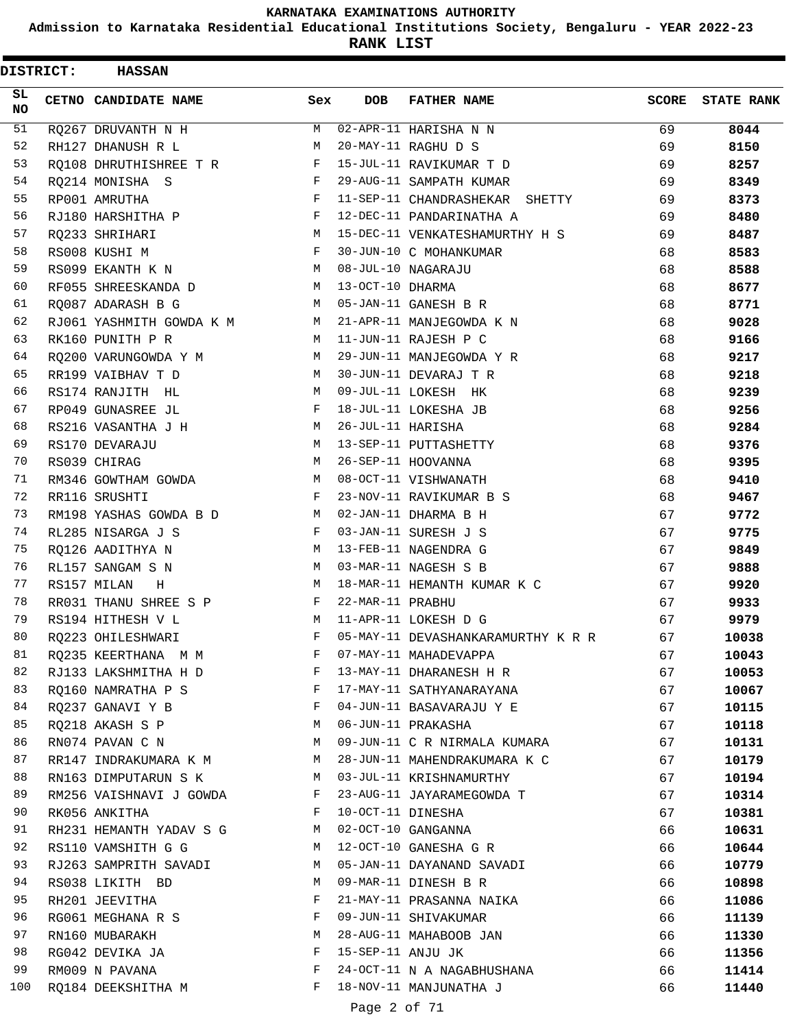**KARNATAKA EXAMINATIONS AUTHORITY**

**Admission to Karnataka Residential Educational Institutions Society, Bengaluru - YEAR 2022-23**

**RANK LIST**

**DISTRICT: HASSAN**

| SL NO | CETNO | CANDIDATE NAME | Sex | DOB | FATHER NAME | SCORE | STATE RANK |
|---|---|---|---|---|---|---|---|
| 51 | RQ267 | DRUVANTH N H | M | 02-APR-11 | HARISHA N N | 69 | **8044** |
| 52 | RH127 | DHANUSH R L | M | 20-MAY-11 | RAGHU D S | 69 | **8150** |
| 53 | RQ108 | DHRUTHISHREE T R | F | 15-JUL-11 | RAVIKUMAR T D | 69 | **8257** |
| 54 | RQ214 | MONISHA S | F | 29-AUG-11 | SAMPATH KUMAR | 69 | **8349** |
| 55 | RP001 | AMRUTHA | F | 11-SEP-11 | CHANDRASHEKAR SHETTY | 69 | **8373** |
| 56 | RJ180 | HARSHITHA P | F | 12-DEC-11 | PANDARINATHA A | 69 | **8480** |
| 57 | RQ233 | SHRIHARI | M | 15-DEC-11 | VENKATESHAMURTHY H S | 69 | **8487** |
| 58 | RS008 | KUSHI M | F | 30-JUN-10 | C MOHANKUMAR | 68 | **8583** |
| 59 | RS099 | EKANTH K N | M | 08-JUL-10 | NAGARAJU | 68 | **8588** |
| 60 | RF055 | SHREESKANDA D | M | 13-OCT-10 | DHARMA | 68 | **8677** |
| 61 | RQ087 | ADARASH B G | M | 05-JAN-11 | GANESH B R | 68 | **8771** |
| 62 | RJ061 | YASHMITH GOWDA K M | M | 21-APR-11 | MANJEGOWDA K N | 68 | **9028** |
| 63 | RK160 | PUNITH P R | M | 11-JUN-11 | RAJESH P C | 68 | **9166** |
| 64 | RQ200 | VARUNGOWDA Y M | M | 29-JUN-11 | MANJEGOWDA Y R | 68 | **9217** |
| 65 | RR199 | VAIBHAV T D | M | 30-JUN-11 | DEVARAJ T R | 68 | **9218** |
| 66 | RS174 | RANJITH HL | M | 09-JUL-11 | LOKESH HK | 68 | **9239** |
| 67 | RP049 | GUNASREE JL | F | 18-JUL-11 | LOKESHA JB | 68 | **9256** |
| 68 | RS216 | VASANTHA J H | M | 26-JUL-11 | HARISHA | 68 | **9284** |
| 69 | RS170 | DEVARAJU | M | 13-SEP-11 | PUTTASHETTY | 68 | **9376** |
| 70 | RS039 | CHIRAG | M | 26-SEP-11 | HOOVANNA | 68 | **9395** |
| 71 | RM346 | GOWTHAM GOWDA | M | 08-OCT-11 | VISHWANATH | 68 | **9410** |
| 72 | RR116 | SRUSHTI | F | 23-NOV-11 | RAVIKUMAR B S | 68 | **9467** |
| 73 | RM198 | YASHAS GOWDA B D | M | 02-JAN-11 | DHARMA B H | 67 | **9772** |
| 74 | RL285 | NISARGA J S | F | 03-JAN-11 | SURESH J S | 67 | **9775** |
| 75 | RQ126 | AADITHYA N | M | 13-FEB-11 | NAGENDRA G | 67 | **9849** |
| 76 | RL157 | SANGAM S N | M | 03-MAR-11 | NAGESH S B | 67 | **9888** |
| 77 | RS157 | MILAN H | M | 18-MAR-11 | HEMANTH KUMAR K C | 67 | **9920** |
| 78 | RR031 | THANU SHREE S P | F | 22-MAR-11 | PRABHU | 67 | **9933** |
| 79 | RS194 | HITHESH V L | M | 11-APR-11 | LOKESH D G | 67 | **9979** |
| 80 | RQ223 | OHILESHWARI | F | 05-MAY-11 | DEVASHANKARAMURTHY K R R | 67 | **10038** |
| 81 | RQ235 | KEERTHANA M M | F | 07-MAY-11 | MAHADEVAPPA | 67 | **10043** |
| 82 | RJ133 | LAKSHMITHA H D | F | 13-MAY-11 | DHARANESH H R | 67 | **10053** |
| 83 | RQ160 | NAMRATHA P S | F | 17-MAY-11 | SATHYANARAYANA | 67 | **10067** |
| 84 | RQ237 | GANAVI Y B | F | 04-JUN-11 | BASAVARAJU Y E | 67 | **10115** |
| 85 | RQ218 | AKASH S P | M | 06-JUN-11 | PRAKASHA | 67 | **10118** |
| 86 | RN074 | PAVAN C N | M | 09-JUN-11 | C R NIRMALA KUMARA | 67 | **10131** |
| 87 | RR147 | INDRAKUMARA K M | M | 28-JUN-11 | MAHENDRAKUMARA K C | 67 | **10179** |
| 88 | RN163 | DIMPUTARUN S K | M | 03-JUL-11 | KRISHNAMURTHY | 67 | **10194** |
| 89 | RM256 | VAISHNAVI J GOWDA | F | 23-AUG-11 | JAYARAMEGOWDA T | 67 | **10314** |
| 90 | RK056 | ANKITHA | F | 10-OCT-11 | DINESHA | 67 | **10381** |
| 91 | RH231 | HEMANTH YADAV S G | M | 02-OCT-10 | GANGANNA | 66 | **10631** |
| 92 | RS110 | VAMSHITH G G | M | 12-OCT-10 | GANESHA G R | 66 | **10644** |
| 93 | RJ263 | SAMPRITH SAVADI | M | 05-JAN-11 | DAYANAND SAVADI | 66 | **10779** |
| 94 | RS038 | LIKITH BD | M | 09-MAR-11 | DINESH B R | 66 | **10898** |
| 95 | RH201 | JEEVITHA | F | 21-MAY-11 | PRASANNA NAIKA | 66 | **11086** |
| 96 | RG061 | MEGHANA R S | F | 09-JUN-11 | SHIVAKUMAR | 66 | **11139** |
| 97 | RN160 | MUBARAKH | M | 28-AUG-11 | MAHABOOB JAN | 66 | **11330** |
| 98 | RG042 | DEVIKA JA | F | 15-SEP-11 | ANJU JK | 66 | **11356** |
| 99 | RM009 | N PAVANA | F | 24-OCT-11 | N A NAGABHUSHANA | 66 | **11414** |
| 100 | RQ184 | DEEKSHITHA M | F | 18-NOV-11 | MANJUNATHA J | 66 | **11440** |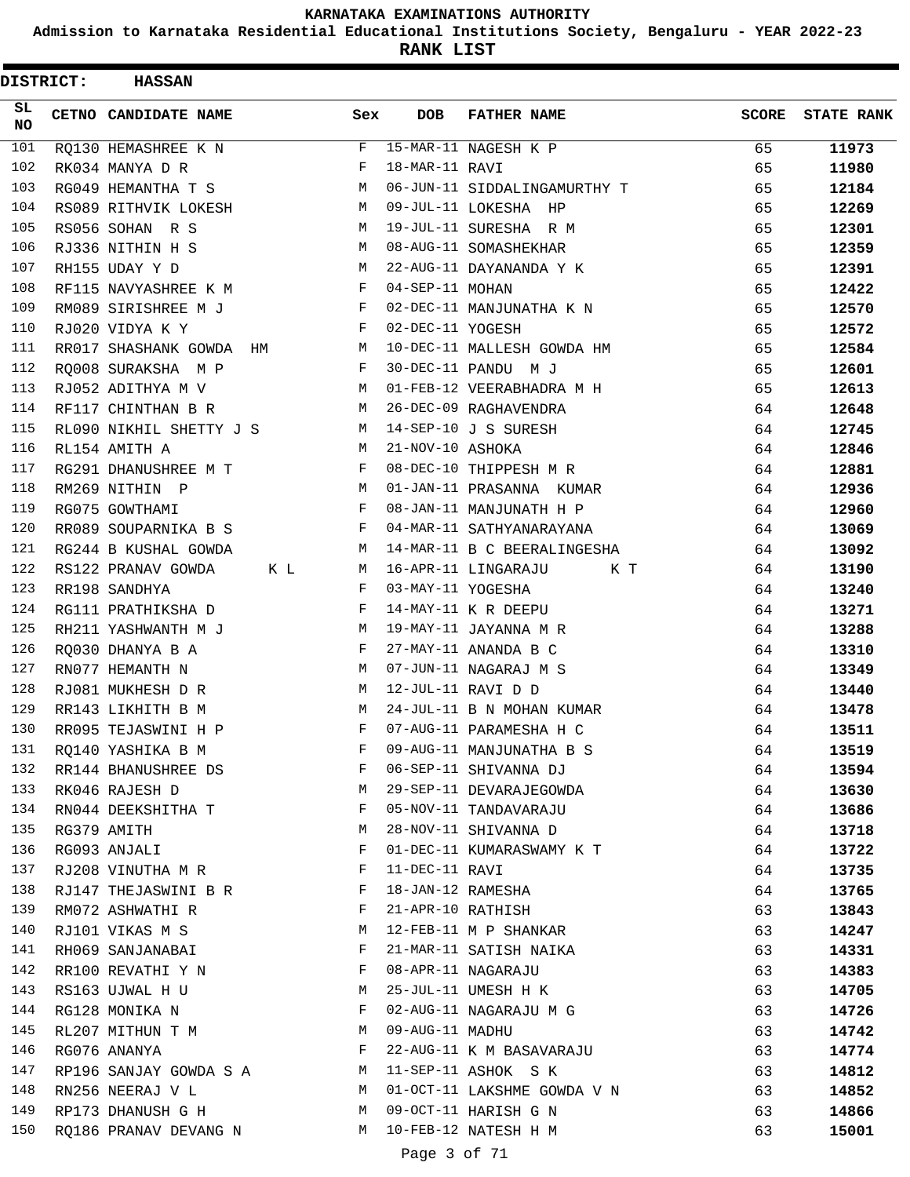KARNATAKA EXAMINATIONS AUTHORITY

Admission to Karnataka Residential Educational Institutions Society, Bengaluru - YEAR 2022-23

RANK LIST

**DISTRICT: HASSAN**

| SL NO | CETNO | CANDIDATE NAME | Sex | DOB | FATHER NAME | SCORE | STATE RANK |
|---|---|---|---|---|---|---|---|
| 101 | RQ130 | HEMASHREE K N | F | 15-MAR-11 | NAGESH K P | 65 | 11973 |
| 102 | RK034 | MANYA D R | F | 18-MAR-11 | RAVI | 65 | 11980 |
| 103 | RG049 | HEMANTHA T S | M | 06-JUN-11 | SIDDALINGAMURTHY T | 65 | 12184 |
| 104 | RS089 | RITHVIK LOKESH | M | 09-JUL-11 | LOKESHA HP | 65 | 12269 |
| 105 | RS056 | SOHAN R S | M | 19-JUL-11 | SURESHA R M | 65 | 12301 |
| 106 | RJ336 | NITHIN H S | M | 08-AUG-11 | SOMASHEKHAR | 65 | 12359 |
| 107 | RH155 | UDAY Y D | M | 22-AUG-11 | DAYANANDA Y K | 65 | 12391 |
| 108 | RF115 | NAVYASHREE K M | F | 04-SEP-11 | MOHAN | 65 | 12422 |
| 109 | RM089 | SIRISHREE M J | F | 02-DEC-11 | MANJUNATHA K N | 65 | 12570 |
| 110 | RJ020 | VIDYA K Y | F | 02-DEC-11 | YOGESH | 65 | 12572 |
| 111 | RR017 | SHASHANK GOWDA HM | M | 10-DEC-11 | MALLESH GOWDA HM | 65 | 12584 |
| 112 | RQ008 | SURAKSHA M P | F | 30-DEC-11 | PANDU M J | 65 | 12601 |
| 113 | RJ052 | ADITHYA M V | M | 01-FEB-12 | VEERABHADRA M H | 65 | 12613 |
| 114 | RF117 | CHINTHAN B R | M | 26-DEC-09 | RAGHAVENDRA | 64 | 12648 |
| 115 | RL090 | NIKHIL SHETTY J S | M | 14-SEP-10 | J S SURESH | 64 | 12745 |
| 116 | RL154 | AMITH A | M | 21-NOV-10 | ASHOKA | 64 | 12846 |
| 117 | RG291 | DHANUSHREE M T | F | 08-DEC-10 | THIPPESH M R | 64 | 12881 |
| 118 | RM269 | NITHIN P | M | 01-JAN-11 | PRASANNA KUMAR | 64 | 12936 |
| 119 | RG075 | GOWTHAMI | F | 08-JAN-11 | MANJUNATH H P | 64 | 12960 |
| 120 | RR089 | SOUPARNIKA B S | F | 04-MAR-11 | SATHYANARAYANA | 64 | 13069 |
| 121 | RG244 | B KUSHAL GOWDA | M | 14-MAR-11 | B C BEERALINGESHA | 64 | 13092 |
| 122 | RS122 | PRANAV GOWDA K L | M | 16-APR-11 | LINGARAJU K T | 64 | 13190 |
| 123 | RR198 | SANDHYA | F | 03-MAY-11 | YOGESHA | 64 | 13240 |
| 124 | RG111 | PRATHIKSHA D | F | 14-MAY-11 | K R DEEPU | 64 | 13271 |
| 125 | RH211 | YASHWANTH M J | M | 19-MAY-11 | JAYANNA M R | 64 | 13288 |
| 126 | RQ030 | DHANYA B A | F | 27-MAY-11 | ANANDA B C | 64 | 13310 |
| 127 | RN077 | HEMANTH N | M | 07-JUN-11 | NAGARAJ M S | 64 | 13349 |
| 128 | RJ081 | MUKHESH D R | M | 12-JUL-11 | RAVI D D | 64 | 13440 |
| 129 | RR143 | LIKHITH B M | M | 24-JUL-11 | B N MOHAN KUMAR | 64 | 13478 |
| 130 | RR095 | TEJASWINI H P | F | 07-AUG-11 | PARAMESHA H C | 64 | 13511 |
| 131 | RQ140 | YASHIKA B M | F | 09-AUG-11 | MANJUNATHA B S | 64 | 13519 |
| 132 | RR144 | BHANUSHREE DS | F | 06-SEP-11 | SHIVANNA DJ | 64 | 13594 |
| 133 | RK046 | RAJESH D | M | 29-SEP-11 | DEVARAJEGOWDA | 64 | 13630 |
| 134 | RN044 | DEEKSHITHA T | F | 05-NOV-11 | TANDAVARAJU | 64 | 13686 |
| 135 | RG379 | AMITH | M | 28-NOV-11 | SHIVANNA D | 64 | 13718 |
| 136 | RG093 | ANJALI | F | 01-DEC-11 | KUMARASWAMY K T | 64 | 13722 |
| 137 | RJ208 | VINUTHA M R | F | 11-DEC-11 | RAVI | 64 | 13735 |
| 138 | RJ147 | THEJASWINI B R | F | 18-JAN-12 | RAMESHA | 64 | 13765 |
| 139 | RM072 | ASHWATHI R | F | 21-APR-10 | RATHISH | 63 | 13843 |
| 140 | RJ101 | VIKAS M S | M | 12-FEB-11 | M P SHANKAR | 63 | 14247 |
| 141 | RH069 | SANJANABAI | F | 21-MAR-11 | SATISH NAIKA | 63 | 14331 |
| 142 | RR100 | REVATHI Y N | F | 08-APR-11 | NAGARAJU | 63 | 14383 |
| 143 | RS163 | UJWAL H U | M | 25-JUL-11 | UMESH H K | 63 | 14705 |
| 144 | RG128 | MONIKA N | F | 02-AUG-11 | NAGARAJU M G | 63 | 14726 |
| 145 | RL207 | MITHUN T M | M | 09-AUG-11 | MADHU | 63 | 14742 |
| 146 | RG076 | ANANYA | F | 22-AUG-11 | K M BASAVARAJU | 63 | 14774 |
| 147 | RP196 | SANJAY GOWDA S A | M | 11-SEP-11 | ASHOK S K | 63 | 14812 |
| 148 | RN256 | NEERAJ V L | M | 01-OCT-11 | LAKSHME GOWDA V N | 63 | 14852 |
| 149 | RP173 | DHANUSH G H | M | 09-OCT-11 | HARISH G N | 63 | 14866 |
| 150 | RQ186 | PRANAV DEVANG N | M | 10-FEB-12 | NATESH H M | 63 | 15001 |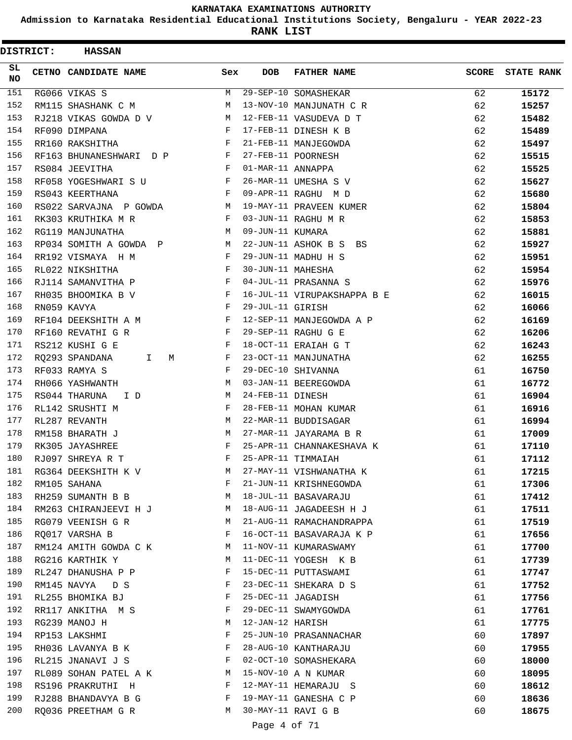# KARNATAKA EXAMINATIONS AUTHORITY

## Admission to Karnataka Residential Educational Institutions Society, Bengaluru - YEAR 2022-23

## RANK LIST

**DISTRICT: HASSAN**

| SL NO | CETNO | CANDIDATE NAME | Sex | DOB | FATHER NAME | SCORE | STATE RANK |
|---|---|---|---|---|---|---|---|
| 151 | RG066 | VIKAS S | M | 29-SEP-10 | SOMASHEKAR | 62 | 15172 |
| 152 | RM115 | SHASHANK C M | M | 13-NOV-10 | MANJUNATH C R | 62 | 15257 |
| 153 | RJ218 | VIKAS GOWDA D V | M | 12-FEB-11 | VASUDEVA D T | 62 | 15482 |
| 154 | RF090 | DIMPANA | F | 17-FEB-11 | DINESH K B | 62 | 15489 |
| 155 | RR160 | RAKSHITHA | F | 21-FEB-11 | MANJEGOWDA | 62 | 15497 |
| 156 | RF163 | BHUNANESHWARI D P | F | 27-FEB-11 | POORNESH | 62 | 15515 |
| 157 | RS084 | JEEVITHA | F | 01-MAR-11 | ANNAPPA | 62 | 15525 |
| 158 | RF058 | YOGESHWARI S U | F | 26-MAR-11 | UMESHA S V | 62 | 15627 |
| 159 | RS043 | KEERTHANA | F | 09-APR-11 | RAGHU M D | 62 | 15680 |
| 160 | RS022 | SARVAJNA P GOWDA | M | 19-MAY-11 | PRAVEEN KUMER | 62 | 15804 |
| 161 | RK303 | KRUTHIKA M R | F | 03-JUN-11 | RAGHU M R | 62 | 15853 |
| 162 | RG119 | MANJUNATHA | M | 09-JUN-11 | KUMARA | 62 | 15881 |
| 163 | RP034 | SOMITH A GOWDA P | M | 22-JUN-11 | ASHOK B S BS | 62 | 15927 |
| 164 | RR192 | VISMAYA H M | F | 29-JUN-11 | MADHU H S | 62 | 15951 |
| 165 | RL022 | NIKSHITHA | F | 30-JUN-11 | MAHESHA | 62 | 15954 |
| 166 | RJ114 | SAMANVITHA P | F | 04-JUL-11 | PRASANNA S | 62 | 15976 |
| 167 | RH035 | BHOOMIKA B V | F | 16-JUL-11 | VIRUPAKSHAPPA B E | 62 | 16015 |
| 168 | RN059 | KAVYA | F | 29-JUL-11 | GIRISH | 62 | 16066 |
| 169 | RF104 | DEEKSHITH A M | F | 12-SEP-11 | MANJEGOWDA A P | 62 | 16169 |
| 170 | RF160 | REVATHI G R | F | 29-SEP-11 | RAGHU G E | 62 | 16206 |
| 171 | RS212 | KUSHI G E | F | 18-OCT-11 | ERAIAH G T | 62 | 16243 |
| 172 | RQ293 | SPANDANA I M | F | 23-OCT-11 | MANJUNATHA | 62 | 16255 |
| 173 | RF033 | RAMYA S | F | 29-DEC-10 | SHIVANNA | 61 | 16750 |
| 174 | RH066 | YASHWANTH | M | 03-JAN-11 | BEEREGOWDA | 61 | 16772 |
| 175 | RS044 | THARUNA I D | M | 24-FEB-11 | DINESH | 61 | 16904 |
| 176 | RL142 | SRUSHTI M | F | 28-FEB-11 | MOHAN KUMAR | 61 | 16916 |
| 177 | RL287 | REVANTH | M | 22-MAR-11 | BUDDISAGAR | 61 | 16994 |
| 178 | RM158 | BHARATH J | M | 27-MAR-11 | JAYARAMA B R | 61 | 17009 |
| 179 | RK305 | JAYASHREE | F | 25-APR-11 | CHANNAKESHAVA K | 61 | 17110 |
| 180 | RJ097 | SHREYA R T | F | 25-APR-11 | TIMMAIAH | 61 | 17112 |
| 181 | RG364 | DEEKSHITH K V | M | 27-MAY-11 | VISHWANATHA K | 61 | 17215 |
| 182 | RM105 | SAHANA | F | 21-JUN-11 | KRISHNEGOWDA | 61 | 17306 |
| 183 | RH259 | SUMANTH B B | M | 18-JUL-11 | BASAVARAJU | 61 | 17412 |
| 184 | RM263 | CHIRANJEEVI H J | M | 18-AUG-11 | JAGADEESH H J | 61 | 17511 |
| 185 | RG079 | VEENISH G R | M | 21-AUG-11 | RAMACHANDRAPPA | 61 | 17519 |
| 186 | RQ017 | VARSHA B | F | 16-OCT-11 | BASAVARAJA K P | 61 | 17656 |
| 187 | RM124 | AMITH GOWDA C K | M | 11-NOV-11 | KUMARASWAMY | 61 | 17700 |
| 188 | RG216 | KARTHIK Y | M | 11-DEC-11 | YOGESH K B | 61 | 17739 |
| 189 | RL247 | DHANUSHA P P | F | 15-DEC-11 | PUTTASWAMI | 61 | 17747 |
| 190 | RM145 | NAVYA D S | F | 23-DEC-11 | SHEKARA D S | 61 | 17752 |
| 191 | RL255 | BHOMIKA BJ | F | 25-DEC-11 | JAGADISH | 61 | 17756 |
| 192 | RR117 | ANKITHA M S | F | 29-DEC-11 | SWAMYGOWDA | 61 | 17761 |
| 193 | RG239 | MANOJ H | M | 12-JAN-12 | HARISH | 61 | 17775 |
| 194 | RP153 | LAKSHMI | F | 25-JUN-10 | PRASANNACHAR | 60 | 17897 |
| 195 | RH036 | LAVANYA B K | F | 28-AUG-10 | KANTHARAJU | 60 | 17955 |
| 196 | RL215 | JNANAVI J S | F | 02-OCT-10 | SOMASHEKARA | 60 | 18000 |
| 197 | RL089 | SOHAN PATEL A K | M | 15-NOV-10 | A N KUMAR | 60 | 18095 |
| 198 | RS196 | PRAKRUTHI H | F | 12-MAY-11 | HEMARAJU S | 60 | 18612 |
| 199 | RJ288 | BHANDAVYA B G | F | 19-MAY-11 | GANESHA C P | 60 | 18636 |
| 200 | RQ036 | PREETHAM G R | M | 30-MAY-11 | RAVI G B | 60 | 18675 |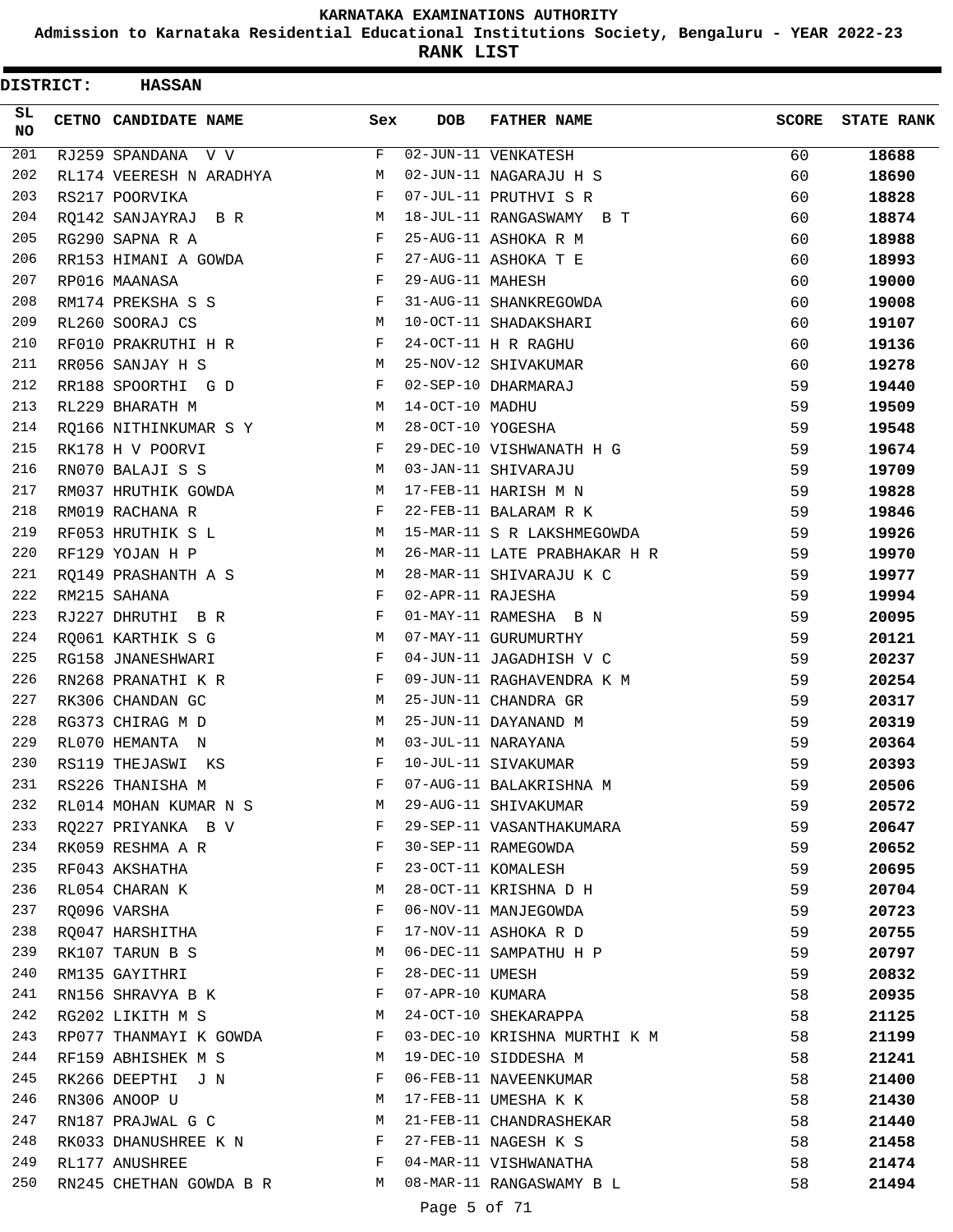**KARNATAKA EXAMINATIONS AUTHORITY**

**Admission to Karnataka Residential Educational Institutions Society, Bengaluru - YEAR 2022-23**

**RANK LIST**

**DISTRICT: HASSAN**

| SL NO | CETNO | CANDIDATE NAME | Sex | DOB | FATHER NAME | SCORE | STATE RANK |
|---|---|---|---|---|---|---|---|
| 201 | RJ259 | SPANDANA V V | F | 02-JUN-11 | VENKATESH | 60 | **18688** |
| 202 | RL174 | VEERESH N ARADHYA | M | 02-JUN-11 | NAGARAJU H S | 60 | **18690** |
| 203 | RS217 | POORVIKA | F | 07-JUL-11 | PRUTHVI S R | 60 | **18828** |
| 204 | RQ142 | SANJAYRAJ B R | M | 18-JUL-11 | RANGASWAMY B T | 60 | **18874** |
| 205 | RG290 | SAPNA R A | F | 25-AUG-11 | ASHOKA R M | 60 | **18988** |
| 206 | RR153 | HIMANI A GOWDA | F | 27-AUG-11 | ASHOKA T E | 60 | **18993** |
| 207 | RP016 | MAANASA | F | 29-AUG-11 | MAHESH | 60 | **19000** |
| 208 | RM174 | PREKSHA S S | F | 31-AUG-11 | SHANKREGOWDA | 60 | **19008** |
| 209 | RL260 | SOORAJ CS | M | 10-OCT-11 | SHADAKSHARI | 60 | **19107** |
| 210 | RF010 | PRAKRUTHI H R | F | 24-OCT-11 | H R RAGHU | 60 | **19136** |
| 211 | RR056 | SANJAY H S | M | 25-NOV-12 | SHIVAKUMAR | 60 | **19278** |
| 212 | RR188 | SPOORTHI G D | F | 02-SEP-10 | DHARMARAJ | 59 | **19440** |
| 213 | RL229 | BHARATH M | M | 14-OCT-10 | MADHU | 59 | **19509** |
| 214 | RQ166 | NITHINKUMAR S Y | M | 28-OCT-10 | YOGESHA | 59 | **19548** |
| 215 | RK178 | H V POORVI | F | 29-DEC-10 | VISHWANATH H G | 59 | **19674** |
| 216 | RN070 | BALAJI S S | M | 03-JAN-11 | SHIVARAJU | 59 | **19709** |
| 217 | RM037 | HRUTHIK GOWDA | M | 17-FEB-11 | HARISH M N | 59 | **19828** |
| 218 | RM019 | RACHANA R | F | 22-FEB-11 | BALARAM R K | 59 | **19846** |
| 219 | RF053 | HRUTHIK S L | M | 15-MAR-11 | S R LAKSHMEGOWDA | 59 | **19926** |
| 220 | RF129 | YOJAN H P | M | 26-MAR-11 | LATE PRABHAKAR H R | 59 | **19970** |
| 221 | RQ149 | PRASHANTH A S | M | 28-MAR-11 | SHIVARAJU K C | 59 | **19977** |
| 222 | RM215 | SAHANA | F | 02-APR-11 | RAJESHA | 59 | **19994** |
| 223 | RJ227 | DHRUTHI B R | F | 01-MAY-11 | RAMESHA B N | 59 | **20095** |
| 224 | RQ061 | KARTHIK S G | M | 07-MAY-11 | GURUMURTHY | 59 | **20121** |
| 225 | RG158 | JNANESHWARI | F | 04-JUN-11 | JAGADHISH V C | 59 | **20237** |
| 226 | RN268 | PRANATHI K R | F | 09-JUN-11 | RAGHAVENDRA K M | 59 | **20254** |
| 227 | RK306 | CHANDAN GC | M | 25-JUN-11 | CHANDRA GR | 59 | **20317** |
| 228 | RG373 | CHIRAG M D | M | 25-JUN-11 | DAYANAND M | 59 | **20319** |
| 229 | RL070 | HEMANTA N | M | 03-JUL-11 | NARAYANA | 59 | **20364** |
| 230 | RS119 | THEJASWI KS | F | 10-JUL-11 | SIVAKUMAR | 59 | **20393** |
| 231 | RS226 | THANISHA M | F | 07-AUG-11 | BALAKRISHNA M | 59 | **20506** |
| 232 | RL014 | MOHAN KUMAR N S | M | 29-AUG-11 | SHIVAKUMAR | 59 | **20572** |
| 233 | RQ227 | PRIYANKA B V | F | 29-SEP-11 | VASANTHAKUMARA | 59 | **20647** |
| 234 | RK059 | RESHMA A R | F | 30-SEP-11 | RAMEGOWDA | 59 | **20652** |
| 235 | RF043 | AKSHATHA | F | 23-OCT-11 | KOMALESH | 59 | **20695** |
| 236 | RL054 | CHARAN K | M | 28-OCT-11 | KRISHNA D H | 59 | **20704** |
| 237 | RQ096 | VARSHA | F | 06-NOV-11 | MANJEGOWDA | 59 | **20723** |
| 238 | RQ047 | HARSHITHA | F | 17-NOV-11 | ASHOKA R D | 59 | **20755** |
| 239 | RK107 | TARUN B S | M | 06-DEC-11 | SAMPATHU H P | 59 | **20797** |
| 240 | RM135 | GAYITHRI | F | 28-DEC-11 | UMESH | 59 | **20832** |
| 241 | RN156 | SHRAVYA B K | F | 07-APR-10 | KUMARA | 58 | **20935** |
| 242 | RG202 | LIKITH M S | M | 24-OCT-10 | SHEKARAPPA | 58 | **21125** |
| 243 | RP077 | THANMAYI K GOWDA | F | 03-DEC-10 | KRISHNA MURTHI K M | 58 | **21199** |
| 244 | RF159 | ABHISHEK M S | M | 19-DEC-10 | SIDDESHA M | 58 | **21241** |
| 245 | RK266 | DEEPTHI J N | F | 06-FEB-11 | NAVEENKUMAR | 58 | **21400** |
| 246 | RN306 | ANOOP U | M | 17-FEB-11 | UMESHA K K | 58 | **21430** |
| 247 | RN187 | PRAJWAL G C | M | 21-FEB-11 | CHANDRASHEKAR | 58 | **21440** |
| 248 | RK033 | DHANUSHREE K N | F | 27-FEB-11 | NAGESH K S | 58 | **21458** |
| 249 | RL177 | ANUSHREE | F | 04-MAR-11 | VISHWANATHA | 58 | **21474** |
| 250 | RN245 | CHETHAN GOWDA B R | M | 08-MAR-11 | RANGASWAMY B L | 58 | **21494** |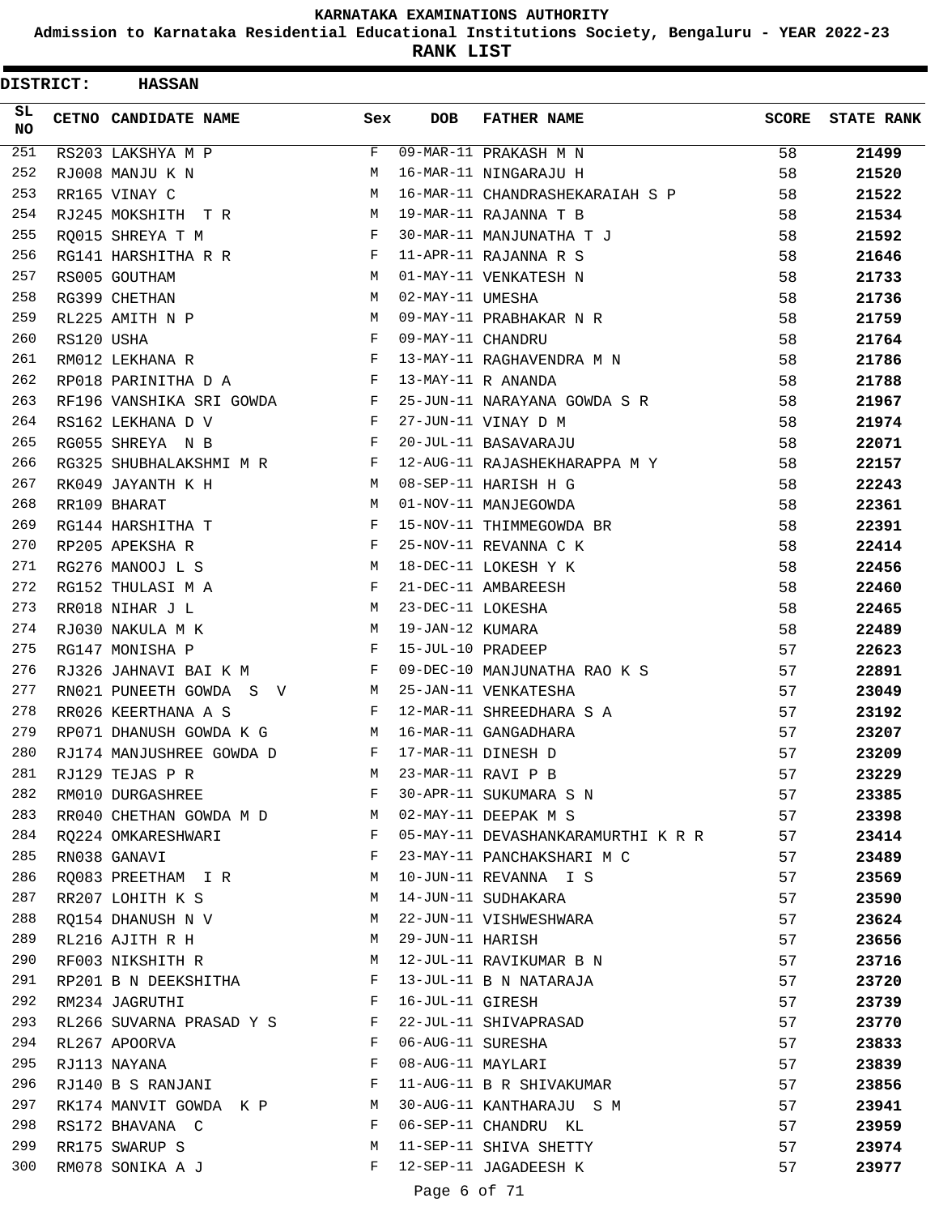# KARNATAKA EXAMINATIONS AUTHORITY

**Admission to Karnataka Residential Educational Institutions Society, Bengaluru - YEAR 2022-23**

**RANK LIST**

**DISTRICT: HASSAN**

| SL NO | CETNO | CANDIDATE NAME | Sex | DOB | FATHER NAME | SCORE | STATE RANK |
|---|---|---|---|---|---|---|---|
| 251 | RS203 | LAKSHYA M P | F | 09-MAR-11 | PRAKASH M N | 58 | 21499 |
| 252 | RJ008 | MANJU K N | M | 16-MAR-11 | NINGARAJU H | 58 | 21520 |
| 253 | RR165 | VINAY C | M | 16-MAR-11 | CHANDRASHEKARAIAH S P | 58 | 21522 |
| 254 | RJ245 | MOKSHITH T R | M | 19-MAR-11 | RAJANNA T B | 58 | 21534 |
| 255 | RQ015 | SHREYA T M | F | 30-MAR-11 | MANJUNATHA T J | 58 | 21592 |
| 256 | RG141 | HARSHITHA R R | F | 11-APR-11 | RAJANNA R S | 58 | 21646 |
| 257 | RS005 | GOUTHAM | M | 01-MAY-11 | VENKATESH N | 58 | 21733 |
| 258 | RG399 | CHETHAN | M | 02-MAY-11 | UMESHA | 58 | 21736 |
| 259 | RL225 | AMITH N P | M | 09-MAY-11 | PRABHAKAR N R | 58 | 21759 |
| 260 | RS120 | USHA | F | 09-MAY-11 | CHANDRU | 58 | 21764 |
| 261 | RM012 | LEKHANA R | F | 13-MAY-11 | RAGHAVENDRA M N | 58 | 21786 |
| 262 | RP018 | PARINITHA D A | F | 13-MAY-11 | R ANANDA | 58 | 21788 |
| 263 | RF196 | VANSHIKA SRI GOWDA | F | 25-JUN-11 | NARAYANA GOWDA S R | 58 | 21967 |
| 264 | RS162 | LEKHANA D V | F | 27-JUN-11 | VINAY D M | 58 | 21974 |
| 265 | RG055 | SHREYA N B | F | 20-JUL-11 | BASAVARAJU | 58 | 22071 |
| 266 | RG325 | SHUBHALAKSHMI M R | F | 12-AUG-11 | RAJASHEKHARAPPA M Y | 58 | 22157 |
| 267 | RK049 | JAYANTH K H | M | 08-SEP-11 | HARISH H G | 58 | 22243 |
| 268 | RR109 | BHARAT | M | 01-NOV-11 | MANJEGOWDA | 58 | 22361 |
| 269 | RG144 | HARSHITHA T | F | 15-NOV-11 | THIMMEGOWDA BR | 58 | 22391 |
| 270 | RP205 | APEKSHA R | F | 25-NOV-11 | REVANNA C K | 58 | 22414 |
| 271 | RG276 | MANOOJ L S | M | 18-DEC-11 | LOKESH Y K | 58 | 22456 |
| 272 | RG152 | THULASI M A | F | 21-DEC-11 | AMBAREESH | 58 | 22460 |
| 273 | RR018 | NIHAR J L | M | 23-DEC-11 | LOKESHA | 58 | 22465 |
| 274 | RJ030 | NAKULA M K | M | 19-JAN-12 | KUMARA | 58 | 22489 |
| 275 | RG147 | MONISHA P | F | 15-JUL-10 | PRADEEP | 57 | 22623 |
| 276 | RJ326 | JAHNAVI BAI K M | F | 09-DEC-10 | MANJUNATHA RAO K S | 57 | 22891 |
| 277 | RN021 | PUNEETH GOWDA S V | M | 25-JAN-11 | VENKATESHA | 57 | 23049 |
| 278 | RR026 | KEERTHANA A S | F | 12-MAR-11 | SHREEDHARA S A | 57 | 23192 |
| 279 | RP071 | DHANUSH GOWDA K G | M | 16-MAR-11 | GANGADHARA | 57 | 23207 |
| 280 | RJ174 | MANJUSHREE GOWDA D | F | 17-MAR-11 | DINESH D | 57 | 23209 |
| 281 | RJ129 | TEJAS P R | M | 23-MAR-11 | RAVI P B | 57 | 23229 |
| 282 | RM010 | DURGASHREE | F | 30-APR-11 | SUKUMARA S N | 57 | 23385 |
| 283 | RR040 | CHETHAN GOWDA M D | M | 02-MAY-11 | DEEPAK M S | 57 | 23398 |
| 284 | RQ224 | OMKARESHWARI | F | 05-MAY-11 | DEVASHANKARAMURTHI K R R | 57 | 23414 |
| 285 | RN038 | GANAVI | F | 23-MAY-11 | PANCHAKSHARI M C | 57 | 23489 |
| 286 | RQ083 | PREETHAM I R | M | 10-JUN-11 | REVANNA I S | 57 | 23569 |
| 287 | RR207 | LOHITH K S | M | 14-JUN-11 | SUDHAKARA | 57 | 23590 |
| 288 | RQ154 | DHANUSH N V | M | 22-JUN-11 | VISHWESHWARA | 57 | 23624 |
| 289 | RL216 | AJITH R H | M | 29-JUN-11 | HARISH | 57 | 23656 |
| 290 | RF003 | NIKSHITH R | M | 12-JUL-11 | RAVIKUMAR B N | 57 | 23716 |
| 291 | RP201 | B N DEEKSHITHA | F | 13-JUL-11 | B N NATARAJA | 57 | 23720 |
| 292 | RM234 | JAGRUTHI | F | 16-JUL-11 | GIRESH | 57 | 23739 |
| 293 | RL266 | SUVARNA PRASAD Y S | F | 22-JUL-11 | SHIVAPRASAD | 57 | 23770 |
| 294 | RL267 | APOORVA | F | 06-AUG-11 | SURESHA | 57 | 23833 |
| 295 | RJ113 | NAYANA | F | 08-AUG-11 | MAYLARI | 57 | 23839 |
| 296 | RJ140 | B S RANJANI | F | 11-AUG-11 | B R SHIVAKUMAR | 57 | 23856 |
| 297 | RK174 | MANVIT GOWDA K P | M | 30-AUG-11 | KANTHARAJU S M | 57 | 23941 |
| 298 | RS172 | BHAVANA C | F | 06-SEP-11 | CHANDRU KL | 57 | 23959 |
| 299 | RR175 | SWARUP S | M | 11-SEP-11 | SHIVA SHETTY | 57 | 23974 |
| 300 | RM078 | SONIKA A J | F | 12-SEP-11 | JAGADEESH K | 57 | 23977 |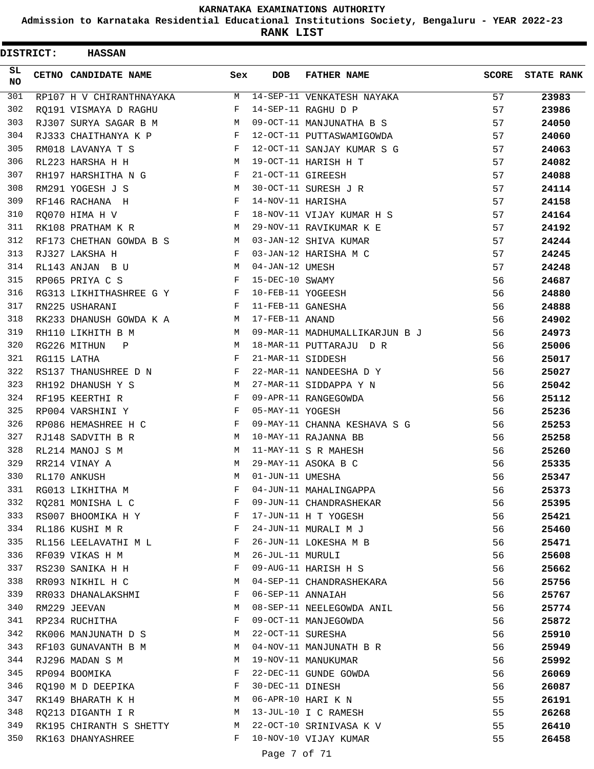# KARNATAKA EXAMINATIONS AUTHORITY

**Admission to Karnataka Residential Educational Institutions Society, Bengaluru - YEAR 2022-23**

**RANK LIST**

**DISTRICT: HASSAN**

| SL NO | CETNO | CANDIDATE NAME | Sex | DOB | FATHER NAME | SCORE | STATE RANK |
|---|---|---|---|---|---|---|---|
| 301 | RP107 | H V CHIRANTHNAYAKA | M | 14-SEP-11 | VENKATESH NAYAKA | 57 | 23983 |
| 302 | RQ191 | VISMAYA D RAGHU | F | 14-SEP-11 | RAGHU D P | 57 | 23986 |
| 303 | RJ307 | SURYA SAGAR B M | M | 09-OCT-11 | MANJUNATHA B S | 57 | 24050 |
| 304 | RJ333 | CHAITHANYA K P | F | 12-OCT-11 | PUTTASWAMIGOWDA | 57 | 24060 |
| 305 | RM018 | LAVANYA T S | F | 12-OCT-11 | SANJAY KUMAR S G | 57 | 24063 |
| 306 | RL223 | HARSHA H H | M | 19-OCT-11 | HARISH H T | 57 | 24082 |
| 307 | RH197 | HARSHITHA N G | F | 21-OCT-11 | GIREESH | 57 | 24088 |
| 308 | RM291 | YOGESH J S | M | 30-OCT-11 | SURESH J R | 57 | 24114 |
| 309 | RF146 | RACHANA H | F | 14-NOV-11 | HARISHA | 57 | 24158 |
| 310 | RQ070 | HIMA H V | F | 18-NOV-11 | VIJAY KUMAR H S | 57 | 24164 |
| 311 | RK108 | PRATHAM K R | M | 29-NOV-11 | RAVIKUMAR K E | 57 | 24192 |
| 312 | RF173 | CHETHAN GOWDA B S | M | 03-JAN-12 | SHIVA KUMAR | 57 | 24244 |
| 313 | RJ327 | LAKSHA H | F | 03-JAN-12 | HARISHA M C | 57 | 24245 |
| 314 | RL143 | ANJAN B U | M | 04-JAN-12 | UMESH | 57 | 24248 |
| 315 | RP065 | PRIYA C S | F | 15-DEC-10 | SWAMY | 56 | 24687 |
| 316 | RG313 | LIKHITHASHREE G Y | F | 10-FEB-11 | YOGEESH | 56 | 24880 |
| 317 | RN225 | USHARANI | F | 11-FEB-11 | GANESHA | 56 | 24888 |
| 318 | RK233 | DHANUSH GOWDA K A | M | 17-FEB-11 | ANAND | 56 | 24902 |
| 319 | RH110 | LIKHITH B M | M | 09-MAR-11 | MADHUMALLIKARJUN B J | 56 | 24973 |
| 320 | RG226 | MITHUN P | M | 18-MAR-11 | PUTTARAJU D R | 56 | 25006 |
| 321 | RG115 | LATHA | F | 21-MAR-11 | SIDDESH | 56 | 25017 |
| 322 | RS137 | THANUSHREE D N | F | 22-MAR-11 | NANDEESHA D Y | 56 | 25027 |
| 323 | RH192 | DHANUSH Y S | M | 27-MAR-11 | SIDDAPPA Y N | 56 | 25042 |
| 324 | RF195 | KEERTHI R | F | 09-APR-11 | RANGEGOWDA | 56 | 25112 |
| 325 | RP004 | VARSHINI Y | F | 05-MAY-11 | YOGESH | 56 | 25236 |
| 326 | RP086 | HEMASHREE H C | F | 09-MAY-11 | CHANNA KESHAVA S G | 56 | 25253 |
| 327 | RJ148 | SADVITH B R | M | 10-MAY-11 | RAJANNA BB | 56 | 25258 |
| 328 | RL214 | MANOJ S M | M | 11-MAY-11 | S R MAHESH | 56 | 25260 |
| 329 | RR214 | VINAY A | M | 29-MAY-11 | ASOKA B C | 56 | 25335 |
| 330 | RL170 | ANKUSH | M | 01-JUN-11 | UMESHA | 56 | 25347 |
| 331 | RG013 | LIKHITHA M | F | 04-JUN-11 | MAHALINGAPPA | 56 | 25373 |
| 332 | RQ281 | MONISHA L C | F | 09-JUN-11 | CHANDRASHEKAR | 56 | 25395 |
| 333 | RS007 | BHOOMIKA H Y | F | 17-JUN-11 | H T YOGESH | 56 | 25421 |
| 334 | RL186 | KUSHI M R | F | 24-JUN-11 | MURALI M J | 56 | 25460 |
| 335 | RL156 | LEELAVATHI M L | F | 26-JUN-11 | LOKESHA M B | 56 | 25471 |
| 336 | RF039 | VIKAS H M | M | 26-JUL-11 | MURULI | 56 | 25608 |
| 337 | RS230 | SANIKA H H | F | 09-AUG-11 | HARISH H S | 56 | 25662 |
| 338 | RR093 | NIKHIL H C | M | 04-SEP-11 | CHANDRASHEKARA | 56 | 25756 |
| 339 | RR033 | DHANALAKSHMI | F | 06-SEP-11 | ANNAIAH | 56 | 25767 |
| 340 | RM229 | JEEVAN | M | 08-SEP-11 | NEELEGOWDA ANIL | 56 | 25774 |
| 341 | RP234 | RUCHITHA | F | 09-OCT-11 | MANJEGOWDA | 56 | 25872 |
| 342 | RK006 | MANJUNATH D S | M | 22-OCT-11 | SURESHA | 56 | 25910 |
| 343 | RF103 | GUNAVANTH B M | M | 04-NOV-11 | MANJUNATH B R | 56 | 25949 |
| 344 | RJ296 | MADAN S M | M | 19-NOV-11 | MANUKUMAR | 56 | 25992 |
| 345 | RP094 | BOOMIKA | F | 22-DEC-11 | GUNDE GOWDA | 56 | 26069 |
| 346 | RQ190 | M D DEEPIKA | F | 30-DEC-11 | DINESH | 56 | 26087 |
| 347 | RK149 | BHARATH K H | M | 06-APR-10 | HARI K N | 55 | 26191 |
| 348 | RQ213 | DIGANTH I R | M | 13-JUL-10 | I C RAMESH | 55 | 26268 |
| 349 | RK195 | CHIRANTH S SHETTY | M | 22-OCT-10 | SRINIVASA K V | 55 | 26410 |
| 350 | RK163 | DHANYASHREE | F | 10-NOV-10 | VIJAY KUMAR | 55 | 26458 |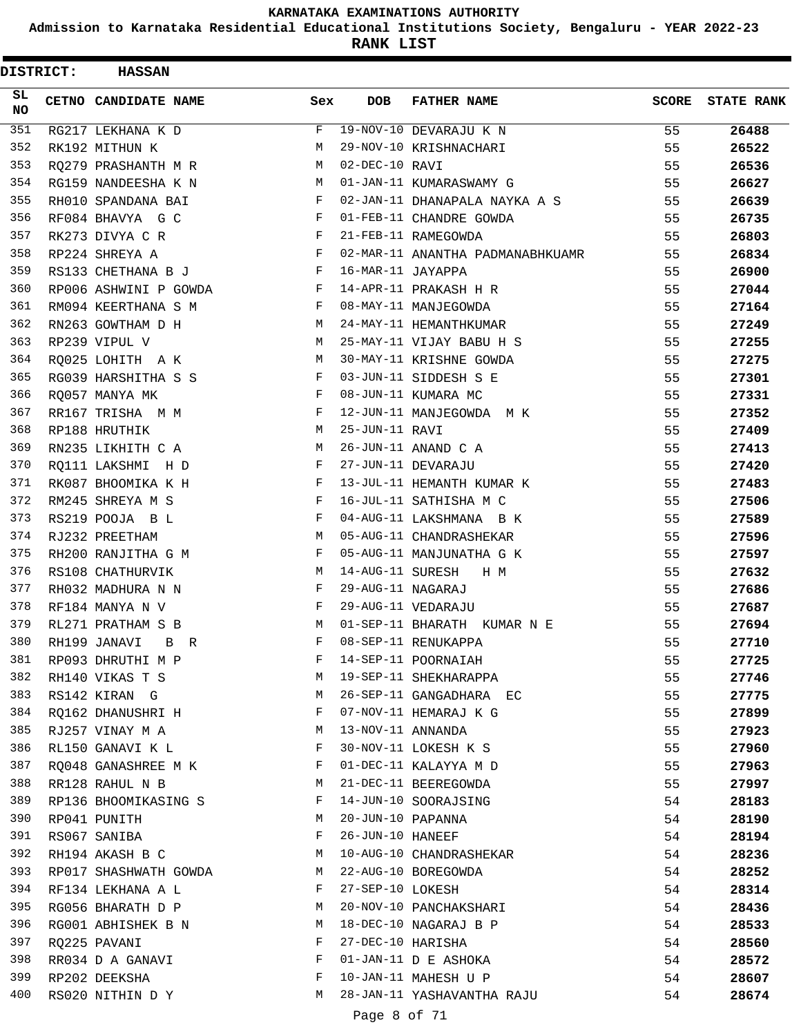# KARNATAKA EXAMINATIONS AUTHORITY

**Admission to Karnataka Residential Educational Institutions Society, Bengaluru - YEAR 2022-23**

**RANK LIST**

**DISTRICT: HASSAN**

| SL NO | CETNO | CANDIDATE NAME | Sex | DOB | FATHER NAME | SCORE | STATE RANK |
|---|---|---|---|---|---|---|---|
| 351 | RG217 | LEKHANA K D | F | 19-NOV-10 | DEVARAJU K N | 55 | 26488 |
| 352 | RK192 | MITHUN K | M | 29-NOV-10 | KRISHNACHARI | 55 | 26522 |
| 353 | RQ279 | PRASHANTH M R | M | 02-DEC-10 | RAVI | 55 | 26536 |
| 354 | RG159 | NANDEESHA K N | M | 01-JAN-11 | KUMARASWAMY G | 55 | 26627 |
| 355 | RH010 | SPANDANA BAI | F | 02-JAN-11 | DHANAPALA NAYKA A S | 55 | 26639 |
| 356 | RF084 | BHAVYA G C | F | 01-FEB-11 | CHANDRE GOWDA | 55 | 26735 |
| 357 | RK273 | DIVYA C R | F | 21-FEB-11 | RAMEGOWDA | 55 | 26803 |
| 358 | RP224 | SHREYA A | F | 02-MAR-11 | ANANTHA PADMANABHKUAMR | 55 | 26834 |
| 359 | RS133 | CHETHANA B J | F | 16-MAR-11 | JAYAPPA | 55 | 26900 |
| 360 | RP006 | ASHWINI P GOWDA | F | 14-APR-11 | PRAKASH H R | 55 | 27044 |
| 361 | RM094 | KEERTHANA S M | F | 08-MAY-11 | MANJEGOWDA | 55 | 27164 |
| 362 | RN263 | GOWTHAM D H | M | 24-MAY-11 | HEMANTHKUMAR | 55 | 27249 |
| 363 | RP239 | VIPUL V | M | 25-MAY-11 | VIJAY BABU H S | 55 | 27255 |
| 364 | RQ025 | LOHITH A K | M | 30-MAY-11 | KRISHNE GOWDA | 55 | 27275 |
| 365 | RG039 | HARSHITHA S S | F | 03-JUN-11 | SIDDESH S E | 55 | 27301 |
| 366 | RQ057 | MANYA MK | F | 08-JUN-11 | KUMARA MC | 55 | 27331 |
| 367 | RR167 | TRISHA M M | F | 12-JUN-11 | MANJEGOWDA M K | 55 | 27352 |
| 368 | RP188 | HRUTHIK | M | 25-JUN-11 | RAVI | 55 | 27409 |
| 369 | RN235 | LIKHITH C A | M | 26-JUN-11 | ANAND C A | 55 | 27413 |
| 370 | RQ111 | LAKSHMI H D | F | 27-JUN-11 | DEVARAJU | 55 | 27420 |
| 371 | RK087 | BHOOMIKA K H | F | 13-JUL-11 | HEMANTH KUMAR K | 55 | 27483 |
| 372 | RM245 | SHREYA M S | F | 16-JUL-11 | SATHISHA M C | 55 | 27506 |
| 373 | RS219 | POOJA B L | F | 04-AUG-11 | LAKSHMANA B K | 55 | 27589 |
| 374 | RJ232 | PREETHAM | M | 05-AUG-11 | CHANDRASHEKAR | 55 | 27596 |
| 375 | RH200 | RANJITHA G M | F | 05-AUG-11 | MANJUNATHA G K | 55 | 27597 |
| 376 | RS108 | CHATHURVIK | M | 14-AUG-11 | SURESH H M | 55 | 27632 |
| 377 | RH032 | MADHURA N N | F | 29-AUG-11 | NAGARAJ | 55 | 27686 |
| 378 | RF184 | MANYA N V | F | 29-AUG-11 | VEDARAJU | 55 | 27687 |
| 379 | RL271 | PRATHAM S B | M | 01-SEP-11 | BHARATH KUMAR N E | 55 | 27694 |
| 380 | RH199 | JANAVI B R | F | 08-SEP-11 | RENUKAPPA | 55 | 27710 |
| 381 | RP093 | DHRUTHI M P | F | 14-SEP-11 | POORNAIAH | 55 | 27725 |
| 382 | RH140 | VIKAS T S | M | 19-SEP-11 | SHEKHARAPPA | 55 | 27746 |
| 383 | RS142 | KIRAN G | M | 26-SEP-11 | GANGADHARA EC | 55 | 27775 |
| 384 | RQ162 | DHANUSHRI H | F | 07-NOV-11 | HEMARAJ K G | 55 | 27899 |
| 385 | RJ257 | VINAY M A | M | 13-NOV-11 | ANNANDA | 55 | 27923 |
| 386 | RL150 | GANAVI K L | F | 30-NOV-11 | LOKESH K S | 55 | 27960 |
| 387 | RQ048 | GANASHREE M K | F | 01-DEC-11 | KALAYYA M D | 55 | 27963 |
| 388 | RR128 | RAHUL N B | M | 21-DEC-11 | BEEREGOWDA | 55 | 27997 |
| 389 | RP136 | BHOOMIKASING S | F | 14-JUN-10 | SOORAJSING | 54 | 28183 |
| 390 | RP041 | PUNITH | M | 20-JUN-10 | PAPANNA | 54 | 28190 |
| 391 | RS067 | SANIBA | F | 26-JUN-10 | HANEEF | 54 | 28194 |
| 392 | RH194 | AKASH B C | M | 10-AUG-10 | CHANDRASHEKAR | 54 | 28236 |
| 393 | RP017 | SHASHWATH GOWDA | M | 22-AUG-10 | BOREGOWDA | 54 | 28252 |
| 394 | RF134 | LEKHANA A L | F | 27-SEP-10 | LOKESH | 54 | 28314 |
| 395 | RG056 | BHARATH D P | M | 20-NOV-10 | PANCHAKSHARI | 54 | 28436 |
| 396 | RG001 | ABHISHEK B N | M | 18-DEC-10 | NAGARAJ B P | 54 | 28533 |
| 397 | RQ225 | PAVANI | F | 27-DEC-10 | HARISHA | 54 | 28560 |
| 398 | RR034 | D A GANAVI | F | 01-JAN-11 | D E ASHOKA | 54 | 28572 |
| 399 | RP202 | DEEKSHA | F | 10-JAN-11 | MAHESH U P | 54 | 28607 |
| 400 | RS020 | NITHIN D Y | M | 28-JAN-11 | YASHAVANTHA RAJU | 54 | 28674 |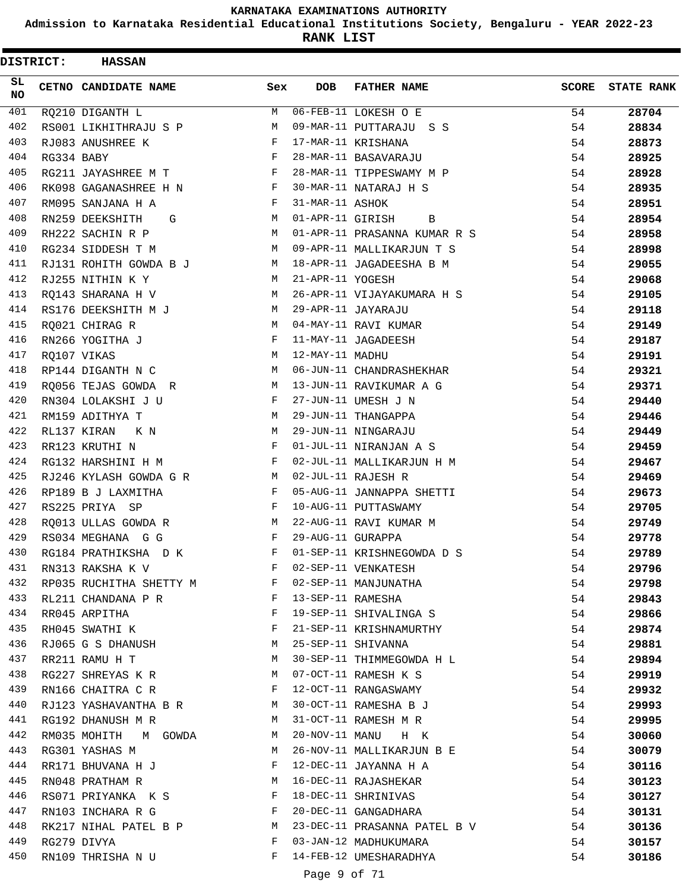# KARNATAKA EXAMINATIONS AUTHORITY

**Admission to Karnataka Residential Educational Institutions Society, Bengaluru - YEAR 2022-23**

**RANK LIST**

**DISTRICT: HASSAN**

| SL NO | CETNO | CANDIDATE NAME | Sex | DOB | FATHER NAME | SCORE | STATE RANK |
|---|---|---|---|---|---|---|---|
| 401 | RQ210 | DIGANTH L | M | 06-FEB-11 | LOKESH O E | 54 | **28704** |
| 402 | RS001 | LIKHITHRAJU S P | M | 09-MAR-11 | PUTTARAJU S S | 54 | **28834** |
| 403 | RJ083 | ANUSHREE K | F | 17-MAR-11 | KRISHANA | 54 | **28873** |
| 404 | RG334 | BABY | F | 28-MAR-11 | BASAVARAJU | 54 | **28925** |
| 405 | RG211 | JAYASHREE M T | F | 28-MAR-11 | TIPPESWAMY M P | 54 | **28928** |
| 406 | RK098 | GAGANASHREE H N | F | 30-MAR-11 | NATARAJ H S | 54 | **28935** |
| 407 | RM095 | SANJANA H A | F | 31-MAR-11 | ASHOK | 54 | **28951** |
| 408 | RN259 | DEEKSHITH G | M | 01-APR-11 | GIRISH B | 54 | **28954** |
| 409 | RH222 | SACHIN R P | M | 01-APR-11 | PRASANNA KUMAR R S | 54 | **28958** |
| 410 | RG234 | SIDDESH T M | M | 09-APR-11 | MALLIKARJUN T S | 54 | **28998** |
| 411 | RJ131 | ROHITH GOWDA B J | M | 18-APR-11 | JAGADEESHA B M | 54 | **29055** |
| 412 | RJ255 | NITHIN K Y | M | 21-APR-11 | YOGESH | 54 | **29068** |
| 413 | RQ143 | SHARANA H V | M | 26-APR-11 | VIJAYAKUMARA H S | 54 | **29105** |
| 414 | RS176 | DEEKSHITH M J | M | 29-APR-11 | JAYARAJU | 54 | **29118** |
| 415 | RQ021 | CHIRAG R | M | 04-MAY-11 | RAVI KUMAR | 54 | **29149** |
| 416 | RN266 | YOGITHA J | F | 11-MAY-11 | JAGADEESH | 54 | **29187** |
| 417 | RQ107 | VIKAS | M | 12-MAY-11 | MADHU | 54 | **29191** |
| 418 | RP144 | DIGANTH N C | M | 06-JUN-11 | CHANDRASHEKHAR | 54 | **29321** |
| 419 | RQ056 | TEJAS GOWDA R | M | 13-JUN-11 | RAVIKUMAR A G | 54 | **29371** |
| 420 | RN304 | LOLAKSHI J U | F | 27-JUN-11 | UMESH J N | 54 | **29440** |
| 421 | RM159 | ADITHYA T | M | 29-JUN-11 | THANGAPPA | 54 | **29446** |
| 422 | RL137 | KIRAN K N | M | 29-JUN-11 | NINGARAJU | 54 | **29449** |
| 423 | RR123 | KRUTHI N | F | 01-JUL-11 | NIRANJAN A S | 54 | **29459** |
| 424 | RG132 | HARSHINI H M | F | 02-JUL-11 | MALLIKARJUN H M | 54 | **29467** |
| 425 | RJ246 | KYLASH GOWDA G R | M | 02-JUL-11 | RAJESH R | 54 | **29469** |
| 426 | RP189 | B J LAXMITHA | F | 05-AUG-11 | JANNAPPA SHETTI | 54 | **29673** |
| 427 | RS225 | PRIYA SP | F | 10-AUG-11 | PUTTASWAMY | 54 | **29705** |
| 428 | RQ013 | ULLAS GOWDA R | M | 22-AUG-11 | RAVI KUMAR M | 54 | **29749** |
| 429 | RS034 | MEGHANA G G | F | 29-AUG-11 | GURAPPA | 54 | **29778** |
| 430 | RG184 | PRATHIKSHA D K | F | 01-SEP-11 | KRISHNEGOWDA D S | 54 | **29789** |
| 431 | RN313 | RAKSHA K V | F | 02-SEP-11 | VENKATESH | 54 | **29796** |
| 432 | RP035 | RUCHITHA SHETTY M | F | 02-SEP-11 | MANJUNATHA | 54 | **29798** |
| 433 | RL211 | CHANDANA P R | F | 13-SEP-11 | RAMESHA | 54 | **29843** |
| 434 | RR045 | ARPITHA | F | 19-SEP-11 | SHIVALINGA S | 54 | **29866** |
| 435 | RH045 | SWATHI K | F | 21-SEP-11 | KRISHNAMURTHY | 54 | **29874** |
| 436 | RJ065 | G S DHANUSH | M | 25-SEP-11 | SHIVANNA | 54 | **29881** |
| 437 | RR211 | RAMU H T | M | 30-SEP-11 | THIMMEGOWDA H L | 54 | **29894** |
| 438 | RG227 | SHREYAS K R | M | 07-OCT-11 | RAMESH K S | 54 | **29919** |
| 439 | RN166 | CHAITRA C R | F | 12-OCT-11 | RANGASWAMY | 54 | **29932** |
| 440 | RJ123 | YASHAVANTHA B R | M | 30-OCT-11 | RAMESHA B J | 54 | **29993** |
| 441 | RG192 | DHANUSH M R | M | 31-OCT-11 | RAMESH M R | 54 | **29995** |
| 442 | RM035 | MOHITH M GOWDA | M | 20-NOV-11 | MANU H K | 54 | **30060** |
| 443 | RG301 | YASHAS M | M | 26-NOV-11 | MALLIKARJUN B E | 54 | **30079** |
| 444 | RR171 | BHUVANA H J | F | 12-DEC-11 | JAYANNA H A | 54 | **30116** |
| 445 | RN048 | PRATHAM R | M | 16-DEC-11 | RAJASHEKAR | 54 | **30123** |
| 446 | RS071 | PRIYANKA K S | F | 18-DEC-11 | SHRINIVAS | 54 | **30127** |
| 447 | RN103 | INCHARA R G | F | 20-DEC-11 | GANGADHARA | 54 | **30131** |
| 448 | RK217 | NIHAL PATEL B P | M | 23-DEC-11 | PRASANNA PATEL B V | 54 | **30136** |
| 449 | RG279 | DIVYA | F | 03-JAN-12 | MADHUKUMARA | 54 | **30157** |
| 450 | RN109 | THRISHA N U | F | 14-FEB-12 | UMESHARADHYA | 54 | **30186** |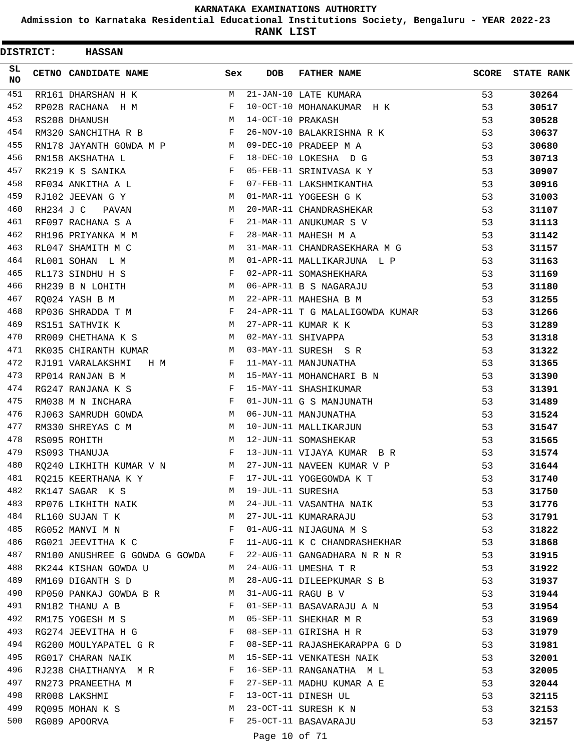# KARNATAKA EXAMINATIONS AUTHORITY

## Admission to Karnataka Residential Educational Institutions Society, Bengaluru - YEAR 2022-23

### RANK LIST

**DISTRICT: HASSAN**

| SL NO | CETNO | CANDIDATE NAME | Sex | DOB | FATHER NAME | SCORE | STATE RANK |
|---|---|---|---|---|---|---|---|
| 451 | RR161 | DHARSHAN H K | M | 21-JAN-10 | LATE KUMARA | 53 | 30264 |
| 452 | RP028 | RACHANA H M | F | 10-OCT-10 | MOHANAKUMAR H K | 53 | 30517 |
| 453 | RS208 | DHANUSH | M | 14-OCT-10 | PRAKASH | 53 | 30528 |
| 454 | RM320 | SANCHITHA R B | F | 26-NOV-10 | BALAKRISHNA R K | 53 | 30637 |
| 455 | RN178 | JAYANTH GOWDA M P | M | 09-DEC-10 | PRADEEP M A | 53 | 30680 |
| 456 | RN158 | AKSHATHA L | F | 18-DEC-10 | LOKESHA D G | 53 | 30713 |
| 457 | RK219 | K S SANIKA | F | 05-FEB-11 | SRINIVASA K Y | 53 | 30907 |
| 458 | RF034 | ANKITHA A L | F | 07-FEB-11 | LAKSHMIKANTHA | 53 | 30916 |
| 459 | RJ102 | JEEVAN G Y | M | 01-MAR-11 | YOGEESH G K | 53 | 31003 |
| 460 | RH234 | J C PAVAN | M | 20-MAR-11 | CHANDRASHEKAR | 53 | 31107 |
| 461 | RF097 | RACHANA S A | F | 21-MAR-11 | ANUKUMAR S V | 53 | 31113 |
| 462 | RH196 | PRIYANKA M M | F | 28-MAR-11 | MAHESH M A | 53 | 31142 |
| 463 | RL047 | SHAMITH M C | M | 31-MAR-11 | CHANDRASEKHARA M G | 53 | 31157 |
| 464 | RL001 | SOHAN L M | M | 01-APR-11 | MALLIKARJUNA L P | 53 | 31163 |
| 465 | RL173 | SINDHU H S | F | 02-APR-11 | SOMASHEKHARA | 53 | 31169 |
| 466 | RH239 | B N LOHITH | M | 06-APR-11 | B S NAGARAJU | 53 | 31180 |
| 467 | RQ024 | YASH B M | M | 22-APR-11 | MAHESHA B M | 53 | 31255 |
| 468 | RP036 | SHRADDA T M | F | 24-APR-11 | T G MALALIGOWDA KUMAR | 53 | 31266 |
| 469 | RS151 | SATHVIK K | M | 27-APR-11 | KUMAR K K | 53 | 31289 |
| 470 | RR009 | CHETHANA K S | M | 02-MAY-11 | SHIVAPPA | 53 | 31318 |
| 471 | RK035 | CHIRANTH KUMAR | M | 03-MAY-11 | SURESH S R | 53 | 31322 |
| 472 | RJ191 | VARALAKSHMI H M | F | 11-MAY-11 | MANJUNATHA | 53 | 31365 |
| 473 | RP014 | RANJAN B M | M | 15-MAY-11 | MOHANCHARI B N | 53 | 31390 |
| 474 | RG247 | RANJANA K S | F | 15-MAY-11 | SHASHIKUMAR | 53 | 31391 |
| 475 | RM038 | M N INCHARA | F | 01-JUN-11 | G S MANJUNATH | 53 | 31489 |
| 476 | RJ063 | SAMRUDH GOWDA | M | 06-JUN-11 | MANJUNATHA | 53 | 31524 |
| 477 | RM330 | SHREYAS C M | M | 10-JUN-11 | MALLIKARJUN | 53 | 31547 |
| 478 | RS095 | ROHITH | M | 12-JUN-11 | SOMASHEKAR | 53 | 31565 |
| 479 | RS093 | THANUJA | F | 13-JUN-11 | VIJAYA KUMAR B R | 53 | 31574 |
| 480 | RQ240 | LIKHITH KUMAR V N | M | 27-JUN-11 | NAVEEN KUMAR V P | 53 | 31644 |
| 481 | RQ215 | KEERTHANA K Y | F | 17-JUL-11 | YOGEGOWDA K T | 53 | 31740 |
| 482 | RK147 | SAGAR K S | M | 19-JUL-11 | SURESHA | 53 | 31750 |
| 483 | RP076 | LIKHITH NAIK | M | 24-JUL-11 | VASANTHA NAIK | 53 | 31776 |
| 484 | RL160 | SUJAN T K | M | 27-JUL-11 | KUMARARAJU | 53 | 31791 |
| 485 | RG052 | MANVI M N | F | 01-AUG-11 | NIJAGUNA M S | 53 | 31822 |
| 486 | RG021 | JEEVITHA K C | F | 11-AUG-11 | K C CHANDRASHEKHAR | 53 | 31868 |
| 487 | RN100 | ANUSHREE G GOWDA G GOWDA | F | 22-AUG-11 | GANGADHARA N R N R | 53 | 31915 |
| 488 | RK244 | KISHAN GOWDA U | M | 24-AUG-11 | UMESHA T R | 53 | 31922 |
| 489 | RM169 | DIGANTH S D | M | 28-AUG-11 | DILEEPKUMAR S B | 53 | 31937 |
| 490 | RP050 | PANKAJ GOWDA B R | M | 31-AUG-11 | RAGU B V | 53 | 31944 |
| 491 | RN182 | THANU A B | F | 01-SEP-11 | BASAVARAJU A N | 53 | 31954 |
| 492 | RM175 | YOGESH M S | M | 05-SEP-11 | SHEKHAR M R | 53 | 31969 |
| 493 | RG274 | JEEVITHA H G | F | 08-SEP-11 | GIRISHA H R | 53 | 31979 |
| 494 | RG200 | MOULYAPATEL G R | F | 08-SEP-11 | RAJASHEKARAPPA G D | 53 | 31981 |
| 495 | RG017 | CHARAN NAIK | M | 15-SEP-11 | VENKATESH NAIK | 53 | 32001 |
| 496 | RJ238 | CHAITHANYA M R | F | 16-SEP-11 | RANGANATHA M L | 53 | 32005 |
| 497 | RN273 | PRANEETHA M | F | 27-SEP-11 | MADHU KUMAR A E | 53 | 32044 |
| 498 | RR008 | LAKSHMI | F | 13-OCT-11 | DINESH UL | 53 | 32115 |
| 499 | RQ095 | MOHAN K S | M | 23-OCT-11 | SURESH K N | 53 | 32153 |
| 500 | RG089 | APOORVA | F | 25-OCT-11 | BASAVARAJU | 53 | 32157 |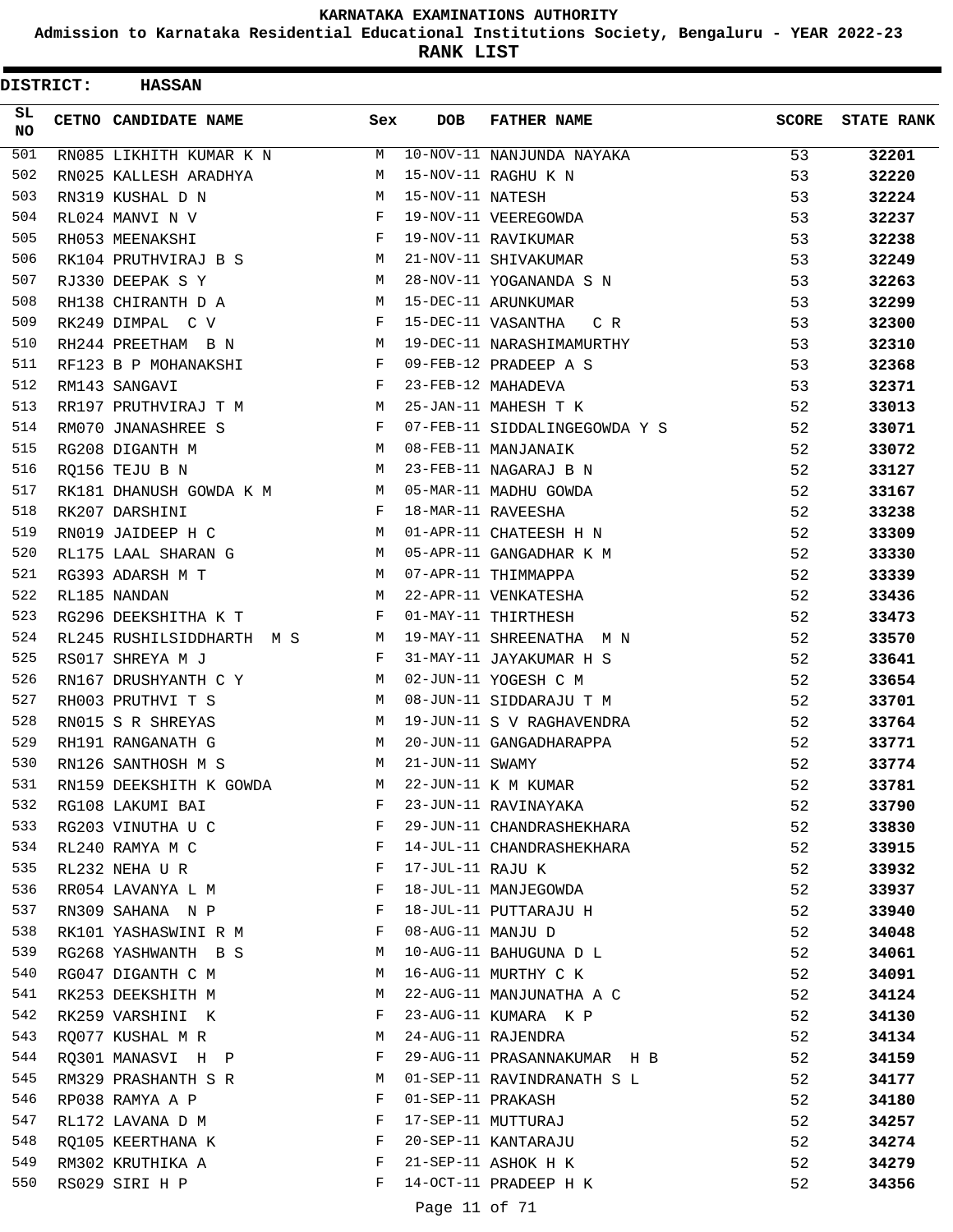# KARNATAKA EXAMINATIONS AUTHORITY

**Admission to Karnataka Residential Educational Institutions Society, Bengaluru - YEAR 2022-23**

**RANK LIST**

**DISTRICT: HASSAN**

| SL NO | CETNO | CANDIDATE NAME | Sex | DOB | FATHER NAME | SCORE | STATE RANK |
|---|---|---|---|---|---|---|---|
| 501 | RN085 | LIKHITH KUMAR K N | M | 10-NOV-11 | NANJUNDA NAYAKA | 53 | **32201** |
| 502 | RN025 | KALLESH ARADHYA | M | 15-NOV-11 | RAGHU K N | 53 | **32220** |
| 503 | RN319 | KUSHAL D N | M | 15-NOV-11 | NATESH | 53 | **32224** |
| 504 | RL024 | MANVI N V | F | 19-NOV-11 | VEEREGOWDA | 53 | **32237** |
| 505 | RH053 | MEENAKSHI | F | 19-NOV-11 | RAVIKUMAR | 53 | **32238** |
| 506 | RK104 | PRUTHVIRAJ B S | M | 21-NOV-11 | SHIVAKUMAR | 53 | **32249** |
| 507 | RJ330 | DEEPAK S Y | M | 28-NOV-11 | YOGANANDA S N | 53 | **32263** |
| 508 | RH138 | CHIRANTH D A | M | 15-DEC-11 | ARUNKUMAR | 53 | **32299** |
| 509 | RK249 | DIMPAL C V | F | 15-DEC-11 | VASANTHA C R | 53 | **32300** |
| 510 | RH244 | PREETHAM B N | M | 19-DEC-11 | NARASHIMAMURTHY | 53 | **32310** |
| 511 | RF123 | B P MOHANAKSHI | F | 09-FEB-12 | PRADEEP A S | 53 | **32368** |
| 512 | RM143 | SANGAVI | F | 23-FEB-12 | MAHADEVA | 53 | **32371** |
| 513 | RR197 | PRUTHVIRAJ T M | M | 25-JAN-11 | MAHESH T K | 52 | **33013** |
| 514 | RM070 | JNANASHREE S | F | 07-FEB-11 | SIDDALINGEGOWDA Y S | 52 | **33071** |
| 515 | RG208 | DIGANTH M | M | 08-FEB-11 | MANJANAIK | 52 | **33072** |
| 516 | RQ156 | TEJU B N | M | 23-FEB-11 | NAGARAJ B N | 52 | **33127** |
| 517 | RK181 | DHANUSH GOWDA K M | M | 05-MAR-11 | MADHU GOWDA | 52 | **33167** |
| 518 | RK207 | DARSHINI | F | 18-MAR-11 | RAVEESHA | 52 | **33238** |
| 519 | RN019 | JAIDEEP H C | M | 01-APR-11 | CHATEESH H N | 52 | **33309** |
| 520 | RL175 | LAAL SHARAN G | M | 05-APR-11 | GANGADHAR K M | 52 | **33330** |
| 521 | RG393 | ADARSH M T | M | 07-APR-11 | THIMMAPPA | 52 | **33339** |
| 522 | RL185 | NANDAN | M | 22-APR-11 | VENKATESHA | 52 | **33436** |
| 523 | RG296 | DEEKSHITHA K T | F | 01-MAY-11 | THIRTHESH | 52 | **33473** |
| 524 | RL245 | RUSHILSIDDHARTH M S | M | 19-MAY-11 | SHREENATHA M N | 52 | **33570** |
| 525 | RS017 | SHREYA M J | F | 31-MAY-11 | JAYAKUMAR H S | 52 | **33641** |
| 526 | RN167 | DRUSHYANTH C Y | M | 02-JUN-11 | YOGESH C M | 52 | **33654** |
| 527 | RH003 | PRUTHVI T S | M | 08-JUN-11 | SIDDARAJU T M | 52 | **33701** |
| 528 | RN015 | S R SHREYAS | M | 19-JUN-11 | S V RAGHAVENDRA | 52 | **33764** |
| 529 | RH191 | RANGANATH G | M | 20-JUN-11 | GANGADHARAPPA | 52 | **33771** |
| 530 | RN126 | SANTHOSH M S | M | 21-JUN-11 | SWAMY | 52 | **33774** |
| 531 | RN159 | DEEKSHITH K GOWDA | M | 22-JUN-11 | K M KUMAR | 52 | **33781** |
| 532 | RG108 | LAKUMI BAI | F | 23-JUN-11 | RAVINAYAKA | 52 | **33790** |
| 533 | RG203 | VINUTHA U C | F | 29-JUN-11 | CHANDRASHEKHARA | 52 | **33830** |
| 534 | RL240 | RAMYA M C | F | 14-JUL-11 | CHANDRASHEKHARA | 52 | **33915** |
| 535 | RL232 | NEHA U R | F | 17-JUL-11 | RAJU K | 52 | **33932** |
| 536 | RR054 | LAVANYA L M | F | 18-JUL-11 | MANJEGOWDA | 52 | **33937** |
| 537 | RN309 | SAHANA N P | F | 18-JUL-11 | PUTTARAJU H | 52 | **33940** |
| 538 | RK101 | YASHASWINI R M | F | 08-AUG-11 | MANJU D | 52 | **34048** |
| 539 | RG268 | YASHWANTH B S | M | 10-AUG-11 | BAHUGUNA D L | 52 | **34061** |
| 540 | RG047 | DIGANTH C M | M | 16-AUG-11 | MURTHY C K | 52 | **34091** |
| 541 | RK253 | DEEKSHITH M | M | 22-AUG-11 | MANJUNATHA A C | 52 | **34124** |
| 542 | RK259 | VARSHINI K | F | 23-AUG-11 | KUMARA K P | 52 | **34130** |
| 543 | RQ077 | KUSHAL M R | M | 24-AUG-11 | RAJENDRA | 52 | **34134** |
| 544 | RQ301 | MANASVI H P | F | 29-AUG-11 | PRASANNAKUMAR H B | 52 | **34159** |
| 545 | RM329 | PRASHANTH S R | M | 01-SEP-11 | RAVINDRANATH S L | 52 | **34177** |
| 546 | RP038 | RAMYA A P | F | 01-SEP-11 | PRAKASH | 52 | **34180** |
| 547 | RL172 | LAVANA D M | F | 17-SEP-11 | MUTTURAJ | 52 | **34257** |
| 548 | RQ105 | KEERTHANA K | F | 20-SEP-11 | KANTARAJU | 52 | **34274** |
| 549 | RM302 | KRUTHIKA A | F | 21-SEP-11 | ASHOK H K | 52 | **34279** |
| 550 | RS029 | SIRI H P | F | 14-OCT-11 | PRADEEP H K | 52 | **34356** |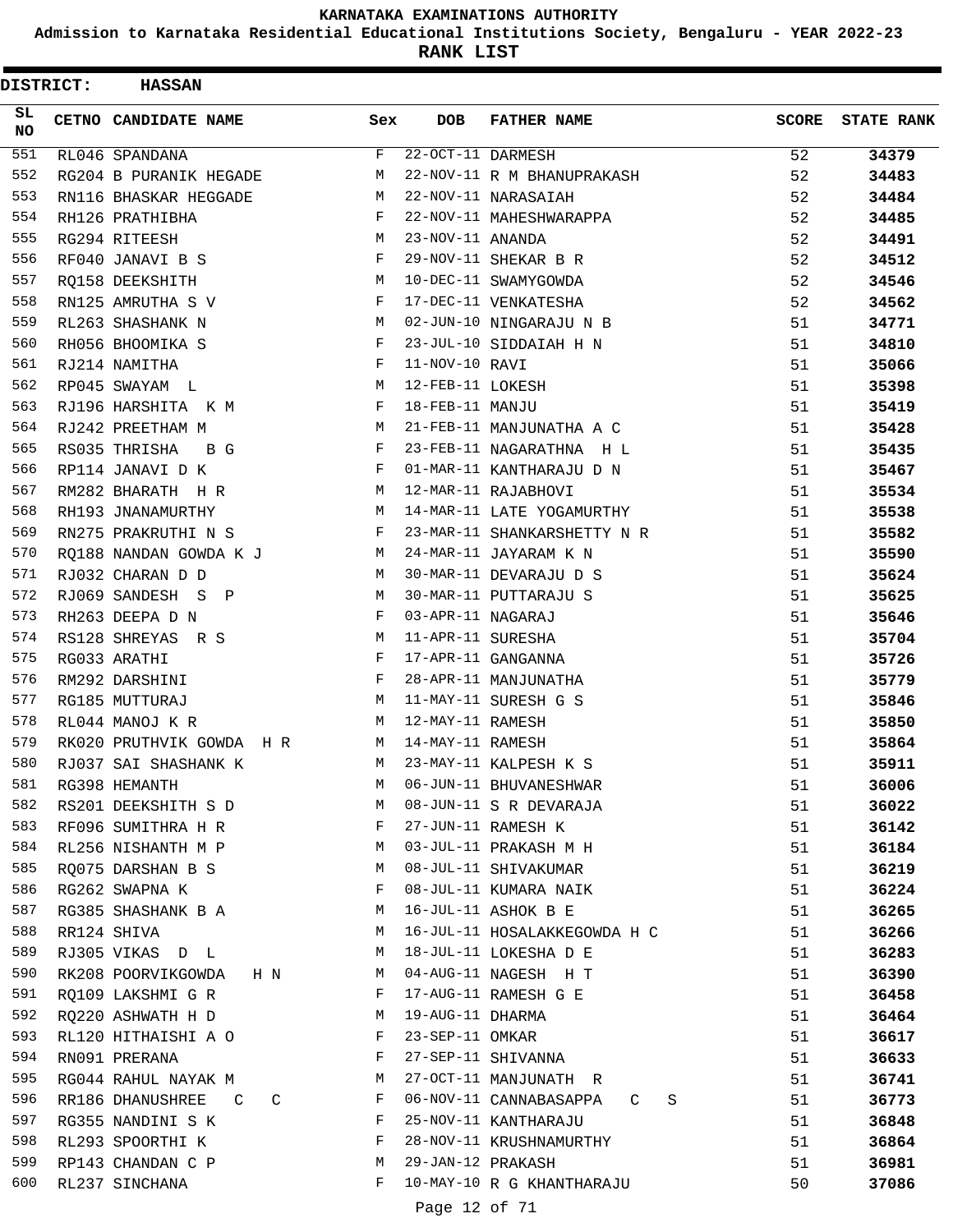**KARNATAKA EXAMINATIONS AUTHORITY**

**Admission to Karnataka Residential Educational Institutions Society, Bengaluru - YEAR 2022-23**

**RANK LIST**

**DISTRICT: HASSAN**

| SL NO | CETNO | CANDIDATE NAME | Sex | DOB | FATHER NAME | SCORE | STATE RANK |
|---|---|---|---|---|---|---|---|
| 551 | RL046 | SPANDANA | F | 22-OCT-11 | DARMESH | 52 | 34379 |
| 552 | RG204 | B PURANIK HEGADE | M | 22-NOV-11 | R M BHANUPRAKASH | 52 | 34483 |
| 553 | RN116 | BHASKAR HEGGADE | M | 22-NOV-11 | NARASAIAH | 52 | 34484 |
| 554 | RH126 | PRATHIBHA | F | 22-NOV-11 | MAHESHWARAPPA | 52 | 34485 |
| 555 | RG294 | RITEESH | M | 23-NOV-11 | ANANDA | 52 | 34491 |
| 556 | RF040 | JANAVI B S | F | 29-NOV-11 | SHEKAR B R | 52 | 34512 |
| 557 | RQ158 | DEEKSHITH | M | 10-DEC-11 | SWAMYGOWDA | 52 | 34546 |
| 558 | RN125 | AMRUTHA S V | F | 17-DEC-11 | VENKATESHA | 52 | 34562 |
| 559 | RL263 | SHASHANK N | M | 02-JUN-10 | NINGARAJU N B | 51 | 34771 |
| 560 | RH056 | BHOOMIKA S | F | 23-JUL-10 | SIDDAIAH H N | 51 | 34810 |
| 561 | RJ214 | NAMITHA | F | 11-NOV-10 | RAVI | 51 | 35066 |
| 562 | RP045 | SWAYAM L | M | 12-FEB-11 | LOKESH | 51 | 35398 |
| 563 | RJ196 | HARSHITA K M | F | 18-FEB-11 | MANJU | 51 | 35419 |
| 564 | RJ242 | PREETHAM M | M | 21-FEB-11 | MANJUNATHA A C | 51 | 35428 |
| 565 | RS035 | THRISHA B G | F | 23-FEB-11 | NAGARATHNA H L | 51 | 35435 |
| 566 | RP114 | JANAVI D K | F | 01-MAR-11 | KANTHARAJU D N | 51 | 35467 |
| 567 | RM282 | BHARATH H R | M | 12-MAR-11 | RAJABHOVI | 51 | 35534 |
| 568 | RH193 | JNANAMURTHY | M | 14-MAR-11 | LATE YOGAMURTHY | 51 | 35538 |
| 569 | RN275 | PRAKRUTHI N S | F | 23-MAR-11 | SHANKARSHETTY N R | 51 | 35582 |
| 570 | RQ188 | NANDAN GOWDA K J | M | 24-MAR-11 | JAYARAM K N | 51 | 35590 |
| 571 | RJ032 | CHARAN D D | M | 30-MAR-11 | DEVARAJU D S | 51 | 35624 |
| 572 | RJ069 | SANDESH S P | M | 30-MAR-11 | PUTTARAJU S | 51 | 35625 |
| 573 | RH263 | DEEPA D N | F | 03-APR-11 | NAGARAJ | 51 | 35646 |
| 574 | RS128 | SHREYAS R S | M | 11-APR-11 | SURESHA | 51 | 35704 |
| 575 | RG033 | ARATHI | F | 17-APR-11 | GANGANNA | 51 | 35726 |
| 576 | RM292 | DARSHINI | F | 28-APR-11 | MANJUNATHA | 51 | 35779 |
| 577 | RG185 | MUTTURAJ | M | 11-MAY-11 | SURESH G S | 51 | 35846 |
| 578 | RL044 | MANOJ K R | M | 12-MAY-11 | RAMESH | 51 | 35850 |
| 579 | RK020 | PRUTHVIK GOWDA H R | M | 14-MAY-11 | RAMESH | 51 | 35864 |
| 580 | RJ037 | SAI SHASHANK K | M | 23-MAY-11 | KALPESH K S | 51 | 35911 |
| 581 | RG398 | HEMANTH | M | 06-JUN-11 | BHUVANESHWAR | 51 | 36006 |
| 582 | RS201 | DEEKSHITH S D | M | 08-JUN-11 | S R DEVARAJA | 51 | 36022 |
| 583 | RF096 | SUMITHRA H R | F | 27-JUN-11 | RAMESH K | 51 | 36142 |
| 584 | RL256 | NISHANTH M P | M | 03-JUL-11 | PRAKASH M H | 51 | 36184 |
| 585 | RQ075 | DARSHAN B S | M | 08-JUL-11 | SHIVAKUMAR | 51 | 36219 |
| 586 | RG262 | SWAPNA K | F | 08-JUL-11 | KUMARA NAIK | 51 | 36224 |
| 587 | RG385 | SHASHANK B A | M | 16-JUL-11 | ASHOK B E | 51 | 36265 |
| 588 | RR124 | SHIVA | M | 16-JUL-11 | HOSALAKKEGOWDA H C | 51 | 36266 |
| 589 | RJ305 | VIKAS D L | M | 18-JUL-11 | LOKESHA D E | 51 | 36283 |
| 590 | RK208 | POORVIKGOWDA H N | M | 04-AUG-11 | NAGESH H T | 51 | 36390 |
| 591 | RQ109 | LAKSHMI G R | F | 17-AUG-11 | RAMESH G E | 51 | 36458 |
| 592 | RQ220 | ASHWATH H D | M | 19-AUG-11 | DHARMA | 51 | 36464 |
| 593 | RL120 | HITHAISHI A O | F | 23-SEP-11 | OMKAR | 51 | 36617 |
| 594 | RN091 | PRERANA | F | 27-SEP-11 | SHIVANNA | 51 | 36633 |
| 595 | RG044 | RAHUL NAYAK M | M | 27-OCT-11 | MANJUNATH R | 51 | 36741 |
| 596 | RR186 | DHANUSHREE C C | F | 06-NOV-11 | CANNABASAPPA C S | 51 | 36773 |
| 597 | RG355 | NANDINI S K | F | 25-NOV-11 | KANTHARAJU | 51 | 36848 |
| 598 | RL293 | SPOORTHI K | F | 28-NOV-11 | KRUSHNAMURTHY | 51 | 36864 |
| 599 | RP143 | CHANDAN C P | M | 29-JAN-12 | PRAKASH | 51 | 36981 |
| 600 | RL237 | SINCHANA | F | 10-MAY-10 | R G KHANTHARAJU | 50 | 37086 |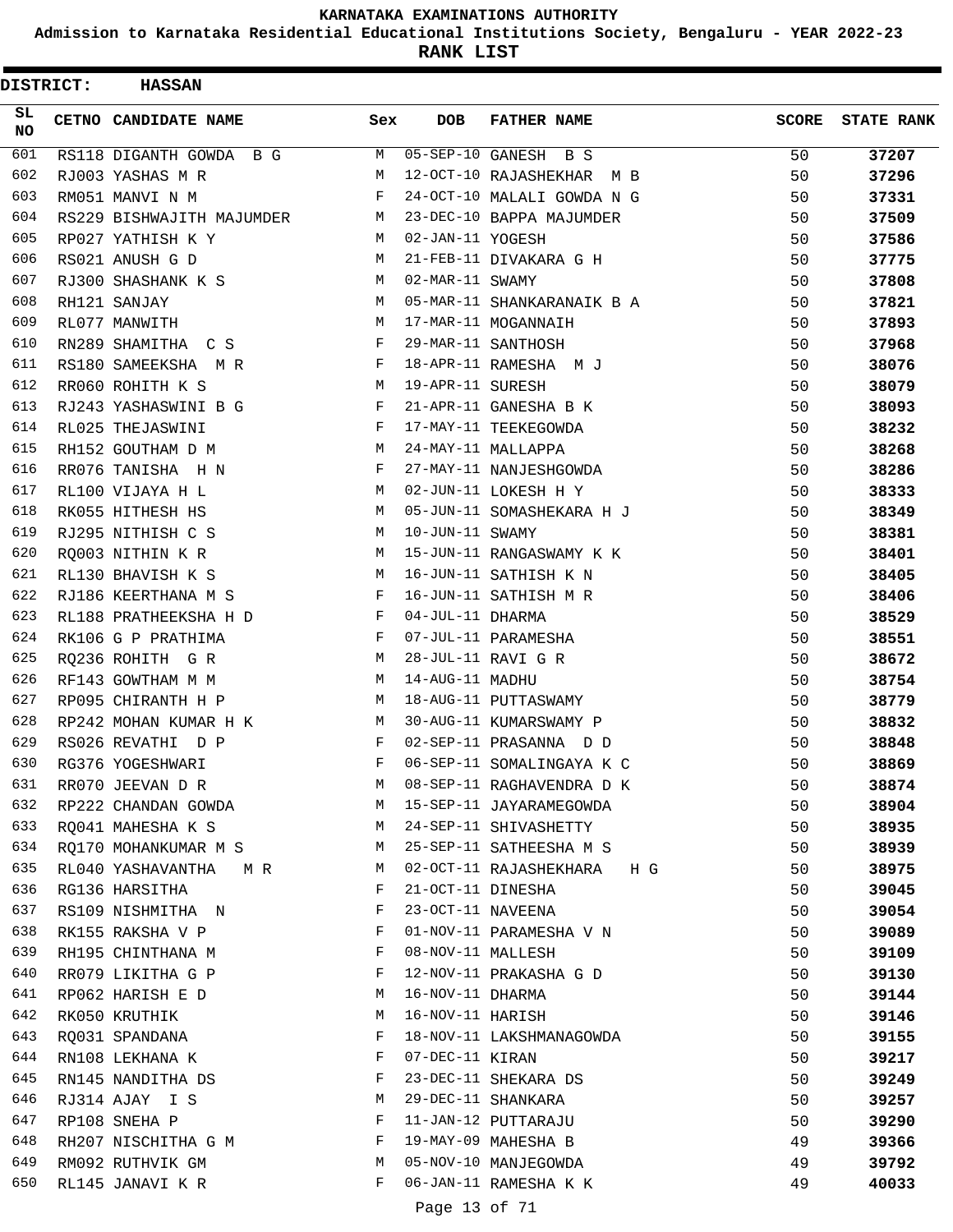# KARNATAKA EXAMINATIONS AUTHORITY

**Admission to Karnataka Residential Educational Institutions Society, Bengaluru - YEAR 2022-23**

**RANK LIST**

**DISTRICT: HASSAN**

| SL NO | CETNO | CANDIDATE NAME | Sex | DOB | FATHER NAME | SCORE | STATE RANK |
|---|---|---|---|---|---|---|---|
| 601 | RS118 | DIGANTH GOWDA B G | M | 05-SEP-10 | GANESH B S | 50 | 37207 |
| 602 | RJ003 | YASHAS M R | M | 12-OCT-10 | RAJASHEKHAR M B | 50 | 37296 |
| 603 | RM051 | MANVI N M | F | 24-OCT-10 | MALALI GOWDA N G | 50 | 37331 |
| 604 | RS229 | BISHWAJITH MAJUMDER | M | 23-DEC-10 | BAPPA MAJUMDER | 50 | 37509 |
| 605 | RP027 | YATHISH K Y | M | 02-JAN-11 | YOGESH | 50 | 37586 |
| 606 | RS021 | ANUSH G D | M | 21-FEB-11 | DIVAKARA G H | 50 | 37775 |
| 607 | RJ300 | SHASHANK K S | M | 02-MAR-11 | SWAMY | 50 | 37808 |
| 608 | RH121 | SANJAY | M | 05-MAR-11 | SHANKARANAIK B A | 50 | 37821 |
| 609 | RL077 | MANWITH | M | 17-MAR-11 | MOGANNAIH | 50 | 37893 |
| 610 | RN289 | SHAMITHA C S | F | 29-MAR-11 | SANTHOSH | 50 | 37968 |
| 611 | RS180 | SAMEEKSHA M R | F | 18-APR-11 | RAMESHA M J | 50 | 38076 |
| 612 | RR060 | ROHITH K S | M | 19-APR-11 | SURESH | 50 | 38079 |
| 613 | RJ243 | YASHASWINI B G | F | 21-APR-11 | GANESHA B K | 50 | 38093 |
| 614 | RL025 | THEJASWINI | F | 17-MAY-11 | TEEKEGOWDA | 50 | 38232 |
| 615 | RH152 | GOUTHAM D M | M | 24-MAY-11 | MALLAPPA | 50 | 38268 |
| 616 | RR076 | TANISHA H N | F | 27-MAY-11 | NANJESHGOWDA | 50 | 38286 |
| 617 | RL100 | VIJAYA H L | M | 02-JUN-11 | LOKESH H Y | 50 | 38333 |
| 618 | RK055 | HITHESH HS | M | 05-JUN-11 | SOMASHEKARA H J | 50 | 38349 |
| 619 | RJ295 | NITHISH C S | M | 10-JUN-11 | SWAMY | 50 | 38381 |
| 620 | RQ003 | NITHIN K R | M | 15-JUN-11 | RANGASWAMY K K | 50 | 38401 |
| 621 | RL130 | BHAVISH K S | M | 16-JUN-11 | SATHISH K N | 50 | 38405 |
| 622 | RJ186 | KEERTHANA M S | F | 16-JUN-11 | SATHISH M R | 50 | 38406 |
| 623 | RL188 | PRATHEEKSHA H D | F | 04-JUL-11 | DHARMA | 50 | 38529 |
| 624 | RK106 | G P PRATHIMA | F | 07-JUL-11 | PARAMESHA | 50 | 38551 |
| 625 | RQ236 | ROHITH G R | M | 28-JUL-11 | RAVI G R | 50 | 38672 |
| 626 | RF143 | GOWTHAM M M | M | 14-AUG-11 | MADHU | 50 | 38754 |
| 627 | RP095 | CHIRANTH H P | M | 18-AUG-11 | PUTTASWAMY | 50 | 38779 |
| 628 | RP242 | MOHAN KUMAR H K | M | 30-AUG-11 | KUMARSWAMY P | 50 | 38832 |
| 629 | RS026 | REVATHI D P | F | 02-SEP-11 | PRASANNA D D | 50 | 38848 |
| 630 | RG376 | YOGESHWARI | F | 06-SEP-11 | SOMALINGAYA K C | 50 | 38869 |
| 631 | RR070 | JEEVAN D R | M | 08-SEP-11 | RAGHAVENDRA D K | 50 | 38874 |
| 632 | RP222 | CHANDAN GOWDA | M | 15-SEP-11 | JAYARAMEGOWDA | 50 | 38904 |
| 633 | RQ041 | MAHESHA K S | M | 24-SEP-11 | SHIVASHETTY | 50 | 38935 |
| 634 | RQ170 | MOHANKUMAR M S | M | 25-SEP-11 | SATHEESHA M S | 50 | 38939 |
| 635 | RL040 | YASHAVANTHA M R | M | 02-OCT-11 | RAJASHEKHARA H G | 50 | 38975 |
| 636 | RG136 | HARSITHA | F | 21-OCT-11 | DINESHA | 50 | 39045 |
| 637 | RS109 | NISHMITHA N | F | 23-OCT-11 | NAVEENA | 50 | 39054 |
| 638 | RK155 | RAKSHA V P | F | 01-NOV-11 | PARAMESHA V N | 50 | 39089 |
| 639 | RH195 | CHINTHANA M | F | 08-NOV-11 | MALLESH | 50 | 39109 |
| 640 | RR079 | LIKITHA G P | F | 12-NOV-11 | PRAKASHA G D | 50 | 39130 |
| 641 | RP062 | HARISH E D | M | 16-NOV-11 | DHARMA | 50 | 39144 |
| 642 | RK050 | KRUTHIK | M | 16-NOV-11 | HARISH | 50 | 39146 |
| 643 | RQ031 | SPANDANA | F | 18-NOV-11 | LAKSHMANAGOWDA | 50 | 39155 |
| 644 | RN108 | LEKHANA K | F | 07-DEC-11 | KIRAN | 50 | 39217 |
| 645 | RN145 | NANDITHA DS | F | 23-DEC-11 | SHEKARA DS | 50 | 39249 |
| 646 | RJ314 | AJAY I S | M | 29-DEC-11 | SHANKARA | 50 | 39257 |
| 647 | RP108 | SNEHA P | F | 11-JAN-12 | PUTTARAJU | 50 | 39290 |
| 648 | RH207 | NISCHITHA G M | F | 19-MAY-09 | MAHESHA B | 49 | 39366 |
| 649 | RM092 | RUTHVIK GM | M | 05-NOV-10 | MANJEGOWDA | 49 | 39792 |
| 650 | RL145 | JANAVI K R | F | 06-JAN-11 | RAMESHA K K | 49 | 40033 |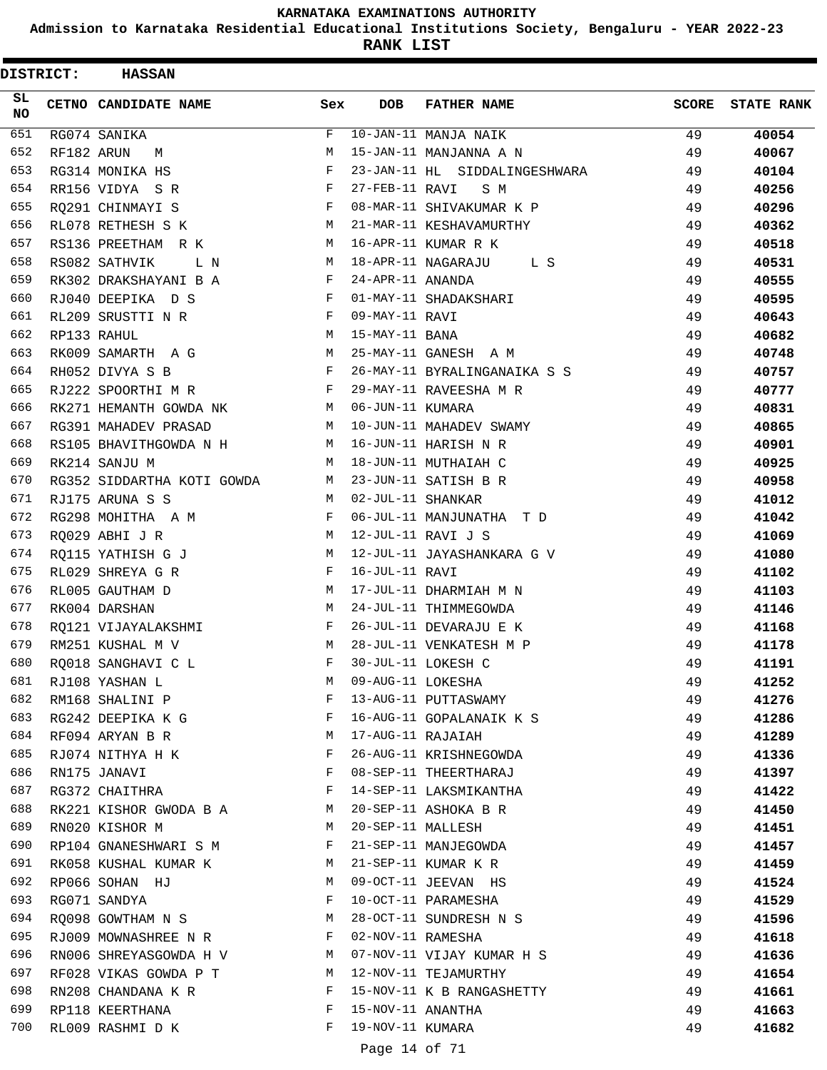# KARNATAKA EXAMINATIONS AUTHORITY

**Admission to Karnataka Residential Educational Institutions Society, Bengaluru - YEAR 2022-23**

**RANK LIST**

**DISTRICT: HASSAN**

| SL NO | CETNO | CANDIDATE NAME | Sex | DOB | FATHER NAME | SCORE | STATE RANK |
|---|---|---|---|---|---|---|---|
| 651 | RG074 | SANIKA | F | 10-JAN-11 | MANJA NAIK | 49 | 40054 |
| 652 | RF182 | ARUN M | M | 15-JAN-11 | MANJANNA A N | 49 | 40067 |
| 653 | RG314 | MONIKA HS | F | 23-JAN-11 | HL SIDDALINGESHWARA | 49 | 40104 |
| 654 | RR156 | VIDYA S R | F | 27-FEB-11 | RAVI S M | 49 | 40256 |
| 655 | RQ291 | CHINMAYI S | F | 08-MAR-11 | SHIVAKUMAR K P | 49 | 40296 |
| 656 | RL078 | RETHESH S K | M | 21-MAR-11 | KESHAVAMURTHY | 49 | 40362 |
| 657 | RS136 | PREETHAM R K | M | 16-APR-11 | KUMAR R K | 49 | 40518 |
| 658 | RS082 | SATHVIK L N | M | 18-APR-11 | NAGARAJU L S | 49 | 40531 |
| 659 | RK302 | DRAKSHAYANI B A | F | 24-APR-11 | ANANDA | 49 | 40555 |
| 660 | RJ040 | DEEPIKA D S | F | 01-MAY-11 | SHADAKSHARI | 49 | 40595 |
| 661 | RL209 | SRUSTTI N R | F | 09-MAY-11 | RAVI | 49 | 40643 |
| 662 | RP133 | RAHUL | M | 15-MAY-11 | BANA | 49 | 40682 |
| 663 | RK009 | SAMARTH A G | M | 25-MAY-11 | GANESH A M | 49 | 40748 |
| 664 | RH052 | DIVYA S B | F | 26-MAY-11 | BYRALINGANAIKA S S | 49 | 40757 |
| 665 | RJ222 | SPOORTHI M R | F | 29-MAY-11 | RAVEESHA M R | 49 | 40777 |
| 666 | RK271 | HEMANTH GOWDA NK | M | 06-JUN-11 | KUMARA | 49 | 40831 |
| 667 | RG391 | MAHADEV PRASAD | M | 10-JUN-11 | MAHADEV SWAMY | 49 | 40865 |
| 668 | RS105 | BHAVITHGOWDA N H | M | 16-JUN-11 | HARISH N R | 49 | 40901 |
| 669 | RK214 | SANJU M | M | 18-JUN-11 | MUTHAIAH C | 49 | 40925 |
| 670 | RG352 | SIDDARTHA KOTI GOWDA | M | 23-JUN-11 | SATISH B R | 49 | 40958 |
| 671 | RJ175 | ARUNA S S | M | 02-JUL-11 | SHANKAR | 49 | 41012 |
| 672 | RG298 | MOHITHA A M | F | 06-JUL-11 | MANJUNATHA T D | 49 | 41042 |
| 673 | RQ029 | ABHI J R | M | 12-JUL-11 | RAVI J S | 49 | 41069 |
| 674 | RQ115 | YATHISH G J | M | 12-JUL-11 | JAYASHANKARA G V | 49 | 41080 |
| 675 | RL029 | SHREYA G R | F | 16-JUL-11 | RAVI | 49 | 41102 |
| 676 | RL005 | GAUTHAM D | M | 17-JUL-11 | DHARMIAH M N | 49 | 41103 |
| 677 | RK004 | DARSHAN | M | 24-JUL-11 | THIMMEGOWDA | 49 | 41146 |
| 678 | RQ121 | VIJAYALAKSHMI | F | 26-JUL-11 | DEVARAJU E K | 49 | 41168 |
| 679 | RM251 | KUSHAL M V | M | 28-JUL-11 | VENKATESH M P | 49 | 41178 |
| 680 | RQ018 | SANGHAVI C L | F | 30-JUL-11 | LOKESH C | 49 | 41191 |
| 681 | RJ108 | YASHAN L | M | 09-AUG-11 | LOKESHA | 49 | 41252 |
| 682 | RM168 | SHALINI P | F | 13-AUG-11 | PUTTASWAMY | 49 | 41276 |
| 683 | RG242 | DEEPIKA K G | F | 16-AUG-11 | GOPALANAIK K S | 49 | 41286 |
| 684 | RF094 | ARYAN B R | M | 17-AUG-11 | RAJAIAH | 49 | 41289 |
| 685 | RJ074 | NITHYA H K | F | 26-AUG-11 | KRISHNEGOWDA | 49 | 41336 |
| 686 | RN175 | JANAVI | F | 08-SEP-11 | THEERTHARAJ | 49 | 41397 |
| 687 | RG372 | CHAITHRA | F | 14-SEP-11 | LAKSMIKANTHA | 49 | 41422 |
| 688 | RK221 | KISHOR GWODA B A | M | 20-SEP-11 | ASHOKA B R | 49 | 41450 |
| 689 | RN020 | KISHOR M | M | 20-SEP-11 | MALLESH | 49 | 41451 |
| 690 | RP104 | GNANESHWARI S M | F | 21-SEP-11 | MANJEGOWDA | 49 | 41457 |
| 691 | RK058 | KUSHAL KUMAR K | M | 21-SEP-11 | KUMAR K R | 49 | 41459 |
| 692 | RP066 | SOHAN HJ | M | 09-OCT-11 | JEEVAN HS | 49 | 41524 |
| 693 | RG071 | SANDYA | F | 10-OCT-11 | PARAMESHA | 49 | 41529 |
| 694 | RQ098 | GOWTHAM N S | M | 28-OCT-11 | SUNDRESH N S | 49 | 41596 |
| 695 | RJ009 | MOWNASHREE N R | F | 02-NOV-11 | RAMESHA | 49 | 41618 |
| 696 | RN006 | SHREYASGOWDA H V | M | 07-NOV-11 | VIJAY KUMAR H S | 49 | 41636 |
| 697 | RF028 | VIKAS GOWDA P T | M | 12-NOV-11 | TEJAMURTHY | 49 | 41654 |
| 698 | RN208 | CHANDANA K R | F | 15-NOV-11 | K B RANGASHETTY | 49 | 41661 |
| 699 | RP118 | KEERTHANA | F | 15-NOV-11 | ANANTHA | 49 | 41663 |
| 700 | RL009 | RASHMI D K | F | 19-NOV-11 | KUMARA | 49 | 41682 |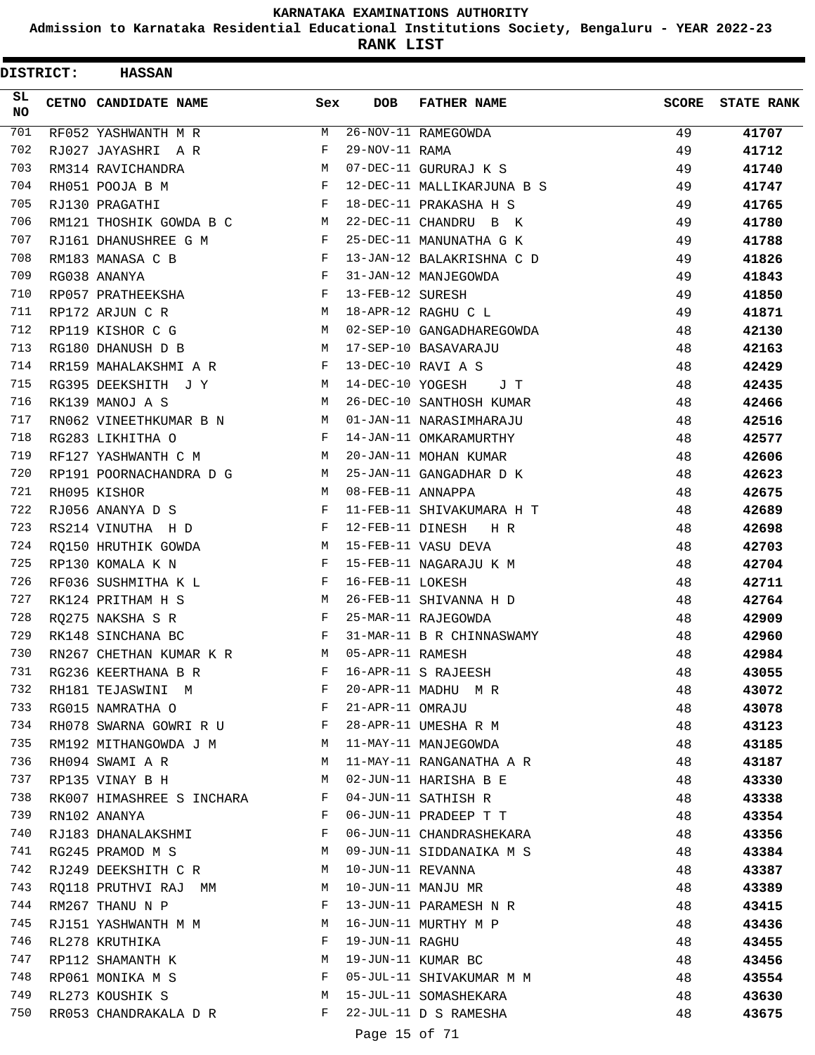# KARNATAKA EXAMINATIONS AUTHORITY

**Admission to Karnataka Residential Educational Institutions Society, Bengaluru - YEAR 2022-23**

**RANK LIST**

**DISTRICT: HASSAN**

| SL NO | CETNO | CANDIDATE NAME | Sex | DOB | FATHER NAME | SCORE | STATE RANK |
|---|---|---|---|---|---|---|---|
| 701 | RF052 | YASHWANTH M R | M | 26-NOV-11 | RAMEGOWDA | 49 | 41707 |
| 702 | RJ027 | JAYASHRI A R | F | 29-NOV-11 | RAMA | 49 | 41712 |
| 703 | RM314 | RAVICHANDRA | M | 07-DEC-11 | GURURAJ K S | 49 | 41740 |
| 704 | RH051 | POOJA B M | F | 12-DEC-11 | MALLIKARJUNA B S | 49 | 41747 |
| 705 | RJ130 | PRAGATHI | F | 18-DEC-11 | PRAKASHA H S | 49 | 41765 |
| 706 | RM121 | THOSHIK GOWDA B C | M | 22-DEC-11 | CHANDRU B K | 49 | 41780 |
| 707 | RJ161 | DHANUSHREE G M | F | 25-DEC-11 | MANUNATHA G K | 49 | 41788 |
| 708 | RM183 | MANASA C B | F | 13-JAN-12 | BALAKRISHNA C D | 49 | 41826 |
| 709 | RG038 | ANANYA | F | 31-JAN-12 | MANJEGOWDA | 49 | 41843 |
| 710 | RP057 | PRATHEEKSHA | F | 13-FEB-12 | SURESH | 49 | 41850 |
| 711 | RP172 | ARJUN C R | M | 18-APR-12 | RAGHU C L | 49 | 41871 |
| 712 | RP119 | KISHOR C G | M | 02-SEP-10 | GANGADHAREGOWDA | 48 | 42130 |
| 713 | RG180 | DHANUSH D B | M | 17-SEP-10 | BASAVARAJU | 48 | 42163 |
| 714 | RR159 | MAHALAKSHMI A R | F | 13-DEC-10 | RAVI A S | 48 | 42429 |
| 715 | RG395 | DEEKSHITH J Y | M | 14-DEC-10 | YOGESH J T | 48 | 42435 |
| 716 | RK139 | MANOJ A S | M | 26-DEC-10 | SANTHOSH KUMAR | 48 | 42466 |
| 717 | RN062 | VINEETHKUMAR B N | M | 01-JAN-11 | NARASIMHARAJU | 48 | 42516 |
| 718 | RG283 | LIKHITHA O | F | 14-JAN-11 | OMKARAMURTHY | 48 | 42577 |
| 719 | RF127 | YASHWANTH C M | M | 20-JAN-11 | MOHAN KUMAR | 48 | 42606 |
| 720 | RP191 | POORNACHANDRA D G | M | 25-JAN-11 | GANGADHAR D K | 48 | 42623 |
| 721 | RH095 | KISHOR | M | 08-FEB-11 | ANNAPPA | 48 | 42675 |
| 722 | RJ056 | ANANYA D S | F | 11-FEB-11 | SHIVAKUMARA H T | 48 | 42689 |
| 723 | RS214 | VINUTHA H D | F | 12-FEB-11 | DINESH H R | 48 | 42698 |
| 724 | RQ150 | HRUTHIK GOWDA | M | 15-FEB-11 | VASU DEVA | 48 | 42703 |
| 725 | RP130 | KOMALA K N | F | 15-FEB-11 | NAGARAJU K M | 48 | 42704 |
| 726 | RF036 | SUSHMITHA K L | F | 16-FEB-11 | LOKESH | 48 | 42711 |
| 727 | RK124 | PRITHAM H S | M | 26-FEB-11 | SHIVANNA H D | 48 | 42764 |
| 728 | RQ275 | NAKSHA S R | F | 25-MAR-11 | RAJEGOWDA | 48 | 42909 |
| 729 | RK148 | SINCHANA BC | F | 31-MAR-11 | B R CHINNASWAMY | 48 | 42960 |
| 730 | RN267 | CHETHAN KUMAR K R | M | 05-APR-11 | RAMESH | 48 | 42984 |
| 731 | RG236 | KEERTHANA B R | F | 16-APR-11 | S RAJEESH | 48 | 43055 |
| 732 | RH181 | TEJASWINI M | F | 20-APR-11 | MADHU M R | 48 | 43072 |
| 733 | RG015 | NAMRATHA O | F | 21-APR-11 | OMRAJU | 48 | 43078 |
| 734 | RH078 | SWARNA GOWRI R U | F | 28-APR-11 | UMESHA R M | 48 | 43123 |
| 735 | RM192 | MITHANGOWDA J M | M | 11-MAY-11 | MANJEGOWDA | 48 | 43185 |
| 736 | RH094 | SWAMI A R | M | 11-MAY-11 | RANGANATHA A R | 48 | 43187 |
| 737 | RP135 | VINAY B H | M | 02-JUN-11 | HARISHA B E | 48 | 43330 |
| 738 | RK007 | HIMASHREE S INCHARA | F | 04-JUN-11 | SATHISH R | 48 | 43338 |
| 739 | RN102 | ANANYA | F | 06-JUN-11 | PRADEEP T T | 48 | 43354 |
| 740 | RJ183 | DHANALAKSHMI | F | 06-JUN-11 | CHANDRASHEKARA | 48 | 43356 |
| 741 | RG245 | PRAMOD M S | M | 09-JUN-11 | SIDDANAIKA M S | 48 | 43384 |
| 742 | RJ249 | DEEKSHITH C R | M | 10-JUN-11 | REVANNA | 48 | 43387 |
| 743 | RQ118 | PRUTHVI RAJ MM | M | 10-JUN-11 | MANJU MR | 48 | 43389 |
| 744 | RM267 | THANU N P | F | 13-JUN-11 | PARAMESH N R | 48 | 43415 |
| 745 | RJ151 | YASHWANTH M M | M | 16-JUN-11 | MURTHY M P | 48 | 43436 |
| 746 | RL278 | KRUTHIKA | F | 19-JUN-11 | RAGHU | 48 | 43455 |
| 747 | RP112 | SHAMANTH K | M | 19-JUN-11 | KUMAR BC | 48 | 43456 |
| 748 | RP061 | MONIKA M S | F | 05-JUL-11 | SHIVAKUMAR M M | 48 | 43554 |
| 749 | RL273 | KOUSHIK S | M | 15-JUL-11 | SOMASHEKARA | 48 | 43630 |
| 750 | RR053 | CHANDRAKALA D R | F | 22-JUL-11 | D S RAMESHA | 48 | 43675 |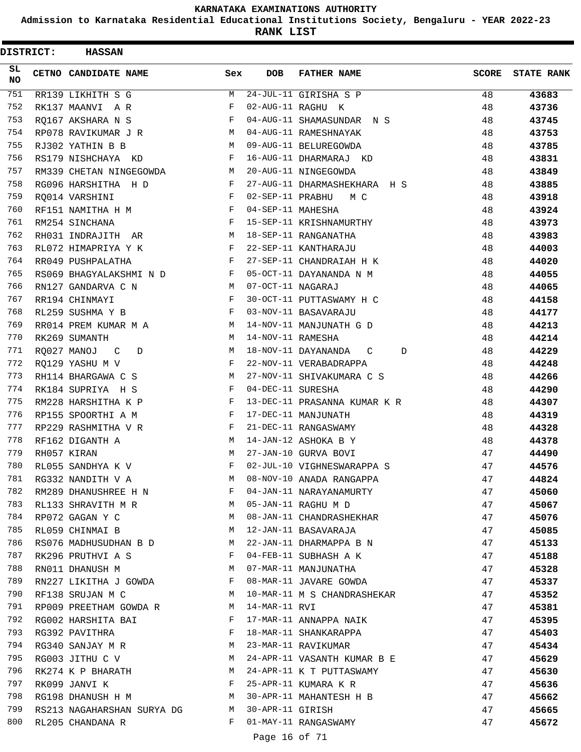# KARNATAKA EXAMINATIONS AUTHORITY

**Admission to Karnataka Residential Educational Institutions Society, Bengaluru - YEAR 2022-23**

**RANK LIST**

**DISTRICT: HASSAN**

| SL NO | CETNO | CANDIDATE NAME | Sex | DOB | FATHER NAME | SCORE | STATE RANK |
|---|---|---|---|---|---|---|---|
| 751 | RR139 | LIKHITH S G | M | 24-JUL-11 | GIRISHA S P | 48 | 43683 |
| 752 | RK137 | MAANVI A R | F | 02-AUG-11 | RAGHU K | 48 | 43736 |
| 753 | RQ167 | AKSHARA N S | F | 04-AUG-11 | SHAMASUNDAR N S | 48 | 43745 |
| 754 | RP078 | RAVIKUMAR J R | M | 04-AUG-11 | RAMESHNAYAK | 48 | 43753 |
| 755 | RJ302 | YATHIN B B | M | 09-AUG-11 | BELUREGOWDA | 48 | 43785 |
| 756 | RS179 | NISHCHAYA KD | F | 16-AUG-11 | DHARMARAJ KD | 48 | 43831 |
| 757 | RM339 | CHETAN NINGEGOWDA | M | 20-AUG-11 | NINGEGOWDA | 48 | 43849 |
| 758 | RG096 | HARSHITHA H D | F | 27-AUG-11 | DHARMASHEKHARA H S | 48 | 43885 |
| 759 | RQ014 | VARSHINI | F | 02-SEP-11 | PRABHU M C | 48 | 43918 |
| 760 | RF151 | NAMITHA H M | F | 04-SEP-11 | MAHESHA | 48 | 43924 |
| 761 | RM254 | SINCHANA | F | 15-SEP-11 | KRISHNAMURTHY | 48 | 43973 |
| 762 | RH031 | INDRAJITH AR | M | 18-SEP-11 | RANGANATHA | 48 | 43983 |
| 763 | RL072 | HIMAPRIYA Y K | F | 22-SEP-11 | KANTHARAJU | 48 | 44003 |
| 764 | RR049 | PUSHPALATHA | F | 27-SEP-11 | CHANDRAIAH H K | 48 | 44020 |
| 765 | RS069 | BHAGYALAKSHMI N D | F | 05-OCT-11 | DAYANANDA N M | 48 | 44055 |
| 766 | RN127 | GANDARVA C N | M | 07-OCT-11 | NAGARAJ | 48 | 44065 |
| 767 | RR194 | CHINMAYI | F | 30-OCT-11 | PUTTASWAMY H C | 48 | 44158 |
| 768 | RL259 | SUSHMA Y B | F | 03-NOV-11 | BASAVARAJU | 48 | 44177 |
| 769 | RR014 | PREM KUMAR M A | M | 14-NOV-11 | MANJUNATH G D | 48 | 44213 |
| 770 | RK269 | SUMANTH | M | 14-NOV-11 | RAMESHA | 48 | 44214 |
| 771 | RQ027 | MANOJ C D | M | 18-NOV-11 | DAYANANDA C D | 48 | 44229 |
| 772 | RQ129 | YASHU M V | F | 22-NOV-11 | VERABADRAPPA | 48 | 44248 |
| 773 | RH114 | BHARGAWA C S | M | 27-NOV-11 | SHIVAKUMARA C S | 48 | 44266 |
| 774 | RK184 | SUPRIYA H S | F | 04-DEC-11 | SURESHA | 48 | 44290 |
| 775 | RM228 | HARSHITHA K P | F | 13-DEC-11 | PRASANNA KUMAR K R | 48 | 44307 |
| 776 | RP155 | SPOORTHI A M | F | 17-DEC-11 | MANJUNATH | 48 | 44319 |
| 777 | RP229 | RASHMITHA V R | F | 21-DEC-11 | RANGASWAMY | 48 | 44328 |
| 778 | RF162 | DIGANTH A | M | 14-JAN-12 | ASHOKA B Y | 48 | 44378 |
| 779 | RH057 | KIRAN | M | 27-JAN-10 | GURVA BOVI | 47 | 44490 |
| 780 | RL055 | SANDHYA K V | F | 02-JUL-10 | VIGHNESWARAPPA S | 47 | 44576 |
| 781 | RG332 | NANDITH V A | M | 08-NOV-10 | ANADA RANGAPPA | 47 | 44824 |
| 782 | RM289 | DHANUSHREE H N | F | 04-JAN-11 | NARAYANAMURTY | 47 | 45060 |
| 783 | RL133 | SHRAVITH M R | M | 05-JAN-11 | RAGHU M D | 47 | 45067 |
| 784 | RP072 | GAGAN Y C | M | 08-JAN-11 | CHANDRASHEKHAR | 47 | 45076 |
| 785 | RL059 | CHINMAI B | M | 12-JAN-11 | BASAVARAJA | 47 | 45085 |
| 786 | RS076 | MADHUSUDHAN B D | M | 22-JAN-11 | DHARMAPPA B N | 47 | 45133 |
| 787 | RK296 | PRUTHVI A S | F | 04-FEB-11 | SUBHASH A K | 47 | 45188 |
| 788 | RN011 | DHANUSH M | M | 07-MAR-11 | MANJUNATHA | 47 | 45328 |
| 789 | RN227 | LIKITHA J GOWDA | F | 08-MAR-11 | JAVARE GOWDA | 47 | 45337 |
| 790 | RF138 | SRUJAN M C | M | 10-MAR-11 | M S CHANDRASHEKAR | 47 | 45352 |
| 791 | RP009 | PREETHAM GOWDA R | M | 14-MAR-11 | RVI | 47 | 45381 |
| 792 | RG002 | HARSHITA BAI | F | 17-MAR-11 | ANNAPPA NAIK | 47 | 45395 |
| 793 | RG392 | PAVITHRA | F | 18-MAR-11 | SHANKARAPPA | 47 | 45403 |
| 794 | RG340 | SANJAY M R | M | 23-MAR-11 | RAVIKUMAR | 47 | 45434 |
| 795 | RG003 | JITHU C V | M | 24-APR-11 | VASANTH KUMAR B E | 47 | 45629 |
| 796 | RK274 | K P BHARATH | M | 24-APR-11 | K T PUTTASWAMY | 47 | 45630 |
| 797 | RK099 | JANVI K | F | 25-APR-11 | KUMARA K R | 47 | 45636 |
| 798 | RG198 | DHANUSH H M | M | 30-APR-11 | MAHANTESH H B | 47 | 45662 |
| 799 | RS213 | NAGAHARSHAN SURYA DG | M | 30-APR-11 | GIRISH | 47 | 45665 |
| 800 | RL205 | CHANDANA R | F | 01-MAY-11 | RANGASWAMY | 47 | 45672 |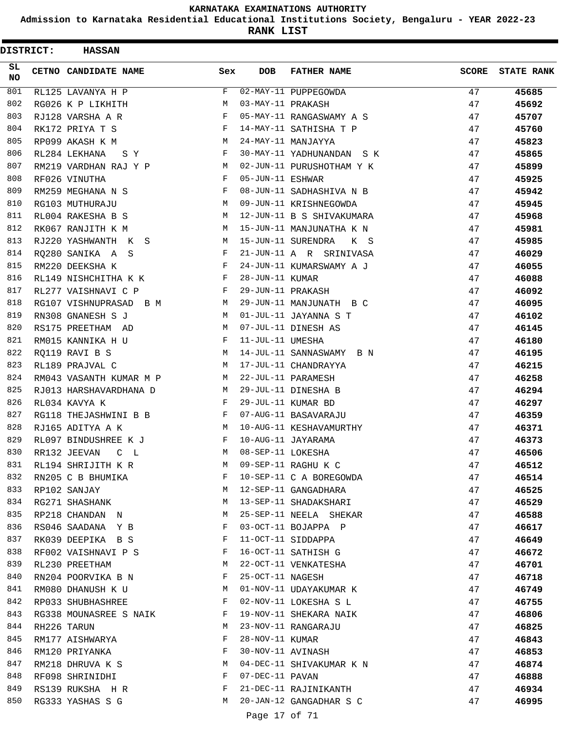**KARNATAKA EXAMINATIONS AUTHORITY**

**Admission to Karnataka Residential Educational Institutions Society, Bengaluru - YEAR 2022-23**

**RANK LIST**

**DISTRICT: HASSAN**

| SL NO | CETNO | CANDIDATE NAME | Sex | DOB | FATHER NAME | SCORE | STATE RANK |
|---|---|---|---|---|---|---|---|
| 801 | RL125 | LAVANYA H P | F | 02-MAY-11 | PUPPEGOWDA | 47 | 45685 |
| 802 | RG026 | K P LIKHITH | M | 03-MAY-11 | PRAKASH | 47 | 45692 |
| 803 | RJ128 | VARSHA A R | F | 05-MAY-11 | RANGASWAMY A S | 47 | 45707 |
| 804 | RK172 | PRIYA T S | F | 14-MAY-11 | SATHISHA T P | 47 | 45760 |
| 805 | RP099 | AKASH K M | M | 24-MAY-11 | MANJAYYA | 47 | 45823 |
| 806 | RL284 | LEKHANA S Y | F | 30-MAY-11 | YADHUNANDAN S K | 47 | 45865 |
| 807 | RM219 | VARDHAN RAJ Y P | M | 02-JUN-11 | PURUSHOTHAM Y K | 47 | 45899 |
| 808 | RF026 | VINUTHA | F | 05-JUN-11 | ESHWAR | 47 | 45925 |
| 809 | RM259 | MEGHANA N S | F | 08-JUN-11 | SADHASHIVA N B | 47 | 45942 |
| 810 | RG103 | MUTHURAJU | M | 09-JUN-11 | KRISHNEGOWDA | 47 | 45945 |
| 811 | RL004 | RAKESHA B S | M | 12-JUN-11 | B S SHIVAKUMARA | 47 | 45968 |
| 812 | RK067 | RANJITH K M | M | 15-JUN-11 | MANJUNATHA K N | 47 | 45981 |
| 813 | RJ220 | YASHWANTH K S | M | 15-JUN-11 | SURENDRA K S | 47 | 45985 |
| 814 | RQ280 | SANIKA A S | F | 21-JUN-11 | A R SRINIVASA | 47 | 46029 |
| 815 | RM220 | DEEKSHA K | F | 24-JUN-11 | KUMARSWAMY A J | 47 | 46055 |
| 816 | RL149 | NISHCHITHA K K | F | 28-JUN-11 | KUMAR | 47 | 46088 |
| 817 | RL277 | VAISHNAVI C P | F | 29-JUN-11 | PRAKASH | 47 | 46092 |
| 818 | RG107 | VISHNUPRASAD B M | M | 29-JUN-11 | MANJUNATH B C | 47 | 46095 |
| 819 | RN308 | GNANESH S J | M | 01-JUL-11 | JAYANNA S T | 47 | 46102 |
| 820 | RS175 | PREETHAM AD | M | 07-JUL-11 | DINESH AS | 47 | 46145 |
| 821 | RM015 | KANNIKA H U | F | 11-JUL-11 | UMESHA | 47 | 46180 |
| 822 | RQ119 | RAVI B S | M | 14-JUL-11 | SANNASWAMY B N | 47 | 46195 |
| 823 | RL189 | PRAJVAL C | M | 17-JUL-11 | CHANDRAYYA | 47 | 46215 |
| 824 | RM043 | VASANTH KUMAR M P | M | 22-JUL-11 | PARAMESH | 47 | 46258 |
| 825 | RJ013 | HARSHAVARDHANA D | M | 29-JUL-11 | DINESHA B | 47 | 46294 |
| 826 | RL034 | KAVYA K | F | 29-JUL-11 | KUMAR BD | 47 | 46297 |
| 827 | RG118 | THEJASHWINI B B | F | 07-AUG-11 | BASAVARAJU | 47 | 46359 |
| 828 | RJ165 | ADITYA A K | M | 10-AUG-11 | KESHAVAMURTHY | 47 | 46371 |
| 829 | RL097 | BINDUSHREE K J | F | 10-AUG-11 | JAYARAMA | 47 | 46373 |
| 830 | RR132 | JEEVAN C L | M | 08-SEP-11 | LOKESHA | 47 | 46506 |
| 831 | RL194 | SHRIJITH K R | M | 09-SEP-11 | RAGHU K C | 47 | 46512 |
| 832 | RN205 | C B BHUMIKA | F | 10-SEP-11 | C A BOREGOWDA | 47 | 46514 |
| 833 | RP102 | SANJAY | M | 12-SEP-11 | GANGADHARA | 47 | 46525 |
| 834 | RG271 | SHASHANK | M | 13-SEP-11 | SHADAKSHARI | 47 | 46529 |
| 835 | RP218 | CHANDAN N | M | 25-SEP-11 | NEELA SHEKAR | 47 | 46588 |
| 836 | RS046 | SAADANA Y B | F | 03-OCT-11 | BOJAPPA P | 47 | 46617 |
| 837 | RK039 | DEEPIKA B S | F | 11-OCT-11 | SIDDAPPA | 47 | 46649 |
| 838 | RF002 | VAISHNAVI P S | F | 16-OCT-11 | SATHISH G | 47 | 46672 |
| 839 | RL230 | PREETHAM | M | 22-OCT-11 | VENKATESHA | 47 | 46701 |
| 840 | RN204 | POORVIKA B N | F | 25-OCT-11 | NAGESH | 47 | 46718 |
| 841 | RM080 | DHANUSH K U | M | 01-NOV-11 | UDAYAKUMAR K | 47 | 46749 |
| 842 | RP033 | SHUBHASHREE | F | 02-NOV-11 | LOKESHA S L | 47 | 46755 |
| 843 | RG338 | MOUNASREE S NAIK | F | 19-NOV-11 | SHEKARA NAIK | 47 | 46806 |
| 844 | RH226 | TARUN | M | 23-NOV-11 | RANGARAJU | 47 | 46825 |
| 845 | RM177 | AISHWARYA | F | 28-NOV-11 | KUMAR | 47 | 46843 |
| 846 | RM120 | PRIYANKA | F | 30-NOV-11 | AVINASH | 47 | 46853 |
| 847 | RM218 | DHRUVA K S | M | 04-DEC-11 | SHIVAKUMAR K N | 47 | 46874 |
| 848 | RF098 | SHRINIDHI | F | 07-DEC-11 | PAVAN | 47 | 46888 |
| 849 | RS139 | RUKSHA H R | F | 21-DEC-11 | RAJINIKANTH | 47 | 46934 |
| 850 | RG333 | YASHAS S G | M | 20-JAN-12 | GANGADHAR S C | 47 | 46995 |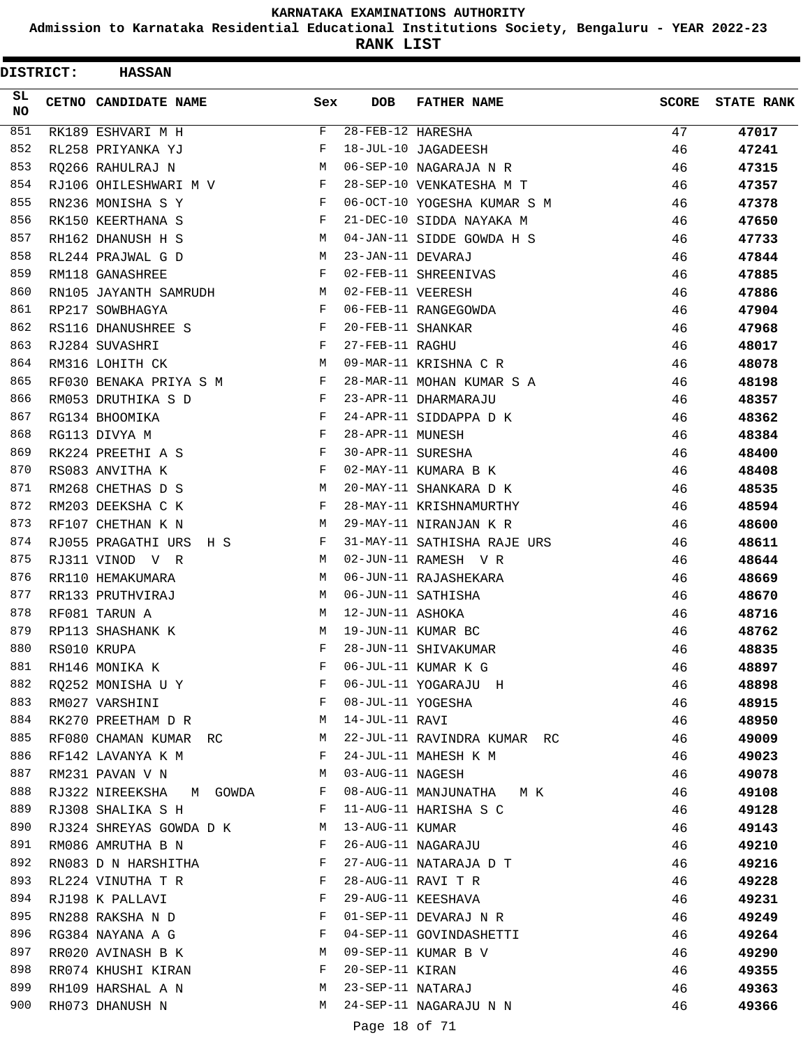# KARNATAKA EXAMINATIONS AUTHORITY

**Admission to Karnataka Residential Educational Institutions Society, Bengaluru - YEAR 2022-23**

**RANK LIST**

**DISTRICT: HASSAN**

| SL NO | CETNO | CANDIDATE NAME | Sex | DOB | FATHER NAME | SCORE | STATE RANK |
|---|---|---|---|---|---|---|---|
| 851 | RK189 | ESHVARI M H | F | 28-FEB-12 | HARESHA | 47 | 47017 |
| 852 | RL258 | PRIYANKA YJ | F | 18-JUL-10 | JAGADEESH | 46 | 47241 |
| 853 | RQ266 | RAHULRAJ N | M | 06-SEP-10 | NAGARAJA N R | 46 | 47315 |
| 854 | RJ106 | OHILESHWARI M V | F | 28-SEP-10 | VENKATESHA M T | 46 | 47357 |
| 855 | RN236 | MONISHA S Y | F | 06-OCT-10 | YOGESHA KUMAR S M | 46 | 47378 |
| 856 | RK150 | KEERTHANA S | F | 21-DEC-10 | SIDDA NAYAKA M | 46 | 47650 |
| 857 | RH162 | DHANUSH H S | M | 04-JAN-11 | SIDDE GOWDA H S | 46 | 47733 |
| 858 | RL244 | PRAJWAL G D | M | 23-JAN-11 | DEVARAJ | 46 | 47844 |
| 859 | RM118 | GANASHREE | F | 02-FEB-11 | SHREENIVAS | 46 | 47885 |
| 860 | RN105 | JAYANTH SAMRUDH | M | 02-FEB-11 | VEERESH | 46 | 47886 |
| 861 | RP217 | SOWBHAGYA | F | 06-FEB-11 | RANGEGOWDA | 46 | 47904 |
| 862 | RS116 | DHANUSHREE S | F | 20-FEB-11 | SHANKAR | 46 | 47968 |
| 863 | RJ284 | SUVASHRI | F | 27-FEB-11 | RAGHU | 46 | 48017 |
| 864 | RM316 | LOHITH CK | M | 09-MAR-11 | KRISHNA C R | 46 | 48078 |
| 865 | RF030 | BENAKA PRIYA S M | F | 28-MAR-11 | MOHAN KUMAR S A | 46 | 48198 |
| 866 | RM053 | DRUTHIKA S D | F | 23-APR-11 | DHARMARAJU | 46 | 48357 |
| 867 | RG134 | BHOOMIKA | F | 24-APR-11 | SIDDAPPA D K | 46 | 48362 |
| 868 | RG113 | DIVYA M | F | 28-APR-11 | MUNESH | 46 | 48384 |
| 869 | RK224 | PREETHI A S | F | 30-APR-11 | SURESHA | 46 | 48400 |
| 870 | RS083 | ANVITHA K | F | 02-MAY-11 | KUMARA B K | 46 | 48408 |
| 871 | RM268 | CHETHAS D S | M | 20-MAY-11 | SHANKARA D K | 46 | 48535 |
| 872 | RM203 | DEEKSHA C K | F | 28-MAY-11 | KRISHNAMURTHY | 46 | 48594 |
| 873 | RF107 | CHETHAN K N | M | 29-MAY-11 | NIRANJAN K R | 46 | 48600 |
| 874 | RJ055 | PRAGATHI URS H S | F | 31-MAY-11 | SATHISHA RAJE URS | 46 | 48611 |
| 875 | RJ311 | VINOD V R | M | 02-JUN-11 | RAMESH V R | 46 | 48644 |
| 876 | RR110 | HEMAKUMARA | M | 06-JUN-11 | RAJASHEKARA | 46 | 48669 |
| 877 | RR133 | PRUTHVIRAJ | M | 06-JUN-11 | SATHISHA | 46 | 48670 |
| 878 | RF081 | TARUN A | M | 12-JUN-11 | ASHOKA | 46 | 48716 |
| 879 | RP113 | SHASHANK K | M | 19-JUN-11 | KUMAR BC | 46 | 48762 |
| 880 | RS010 | KRUPA | F | 28-JUN-11 | SHIVAKUMAR | 46 | 48835 |
| 881 | RH146 | MONIKA K | F | 06-JUL-11 | KUMAR K G | 46 | 48897 |
| 882 | RQ252 | MONISHA U Y | F | 06-JUL-11 | YOGARAJU H | 46 | 48898 |
| 883 | RM027 | VARSHINI | F | 08-JUL-11 | YOGESHA | 46 | 48915 |
| 884 | RK270 | PREETHAM D R | M | 14-JUL-11 | RAVI | 46 | 48950 |
| 885 | RF080 | CHAMAN KUMAR RC | M | 22-JUL-11 | RAVINDRA KUMAR RC | 46 | 49009 |
| 886 | RF142 | LAVANYA K M | F | 24-JUL-11 | MAHESH K M | 46 | 49023 |
| 887 | RM231 | PAVAN V N | M | 03-AUG-11 | NAGESH | 46 | 49078 |
| 888 | RJ322 | NIREEKSHA M GOWDA | F | 08-AUG-11 | MANJUNATHA M K | 46 | 49108 |
| 889 | RJ308 | SHALIKA S H | F | 11-AUG-11 | HARISHA S C | 46 | 49128 |
| 890 | RJ324 | SHREYAS GOWDA D K | M | 13-AUG-11 | KUMAR | 46 | 49143 |
| 891 | RM086 | AMRUTHA B N | F | 26-AUG-11 | NAGARAJU | 46 | 49210 |
| 892 | RN083 | D N HARSHITHA | F | 27-AUG-11 | NATARAJA D T | 46 | 49216 |
| 893 | RL224 | VINUTHA T R | F | 28-AUG-11 | RAVI T R | 46 | 49228 |
| 894 | RJ198 | K PALLAVI | F | 29-AUG-11 | KEESHAVA | 46 | 49231 |
| 895 | RN288 | RAKSHA N D | F | 01-SEP-11 | DEVARAJ N R | 46 | 49249 |
| 896 | RG384 | NAYANA A G | F | 04-SEP-11 | GOVINDASHETTI | 46 | 49264 |
| 897 | RR020 | AVINASH B K | M | 09-SEP-11 | KUMAR B V | 46 | 49290 |
| 898 | RR074 | KHUSHI KIRAN | F | 20-SEP-11 | KIRAN | 46 | 49355 |
| 899 | RH109 | HARSHAL A N | M | 23-SEP-11 | NATARAJ | 46 | 49363 |
| 900 | RH073 | DHANUSH N | M | 24-SEP-11 | NAGARAJU N N | 46 | 49366 |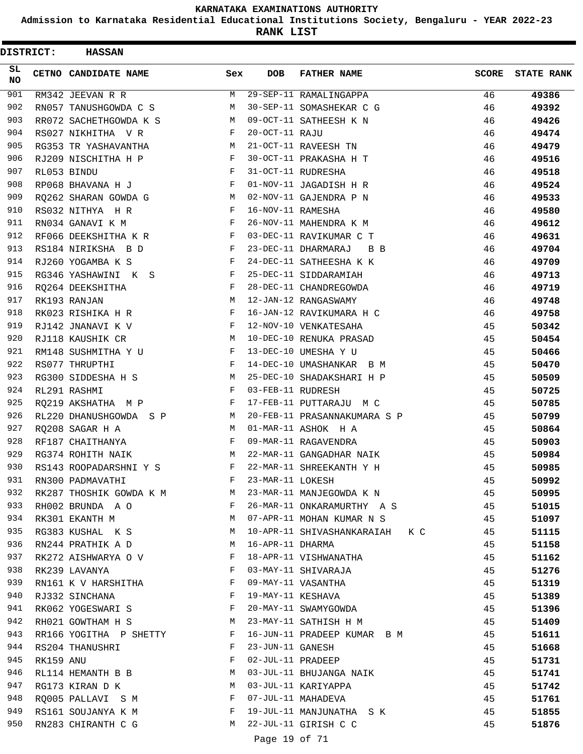# KARNATAKA EXAMINATIONS AUTHORITY

## Admission to Karnataka Residential Educational Institutions Society, Bengaluru - YEAR 2022-23

## RANK LIST

**DISTRICT: HASSAN**

| SL NO | CETNO | CANDIDATE NAME | Sex | DOB | FATHER NAME | SCORE | STATE RANK |
|---|---|---|---|---|---|---|---|
| 901 | RM342 | JEEVAN R R | M | 29-SEP-11 | RAMALINGAPPA | 46 | 49386 |
| 902 | RN057 | TANUSHGOWDA C S | M | 30-SEP-11 | SOMASHEKAR C G | 46 | 49392 |
| 903 | RR072 | SACHETHGOWDA K S | M | 09-OCT-11 | SATHEESH K N | 46 | 49426 |
| 904 | RS027 | NIKHITHA V R | F | 20-OCT-11 | RAJU | 46 | 49474 |
| 905 | RG353 | TR YASHAVANTHA | M | 21-OCT-11 | RAVEESH TN | 46 | 49479 |
| 906 | RJ209 | NISCHITHA H P | F | 30-OCT-11 | PRAKASHA H T | 46 | 49516 |
| 907 | RL053 | BINDU | F | 31-OCT-11 | RUDRESHA | 46 | 49518 |
| 908 | RP068 | BHAVANA H J | F | 01-NOV-11 | JAGADISH H R | 46 | 49524 |
| 909 | RQ262 | SHARAN GOWDA G | M | 02-NOV-11 | GAJENDRA P N | 46 | 49533 |
| 910 | RS032 | NITHYA H R | F | 16-NOV-11 | RAMESHA | 46 | 49580 |
| 911 | RN034 | GANAVI K M | F | 26-NOV-11 | MAHENDRA K M | 46 | 49612 |
| 912 | RF066 | DEEKSHITHA K R | F | 03-DEC-11 | RAVIKUMAR C T | 46 | 49631 |
| 913 | RS184 | NIRIKSHA B D | F | 23-DEC-11 | DHARMARAJ B B | 46 | 49704 |
| 914 | RJ260 | YOGAMBA K S | F | 24-DEC-11 | SATHEESHA K K | 46 | 49709 |
| 915 | RG346 | YASHAWINI K S | F | 25-DEC-11 | SIDDARAMIAH | 46 | 49713 |
| 916 | RQ264 | DEEKSHITHA | F | 28-DEC-11 | CHANDREGOWDA | 46 | 49719 |
| 917 | RK193 | RANJAN | M | 12-JAN-12 | RANGASWAMY | 46 | 49748 |
| 918 | RK023 | RISHIKA H R | F | 16-JAN-12 | RAVIKUMARA H C | 46 | 49758 |
| 919 | RJ142 | JNANAVI K V | F | 12-NOV-10 | VENKATESAHA | 45 | 50342 |
| 920 | RJ118 | KAUSHIK CR | M | 10-DEC-10 | RENUKA PRASAD | 45 | 50454 |
| 921 | RM148 | SUSHMITHA Y U | F | 13-DEC-10 | UMESHA Y U | 45 | 50466 |
| 922 | RS077 | THRUPTHI | F | 14-DEC-10 | UMASHANKAR B M | 45 | 50470 |
| 923 | RG300 | SIDDESHA H S | M | 25-DEC-10 | SHADAKSHARI H P | 45 | 50509 |
| 924 | RL291 | RASHMI | F | 03-FEB-11 | RUDRESH | 45 | 50725 |
| 925 | RQ219 | AKSHATHA M P | F | 17-FEB-11 | PUTTARAJU M C | 45 | 50785 |
| 926 | RL220 | DHANUSHGOWDA S P | M | 20-FEB-11 | PRASANNAKUMARA S P | 45 | 50799 |
| 927 | RQ208 | SAGAR H A | M | 01-MAR-11 | ASHOK H A | 45 | 50864 |
| 928 | RF187 | CHAITHANYA | F | 09-MAR-11 | RAGAVENDRA | 45 | 50903 |
| 929 | RG374 | ROHITH NAIK | M | 22-MAR-11 | GANGADHAR NAIK | 45 | 50984 |
| 930 | RS143 | ROOPADARSHNI Y S | F | 22-MAR-11 | SHREEKANTH Y H | 45 | 50985 |
| 931 | RN300 | PADMAVATHI | F | 23-MAR-11 | LOKESH | 45 | 50992 |
| 932 | RK287 | THOSHIK GOWDA K M | M | 23-MAR-11 | MANJEGOWDA K N | 45 | 50995 |
| 933 | RH002 | BRUNDA A O | F | 26-MAR-11 | ONKARAMURTHY A S | 45 | 51015 |
| 934 | RK301 | EKANTH M | M | 07-APR-11 | MOHAN KUMAR N S | 45 | 51097 |
| 935 | RG383 | KUSHAL K S | M | 10-APR-11 | SHIVASHANKARAIAH K C | 45 | 51115 |
| 936 | RN244 | PRATHIK A D | M | 16-APR-11 | DHARMA | 45 | 51158 |
| 937 | RK272 | AISHWARYA O V | F | 18-APR-11 | VISHWANATHA | 45 | 51162 |
| 938 | RK239 | LAVANYA | F | 03-MAY-11 | SHIVARAJA | 45 | 51276 |
| 939 | RN161 | K V HARSHITHA | F | 09-MAY-11 | VASANTHA | 45 | 51319 |
| 940 | RJ332 | SINCHANA | F | 19-MAY-11 | KESHAVA | 45 | 51389 |
| 941 | RK062 | YOGESWARI S | F | 20-MAY-11 | SWAMYGOWDA | 45 | 51396 |
| 942 | RH021 | GOWTHAM H S | M | 23-MAY-11 | SATHISH H M | 45 | 51409 |
| 943 | RR166 | YOGITHA P SHETTY | F | 16-JUN-11 | PRADEEP KUMAR B M | 45 | 51611 |
| 944 | RS204 | THANUSHRI | F | 23-JUN-11 | GANESH | 45 | 51668 |
| 945 | RK159 | ANU | F | 02-JUL-11 | PRADEEP | 45 | 51731 |
| 946 | RL114 | HEMANTH B B | M | 03-JUL-11 | BHUJANGA NAIK | 45 | 51741 |
| 947 | RG173 | KIRAN D K | M | 03-JUL-11 | KARIYAPPA | 45 | 51742 |
| 948 | RQ005 | PALLAVI S M | F | 07-JUL-11 | MAHADEVA | 45 | 51761 |
| 949 | RS161 | SOUJANYA K M | F | 19-JUL-11 | MANJUNATHA S K | 45 | 51855 |
| 950 | RN283 | CHIRANTH C G | M | 22-JUL-11 | GIRISH C C | 45 | 51876 |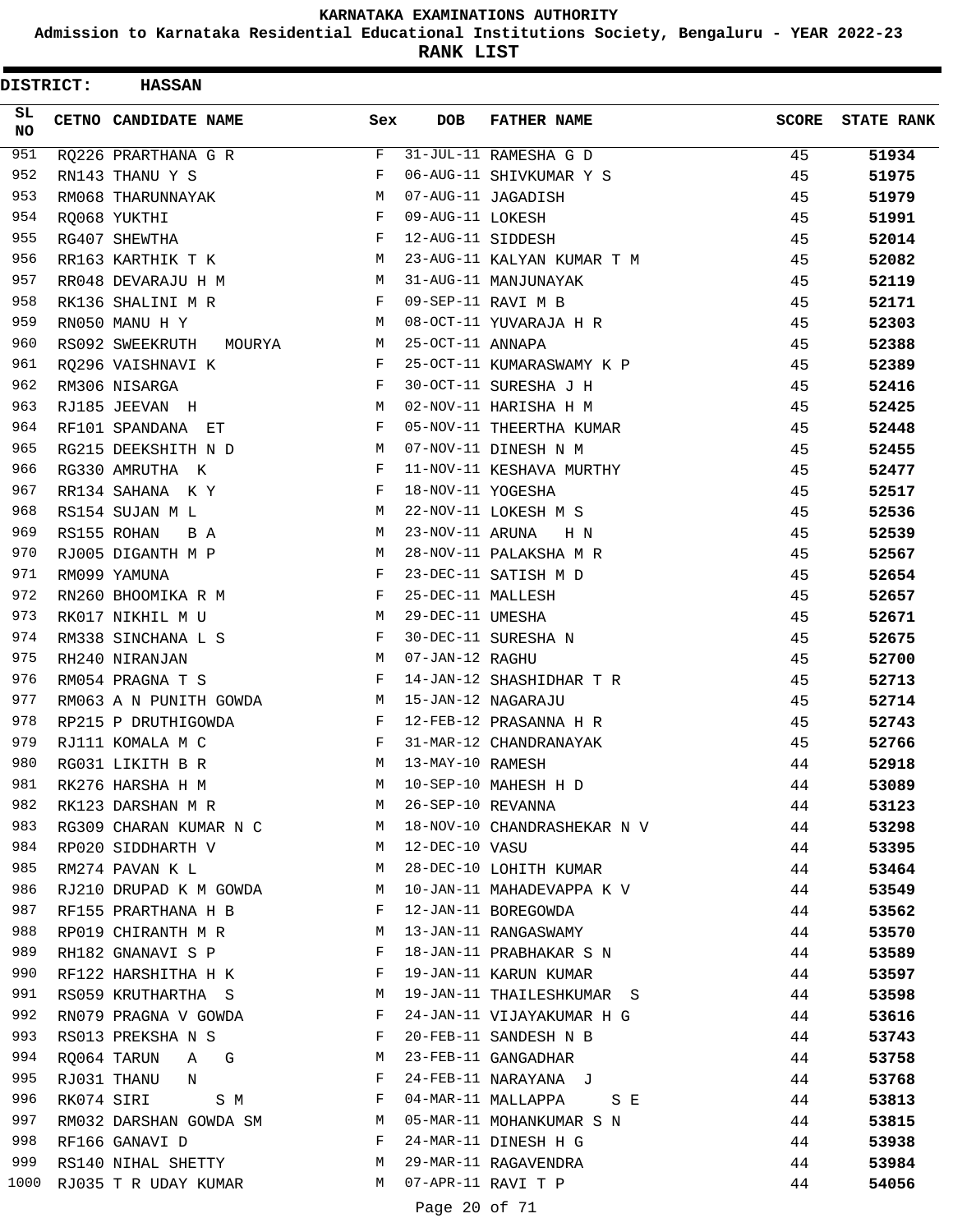# KARNATAKA EXAMINATIONS AUTHORITY

**Admission to Karnataka Residential Educational Institutions Society, Bengaluru - YEAR 2022-23**

**RANK LIST**

**DISTRICT: HASSAN**

| SL NO | CETNO | CANDIDATE NAME | Sex | DOB | FATHER NAME | SCORE | STATE RANK |
|---|---|---|---|---|---|---|---|
| 951 | RQ226 | PRARTHANA G R | F | 31-JUL-11 | RAMESHA G D | 45 | 51934 |
| 952 | RN143 | THANU Y S | F | 06-AUG-11 | SHIVKUMAR Y S | 45 | 51975 |
| 953 | RM068 | THARUNNAYAK | M | 07-AUG-11 | JAGADISH | 45 | 51979 |
| 954 | RQ068 | YUKTHI | F | 09-AUG-11 | LOKESH | 45 | 51991 |
| 955 | RG407 | SHEWTHA | F | 12-AUG-11 | SIDDESH | 45 | 52014 |
| 956 | RR163 | KARTHIK T K | M | 23-AUG-11 | KALYAN KUMAR T M | 45 | 52082 |
| 957 | RR048 | DEVARAJU H M | M | 31-AUG-11 | MANJUNAYAK | 45 | 52119 |
| 958 | RK136 | SHALINI M R | F | 09-SEP-11 | RAVI M B | 45 | 52171 |
| 959 | RN050 | MANU H Y | M | 08-OCT-11 | YUVARAJA H R | 45 | 52303 |
| 960 | RS092 | SWEEKRUTH MOURYA | M | 25-OCT-11 | ANNAPA | 45 | 52388 |
| 961 | RQ296 | VAISHNAVI K | F | 25-OCT-11 | KUMARASWAMY K P | 45 | 52389 |
| 962 | RM306 | NISARGA | F | 30-OCT-11 | SURESHA J H | 45 | 52416 |
| 963 | RJ185 | JEEVAN H | M | 02-NOV-11 | HARISHA H M | 45 | 52425 |
| 964 | RF101 | SPANDANA ET | F | 05-NOV-11 | THEERTHA KUMAR | 45 | 52448 |
| 965 | RG215 | DEEKSHITH N D | M | 07-NOV-11 | DINESH N M | 45 | 52455 |
| 966 | RG330 | AMRUTHA K | F | 11-NOV-11 | KESHAVA MURTHY | 45 | 52477 |
| 967 | RR134 | SAHANA K Y | F | 18-NOV-11 | YOGESHA | 45 | 52517 |
| 968 | RS154 | SUJAN M L | M | 22-NOV-11 | LOKESH M S | 45 | 52536 |
| 969 | RS155 | ROHAN B A | M | 23-NOV-11 | ARUNA H N | 45 | 52539 |
| 970 | RJ005 | DIGANTH M P | M | 28-NOV-11 | PALAKSHA M R | 45 | 52567 |
| 971 | RM099 | YAMUNA | F | 23-DEC-11 | SATISH M D | 45 | 52654 |
| 972 | RN260 | BHOOMIKA R M | F | 25-DEC-11 | MALLESH | 45 | 52657 |
| 973 | RK017 | NIKHIL M U | M | 29-DEC-11 | UMESHA | 45 | 52671 |
| 974 | RM338 | SINCHANA L S | F | 30-DEC-11 | SURESHA N | 45 | 52675 |
| 975 | RH240 | NIRANJAN | M | 07-JAN-12 | RAGHU | 45 | 52700 |
| 976 | RM054 | PRAGNA T S | F | 14-JAN-12 | SHASHIDHAR T R | 45 | 52713 |
| 977 | RM063 | A N PUNITH GOWDA | M | 15-JAN-12 | NAGARAJU | 45 | 52714 |
| 978 | RP215 | P DRUTHIGOWDA | F | 12-FEB-12 | PRASANNA H R | 45 | 52743 |
| 979 | RJ111 | KOMALA M C | F | 31-MAR-12 | CHANDRANAYAK | 45 | 52766 |
| 980 | RG031 | LIKITH B R | M | 13-MAY-10 | RAMESH | 44 | 52918 |
| 981 | RK276 | HARSHA H M | M | 10-SEP-10 | MAHESH H D | 44 | 53089 |
| 982 | RK123 | DARSHAN M R | M | 26-SEP-10 | REVANNA | 44 | 53123 |
| 983 | RG309 | CHARAN KUMAR N C | M | 18-NOV-10 | CHANDRASHEKAR N V | 44 | 53298 |
| 984 | RP020 | SIDDHARTH V | M | 12-DEC-10 | VASU | 44 | 53395 |
| 985 | RM274 | PAVAN K L | M | 28-DEC-10 | LOHITH KUMAR | 44 | 53464 |
| 986 | RJ210 | DRUPAD K M GOWDA | M | 10-JAN-11 | MAHADEVAPPA K V | 44 | 53549 |
| 987 | RF155 | PRARTHANA H B | F | 12-JAN-11 | BOREGOWDA | 44 | 53562 |
| 988 | RP019 | CHIRANTH M R | M | 13-JAN-11 | RANGASWAMY | 44 | 53570 |
| 989 | RH182 | GNANAVI S P | F | 18-JAN-11 | PRABHAKAR S N | 44 | 53589 |
| 990 | RF122 | HARSHITHA H K | F | 19-JAN-11 | KARUN KUMAR | 44 | 53597 |
| 991 | RS059 | KRUTHARTHA S | M | 19-JAN-11 | THAILESHKUMAR S | 44 | 53598 |
| 992 | RN079 | PRAGNA V GOWDA | F | 24-JAN-11 | VIJAYAKUMAR H G | 44 | 53616 |
| 993 | RS013 | PREKSHA N S | F | 20-FEB-11 | SANDESH N B | 44 | 53743 |
| 994 | RQ064 | TARUN A G | M | 23-FEB-11 | GANGADHAR | 44 | 53758 |
| 995 | RJ031 | THANU N | F | 24-FEB-11 | NARAYANA J | 44 | 53768 |
| 996 | RK074 | SIRI S M | F | 04-MAR-11 | MALLAPPA S E | 44 | 53813 |
| 997 | RM032 | DARSHAN GOWDA SM | M | 05-MAR-11 | MOHANKUMAR S N | 44 | 53815 |
| 998 | RF166 | GANAVI D | F | 24-MAR-11 | DINESH H G | 44 | 53938 |
| 999 | RS140 | NIHAL SHETTY | M | 29-MAR-11 | RAGAVENDRA | 44 | 53984 |
| 1000 | RJ035 | T R UDAY KUMAR | M | 07-APR-11 | RAVI T P | 44 | 54056 |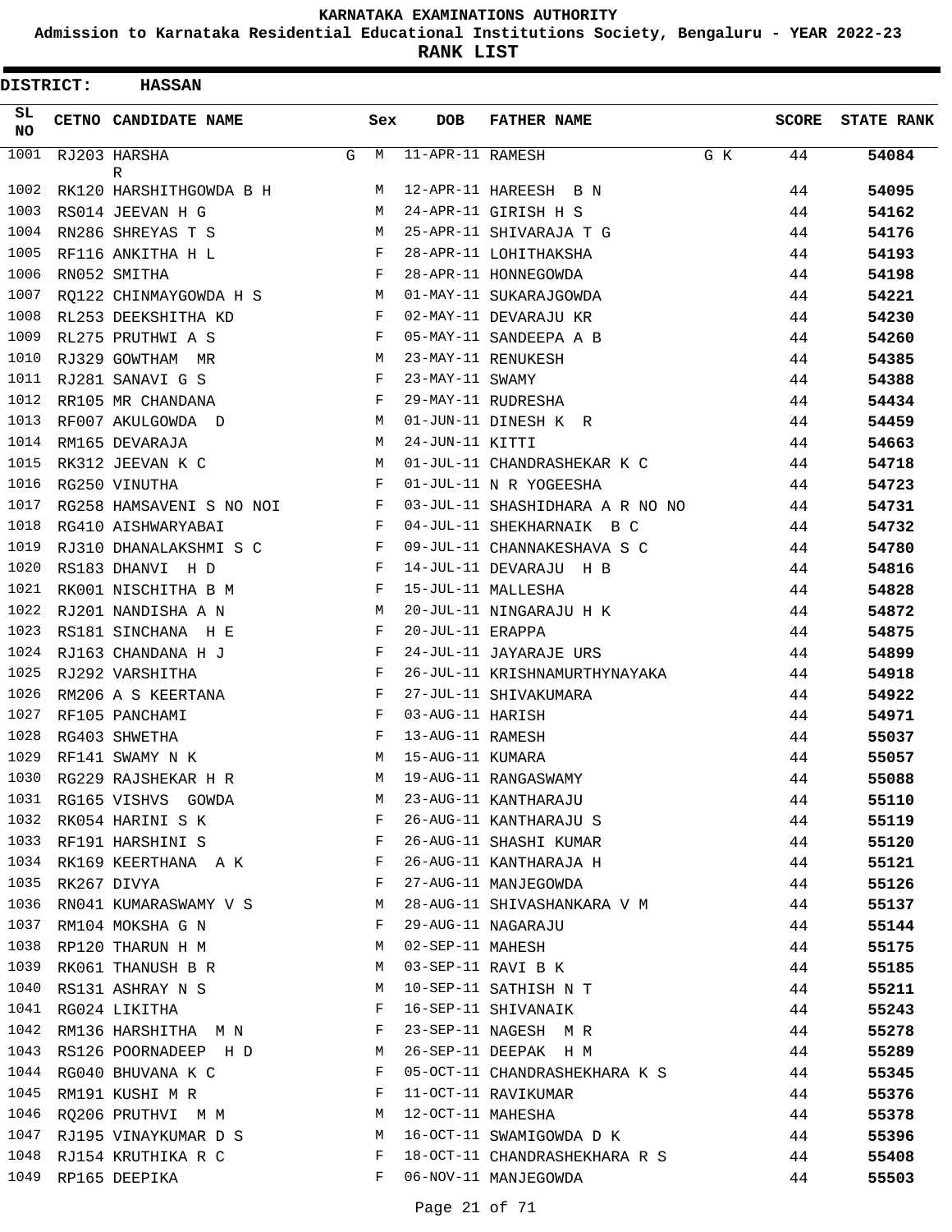# KARNATAKA EXAMINATIONS AUTHORITY

**Admission to Karnataka Residential Educational Institutions Society, Bengaluru - YEAR 2022-23**

**RANK LIST**

**DISTRICT: HASSAN**

| SL NO | CETNO | CANDIDATE NAME | Sex | DOB | FATHER NAME | SCORE | STATE RANK |
|---|---|---|---|---|---|---|---|
| 1001 | RJ203 | HARSHA G R | M | 11-APR-11 | RAMESH G K | 44 | **54084** |
| 1002 | RK120 | HARSHITHGOWDA B H | M | 12-APR-11 | HAREESH B N | 44 | **54095** |
| 1003 | RS014 | JEEVAN H G | M | 24-APR-11 | GIRISH H S | 44 | **54162** |
| 1004 | RN286 | SHREYAS T S | M | 25-APR-11 | SHIVARAJA T G | 44 | **54176** |
| 1005 | RF116 | ANKITHA H L | F | 28-APR-11 | LOHITHAKSHA | 44 | **54193** |
| 1006 | RN052 | SMITHA | F | 28-APR-11 | HONNEGOWDA | 44 | **54198** |
| 1007 | RQ122 | CHINMAYGOWDA H S | M | 01-MAY-11 | SUKARAJGOWDA | 44 | **54221** |
| 1008 | RL253 | DEEKSHITHA KD | F | 02-MAY-11 | DEVARAJU KR | 44 | **54230** |
| 1009 | RL275 | PRUTHWI A S | F | 05-MAY-11 | SANDEEPA A B | 44 | **54260** |
| 1010 | RJ329 | GOWTHAM MR | M | 23-MAY-11 | RENUKESH | 44 | **54385** |
| 1011 | RJ281 | SANAVI G S | F | 23-MAY-11 | SWAMY | 44 | **54388** |
| 1012 | RR105 | MR CHANDANA | F | 29-MAY-11 | RUDRESHA | 44 | **54434** |
| 1013 | RF007 | AKULGOWDA D | M | 01-JUN-11 | DINESH K R | 44 | **54459** |
| 1014 | RM165 | DEVARAJA | M | 24-JUN-11 | KITTI | 44 | **54663** |
| 1015 | RK312 | JEEVAN K C | M | 01-JUL-11 | CHANDRASHEKAR K C | 44 | **54718** |
| 1016 | RG250 | VINUTHA | F | 01-JUL-11 | N R YOGEESHA | 44 | **54723** |
| 1017 | RG258 | HAMSAVENI S NO NOI | F | 03-JUL-11 | SHASHIDHARA A R NO NO | 44 | **54731** |
| 1018 | RG410 | AISHWARYABAI | F | 04-JUL-11 | SHEKHARNAIK B C | 44 | **54732** |
| 1019 | RJ310 | DHANALAKSHMI S C | F | 09-JUL-11 | CHANNAKESHAVA S C | 44 | **54780** |
| 1020 | RS183 | DHANVI H D | F | 14-JUL-11 | DEVARAJU H B | 44 | **54816** |
| 1021 | RK001 | NISCHITHA B M | F | 15-JUL-11 | MALLESHA | 44 | **54828** |
| 1022 | RJ201 | NANDISHA A N | M | 20-JUL-11 | NINGARAJU H K | 44 | **54872** |
| 1023 | RS181 | SINCHANA H E | F | 20-JUL-11 | ERAPPA | 44 | **54875** |
| 1024 | RJ163 | CHANDANA H J | F | 24-JUL-11 | JAYARAJE URS | 44 | **54899** |
| 1025 | RJ292 | VARSHITHA | F | 26-JUL-11 | KRISHNAMURTHYNAYAKA | 44 | **54918** |
| 1026 | RM206 | A S KEERTANA | F | 27-JUL-11 | SHIVAKUMARA | 44 | **54922** |
| 1027 | RF105 | PANCHAMI | F | 03-AUG-11 | HARISH | 44 | **54971** |
| 1028 | RG403 | SHWETHA | F | 13-AUG-11 | RAMESH | 44 | **55037** |
| 1029 | RF141 | SWAMY N K | M | 15-AUG-11 | KUMARA | 44 | **55057** |
| 1030 | RG229 | RAJSHEKAR H R | M | 19-AUG-11 | RANGASWAMY | 44 | **55088** |
| 1031 | RG165 | VISHVS GOWDA | M | 23-AUG-11 | KANTHARAJU | 44 | **55110** |
| 1032 | RK054 | HARINI S K | F | 26-AUG-11 | KANTHARAJU S | 44 | **55119** |
| 1033 | RF191 | HARSHINI S | F | 26-AUG-11 | SHASHI KUMAR | 44 | **55120** |
| 1034 | RK169 | KEERTHANA A K | F | 26-AUG-11 | KANTHARAJA H | 44 | **55121** |
| 1035 | RK267 | DIVYA | F | 27-AUG-11 | MANJEGOWDA | 44 | **55126** |
| 1036 | RN041 | KUMARASWAMY V S | M | 28-AUG-11 | SHIVASHANKARA V M | 44 | **55137** |
| 1037 | RM104 | MOKSHA G N | F | 29-AUG-11 | NAGARAJU | 44 | **55144** |
| 1038 | RP120 | THARUN H M | M | 02-SEP-11 | MAHESH | 44 | **55175** |
| 1039 | RK061 | THANUSH B R | M | 03-SEP-11 | RAVI B K | 44 | **55185** |
| 1040 | RS131 | ASHRAY N S | M | 10-SEP-11 | SATHISH N T | 44 | **55211** |
| 1041 | RG024 | LIKITHA | F | 16-SEP-11 | SHIVANAIK | 44 | **55243** |
| 1042 | RM136 | HARSHITHA M N | F | 23-SEP-11 | NAGESH M R | 44 | **55278** |
| 1043 | RS126 | POORNADEEP H D | M | 26-SEP-11 | DEEPAK H M | 44 | **55289** |
| 1044 | RG040 | BHUVANA K C | F | 05-OCT-11 | CHANDRASHEKHARA K S | 44 | **55345** |
| 1045 | RM191 | KUSHI M R | F | 11-OCT-11 | RAVIKUMAR | 44 | **55376** |
| 1046 | RQ206 | PRUTHVI M M | M | 12-OCT-11 | MAHESHA | 44 | **55378** |
| 1047 | RJ195 | VINAYKUMAR D S | M | 16-OCT-11 | SWAMIGOWDA D K | 44 | **55396** |
| 1048 | RJ154 | KRUTHIKA R C | F | 18-OCT-11 | CHANDRASHEKHARA R S | 44 | **55408** |
| 1049 | RP165 | DEEPIKA | F | 06-NOV-11 | MANJEGOWDA | 44 | **55503** |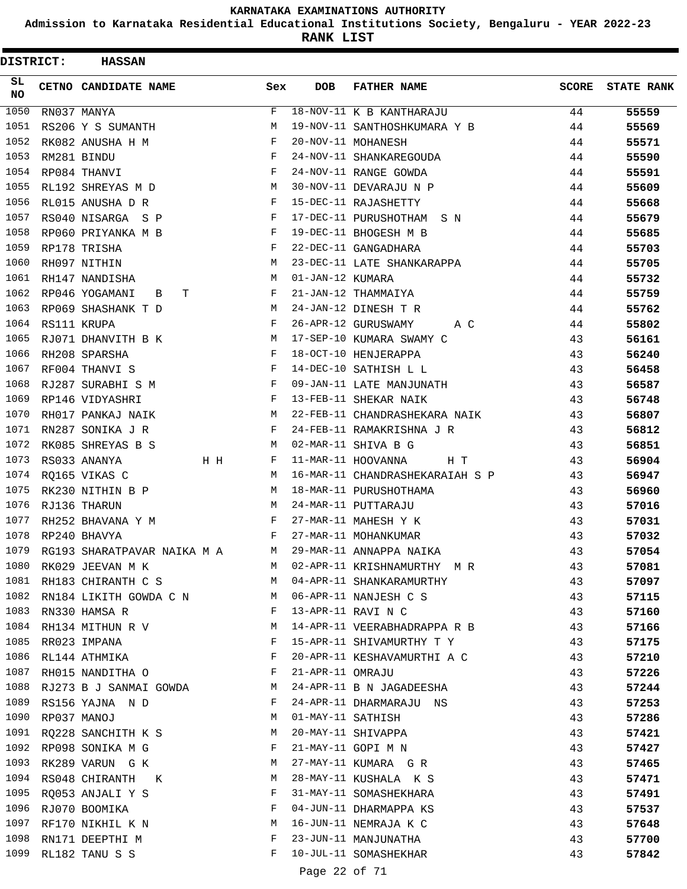# KARNATAKA EXAMINATIONS AUTHORITY

## Admission to Karnataka Residential Educational Institutions Society, Bengaluru - YEAR 2022-23

## RANK LIST

**DISTRICT: HASSAN**

| SL NO | CETNO | CANDIDATE NAME | Sex | DOB | FATHER NAME | SCORE | STATE RANK |
|---|---|---|---|---|---|---|---|
| 1050 | RN037 | MANYA | F | 18-NOV-11 | K B KANTHARAJU | 44 | 55559 |
| 1051 | RS206 | Y S SUMANTH | M | 19-NOV-11 | SANTHOSHKUMARA Y B | 44 | 55569 |
| 1052 | RK082 | ANUSHA H M | F | 20-NOV-11 | MOHANESH | 44 | 55571 |
| 1053 | RM281 | BINDU | F | 24-NOV-11 | SHANKAREGOUDA | 44 | 55590 |
| 1054 | RP084 | THANVI | F | 24-NOV-11 | RANGE GOWDA | 44 | 55591 |
| 1055 | RL192 | SHREYAS M D | M | 30-NOV-11 | DEVARAJU N P | 44 | 55609 |
| 1056 | RL015 | ANUSHA D R | F | 15-DEC-11 | RAJASHETTY | 44 | 55668 |
| 1057 | RS040 | NISARGA S P | F | 17-DEC-11 | PURUSHOTHAM S N | 44 | 55679 |
| 1058 | RP060 | PRIYANKA M B | F | 19-DEC-11 | BHOGESH M B | 44 | 55685 |
| 1059 | RP178 | TRISHA | F | 22-DEC-11 | GANGADHARA | 44 | 55703 |
| 1060 | RH097 | NITHIN | M | 23-DEC-11 | LATE SHANKARAPPA | 44 | 55705 |
| 1061 | RH147 | NANDISHA | M | 01-JAN-12 | KUMARA | 44 | 55732 |
| 1062 | RP046 | YOGAMANI B T | F | 21-JAN-12 | THAMMAIYA | 44 | 55759 |
| 1063 | RP069 | SHASHANK T D | M | 24-JAN-12 | DINESH T R | 44 | 55762 |
| 1064 | RS111 | KRUPA | F | 26-APR-12 | GURUSWAMY A C | 44 | 55802 |
| 1065 | RJ071 | DHANVITH B K | M | 17-SEP-10 | KUMARA SWAMY C | 43 | 56161 |
| 1066 | RH208 | SPARSHA | F | 18-OCT-10 | HENJERAPPA | 43 | 56240 |
| 1067 | RF004 | THANVI S | F | 14-DEC-10 | SATHISH L L | 43 | 56458 |
| 1068 | RJ287 | SURABHI S M | F | 09-JAN-11 | LATE MANJUNATH | 43 | 56587 |
| 1069 | RP146 | VIDYASHRI | F | 13-FEB-11 | SHEKAR NAIK | 43 | 56748 |
| 1070 | RH017 | PANKAJ NAIK | M | 22-FEB-11 | CHANDRASHEKARA NAIK | 43 | 56807 |
| 1071 | RN287 | SONIKA J R | F | 24-FEB-11 | RAMAKRISHNA J R | 43 | 56812 |
| 1072 | RK085 | SHREYAS B S | M | 02-MAR-11 | SHIVA B G | 43 | 56851 |
| 1073 | RS033 | ANANYA H H | F | 11-MAR-11 | HOOVANNA H T | 43 | 56904 |
| 1074 | RQ165 | VIKAS C | M | 16-MAR-11 | CHANDRASHEKARAIAH S P | 43 | 56947 |
| 1075 | RK230 | NITHIN B P | M | 18-MAR-11 | PURUSHOTHAMA | 43 | 56960 |
| 1076 | RJ136 | THARUN | M | 24-MAR-11 | PUTTARAJU | 43 | 57016 |
| 1077 | RH252 | BHAVANA Y M | F | 27-MAR-11 | MAHESH Y K | 43 | 57031 |
| 1078 | RP240 | BHAVYA | F | 27-MAR-11 | MOHANKUMAR | 43 | 57032 |
| 1079 | RG193 | SHARATPAVAR NAIKA M A | M | 29-MAR-11 | ANNAPPA NAIKA | 43 | 57054 |
| 1080 | RK029 | JEEVAN M K | M | 02-APR-11 | KRISHNAMURTHY M R | 43 | 57081 |
| 1081 | RH183 | CHIRANTH C S | M | 04-APR-11 | SHANKARAMURTHY | 43 | 57097 |
| 1082 | RN184 | LIKITH GOWDA C N | M | 06-APR-11 | NANJESH C S | 43 | 57115 |
| 1083 | RN330 | HAMSA R | F | 13-APR-11 | RAVI N C | 43 | 57160 |
| 1084 | RH134 | MITHUN R V | M | 14-APR-11 | VEERABHADRAPPA R B | 43 | 57166 |
| 1085 | RR023 | IMPANA | F | 15-APR-11 | SHIVAMURTHY T Y | 43 | 57175 |
| 1086 | RL144 | ATHMIKA | F | 20-APR-11 | KESHAVAMURTHI A C | 43 | 57210 |
| 1087 | RH015 | NANDITHA O | F | 21-APR-11 | OMRAJU | 43 | 57226 |
| 1088 | RJ273 | B J SANMAI GOWDA | M | 24-APR-11 | B N JAGADEESHA | 43 | 57244 |
| 1089 | RS156 | YAJNA N D | F | 24-APR-11 | DHARMARAJU NS | 43 | 57253 |
| 1090 | RP037 | MANOJ | M | 01-MAY-11 | SATHISH | 43 | 57286 |
| 1091 | RQ228 | SANCHITH K S | M | 20-MAY-11 | SHIVAPPA | 43 | 57421 |
| 1092 | RP098 | SONIKA M G | F | 21-MAY-11 | GOPI M N | 43 | 57427 |
| 1093 | RK289 | VARUN G K | M | 27-MAY-11 | KUMARA G R | 43 | 57465 |
| 1094 | RS048 | CHIRANTH K | M | 28-MAY-11 | KUSHALA K S | 43 | 57471 |
| 1095 | RQ053 | ANJALI Y S | F | 31-MAY-11 | SOMASHEKHARA | 43 | 57491 |
| 1096 | RJ070 | BOOMIKA | F | 04-JUN-11 | DHARMAPPA KS | 43 | 57537 |
| 1097 | RF170 | NIKHIL K N | M | 16-JUN-11 | NEMRAJA K C | 43 | 57648 |
| 1098 | RN171 | DEEPTHI M | F | 23-JUN-11 | MANJUNATHA | 43 | 57700 |
| 1099 | RL182 | TANU S S | F | 10-JUL-11 | SOMASHEKHAR | 43 | 57842 |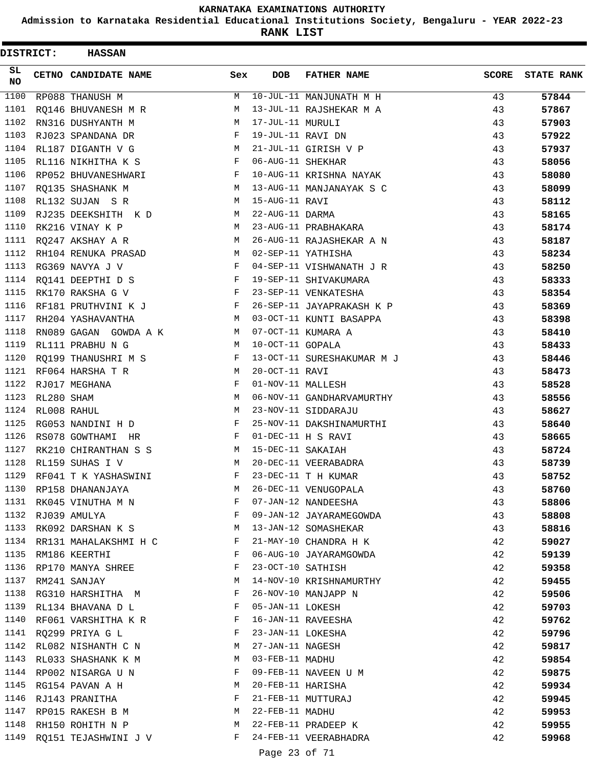KARNATAKA EXAMINATIONS AUTHORITY

Admission to Karnataka Residential Educational Institutions Society, Bengaluru - YEAR 2022-23

**RANK LIST**

**DISTRICT: HASSAN**

| SL NO | CETNO | CANDIDATE NAME | Sex | DOB | FATHER NAME | SCORE | STATE RANK |
|---|---|---|---|---|---|---|---|
| 1100 | RP088 | THANUSH M | M | 10-JUL-11 | MANJUNATH M H | 43 | 57844 |
| 1101 | RQ146 | BHUVANESH M R | M | 13-JUL-11 | RAJSHEKAR M A | 43 | 57867 |
| 1102 | RN316 | DUSHYANTH M | M | 17-JUL-11 | MURULI | 43 | 57903 |
| 1103 | RJ023 | SPANDANA DR | F | 19-JUL-11 | RAVI DN | 43 | 57922 |
| 1104 | RL187 | DIGANTH V G | M | 21-JUL-11 | GIRISH V P | 43 | 57937 |
| 1105 | RL116 | NIKHITHA K S | F | 06-AUG-11 | SHEKHAR | 43 | 58056 |
| 1106 | RP052 | BHUVANESHWARI | F | 10-AUG-11 | KRISHNA NAYAK | 43 | 58080 |
| 1107 | RQ135 | SHASHANK M | M | 13-AUG-11 | MANJANAYAK S C | 43 | 58099 |
| 1108 | RL132 | SUJAN S R | M | 15-AUG-11 | RAVI | 43 | 58112 |
| 1109 | RJ235 | DEEKSHITH K D | M | 22-AUG-11 | DARMA | 43 | 58165 |
| 1110 | RK216 | VINAY K P | M | 23-AUG-11 | PRABHAKARA | 43 | 58174 |
| 1111 | RQ247 | AKSHAY A R | M | 26-AUG-11 | RAJASHEKAR A N | 43 | 58187 |
| 1112 | RH104 | RENUKA PRASAD | M | 02-SEP-11 | YATHISHA | 43 | 58234 |
| 1113 | RG369 | NAVYA J V | F | 04-SEP-11 | VISHWANATH J R | 43 | 58250 |
| 1114 | RQ141 | DEEPTHI D S | F | 19-SEP-11 | SHIVAKUMARA | 43 | 58333 |
| 1115 | RK170 | RAKSHA G V | F | 23-SEP-11 | VENKATESHA | 43 | 58354 |
| 1116 | RF181 | PRUTHVINI K J | F | 26-SEP-11 | JAYAPRAKASH K P | 43 | 58369 |
| 1117 | RH204 | YASHAVANTHA | M | 03-OCT-11 | KUNTI BASAPPA | 43 | 58398 |
| 1118 | RN089 | GAGAN GOWDA A K | M | 07-OCT-11 | KUMARA A | 43 | 58410 |
| 1119 | RL111 | PRABHU N G | M | 10-OCT-11 | GOPALA | 43 | 58433 |
| 1120 | RQ199 | THANUSHRI M S | F | 13-OCT-11 | SURESHAKUMAR M J | 43 | 58446 |
| 1121 | RF064 | HARSHA T R | M | 20-OCT-11 | RAVI | 43 | 58473 |
| 1122 | RJ017 | MEGHANA | F | 01-NOV-11 | MALLESH | 43 | 58528 |
| 1123 | RL280 | SHAM | M | 06-NOV-11 | GANDHARVAMURTHY | 43 | 58556 |
| 1124 | RL008 | RAHUL | M | 23-NOV-11 | SIDDARAJU | 43 | 58627 |
| 1125 | RG053 | NANDINI H D | F | 25-NOV-11 | DAKSHINAMURTHI | 43 | 58640 |
| 1126 | RS078 | GOWTHAMI HR | F | 01-DEC-11 | H S RAVI | 43 | 58665 |
| 1127 | RK210 | CHIRANTHAN S S | M | 15-DEC-11 | SAKAIAH | 43 | 58724 |
| 1128 | RL159 | SUHAS I V | M | 20-DEC-11 | VEERABADRA | 43 | 58739 |
| 1129 | RF041 | T K YASHASWINI | F | 23-DEC-11 | T H KUMAR | 43 | 58752 |
| 1130 | RP158 | DHANANJAYA | M | 26-DEC-11 | VENUGOPALA | 43 | 58760 |
| 1131 | RK045 | VINUTHA M N | F | 07-JAN-12 | NANDEESHA | 43 | 58806 |
| 1132 | RJ039 | AMULYA | F | 09-JAN-12 | JAYARAMEGOWDA | 43 | 58808 |
| 1133 | RK092 | DARSHAN K S | M | 13-JAN-12 | SOMASHEKAR | 43 | 58816 |
| 1134 | RR131 | MAHALAKSHMI H C | F | 21-MAY-10 | CHANDRA H K | 42 | 59027 |
| 1135 | RM186 | KEERTHI | F | 06-AUG-10 | JAYARAMGOWDA | 42 | 59139 |
| 1136 | RP170 | MANYA SHREE | F | 23-OCT-10 | SATHISH | 42 | 59358 |
| 1137 | RM241 | SANJAY | M | 14-NOV-10 | KRISHNAMURTHY | 42 | 59455 |
| 1138 | RG310 | HARSHITHA M | F | 26-NOV-10 | MANJAPP N | 42 | 59506 |
| 1139 | RL134 | BHAVANA D L | F | 05-JAN-11 | LOKESH | 42 | 59703 |
| 1140 | RF061 | VARSHITHA K R | F | 16-JAN-11 | RAVEESHA | 42 | 59762 |
| 1141 | RQ299 | PRIYA G L | F | 23-JAN-11 | LOKESHA | 42 | 59796 |
| 1142 | RL082 | NISHANTH C N | M | 27-JAN-11 | NAGESH | 42 | 59817 |
| 1143 | RL033 | SHASHANK K M | M | 03-FEB-11 | MADHU | 42 | 59854 |
| 1144 | RP002 | NISARGA U N | F | 09-FEB-11 | NAVEEN U M | 42 | 59875 |
| 1145 | RG154 | PAVAN A H | M | 20-FEB-11 | HARISHA | 42 | 59934 |
| 1146 | RJ143 | PRANITHA | F | 21-FEB-11 | MUTTURAJ | 42 | 59945 |
| 1147 | RP015 | RAKESH B M | M | 22-FEB-11 | MADHU | 42 | 59953 |
| 1148 | RH150 | ROHITH N P | M | 22-FEB-11 | PRADEEP K | 42 | 59955 |
| 1149 | RQ151 | TEJASHWINI J V | F | 24-FEB-11 | VEERABHADRA | 42 | 59968 |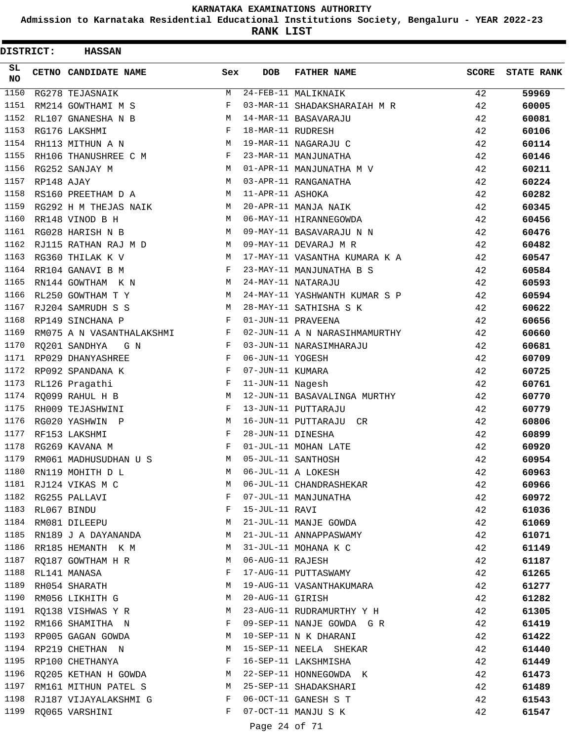KARNATAKA EXAMINATIONS AUTHORITY

Admission to Karnataka Residential Educational Institutions Society, Bengaluru - YEAR 2022-23

**RANK LIST**

**DISTRICT: HASSAN**

| SL NO | CETNO | CANDIDATE NAME | Sex | DOB | FATHER NAME | SCORE | STATE RANK |
|---|---|---|---|---|---|---|---|
| 1150 | RG278 | TEJASNAIK | M | 24-FEB-11 | MALIKNAIK | 42 | 59969 |
| 1151 | RM214 | GOWTHAMI M S | F | 03-MAR-11 | SHADAKSHARAIAH M R | 42 | 60005 |
| 1152 | RL107 | GNANESHA N B | M | 14-MAR-11 | BASAVARAJU | 42 | 60081 |
| 1153 | RG176 | LAKSHMI | F | 18-MAR-11 | RUDRESH | 42 | 60106 |
| 1154 | RH113 | MITHUN A N | M | 19-MAR-11 | NAGARAJU C | 42 | 60114 |
| 1155 | RH106 | THANUSHREE C M | F | 23-MAR-11 | MANJUNATHA | 42 | 60146 |
| 1156 | RG252 | SANJAY M | M | 01-APR-11 | MANJUNATHA M V | 42 | 60211 |
| 1157 | RP148 | AJAY | M | 03-APR-11 | RANGANATHA | 42 | 60224 |
| 1158 | RS160 | PREETHAM D A | M | 11-APR-11 | ASHOKA | 42 | 60282 |
| 1159 | RG292 | H M THEJAS NAIK | M | 20-APR-11 | MANJA NAIK | 42 | 60345 |
| 1160 | RR148 | VINOD B H | M | 06-MAY-11 | HIRANNEGOWDA | 42 | 60456 |
| 1161 | RG028 | HARISH N B | M | 09-MAY-11 | BASAVARAJU N N | 42 | 60476 |
| 1162 | RJ115 | RATHAN RAJ M D | M | 09-MAY-11 | DEVARAJ M R | 42 | 60482 |
| 1163 | RG360 | THILAK K V | M | 17-MAY-11 | VASANTHA KUMARA K A | 42 | 60547 |
| 1164 | RR104 | GANAVI B M | F | 23-MAY-11 | MANJUNATHA B S | 42 | 60584 |
| 1165 | RN144 | GOWTHAM K N | M | 24-MAY-11 | NATARAJU | 42 | 60593 |
| 1166 | RL250 | GOWTHAM T Y | M | 24-MAY-11 | YASHWANTH KUMAR S P | 42 | 60594 |
| 1167 | RJ204 | SAMRUDH S S | M | 28-MAY-11 | SATHISHA S K | 42 | 60622 |
| 1168 | RP149 | SINCHANA P | F | 01-JUN-11 | PRAVEENA | 42 | 60656 |
| 1169 | RM075 | A N VASANTHALAKSHMI | F | 02-JUN-11 | A N NARASIHMAMURTHY | 42 | 60660 |
| 1170 | RQ201 | SANDHYA G N | F | 03-JUN-11 | NARASIMHARAJU | 42 | 60681 |
| 1171 | RP029 | DHANYASHREE | F | 06-JUN-11 | YOGESH | 42 | 60709 |
| 1172 | RP092 | SPANDANA K | F | 07-JUN-11 | KUMARA | 42 | 60725 |
| 1173 | RL126 | Pragathi | F | 11-JUN-11 | Nagesh | 42 | 60761 |
| 1174 | RQ099 | RAHUL H B | M | 12-JUN-11 | BASAVALINGA MURTHY | 42 | 60770 |
| 1175 | RH009 | TEJASHWINI | F | 13-JUN-11 | PUTTARAJU | 42 | 60779 |
| 1176 | RG020 | YASHWIN P | M | 16-JUN-11 | PUTTARAJU CR | 42 | 60806 |
| 1177 | RF153 | LAKSHMI | F | 28-JUN-11 | DINESHA | 42 | 60899 |
| 1178 | RG269 | KAVANA M | F | 01-JUL-11 | MOHAN LATE | 42 | 60920 |
| 1179 | RM061 | MADHUSUDHAN U S | M | 05-JUL-11 | SANTHOSH | 42 | 60954 |
| 1180 | RN119 | MOHITH D L | M | 06-JUL-11 | A LOKESH | 42 | 60963 |
| 1181 | RJ124 | VIKAS M C | M | 06-JUL-11 | CHANDRASHEKAR | 42 | 60966 |
| 1182 | RG255 | PALLAVI | F | 07-JUL-11 | MANJUNATHA | 42 | 60972 |
| 1183 | RL067 | BINDU | F | 15-JUL-11 | RAVI | 42 | 61036 |
| 1184 | RM081 | DILEEPU | M | 21-JUL-11 | MANJE GOWDA | 42 | 61069 |
| 1185 | RN189 | J A DAYANANDA | M | 21-JUL-11 | ANNAPPASWAMY | 42 | 61071 |
| 1186 | RR185 | HEMANTH K M | M | 31-JUL-11 | MOHANA K C | 42 | 61149 |
| 1187 | RQ187 | GOWTHAM H R | M | 06-AUG-11 | RAJESH | 42 | 61187 |
| 1188 | RL141 | MANASA | F | 17-AUG-11 | PUTTASWAMY | 42 | 61265 |
| 1189 | RH054 | SHARATH | M | 19-AUG-11 | VASANTHAKUMARA | 42 | 61277 |
| 1190 | RM056 | LIKHITH G | M | 20-AUG-11 | GIRISH | 42 | 61282 |
| 1191 | RQ138 | VISHWAS Y R | M | 23-AUG-11 | RUDRAMURTHY Y H | 42 | 61305 |
| 1192 | RM166 | SHAMITHA N | F | 09-SEP-11 | NANJE GOWDA G R | 42 | 61419 |
| 1193 | RP005 | GAGAN GOWDA | M | 10-SEP-11 | N K DHARANI | 42 | 61422 |
| 1194 | RP219 | CHETHAN N | M | 15-SEP-11 | NEELA SHEKAR | 42 | 61440 |
| 1195 | RP100 | CHETHANYA | F | 16-SEP-11 | LAKSHMISHA | 42 | 61449 |
| 1196 | RQ205 | KETHAN H GOWDA | M | 22-SEP-11 | HONNEGOWDA K | 42 | 61473 |
| 1197 | RM161 | MITHUN PATEL S | M | 25-SEP-11 | SHADAKSHARI | 42 | 61489 |
| 1198 | RJ187 | VIJAYALAKSHMI G | F | 06-OCT-11 | GANESH S T | 42 | 61543 |
| 1199 | RQ065 | VARSHINI | F | 07-OCT-11 | MANJU S K | 42 | 61547 |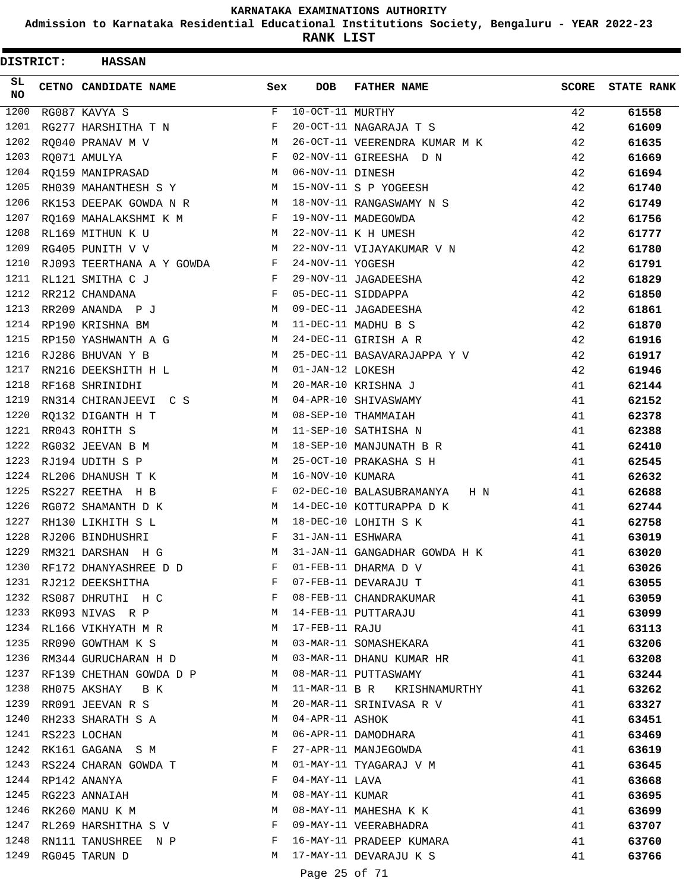**KARNATAKA EXAMINATIONS AUTHORITY**

**Admission to Karnataka Residential Educational Institutions Society, Bengaluru - YEAR 2022-23**

**RANK LIST**

**DISTRICT: HASSAN**

| SL NO | CETNO | CANDIDATE NAME | Sex | DOB | FATHER NAME | SCORE | STATE RANK |
|---|---|---|---|---|---|---|---|
| 1200 | RG087 | KAVYA S | F | 10-OCT-11 | MURTHY | 42 | 61558 |
| 1201 | RG277 | HARSHITHA T N | F | 20-OCT-11 | NAGARAJA T S | 42 | 61609 |
| 1202 | RQ040 | PRANAV M V | M | 26-OCT-11 | VEERENDRA KUMAR M K | 42 | 61635 |
| 1203 | RQ071 | AMULYA | F | 02-NOV-11 | GIREESHA D N | 42 | 61669 |
| 1204 | RQ159 | MANIPRASAD | M | 06-NOV-11 | DINESH | 42 | 61694 |
| 1205 | RH039 | MAHANTHESH S Y | M | 15-NOV-11 | S P YOGEESH | 42 | 61740 |
| 1206 | RK153 | DEEPAK GOWDA N R | M | 18-NOV-11 | RANGASWAMY N S | 42 | 61749 |
| 1207 | RQ169 | MAHALAKSHMI K M | F | 19-NOV-11 | MADEGOWDA | 42 | 61756 |
| 1208 | RL169 | MITHUN K U | M | 22-NOV-11 | K H UMESH | 42 | 61777 |
| 1209 | RG405 | PUNITH V V | M | 22-NOV-11 | VIJAYAKUMAR V N | 42 | 61780 |
| 1210 | RJ093 | TEERTHANA A Y GOWDA | F | 24-NOV-11 | YOGESH | 42 | 61791 |
| 1211 | RL121 | SMITHA C J | F | 29-NOV-11 | JAGADEESHA | 42 | 61829 |
| 1212 | RR212 | CHANDANA | F | 05-DEC-11 | SIDDAPPA | 42 | 61850 |
| 1213 | RR209 | ANANDA P J | M | 09-DEC-11 | JAGADEESHA | 42 | 61861 |
| 1214 | RP190 | KRISHNA BM | M | 11-DEC-11 | MADHU B S | 42 | 61870 |
| 1215 | RP150 | YASHWANTH A G | M | 24-DEC-11 | GIRISH A R | 42 | 61916 |
| 1216 | RJ286 | BHUVAN Y B | M | 25-DEC-11 | BASAVARAJAPPA Y V | 42 | 61917 |
| 1217 | RN216 | DEEKSHITH H L | M | 01-JAN-12 | LOKESH | 42 | 61946 |
| 1218 | RF168 | SHRINIDHI | M | 20-MAR-10 | KRISHNA J | 41 | 62144 |
| 1219 | RN314 | CHIRANJEEVI C S | M | 04-APR-10 | SHIVASWAMY | 41 | 62152 |
| 1220 | RQ132 | DIGANTH H T | M | 08-SEP-10 | THAMMAIAH | 41 | 62378 |
| 1221 | RR043 | ROHITH S | M | 11-SEP-10 | SATHISHA N | 41 | 62388 |
| 1222 | RG032 | JEEVAN B M | M | 18-SEP-10 | MANJUNATH B R | 41 | 62410 |
| 1223 | RJ194 | UDITH S P | M | 25-OCT-10 | PRAKASHA S H | 41 | 62545 |
| 1224 | RL206 | DHANUSH T K | M | 16-NOV-10 | KUMARA | 41 | 62632 |
| 1225 | RS227 | REETHA H B | F | 02-DEC-10 | BALASUBRAMANYA H N | 41 | 62688 |
| 1226 | RG072 | SHAMANTH D K | M | 14-DEC-10 | KOTTURAPPA D K | 41 | 62744 |
| 1227 | RH130 | LIKHITH S L | M | 18-DEC-10 | LOHITH S K | 41 | 62758 |
| 1228 | RJ206 | BINDHUSHRI | F | 31-JAN-11 | ESHWARA | 41 | 63019 |
| 1229 | RM321 | DARSHAN H G | M | 31-JAN-11 | GANGADHAR GOWDA H K | 41 | 63020 |
| 1230 | RF172 | DHANYASHREE D D | F | 01-FEB-11 | DHARMA D V | 41 | 63026 |
| 1231 | RJ212 | DEEKSHITHA | F | 07-FEB-11 | DEVARAJU T | 41 | 63055 |
| 1232 | RS087 | DHRUTHI H C | F | 08-FEB-11 | CHANDRAKUMAR | 41 | 63059 |
| 1233 | RK093 | NIVAS R P | M | 14-FEB-11 | PUTTARAJU | 41 | 63099 |
| 1234 | RL166 | VIKHYATH M R | M | 17-FEB-11 | RAJU | 41 | 63113 |
| 1235 | RR090 | GOWTHAM K S | M | 03-MAR-11 | SOMASHEKARA | 41 | 63206 |
| 1236 | RM344 | GURUCHARAN H D | M | 03-MAR-11 | DHANU KUMAR HR | 41 | 63208 |
| 1237 | RF139 | CHETHAN GOWDA D P | M | 08-MAR-11 | PUTTASWAMY | 41 | 63244 |
| 1238 | RH075 | AKSHAY B K | M | 11-MAR-11 | B R KRISHNAMURTHY | 41 | 63262 |
| 1239 | RR091 | JEEVAN R S | M | 20-MAR-11 | SRINIVASA R V | 41 | 63327 |
| 1240 | RH233 | SHARATH S A | M | 04-APR-11 | ASHOK | 41 | 63451 |
| 1241 | RS223 | LOCHAN | M | 06-APR-11 | DAMODHARA | 41 | 63469 |
| 1242 | RK161 | GAGANA S M | F | 27-APR-11 | MANJEGOWDA | 41 | 63619 |
| 1243 | RS224 | CHARAN GOWDA T | M | 01-MAY-11 | TYAGARAJ V M | 41 | 63645 |
| 1244 | RP142 | ANANYA | F | 04-MAY-11 | LAVA | 41 | 63668 |
| 1245 | RG223 | ANNAIAH | M | 08-MAY-11 | KUMAR | 41 | 63695 |
| 1246 | RK260 | MANU K M | M | 08-MAY-11 | MAHESHA K K | 41 | 63699 |
| 1247 | RL269 | HARSHITHA S V | F | 09-MAY-11 | VEERABHADRA | 41 | 63707 |
| 1248 | RN111 | TANUSHREE N P | F | 16-MAY-11 | PRADEEP KUMARA | 41 | 63760 |
| 1249 | RG045 | TARUN D | M | 17-MAY-11 | DEVARAJU K S | 41 | 63766 |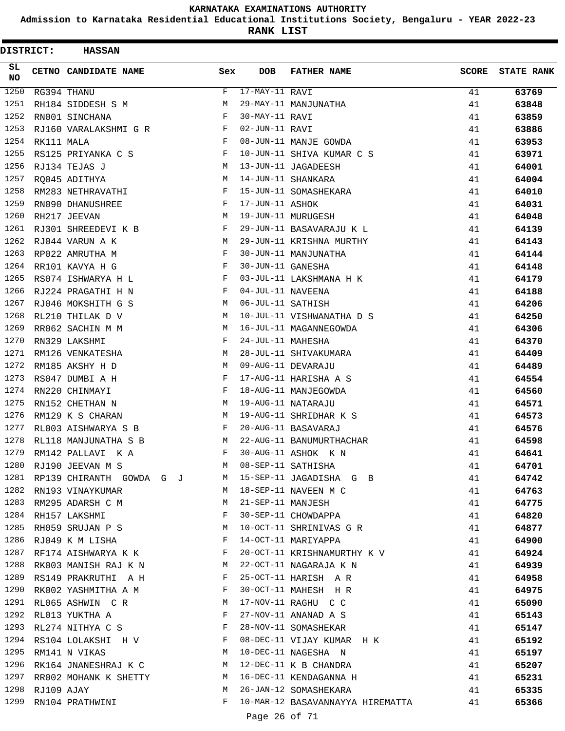KARNATAKA EXAMINATIONS AUTHORITY

Admission to Karnataka Residential Educational Institutions Society, Bengaluru - YEAR 2022-23

**RANK LIST**

**DISTRICT: HASSAN**

| SL NO | CETNO | CANDIDATE NAME | Sex | DOB | FATHER NAME | SCORE | STATE RANK |
|---|---|---|---|---|---|---|---|
| 1250 | RG394 | THANU | F | 17-MAY-11 | RAVI | 41 | 63769 |
| 1251 | RH184 | SIDDESH S M | M | 29-MAY-11 | MANJUNATHA | 41 | 63848 |
| 1252 | RN001 | SINCHANA | F | 30-MAY-11 | RAVI | 41 | 63859 |
| 1253 | RJ160 | VARALAKSHMI G R | F | 02-JUN-11 | RAVI | 41 | 63886 |
| 1254 | RK111 | MALA | F | 08-JUN-11 | MANJE GOWDA | 41 | 63953 |
| 1255 | RS125 | PRIYANKA C S | F | 10-JUN-11 | SHIVA KUMAR C S | 41 | 63971 |
| 1256 | RJ134 | TEJAS J | M | 13-JUN-11 | JAGADEESH | 41 | 64001 |
| 1257 | RQ045 | ADITHYA | M | 14-JUN-11 | SHANKARA | 41 | 64004 |
| 1258 | RM283 | NETHRAVATHI | F | 15-JUN-11 | SOMASHEKARA | 41 | 64010 |
| 1259 | RN090 | DHANUSHREE | F | 17-JUN-11 | ASHOK | 41 | 64031 |
| 1260 | RH217 | JEEVAN | M | 19-JUN-11 | MURUGESH | 41 | 64048 |
| 1261 | RJ301 | SHREEDEVI K B | F | 29-JUN-11 | BASAVARAJU K L | 41 | 64139 |
| 1262 | RJ044 | VARUN A K | M | 29-JUN-11 | KRISHNA MURTHY | 41 | 64143 |
| 1263 | RP022 | AMRUTHA M | F | 30-JUN-11 | MANJUNATHA | 41 | 64144 |
| 1264 | RR101 | KAVYA H G | F | 30-JUN-11 | GANESHA | 41 | 64148 |
| 1265 | RS074 | ISHWARYA H L | F | 03-JUL-11 | LAKSHMANA H K | 41 | 64179 |
| 1266 | RJ224 | PRAGATHI H N | F | 04-JUL-11 | NAVEENA | 41 | 64188 |
| 1267 | RJ046 | MOKSHITH G S | M | 06-JUL-11 | SATHISH | 41 | 64206 |
| 1268 | RL210 | THILAK D V | M | 10-JUL-11 | VISHWANATHA D S | 41 | 64250 |
| 1269 | RR062 | SACHIN M M | M | 16-JUL-11 | MAGANNEGOWDA | 41 | 64306 |
| 1270 | RN329 | LAKSHMI | F | 24-JUL-11 | MAHESHA | 41 | 64370 |
| 1271 | RM126 | VENKATESHA | M | 28-JUL-11 | SHIVAKUMARA | 41 | 64409 |
| 1272 | RM185 | AKSHY H D | M | 09-AUG-11 | DEVARAJU | 41 | 64489 |
| 1273 | RS047 | DUMBI A H | F | 17-AUG-11 | HARISHA A S | 41 | 64554 |
| 1274 | RN220 | CHINMAYI | F | 18-AUG-11 | MANJEGOWDA | 41 | 64560 |
| 1275 | RN152 | CHETHAN N | M | 19-AUG-11 | NATARAJU | 41 | 64571 |
| 1276 | RM129 | K S CHARAN | M | 19-AUG-11 | SHRIDHAR K S | 41 | 64573 |
| 1277 | RL003 | AISHWARYA S B | F | 20-AUG-11 | BASAVARAJ | 41 | 64576 |
| 1278 | RL118 | MANJUNATHA S B | M | 22-AUG-11 | BANUMURTHACHAR | 41 | 64598 |
| 1279 | RM142 | PALLAVI K A | F | 30-AUG-11 | ASHOK K N | 41 | 64641 |
| 1280 | RJ190 | JEEVAN M S | M | 08-SEP-11 | SATHISHA | 41 | 64701 |
| 1281 | RP139 | CHIRANTH GOWDA G J | M | 15-SEP-11 | JAGADISHA G B | 41 | 64742 |
| 1282 | RN193 | VINAYKUMAR | M | 18-SEP-11 | NAVEEN M C | 41 | 64763 |
| 1283 | RM295 | ADARSH C M | M | 21-SEP-11 | MANJESH | 41 | 64775 |
| 1284 | RH157 | LAKSHMI | F | 30-SEP-11 | CHOWDAPPA | 41 | 64820 |
| 1285 | RH059 | SRUJAN P S | M | 10-OCT-11 | SHRINIVAS G R | 41 | 64877 |
| 1286 | RJ049 | K M LISHA | F | 14-OCT-11 | MARIYAPPA | 41 | 64900 |
| 1287 | RF174 | AISHWARYA K K | F | 20-OCT-11 | KRISHNAMURTHY K V | 41 | 64924 |
| 1288 | RK003 | MANISH RAJ K N | M | 22-OCT-11 | NAGARAJA K N | 41 | 64939 |
| 1289 | RS149 | PRAKRUTHI A H | F | 25-OCT-11 | HARISH A R | 41 | 64958 |
| 1290 | RK002 | YASHMITHA A M | F | 30-OCT-11 | MAHESH H R | 41 | 64975 |
| 1291 | RL065 | ASHWIN C R | M | 17-NOV-11 | RAGHU C C | 41 | 65090 |
| 1292 | RL013 | YUKTHA A | F | 27-NOV-11 | ANANAD A S | 41 | 65143 |
| 1293 | RL274 | NITHYA C S | F | 28-NOV-11 | SOMASHEKAR | 41 | 65147 |
| 1294 | RS104 | LOLAKSHI H V | F | 08-DEC-11 | VIJAY KUMAR H K | 41 | 65192 |
| 1295 | RM141 | N VIKAS | M | 10-DEC-11 | NAGESHA N | 41 | 65197 |
| 1296 | RK164 | JNANESHRAJ K C | M | 12-DEC-11 | K B CHANDRA | 41 | 65207 |
| 1297 | RR002 | MOHANK K SHETTY | M | 16-DEC-11 | KENDAGANNA H | 41 | 65231 |
| 1298 | RJ109 | AJAY | M | 26-JAN-12 | SOMASHEKARA | 41 | 65335 |
| 1299 | RN104 | PRATHWINI | F | 10-MAR-12 | BASAVANNAYYA HIREMATTA | 41 | 65366 |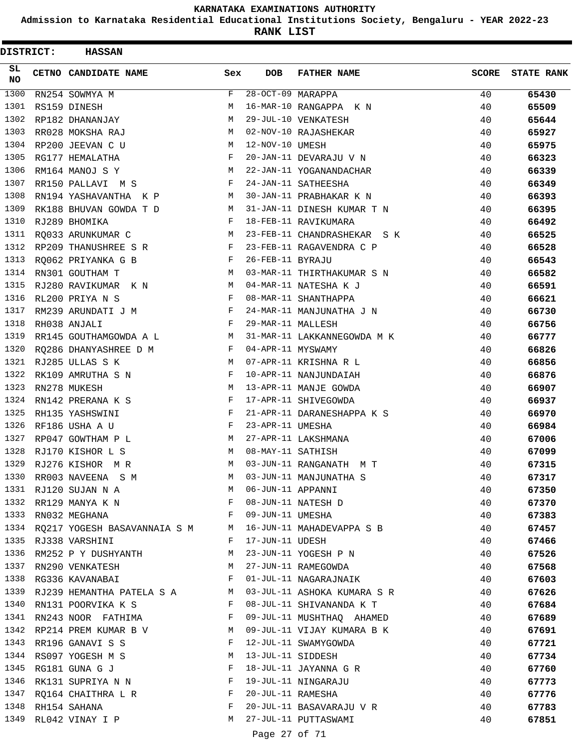# KARNATAKA EXAMINATIONS AUTHORITY

**Admission to Karnataka Residential Educational Institutions Society, Bengaluru - YEAR 2022-23**

**RANK LIST**

**DISTRICT: HASSAN**

| SL NO | CETNO | CANDIDATE NAME | Sex | DOB | FATHER NAME | SCORE | STATE RANK |
|---|---|---|---|---|---|---|---|
| 1300 | RN254 | SOWMYA M | F | 28-OCT-09 | MARAPPA | 40 | **65430** |
| 1301 | RS159 | DINESH | M | 16-MAR-10 | RANGAPPA K N | 40 | **65509** |
| 1302 | RP182 | DHANANJAY | M | 29-JUL-10 | VENKATESH | 40 | **65644** |
| 1303 | RR028 | MOKSHA RAJ | M | 02-NOV-10 | RAJASHEKAR | 40 | **65927** |
| 1304 | RP200 | JEEVAN C U | M | 12-NOV-10 | UMESH | 40 | **65975** |
| 1305 | RG177 | HEMALATHA | F | 20-JAN-11 | DEVARAJU V N | 40 | **66323** |
| 1306 | RM164 | MANOJ S Y | M | 22-JAN-11 | YOGANANDACHAR | 40 | **66339** |
| 1307 | RR150 | PALLAVI M S | F | 24-JAN-11 | SATHEESHA | 40 | **66349** |
| 1308 | RN194 | YASHAVANTHA K P | M | 30-JAN-11 | PRABHAKAR K N | 40 | **66393** |
| 1309 | RK188 | BHUVAN GOWDA T D | M | 31-JAN-11 | DINESH KUMAR T N | 40 | **66395** |
| 1310 | RJ289 | BHOMIKA | F | 18-FEB-11 | RAVIKUMARA | 40 | **66492** |
| 1311 | RQ033 | ARUNKUMAR C | M | 23-FEB-11 | CHANDRASHEKAR S K | 40 | **66525** |
| 1312 | RP209 | THANUSHREE S R | F | 23-FEB-11 | RAGAVENDRA C P | 40 | **66528** |
| 1313 | RQ062 | PRIYANKA G B | F | 26-FEB-11 | BYRAJU | 40 | **66543** |
| 1314 | RN301 | GOUTHAM T | M | 03-MAR-11 | THIRTHAKUMAR S N | 40 | **66582** |
| 1315 | RJ280 | RAVIKUMAR K N | M | 04-MAR-11 | NATESHA K J | 40 | **66591** |
| 1316 | RL200 | PRIYA N S | F | 08-MAR-11 | SHANTHAPPA | 40 | **66621** |
| 1317 | RM239 | ARUNDATI J M | F | 24-MAR-11 | MANJUNATHA J N | 40 | **66730** |
| 1318 | RH038 | ANJALI | F | 29-MAR-11 | MALLESH | 40 | **66756** |
| 1319 | RR145 | GOUTHAMGOWDA A L | M | 31-MAR-11 | LAKKANNEGOWDA M K | 40 | **66777** |
| 1320 | RQ286 | DHANYASHREE D M | F | 04-APR-11 | MYSWAMY | 40 | **66826** |
| 1321 | RJ285 | ULLAS S K | M | 07-APR-11 | KRISHNA R L | 40 | **66856** |
| 1322 | RK109 | AMRUTHA S N | F | 10-APR-11 | NANJUNDAIAH | 40 | **66876** |
| 1323 | RN278 | MUKESH | M | 13-APR-11 | MANJE GOWDA | 40 | **66907** |
| 1324 | RN142 | PRERANA K S | F | 17-APR-11 | SHIVEGOWDA | 40 | **66937** |
| 1325 | RH135 | YASHSWINI | F | 21-APR-11 | DARANESHAPPA K S | 40 | **66970** |
| 1326 | RF186 | USHA A U | F | 23-APR-11 | UMESHA | 40 | **66984** |
| 1327 | RP047 | GOWTHAM P L | M | 27-APR-11 | LAKSHMANA | 40 | **67006** |
| 1328 | RJ170 | KISHOR L S | M | 08-MAY-11 | SATHISH | 40 | **67099** |
| 1329 | RJ276 | KISHOR M R | M | 03-JUN-11 | RANGANATH M T | 40 | **67315** |
| 1330 | RR003 | NAVEENA S M | M | 03-JUN-11 | MANJUNATHA S | 40 | **67317** |
| 1331 | RJ120 | SUJAN N A | M | 06-JUN-11 | APPANNI | 40 | **67350** |
| 1332 | RR129 | MANYA K N | F | 08-JUN-11 | NATESH D | 40 | **67370** |
| 1333 | RN032 | MEGHANA | F | 09-JUN-11 | UMESHA | 40 | **67383** |
| 1334 | RQ217 | YOGESH BASAVANNAIA S M | M | 16-JUN-11 | MAHADEVAPPA S B | 40 | **67457** |
| 1335 | RJ338 | VARSHINI | F | 17-JUN-11 | UDESH | 40 | **67466** |
| 1336 | RM252 | P Y DUSHYANTH | M | 23-JUN-11 | YOGESH P N | 40 | **67526** |
| 1337 | RN290 | VENKATESH | M | 27-JUN-11 | RAMEGOWDA | 40 | **67568** |
| 1338 | RG336 | KAVANABAI | F | 01-JUL-11 | NAGARAJNAIK | 40 | **67603** |
| 1339 | RJ239 | HEMANTHA PATELA S A | M | 03-JUL-11 | ASHOKA KUMARA S R | 40 | **67626** |
| 1340 | RN131 | POORVIKA K S | F | 08-JUL-11 | SHIVANANDA K T | 40 | **67684** |
| 1341 | RN243 | NOOR FATHIMA | F | 09-JUL-11 | MUSHTHAQ AHAMED | 40 | **67689** |
| 1342 | RP214 | PREM KUMAR B V | M | 09-JUL-11 | VIJAY KUMARA B K | 40 | **67691** |
| 1343 | RR196 | GANAVI S S | F | 12-JUL-11 | SWAMYGOWDA | 40 | **67721** |
| 1344 | RS097 | YOGESH M S | M | 13-JUL-11 | SIDDESH | 40 | **67734** |
| 1345 | RG181 | GUNA G J | F | 18-JUL-11 | JAYANNA G R | 40 | **67760** |
| 1346 | RK131 | SUPRIYA N N | F | 19-JUL-11 | NINGARAJU | 40 | **67773** |
| 1347 | RQ164 | CHAITHRA L R | F | 20-JUL-11 | RAMESHA | 40 | **67776** |
| 1348 | RH154 | SAHANA | F | 20-JUL-11 | BASAVARAJU V R | 40 | **67783** |
| 1349 | RL042 | VINAY I P | M | 27-JUL-11 | PUTTASWAMI | 40 | **67851** |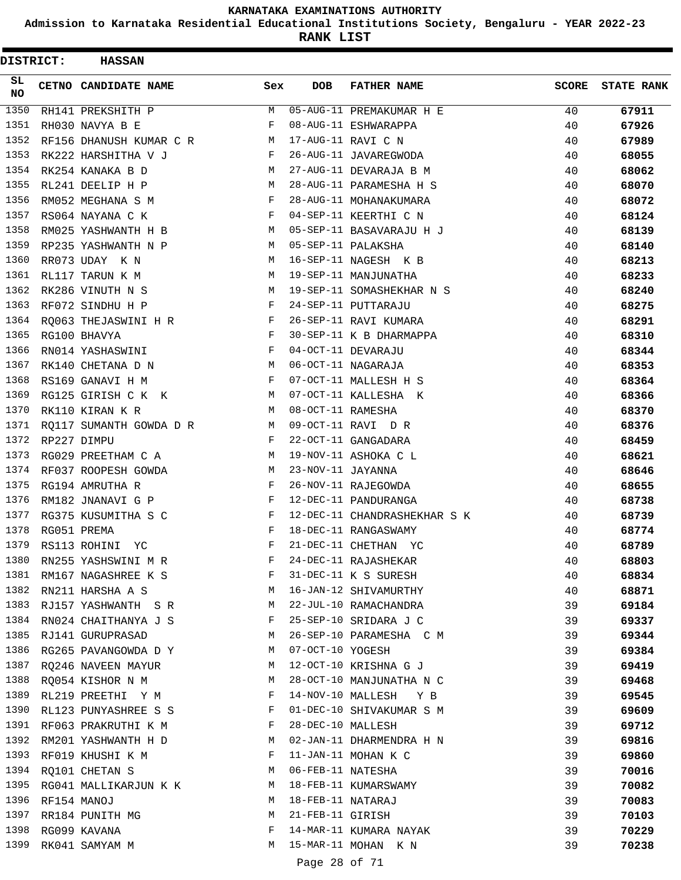# KARNATAKA EXAMINATIONS AUTHORITY

**Admission to Karnataka Residential Educational Institutions Society, Bengaluru - YEAR 2022-23**

**RANK LIST**

**DISTRICT: HASSAN**

| SL NO | CETNO | CANDIDATE NAME | Sex | DOB | FATHER NAME | SCORE | STATE RANK |
|---|---|---|---|---|---|---|---|
| 1350 | RH141 | PREKSHITH P | M | 05-AUG-11 | PREMAKUMAR H E | 40 | **67911** |
| 1351 | RH030 | NAVYA B E | F | 08-AUG-11 | ESHWARAPPA | 40 | **67926** |
| 1352 | RF156 | DHANUSH KUMAR C R | M | 17-AUG-11 | RAVI C N | 40 | **67989** |
| 1353 | RK222 | HARSHITHA V J | F | 26-AUG-11 | JAVAREGWODA | 40 | **68055** |
| 1354 | RK254 | KANAKA B D | M | 27-AUG-11 | DEVARAJA B M | 40 | **68062** |
| 1355 | RL241 | DEELIP H P | M | 28-AUG-11 | PARAMESHA H S | 40 | **68070** |
| 1356 | RM052 | MEGHANA S M | F | 28-AUG-11 | MOHANAKUMARA | 40 | **68072** |
| 1357 | RS064 | NAYANA C K | F | 04-SEP-11 | KEERTHI C N | 40 | **68124** |
| 1358 | RM025 | YASHWANTH H B | M | 05-SEP-11 | BASAVARAJU H J | 40 | **68139** |
| 1359 | RP235 | YASHWANTH N P | M | 05-SEP-11 | PALAKSHA | 40 | **68140** |
| 1360 | RR073 | UDAY K N | M | 16-SEP-11 | NAGESH K B | 40 | **68213** |
| 1361 | RL117 | TARUN K M | M | 19-SEP-11 | MANJUNATHA | 40 | **68233** |
| 1362 | RK286 | VINUTH N S | M | 19-SEP-11 | SOMASHEKHAR N S | 40 | **68240** |
| 1363 | RF072 | SINDHU H P | F | 24-SEP-11 | PUTTARAJU | 40 | **68275** |
| 1364 | RQ063 | THEJASWINI H R | F | 26-SEP-11 | RAVI KUMARA | 40 | **68291** |
| 1365 | RG100 | BHAVYA | F | 30-SEP-11 | K B DHARMAPPA | 40 | **68310** |
| 1366 | RN014 | YASHASWINI | F | 04-OCT-11 | DEVARAJU | 40 | **68344** |
| 1367 | RK140 | CHETANA D N | M | 06-OCT-11 | NAGARAJA | 40 | **68353** |
| 1368 | RS169 | GANAVI H M | F | 07-OCT-11 | MALLESH H S | 40 | **68364** |
| 1369 | RG125 | GIRISH C K K | M | 07-OCT-11 | KALLESHA K | 40 | **68366** |
| 1370 | RK110 | KIRAN K R | M | 08-OCT-11 | RAMESHA | 40 | **68370** |
| 1371 | RQ117 | SUMANTH GOWDA D R | M | 09-OCT-11 | RAVI D R | 40 | **68376** |
| 1372 | RP227 | DIMPU | F | 22-OCT-11 | GANGADARA | 40 | **68459** |
| 1373 | RG029 | PREETHAM C A | M | 19-NOV-11 | ASHOKA C L | 40 | **68621** |
| 1374 | RF037 | ROOPESH GOWDA | M | 23-NOV-11 | JAYANNA | 40 | **68646** |
| 1375 | RG194 | AMRUTHA R | F | 26-NOV-11 | RAJEGOWDA | 40 | **68655** |
| 1376 | RM182 | JNANAVI G P | F | 12-DEC-11 | PANDURANGA | 40 | **68738** |
| 1377 | RG375 | KUSUMITHA S C | F | 12-DEC-11 | CHANDRASHEKHAR S K | 40 | **68739** |
| 1378 | RG051 | PREMA | F | 18-DEC-11 | RANGASWAMY | 40 | **68774** |
| 1379 | RS113 | ROHINI YC | F | 21-DEC-11 | CHETHAN YC | 40 | **68789** |
| 1380 | RN255 | YASHSWINI M R | F | 24-DEC-11 | RAJASHEKAR | 40 | **68803** |
| 1381 | RM167 | NAGASHREE K S | F | 31-DEC-11 | K S SURESH | 40 | **68834** |
| 1382 | RN211 | HARSHA A S | M | 16-JAN-12 | SHIVAMURTHY | 40 | **68871** |
| 1383 | RJ157 | YASHWANTH S R | M | 22-JUL-10 | RAMACHANDRA | 39 | **69184** |
| 1384 | RN024 | CHAITHANYA J S | F | 25-SEP-10 | SRIDARA J C | 39 | **69337** |
| 1385 | RJ141 | GURUPRASAD | M | 26-SEP-10 | PARAMESHA C M | 39 | **69344** |
| 1386 | RG265 | PAVANGOWDA D Y | M | 07-OCT-10 | YOGESH | 39 | **69384** |
| 1387 | RQ246 | NAVEEN MAYUR | M | 12-OCT-10 | KRISHNA G J | 39 | **69419** |
| 1388 | RQ054 | KISHOR N M | M | 28-OCT-10 | MANJUNATHA N C | 39 | **69468** |
| 1389 | RL219 | PREETHI Y M | F | 14-NOV-10 | MALLESH Y B | 39 | **69545** |
| 1390 | RL123 | PUNYASHREE S S | F | 01-DEC-10 | SHIVAKUMAR S M | 39 | **69609** |
| 1391 | RF063 | PRAKRUTHI K M | F | 28-DEC-10 | MALLESH | 39 | **69712** |
| 1392 | RM201 | YASHWANTH H D | M | 02-JAN-11 | DHARMENDRA H N | 39 | **69816** |
| 1393 | RF019 | KHUSHI K M | F | 11-JAN-11 | MOHAN K C | 39 | **69860** |
| 1394 | RQ101 | CHETAN S | M | 06-FEB-11 | NATESHA | 39 | **70016** |
| 1395 | RG041 | MALLIKARJUN K K | M | 18-FEB-11 | KUMARSWAMY | 39 | **70082** |
| 1396 | RF154 | MANOJ | M | 18-FEB-11 | NATARAJ | 39 | **70083** |
| 1397 | RR184 | PUNITH MG | M | 21-FEB-11 | GIRISH | 39 | **70103** |
| 1398 | RG099 | KAVANA | F | 14-MAR-11 | KUMARA NAYAK | 39 | **70229** |
| 1399 | RK041 | SAMYAM M | M | 15-MAR-11 | MOHAN K N | 39 | **70238** |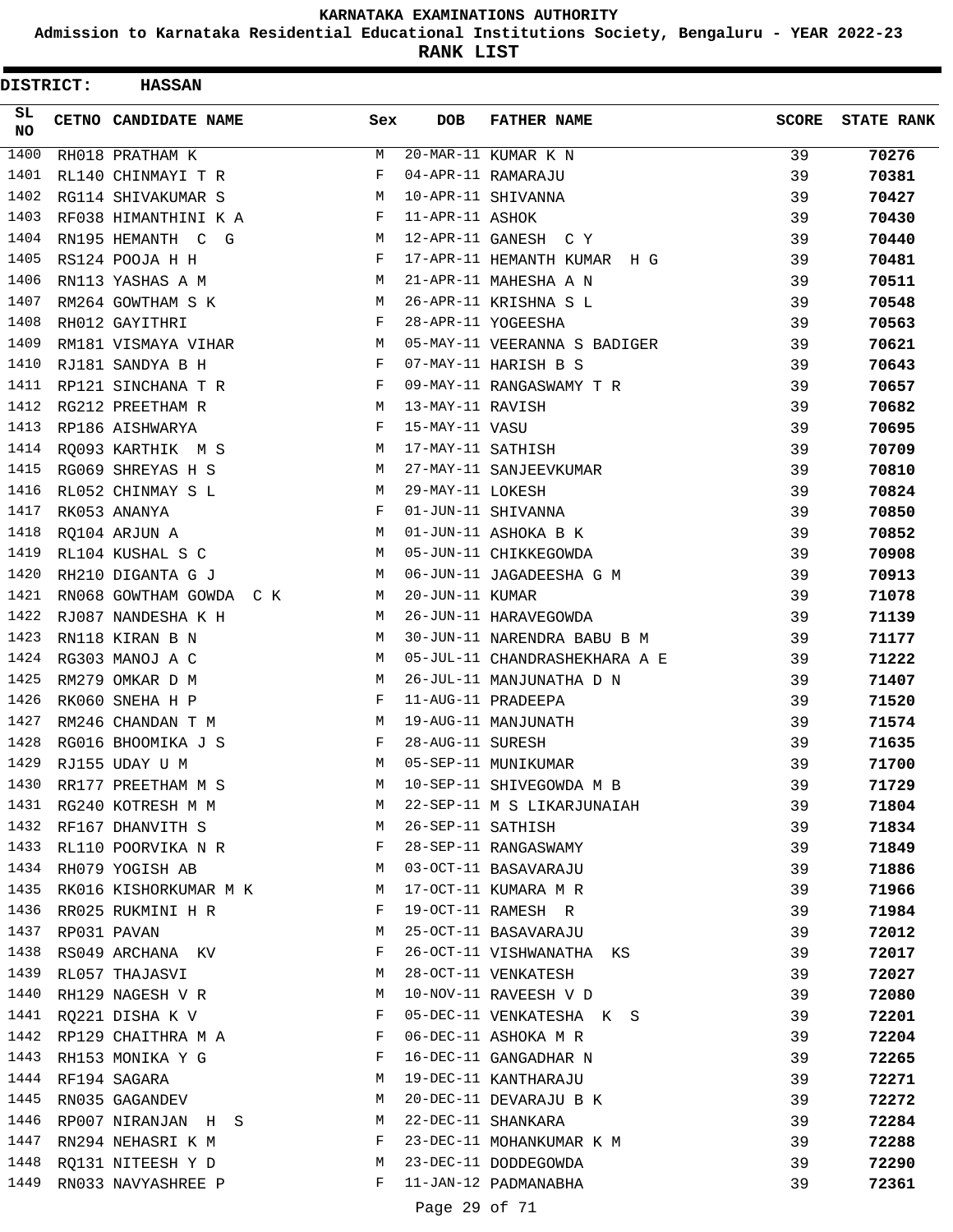# KARNATAKA EXAMINATIONS AUTHORITY

**Admission to Karnataka Residential Educational Institutions Society, Bengaluru - YEAR 2022-23**

**RANK LIST**

**DISTRICT: HASSAN**

| SL NO | CETNO | CANDIDATE NAME | Sex | DOB | FATHER NAME | SCORE | STATE RANK |
|---|---|---|---|---|---|---|---|
| 1400 | RH018 | PRATHAM K | M | 20-MAR-11 | KUMAR K N | 39 | 70276 |
| 1401 | RL140 | CHINMAYI T R | F | 04-APR-11 | RAMARAJU | 39 | 70381 |
| 1402 | RG114 | SHIVAKUMAR S | M | 10-APR-11 | SHIVANNA | 39 | 70427 |
| 1403 | RF038 | HIMANTHINI K A | F | 11-APR-11 | ASHOK | 39 | 70430 |
| 1404 | RN195 | HEMANTH C G | M | 12-APR-11 | GANESH C Y | 39 | 70440 |
| 1405 | RS124 | POOJA H H | F | 17-APR-11 | HEMANTH KUMAR H G | 39 | 70481 |
| 1406 | RN113 | YASHAS A M | M | 21-APR-11 | MAHESHA A N | 39 | 70511 |
| 1407 | RM264 | GOWTHAM S K | M | 26-APR-11 | KRISHNA S L | 39 | 70548 |
| 1408 | RH012 | GAYITHRI | F | 28-APR-11 | YOGEESHA | 39 | 70563 |
| 1409 | RM181 | VISMAYA VIHAR | M | 05-MAY-11 | VEERANNA S BADIGER | 39 | 70621 |
| 1410 | RJ181 | SANDYA B H | F | 07-MAY-11 | HARISH B S | 39 | 70643 |
| 1411 | RP121 | SINCHANA T R | F | 09-MAY-11 | RANGASWAMY T R | 39 | 70657 |
| 1412 | RG212 | PREETHAM R | M | 13-MAY-11 | RAVISH | 39 | 70682 |
| 1413 | RP186 | AISHWARYA | F | 15-MAY-11 | VASU | 39 | 70695 |
| 1414 | RQ093 | KARTHIK M S | M | 17-MAY-11 | SATHISH | 39 | 70709 |
| 1415 | RG069 | SHREYAS H S | M | 27-MAY-11 | SANJEEVKUMAR | 39 | 70810 |
| 1416 | RL052 | CHINMAY S L | M | 29-MAY-11 | LOKESH | 39 | 70824 |
| 1417 | RK053 | ANANYA | F | 01-JUN-11 | SHIVANNA | 39 | 70850 |
| 1418 | RQ104 | ARJUN A | M | 01-JUN-11 | ASHOKA B K | 39 | 70852 |
| 1419 | RL104 | KUSHAL S C | M | 05-JUN-11 | CHIKKEGOWDA | 39 | 70908 |
| 1420 | RH210 | DIGANTA G J | M | 06-JUN-11 | JAGADEESHA G M | 39 | 70913 |
| 1421 | RN068 | GOWTHAM GOWDA C K | M | 20-JUN-11 | KUMAR | 39 | 71078 |
| 1422 | RJ087 | NANDESHA K H | M | 26-JUN-11 | HARAVEGOWDA | 39 | 71139 |
| 1423 | RN118 | KIRAN B N | M | 30-JUN-11 | NARENDRA BABU B M | 39 | 71177 |
| 1424 | RG303 | MANOJ A C | M | 05-JUL-11 | CHANDRASHEKHARA A E | 39 | 71222 |
| 1425 | RM279 | OMKAR D M | M | 26-JUL-11 | MANJUNATHA D N | 39 | 71407 |
| 1426 | RK060 | SNEHA H P | F | 11-AUG-11 | PRADEEPA | 39 | 71520 |
| 1427 | RM246 | CHANDAN T M | M | 19-AUG-11 | MANJUNATH | 39 | 71574 |
| 1428 | RG016 | BHOOMIKA J S | F | 28-AUG-11 | SURESH | 39 | 71635 |
| 1429 | RJ155 | UDAY U M | M | 05-SEP-11 | MUNIKUMAR | 39 | 71700 |
| 1430 | RR177 | PREETHAM M S | M | 10-SEP-11 | SHIVEGOWDA M B | 39 | 71729 |
| 1431 | RG240 | KOTRESH M M | M | 22-SEP-11 | M S LIKARJUNAIAH | 39 | 71804 |
| 1432 | RF167 | DHANVITH S | M | 26-SEP-11 | SATHISH | 39 | 71834 |
| 1433 | RL110 | POORVIKA N R | F | 28-SEP-11 | RANGASWAMY | 39 | 71849 |
| 1434 | RH079 | YOGISH AB | M | 03-OCT-11 | BASAVARAJU | 39 | 71886 |
| 1435 | RK016 | KISHORKUMAR M K | M | 17-OCT-11 | KUMARA M R | 39 | 71966 |
| 1436 | RR025 | RUKMINI H R | F | 19-OCT-11 | RAMESH R | 39 | 71984 |
| 1437 | RP031 | PAVAN | M | 25-OCT-11 | BASAVARAJU | 39 | 72012 |
| 1438 | RS049 | ARCHANA KV | F | 26-OCT-11 | VISHWANATHA KS | 39 | 72017 |
| 1439 | RL057 | THAJASVI | M | 28-OCT-11 | VENKATESH | 39 | 72027 |
| 1440 | RH129 | NAGESH V R | M | 10-NOV-11 | RAVEESH V D | 39 | 72080 |
| 1441 | RQ221 | DISHA K V | F | 05-DEC-11 | VENKATESHA K S | 39 | 72201 |
| 1442 | RP129 | CHAITHRA M A | F | 06-DEC-11 | ASHOKA M R | 39 | 72204 |
| 1443 | RH153 | MONIKA Y G | F | 16-DEC-11 | GANGADHAR N | 39 | 72265 |
| 1444 | RF194 | SAGARA | M | 19-DEC-11 | KANTHARAJU | 39 | 72271 |
| 1445 | RN035 | GAGANDEV | M | 20-DEC-11 | DEVARAJU B K | 39 | 72272 |
| 1446 | RP007 | NIRANJAN H S | M | 22-DEC-11 | SHANKARA | 39 | 72284 |
| 1447 | RN294 | NEHASRI K M | F | 23-DEC-11 | MOHANKUMAR K M | 39 | 72288 |
| 1448 | RQ131 | NITEESH Y D | M | 23-DEC-11 | DODDEGOWDA | 39 | 72290 |
| 1449 | RN033 | NAVYASHREE P | F | 11-JAN-12 | PADMANABHA | 39 | 72361 |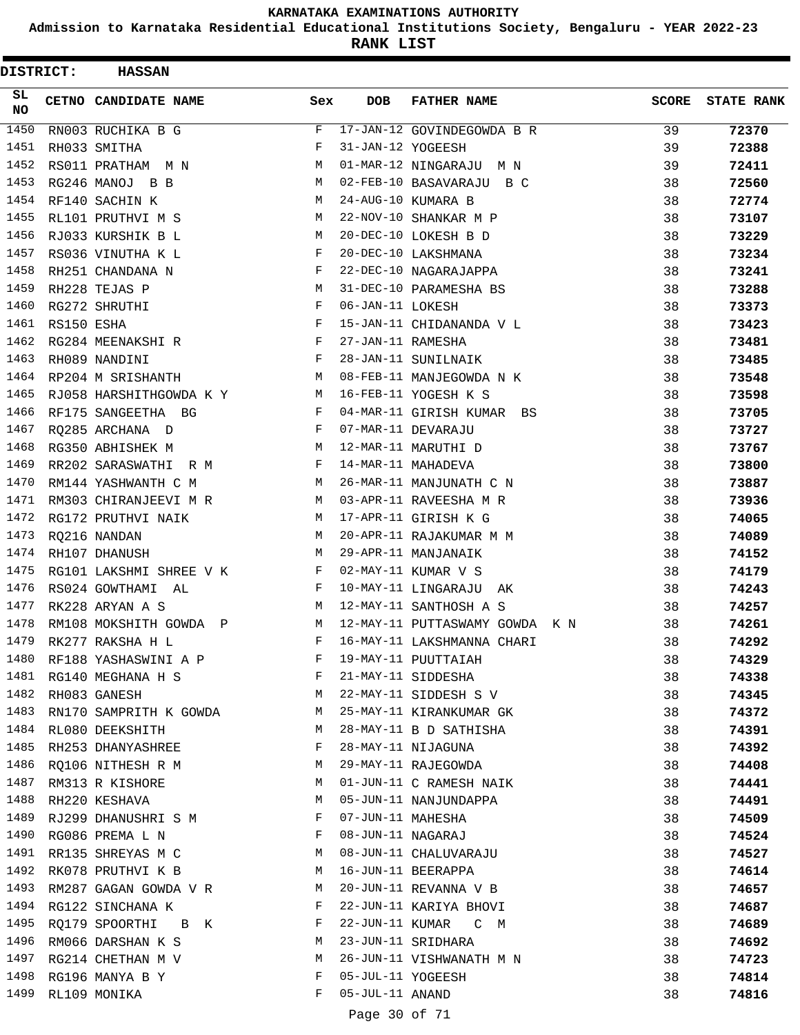# KARNATAKA EXAMINATIONS AUTHORITY

**Admission to Karnataka Residential Educational Institutions Society, Bengaluru - YEAR 2022-23**

**RANK LIST**

**DISTRICT: HASSAN**

| SL NO | CETNO | CANDIDATE NAME | Sex | DOB | FATHER NAME | SCORE | STATE RANK |
|---|---|---|---|---|---|---|---|
| 1450 | RN003 | RUCHIKA B G | F | 17-JAN-12 | GOVINDEGOWDA B R | 39 | 72370 |
| 1451 | RH033 | SMITHA | F | 31-JAN-12 | YOGEESH | 39 | 72388 |
| 1452 | RS011 | PRATHAM M N | M | 01-MAR-12 | NINGARAJU M N | 39 | 72411 |
| 1453 | RG246 | MANOJ B B | M | 02-FEB-10 | BASAVARAJU B C | 38 | 72560 |
| 1454 | RF140 | SACHIN K | M | 24-AUG-10 | KUMARA B | 38 | 72774 |
| 1455 | RL101 | PRUTHVI M S | M | 22-NOV-10 | SHANKAR M P | 38 | 73107 |
| 1456 | RJ033 | KURSHIK B L | M | 20-DEC-10 | LOKESH B D | 38 | 73229 |
| 1457 | RS036 | VINUTHA K L | F | 20-DEC-10 | LAKSHMANA | 38 | 73234 |
| 1458 | RH251 | CHANDANA N | F | 22-DEC-10 | NAGARAJAPPA | 38 | 73241 |
| 1459 | RH228 | TEJAS P | M | 31-DEC-10 | PARAMESHA BS | 38 | 73288 |
| 1460 | RG272 | SHRUTHI | F | 06-JAN-11 | LOKESH | 38 | 73373 |
| 1461 | RS150 | ESHA | F | 15-JAN-11 | CHIDANANDA V L | 38 | 73423 |
| 1462 | RG284 | MEENAKSHI R | F | 27-JAN-11 | RAMESHA | 38 | 73481 |
| 1463 | RH089 | NANDINI | F | 28-JAN-11 | SUNILNAIK | 38 | 73485 |
| 1464 | RP204 | M SRISHANTH | M | 08-FEB-11 | MANJEGOWDA N K | 38 | 73548 |
| 1465 | RJ058 | HARSHITHGOWDA K Y | M | 16-FEB-11 | YOGESH K S | 38 | 73598 |
| 1466 | RF175 | SANGEETHA BG | F | 04-MAR-11 | GIRISH KUMAR BS | 38 | 73705 |
| 1467 | RQ285 | ARCHANA D | F | 07-MAR-11 | DEVARAJU | 38 | 73727 |
| 1468 | RG350 | ABHISHEK M | M | 12-MAR-11 | MARUTHI D | 38 | 73767 |
| 1469 | RR202 | SARASWATHI R M | F | 14-MAR-11 | MAHADEVA | 38 | 73800 |
| 1470 | RM144 | YASHWANTH C M | M | 26-MAR-11 | MANJUNATH C N | 38 | 73887 |
| 1471 | RM303 | CHIRANJEEVI M R | M | 03-APR-11 | RAVEESHA M R | 38 | 73936 |
| 1472 | RG172 | PRUTHVI NAIK | M | 17-APR-11 | GIRISH K G | 38 | 74065 |
| 1473 | RQ216 | NANDAN | M | 20-APR-11 | RAJAKUMAR M M | 38 | 74089 |
| 1474 | RH107 | DHANUSH | M | 29-APR-11 | MANJANAIK | 38 | 74152 |
| 1475 | RG101 | LAKSHMI SHREE V K | F | 02-MAY-11 | KUMAR V S | 38 | 74179 |
| 1476 | RS024 | GOWTHAMI AL | F | 10-MAY-11 | LINGARAJU AK | 38 | 74243 |
| 1477 | RK228 | ARYAN A S | M | 12-MAY-11 | SANTHOSH A S | 38 | 74257 |
| 1478 | RM108 | MOKSHITH GOWDA P | M | 12-MAY-11 | PUTTASWAMY GOWDA K N | 38 | 74261 |
| 1479 | RK277 | RAKSHA H L | F | 16-MAY-11 | LAKSHMANNA CHARI | 38 | 74292 |
| 1480 | RF188 | YASHASWINI A P | F | 19-MAY-11 | PUUTTAIAH | 38 | 74329 |
| 1481 | RG140 | MEGHANA H S | F | 21-MAY-11 | SIDDESHA | 38 | 74338 |
| 1482 | RH083 | GANESH | M | 22-MAY-11 | SIDDESH S V | 38 | 74345 |
| 1483 | RN170 | SAMPRITH K GOWDA | M | 25-MAY-11 | KIRANKUMAR GK | 38 | 74372 |
| 1484 | RL080 | DEEKSHITH | M | 28-MAY-11 | B D SATHISHA | 38 | 74391 |
| 1485 | RH253 | DHANYASHREE | F | 28-MAY-11 | NIJAGUNA | 38 | 74392 |
| 1486 | RQ106 | NITHESH R M | M | 29-MAY-11 | RAJEGOWDA | 38 | 74408 |
| 1487 | RM313 | R KISHORE | M | 01-JUN-11 | C RAMESH NAIK | 38 | 74441 |
| 1488 | RH220 | KESHAVA | M | 05-JUN-11 | NANJUNDAPPA | 38 | 74491 |
| 1489 | RJ299 | DHANUSHRI S M | F | 07-JUN-11 | MAHESHA | 38 | 74509 |
| 1490 | RG086 | PREMA L N | F | 08-JUN-11 | NAGARAJ | 38 | 74524 |
| 1491 | RR135 | SHREYAS M C | M | 08-JUN-11 | CHALUVARAJU | 38 | 74527 |
| 1492 | RK078 | PRUTHVI K B | M | 16-JUN-11 | BEERAPPA | 38 | 74614 |
| 1493 | RM287 | GAGAN GOWDA V R | M | 20-JUN-11 | REVANNA V B | 38 | 74657 |
| 1494 | RG122 | SINCHANA K | F | 22-JUN-11 | KARIYA BHOVI | 38 | 74687 |
| 1495 | RQ179 | SPOORTHI B K | F | 22-JUN-11 | KUMAR C M | 38 | 74689 |
| 1496 | RM066 | DARSHAN K S | M | 23-JUN-11 | SRIDHARA | 38 | 74692 |
| 1497 | RG214 | CHETHAN M V | M | 26-JUN-11 | VISHWANATH M N | 38 | 74723 |
| 1498 | RG196 | MANYA B Y | F | 05-JUL-11 | YOGEESH | 38 | 74814 |
| 1499 | RL109 | MONIKA | F | 05-JUL-11 | ANAND | 38 | 74816 |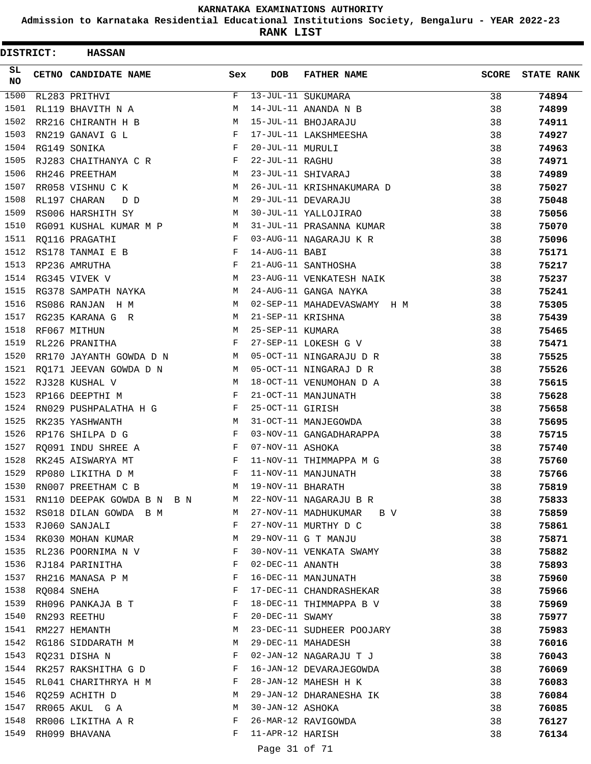**KARNATAKA EXAMINATIONS AUTHORITY**

**Admission to Karnataka Residential Educational Institutions Society, Bengaluru - YEAR 2022-23**

**RANK LIST**

**DISTRICT: HASSAN**

| SL NO | CETNO | CANDIDATE NAME | Sex | DOB | FATHER NAME | SCORE | STATE RANK |
|---|---|---|---|---|---|---|---|
| 1500 | RL283 | PRITHVI | F | 13-JUL-11 | SUKUMARA | 38 | 74894 |
| 1501 | RL119 | BHAVITH N A | M | 14-JUL-11 | ANANDA N B | 38 | 74899 |
| 1502 | RR216 | CHIRANTH H B | M | 15-JUL-11 | BHOJARAJU | 38 | 74911 |
| 1503 | RN219 | GANAVI G L | F | 17-JUL-11 | LAKSHMEESHA | 38 | 74927 |
| 1504 | RG149 | SONIKA | F | 20-JUL-11 | MURULI | 38 | 74963 |
| 1505 | RJ283 | CHAITHANYA C R | F | 22-JUL-11 | RAGHU | 38 | 74971 |
| 1506 | RH246 | PREETHAM | M | 23-JUL-11 | SHIVARAJ | 38 | 74989 |
| 1507 | RR058 | VISHNU C K | M | 26-JUL-11 | KRISHNAKUMARA D | 38 | 75027 |
| 1508 | RL197 | CHARAN D D | M | 29-JUL-11 | DEVARAJU | 38 | 75048 |
| 1509 | RS006 | HARSHITH SY | M | 30-JUL-11 | YALLOJIRAO | 38 | 75056 |
| 1510 | RG091 | KUSHAL KUMAR M P | M | 31-JUL-11 | PRASANNA KUMAR | 38 | 75070 |
| 1511 | RQ116 | PRAGATHI | F | 03-AUG-11 | NAGARAJU K R | 38 | 75096 |
| 1512 | RS178 | TANMAI E B | F | 14-AUG-11 | BABI | 38 | 75171 |
| 1513 | RP236 | AMRUTHA | F | 21-AUG-11 | SANTHOSHA | 38 | 75217 |
| 1514 | RG345 | VIVEK V | M | 23-AUG-11 | VENKATESH NAIK | 38 | 75237 |
| 1515 | RG378 | SAMPATH NAYKA | M | 24-AUG-11 | GANGA NAYKA | 38 | 75241 |
| 1516 | RS086 | RANJAN H M | M | 02-SEP-11 | MAHADEVASWAMY H M | 38 | 75305 |
| 1517 | RG235 | KARANA G R | M | 21-SEP-11 | KRISHNA | 38 | 75439 |
| 1518 | RF067 | MITHUN | M | 25-SEP-11 | KUMARA | 38 | 75465 |
| 1519 | RL226 | PRANITHA | F | 27-SEP-11 | LOKESH G V | 38 | 75471 |
| 1520 | RR170 | JAYANTH GOWDA D N | M | 05-OCT-11 | NINGARAJU D R | 38 | 75525 |
| 1521 | RQ171 | JEEVAN GOWDA D N | M | 05-OCT-11 | NINGARAJ D R | 38 | 75526 |
| 1522 | RJ328 | KUSHAL V | M | 18-OCT-11 | VENUMOHAN D A | 38 | 75615 |
| 1523 | RP166 | DEEPTHI M | F | 21-OCT-11 | MANJUNATH | 38 | 75628 |
| 1524 | RN029 | PUSHPALATHA H G | F | 25-OCT-11 | GIRISH | 38 | 75658 |
| 1525 | RK235 | YASHWANTH | M | 31-OCT-11 | MANJEGOWDA | 38 | 75695 |
| 1526 | RP176 | SHILPA D G | F | 03-NOV-11 | GANGADHARAPPA | 38 | 75715 |
| 1527 | RQ091 | INDU SHREE A | F | 07-NOV-11 | ASHOKA | 38 | 75740 |
| 1528 | RK245 | AISWARYA MT | F | 11-NOV-11 | THIMMAPPA M G | 38 | 75760 |
| 1529 | RP080 | LIKITHA D M | F | 11-NOV-11 | MANJUNATH | 38 | 75766 |
| 1530 | RN007 | PREETHAM C B | M | 19-NOV-11 | BHARATH | 38 | 75819 |
| 1531 | RN110 | DEEPAK GOWDA B N B N | M | 22-NOV-11 | NAGARAJU B R | 38 | 75833 |
| 1532 | RS018 | DILAN GOWDA B M | M | 27-NOV-11 | MADHUKUMAR B V | 38 | 75859 |
| 1533 | RJ060 | SANJALI | F | 27-NOV-11 | MURTHY D C | 38 | 75861 |
| 1534 | RK030 | MOHAN KUMAR | M | 29-NOV-11 | G T MANJU | 38 | 75871 |
| 1535 | RL236 | POORNIMA N V | F | 30-NOV-11 | VENKATA SWAMY | 38 | 75882 |
| 1536 | RJ184 | PARINITHA | F | 02-DEC-11 | ANANTH | 38 | 75893 |
| 1537 | RH216 | MANASA P M | F | 16-DEC-11 | MANJUNATH | 38 | 75960 |
| 1538 | RQ084 | SNEHA | F | 17-DEC-11 | CHANDRASHEKAR | 38 | 75966 |
| 1539 | RH096 | PANKAJA B T | F | 18-DEC-11 | THIMMAPPA B V | 38 | 75969 |
| 1540 | RN293 | REETHU | F | 20-DEC-11 | SWAMY | 38 | 75977 |
| 1541 | RM227 | HEMANTH | M | 23-DEC-11 | SUDHEER POOJARY | 38 | 75983 |
| 1542 | RG186 | SIDDARATH M | M | 29-DEC-11 | MAHADESH | 38 | 76016 |
| 1543 | RQ231 | DISHA N | F | 02-JAN-12 | NAGARAJU T J | 38 | 76043 |
| 1544 | RK257 | RAKSHITHA G D | F | 16-JAN-12 | DEVARAJEGOWDA | 38 | 76069 |
| 1545 | RL041 | CHARITHRYA H M | F | 28-JAN-12 | MAHESH H K | 38 | 76083 |
| 1546 | RQ259 | ACHITH D | M | 29-JAN-12 | DHARANESHA IK | 38 | 76084 |
| 1547 | RR065 | AKUL G A | M | 30-JAN-12 | ASHOKA | 38 | 76085 |
| 1548 | RR006 | LIKITHA A R | F | 26-MAR-12 | RAVIGOWDA | 38 | 76127 |
| 1549 | RH099 | BHAVANA | F | 11-APR-12 | HARISH | 38 | 76134 |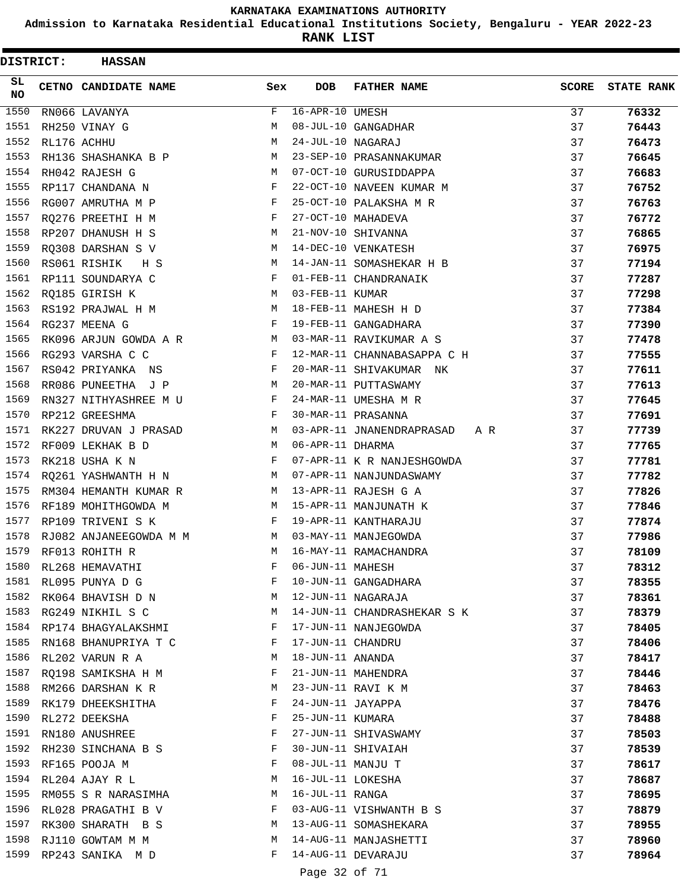# KARNATAKA EXAMINATIONS AUTHORITY

**Admission to Karnataka Residential Educational Institutions Society, Bengaluru - YEAR 2022-23**

**RANK LIST**

**DISTRICT: HASSAN**

| SL NO | CETNO | CANDIDATE NAME | Sex | DOB | FATHER NAME | SCORE | STATE RANK |
|---|---|---|---|---|---|---|---|
| 1550 | RN066 | LAVANYA | F | 16-APR-10 | UMESH | 37 | **76332** |
| 1551 | RH250 | VINAY G | M | 08-JUL-10 | GANGADHAR | 37 | **76443** |
| 1552 | RL176 | ACHHU | M | 24-JUL-10 | NAGARAJ | 37 | **76473** |
| 1553 | RH136 | SHASHANKA B P | M | 23-SEP-10 | PRASANNAKUMAR | 37 | **76645** |
| 1554 | RH042 | RAJESH G | M | 07-OCT-10 | GURUSIDDAPPA | 37 | **76683** |
| 1555 | RP117 | CHANDANA N | F | 22-OCT-10 | NAVEEN KUMAR M | 37 | **76752** |
| 1556 | RG007 | AMRUTHA M P | F | 25-OCT-10 | PALAKSHA M R | 37 | **76763** |
| 1557 | RQ276 | PREETHI H M | F | 27-OCT-10 | MAHADEVA | 37 | **76772** |
| 1558 | RP207 | DHANUSH H S | M | 21-NOV-10 | SHIVANNA | 37 | **76865** |
| 1559 | RQ308 | DARSHAN S V | M | 14-DEC-10 | VENKATESH | 37 | **76975** |
| 1560 | RS061 | RISHIK H S | M | 14-JAN-11 | SOMASHEKAR H B | 37 | **77194** |
| 1561 | RP111 | SOUNDARYA C | F | 01-FEB-11 | CHANDRANAIK | 37 | **77287** |
| 1562 | RQ185 | GIRISH K | M | 03-FEB-11 | KUMAR | 37 | **77298** |
| 1563 | RS192 | PRAJWAL H M | M | 18-FEB-11 | MAHESH H D | 37 | **77384** |
| 1564 | RG237 | MEENA G | F | 19-FEB-11 | GANGADHARA | 37 | **77390** |
| 1565 | RK096 | ARJUN GOWDA A R | M | 03-MAR-11 | RAVIKUMAR A S | 37 | **77478** |
| 1566 | RG293 | VARSHA C C | F | 12-MAR-11 | CHANNABASAPPA C H | 37 | **77555** |
| 1567 | RS042 | PRIYANKA NS | F | 20-MAR-11 | SHIVAKUMAR NK | 37 | **77611** |
| 1568 | RR086 | PUNEETHA J P | M | 20-MAR-11 | PUTTASWAMY | 37 | **77613** |
| 1569 | RN327 | NITHYASHREE M U | F | 24-MAR-11 | UMESHA M R | 37 | **77645** |
| 1570 | RP212 | GREESHMA | F | 30-MAR-11 | PRASANNA | 37 | **77691** |
| 1571 | RK227 | DRUVAN J PRASAD | M | 03-APR-11 | JNANENDRAPRASAD A R | 37 | **77739** |
| 1572 | RF009 | LEKHAK B D | M | 06-APR-11 | DHARMA | 37 | **77765** |
| 1573 | RK218 | USHA K N | F | 07-APR-11 | K R NANJESHGOWDA | 37 | **77781** |
| 1574 | RQ261 | YASHWANTH H N | M | 07-APR-11 | NANJUNDASWAMY | 37 | **77782** |
| 1575 | RM304 | HEMANTH KUMAR R | M | 13-APR-11 | RAJESH G A | 37 | **77826** |
| 1576 | RF189 | MOHITHGOWDA M | M | 15-APR-11 | MANJUNATH K | 37 | **77846** |
| 1577 | RP109 | TRIVENI S K | F | 19-APR-11 | KANTHARAJU | 37 | **77874** |
| 1578 | RJ082 | ANJANEEGOWDA M M | M | 03-MAY-11 | MANJEGOWDA | 37 | **77986** |
| 1579 | RF013 | ROHITH R | M | 16-MAY-11 | RAMACHANDRA | 37 | **78109** |
| 1580 | RL268 | HEMAVATHI | F | 06-JUN-11 | MAHESH | 37 | **78312** |
| 1581 | RL095 | PUNYA D G | F | 10-JUN-11 | GANGADHARA | 37 | **78355** |
| 1582 | RK064 | BHAVISH D N | M | 12-JUN-11 | NAGARAJA | 37 | **78361** |
| 1583 | RG249 | NIKHIL S C | M | 14-JUN-11 | CHANDRASHEKAR S K | 37 | **78379** |
| 1584 | RP174 | BHAGYALAKSHMI | F | 17-JUN-11 | NANJEGOWDA | 37 | **78405** |
| 1585 | RN168 | BHANUPRIYA T C | F | 17-JUN-11 | CHANDRU | 37 | **78406** |
| 1586 | RL202 | VARUN R A | M | 18-JUN-11 | ANANDA | 37 | **78417** |
| 1587 | RQ198 | SAMIKSHA H M | F | 21-JUN-11 | MAHENDRA | 37 | **78446** |
| 1588 | RM266 | DARSHAN K R | M | 23-JUN-11 | RAVI K M | 37 | **78463** |
| 1589 | RK179 | DHEEKSHITHA | F | 24-JUN-11 | JAYAPPA | 37 | **78476** |
| 1590 | RL272 | DEEKSHA | F | 25-JUN-11 | KUMARA | 37 | **78488** |
| 1591 | RN180 | ANUSHREE | F | 27-JUN-11 | SHIVASWAMY | 37 | **78503** |
| 1592 | RH230 | SINCHANA B S | F | 30-JUN-11 | SHIVAIAH | 37 | **78539** |
| 1593 | RF165 | POOJA M | F | 08-JUL-11 | MANJU T | 37 | **78617** |
| 1594 | RL204 | AJAY R L | M | 16-JUL-11 | LOKESHA | 37 | **78687** |
| 1595 | RM055 | S R NARASIMHA | M | 16-JUL-11 | RANGA | 37 | **78695** |
| 1596 | RL028 | PRAGATHI B V | F | 03-AUG-11 | VISHWANTH B S | 37 | **78879** |
| 1597 | RK300 | SHARATH B S | M | 13-AUG-11 | SOMASHEKARA | 37 | **78955** |
| 1598 | RJ110 | GOWTAM M M | M | 14-AUG-11 | MANJASHETTI | 37 | **78960** |
| 1599 | RP243 | SANIKA M D | F | 14-AUG-11 | DEVARAJU | 37 | **78964** |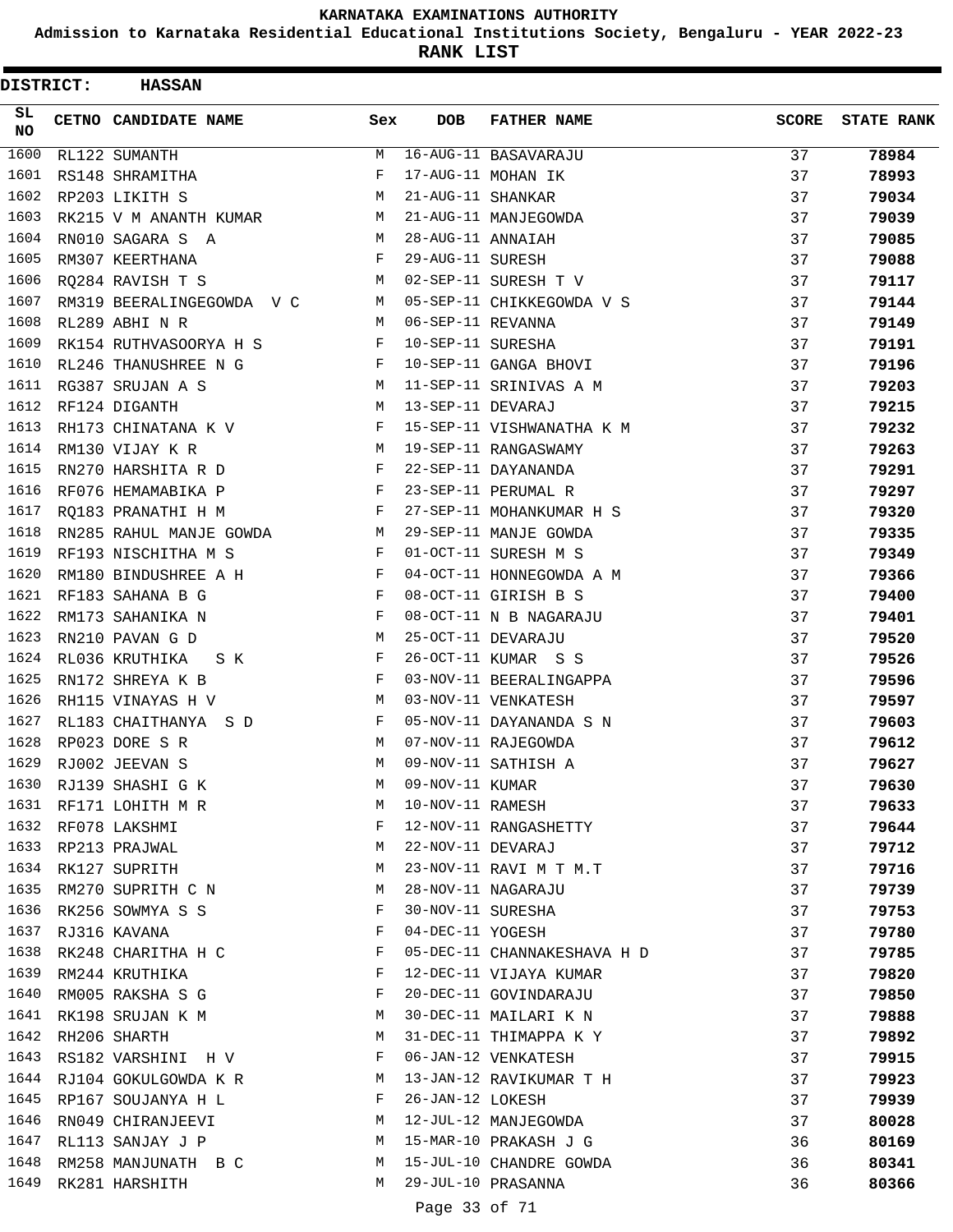# KARNATAKA EXAMINATIONS AUTHORITY

## Admission to Karnataka Residential Educational Institutions Society, Bengaluru - YEAR 2022-23

## RANK LIST

**DISTRICT: HASSAN**

| SL NO | CETNO | CANDIDATE NAME | Sex | DOB | FATHER NAME | SCORE | STATE RANK |
|---|---|---|---|---|---|---|---|
| 1600 | RL122 | SUMANTH | M | 16-AUG-11 | BASAVARAJU | 37 | **78984** |
| 1601 | RS148 | SHRAMITHA | F | 17-AUG-11 | MOHAN IK | 37 | **78993** |
| 1602 | RP203 | LIKITH S | M | 21-AUG-11 | SHANKAR | 37 | **79034** |
| 1603 | RK215 | V M ANANTH KUMAR | M | 21-AUG-11 | MANJEGOWDA | 37 | **79039** |
| 1604 | RN010 | SAGARA S A | M | 28-AUG-11 | ANNAIAH | 37 | **79085** |
| 1605 | RM307 | KEERTHANA | F | 29-AUG-11 | SURESH | 37 | **79088** |
| 1606 | RQ284 | RAVISH T S | M | 02-SEP-11 | SURESH T V | 37 | **79117** |
| 1607 | RM319 | BEERALINGEGOWDA V C | M | 05-SEP-11 | CHIKKEGOWDA V S | 37 | **79144** |
| 1608 | RL289 | ABHI N R | M | 06-SEP-11 | REVANNA | 37 | **79149** |
| 1609 | RK154 | RUTHVASOORYA H S | F | 10-SEP-11 | SURESHA | 37 | **79191** |
| 1610 | RL246 | THANUSHREE N G | F | 10-SEP-11 | GANGA BHOVI | 37 | **79196** |
| 1611 | RG387 | SRUJAN A S | M | 11-SEP-11 | SRINIVAS A M | 37 | **79203** |
| 1612 | RF124 | DIGANTH | M | 13-SEP-11 | DEVARAJ | 37 | **79215** |
| 1613 | RH173 | CHINATANA K V | F | 15-SEP-11 | VISHWANATHA K M | 37 | **79232** |
| 1614 | RM130 | VIJAY K R | M | 19-SEP-11 | RANGASWAMY | 37 | **79263** |
| 1615 | RN270 | HARSHITA R D | F | 22-SEP-11 | DAYANANDA | 37 | **79291** |
| 1616 | RF076 | HEMAMABIKA P | F | 23-SEP-11 | PERUMAL R | 37 | **79297** |
| 1617 | RQ183 | PRANATHI H M | F | 27-SEP-11 | MOHANKUMAR H S | 37 | **79320** |
| 1618 | RN285 | RAHUL MANJE GOWDA | M | 29-SEP-11 | MANJE GOWDA | 37 | **79335** |
| 1619 | RF193 | NISCHITHA M S | F | 01-OCT-11 | SURESH M S | 37 | **79349** |
| 1620 | RM180 | BINDUSHREE A H | F | 04-OCT-11 | HONNEGOWDA A M | 37 | **79366** |
| 1621 | RF183 | SAHANA B G | F | 08-OCT-11 | GIRISH B S | 37 | **79400** |
| 1622 | RM173 | SAHANIKA N | F | 08-OCT-11 | N B NAGARAJU | 37 | **79401** |
| 1623 | RN210 | PAVAN G D | M | 25-OCT-11 | DEVARAJU | 37 | **79520** |
| 1624 | RL036 | KRUTHIKA S K | F | 26-OCT-11 | KUMAR S S | 37 | **79526** |
| 1625 | RN172 | SHREYA K B | F | 03-NOV-11 | BEERALINGAPPA | 37 | **79596** |
| 1626 | RH115 | VINAYAS H V | M | 03-NOV-11 | VENKATESH | 37 | **79597** |
| 1627 | RL183 | CHAITHANYA S D | F | 05-NOV-11 | DAYANANDA S N | 37 | **79603** |
| 1628 | RP023 | DORE S R | M | 07-NOV-11 | RAJEGOWDA | 37 | **79612** |
| 1629 | RJ002 | JEEVAN S | M | 09-NOV-11 | SATHISH A | 37 | **79627** |
| 1630 | RJ139 | SHASHI G K | M | 09-NOV-11 | KUMAR | 37 | **79630** |
| 1631 | RF171 | LOHITH M R | M | 10-NOV-11 | RAMESH | 37 | **79633** |
| 1632 | RF078 | LAKSHMI | F | 12-NOV-11 | RANGASHETTY | 37 | **79644** |
| 1633 | RP213 | PRAJWAL | M | 22-NOV-11 | DEVARAJ | 37 | **79712** |
| 1634 | RK127 | SUPRITH | M | 23-NOV-11 | RAVI M T M.T | 37 | **79716** |
| 1635 | RM270 | SUPRITH C N | M | 28-NOV-11 | NAGARAJU | 37 | **79739** |
| 1636 | RK256 | SOWMYA S S | F | 30-NOV-11 | SURESHA | 37 | **79753** |
| 1637 | RJ316 | KAVANA | F | 04-DEC-11 | YOGESH | 37 | **79780** |
| 1638 | RK248 | CHARITHA H C | F | 05-DEC-11 | CHANNAKESHAVA H D | 37 | **79785** |
| 1639 | RM244 | KRUTHIKA | F | 12-DEC-11 | VIJAYA KUMAR | 37 | **79820** |
| 1640 | RM005 | RAKSHA S G | F | 20-DEC-11 | GOVINDARAJU | 37 | **79850** |
| 1641 | RK198 | SRUJAN K M | M | 30-DEC-11 | MAILARI K N | 37 | **79888** |
| 1642 | RH206 | SHARTH | M | 31-DEC-11 | THIMAPPA K Y | 37 | **79892** |
| 1643 | RS182 | VARSHINI H V | F | 06-JAN-12 | VENKATESH | 37 | **79915** |
| 1644 | RJ104 | GOKULGOWDA K R | M | 13-JAN-12 | RAVIKUMAR T H | 37 | **79923** |
| 1645 | RP167 | SOUJANYA H L | F | 26-JAN-12 | LOKESH | 37 | **79939** |
| 1646 | RN049 | CHIRANJEEVI | M | 12-JUL-12 | MANJEGOWDA | 37 | **80028** |
| 1647 | RL113 | SANJAY J P | M | 15-MAR-10 | PRAKASH J G | 36 | **80169** |
| 1648 | RM258 | MANJUNATH B C | M | 15-JUL-10 | CHANDRE GOWDA | 36 | **80341** |
| 1649 | RK281 | HARSHITH | M | 29-JUL-10 | PRASANNA | 36 | **80366** |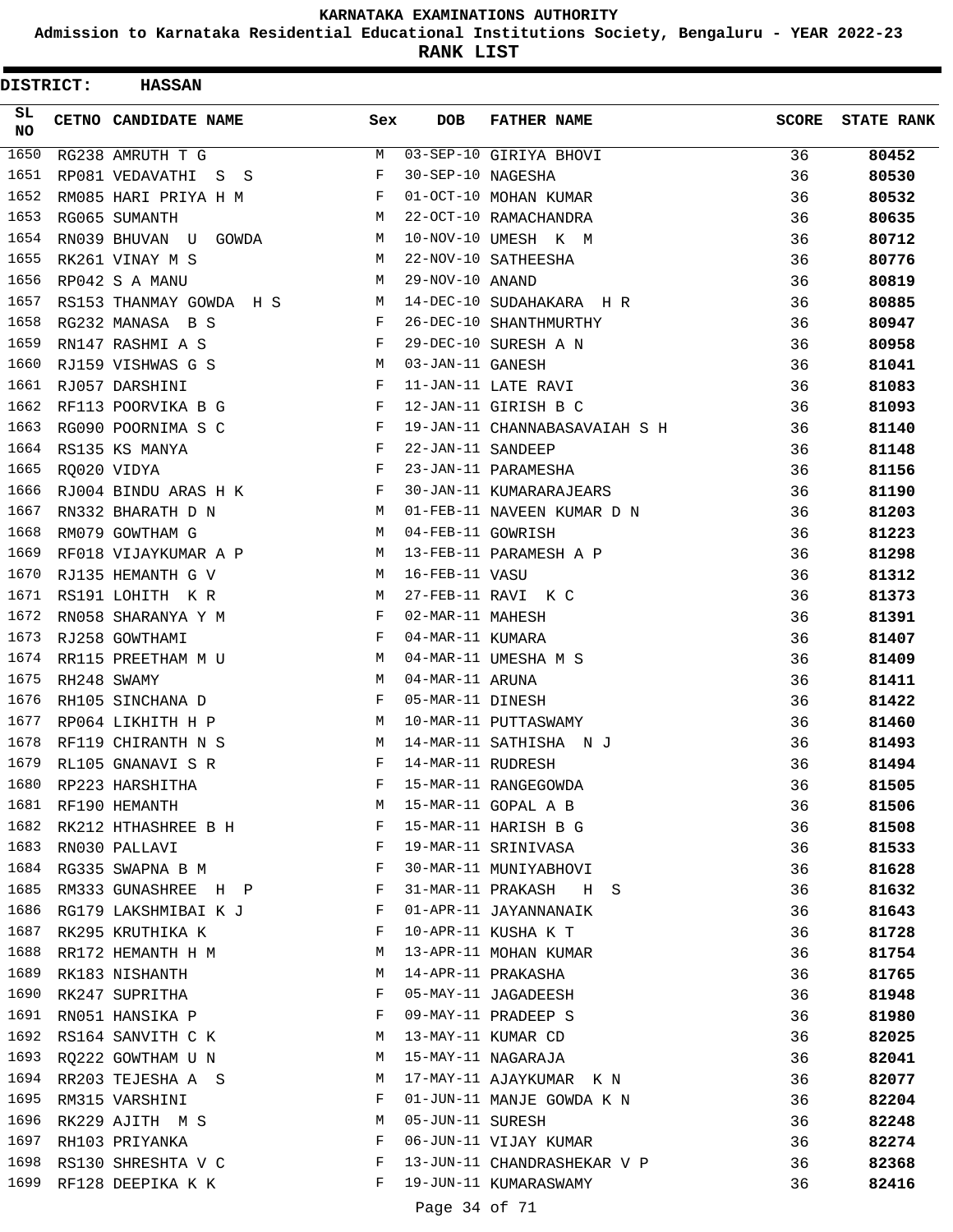# KARNATAKA EXAMINATIONS AUTHORITY

**Admission to Karnataka Residential Educational Institutions Society, Bengaluru - YEAR 2022-23**

**RANK LIST**

**DISTRICT: HASSAN**

| SL NO | CETNO | CANDIDATE NAME | Sex | DOB | FATHER NAME | SCORE | STATE RANK |
|---|---|---|---|---|---|---|---|
| 1650 | RG238 | AMRUTH T G | M | 03-SEP-10 | GIRIYA BHOVI | 36 | 80452 |
| 1651 | RP081 | VEDAVATHI S S | F | 30-SEP-10 | NAGESHA | 36 | 80530 |
| 1652 | RM085 | HARI PRIYA H M | F | 01-OCT-10 | MOHAN KUMAR | 36 | 80532 |
| 1653 | RG065 | SUMANTH | M | 22-OCT-10 | RAMACHANDRA | 36 | 80635 |
| 1654 | RN039 | BHUVAN U GOWDA | M | 10-NOV-10 | UMESH K M | 36 | 80712 |
| 1655 | RK261 | VINAY M S | M | 22-NOV-10 | SATHEESHA | 36 | 80776 |
| 1656 | RP042 | S A MANU | M | 29-NOV-10 | ANAND | 36 | 80819 |
| 1657 | RS153 | THANMAY GOWDA H S | M | 14-DEC-10 | SUDAHAKARA H R | 36 | 80885 |
| 1658 | RG232 | MANASA B S | F | 26-DEC-10 | SHANTHMURTHY | 36 | 80947 |
| 1659 | RN147 | RASHMI A S | F | 29-DEC-10 | SURESH A N | 36 | 80958 |
| 1660 | RJ159 | VISHWAS G S | M | 03-JAN-11 | GANESH | 36 | 81041 |
| 1661 | RJ057 | DARSHINI | F | 11-JAN-11 | LATE RAVI | 36 | 81083 |
| 1662 | RF113 | POORVIKA B G | F | 12-JAN-11 | GIRISH B C | 36 | 81093 |
| 1663 | RG090 | POORNIMA S C | F | 19-JAN-11 | CHANNABASAVAIAH S H | 36 | 81140 |
| 1664 | RS135 | KS MANYA | F | 22-JAN-11 | SANDEEP | 36 | 81148 |
| 1665 | RQ020 | VIDYA | F | 23-JAN-11 | PARAMESHA | 36 | 81156 |
| 1666 | RJ004 | BINDU ARAS H K | F | 30-JAN-11 | KUMARARAJEARS | 36 | 81190 |
| 1667 | RN332 | BHARATH D N | M | 01-FEB-11 | NAVEEN KUMAR D N | 36 | 81203 |
| 1668 | RM079 | GOWTHAM G | M | 04-FEB-11 | GOWRISH | 36 | 81223 |
| 1669 | RF018 | VIJAYKUMAR A P | M | 13-FEB-11 | PARAMESH A P | 36 | 81298 |
| 1670 | RJ135 | HEMANTH G V | M | 16-FEB-11 | VASU | 36 | 81312 |
| 1671 | RS191 | LOHITH K R | M | 27-FEB-11 | RAVI K C | 36 | 81373 |
| 1672 | RN058 | SHARANYA Y M | F | 02-MAR-11 | MAHESH | 36 | 81391 |
| 1673 | RJ258 | GOWTHAMI | F | 04-MAR-11 | KUMARA | 36 | 81407 |
| 1674 | RR115 | PREETHAM M U | M | 04-MAR-11 | UMESHA M S | 36 | 81409 |
| 1675 | RH248 | SWAMY | M | 04-MAR-11 | ARUNA | 36 | 81411 |
| 1676 | RH105 | SINCHANA D | F | 05-MAR-11 | DINESH | 36 | 81422 |
| 1677 | RP064 | LIKHITH H P | M | 10-MAR-11 | PUTTASWAMY | 36 | 81460 |
| 1678 | RF119 | CHIRANTH N S | M | 14-MAR-11 | SATHISHA N J | 36 | 81493 |
| 1679 | RL105 | GNANAVI S R | F | 14-MAR-11 | RUDRESH | 36 | 81494 |
| 1680 | RP223 | HARSHITHA | F | 15-MAR-11 | RANGEGOWDA | 36 | 81505 |
| 1681 | RF190 | HEMANTH | M | 15-MAR-11 | GOPAL A B | 36 | 81506 |
| 1682 | RK212 | HTHASHREE B H | F | 15-MAR-11 | HARISH B G | 36 | 81508 |
| 1683 | RN030 | PALLAVI | F | 19-MAR-11 | SRINIVASA | 36 | 81533 |
| 1684 | RG335 | SWAPNA B M | F | 30-MAR-11 | MUNIYABHOVI | 36 | 81628 |
| 1685 | RM333 | GUNASHREE H P | F | 31-MAR-11 | PRAKASH H S | 36 | 81632 |
| 1686 | RG179 | LAKSHMIBAI K J | F | 01-APR-11 | JAYANNANAIK | 36 | 81643 |
| 1687 | RK295 | KRUTHIKA K | F | 10-APR-11 | KUSHA K T | 36 | 81728 |
| 1688 | RR172 | HEMANTH H M | M | 13-APR-11 | MOHAN KUMAR | 36 | 81754 |
| 1689 | RK183 | NISHANTH | M | 14-APR-11 | PRAKASHA | 36 | 81765 |
| 1690 | RK247 | SUPRITHA | F | 05-MAY-11 | JAGADEESH | 36 | 81948 |
| 1691 | RN051 | HANSIKA P | F | 09-MAY-11 | PRADEEP S | 36 | 81980 |
| 1692 | RS164 | SANVITH C K | M | 13-MAY-11 | KUMAR CD | 36 | 82025 |
| 1693 | RQ222 | GOWTHAM U N | M | 15-MAY-11 | NAGARAJA | 36 | 82041 |
| 1694 | RR203 | TEJESHA A S | M | 17-MAY-11 | AJAYKUMAR K N | 36 | 82077 |
| 1695 | RM315 | VARSHINI | F | 01-JUN-11 | MANJE GOWDA K N | 36 | 82204 |
| 1696 | RK229 | AJITH M S | M | 05-JUN-11 | SURESH | 36 | 82248 |
| 1697 | RH103 | PRIYANKA | F | 06-JUN-11 | VIJAY KUMAR | 36 | 82274 |
| 1698 | RS130 | SHRESHTA V C | F | 13-JUN-11 | CHANDRASHEKAR V P | 36 | 82368 |
| 1699 | RF128 | DEEPIKA K K | F | 19-JUN-11 | KUMARASWAMY | 36 | 82416 |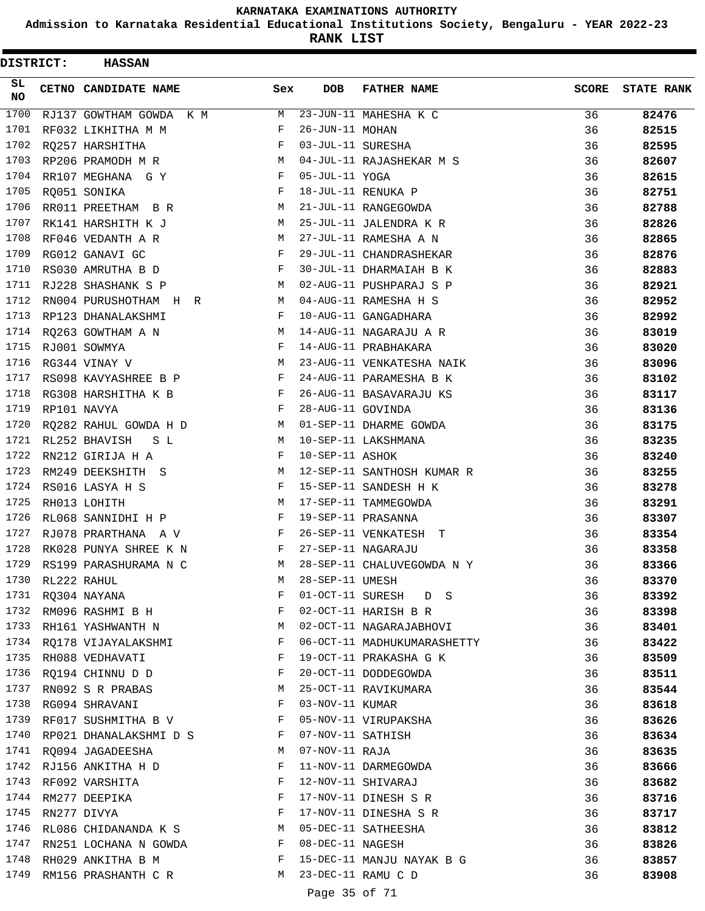# KARNATAKA EXAMINATIONS AUTHORITY

**Admission to Karnataka Residential Educational Institutions Society, Bengaluru - YEAR 2022-23**

**RANK LIST**

**DISTRICT: HASSAN**

| SL NO | CETNO | CANDIDATE NAME | Sex | DOB | FATHER NAME | SCORE | STATE RANK |
|---|---|---|---|---|---|---|---|
| 1700 | RJ137 | GOWTHAM GOWDA K M | M | 23-JUN-11 | MAHESHA K C | 36 | **82476** |
| 1701 | RF032 | LIKHITHA M M | F | 26-JUN-11 | MOHAN | 36 | **82515** |
| 1702 | RQ257 | HARSHITHA | F | 03-JUL-11 | SURESHA | 36 | **82595** |
| 1703 | RP206 | PRAMODH M R | M | 04-JUL-11 | RAJASHEKAR M S | 36 | **82607** |
| 1704 | RR107 | MEGHANA G Y | F | 05-JUL-11 | YOGA | 36 | **82615** |
| 1705 | RQ051 | SONIKA | F | 18-JUL-11 | RENUKA P | 36 | **82751** |
| 1706 | RR011 | PREETHAM B R | M | 21-JUL-11 | RANGEGOWDA | 36 | **82788** |
| 1707 | RK141 | HARSHITH K J | M | 25-JUL-11 | JALENDRA K R | 36 | **82826** |
| 1708 | RF046 | VEDANTH A R | M | 27-JUL-11 | RAMESHA A N | 36 | **82865** |
| 1709 | RG012 | GANAVI GC | F | 29-JUL-11 | CHANDRASHEKAR | 36 | **82876** |
| 1710 | RS030 | AMRUTHA B D | F | 30-JUL-11 | DHARMAIAH B K | 36 | **82883** |
| 1711 | RJ228 | SHASHANK S P | M | 02-AUG-11 | PUSHPARAJ S P | 36 | **82921** |
| 1712 | RN004 | PURUSHOTHAM H R | M | 04-AUG-11 | RAMESHA H S | 36 | **82952** |
| 1713 | RP123 | DHANALAKSHMI | F | 10-AUG-11 | GANGADHARA | 36 | **82992** |
| 1714 | RQ263 | GOWTHAM A N | M | 14-AUG-11 | NAGARAJU A R | 36 | **83019** |
| 1715 | RJ001 | SOWMYA | F | 14-AUG-11 | PRABHAKARA | 36 | **83020** |
| 1716 | RG344 | VINAY V | M | 23-AUG-11 | VENKATESHA NAIK | 36 | **83096** |
| 1717 | RS098 | KAVYASHREE B P | F | 24-AUG-11 | PARAMESHA B K | 36 | **83102** |
| 1718 | RG308 | HARSHITHA K B | F | 26-AUG-11 | BASAVARAJU KS | 36 | **83117** |
| 1719 | RP101 | NAVYA | F | 28-AUG-11 | GOVINDA | 36 | **83136** |
| 1720 | RQ282 | RAHUL GOWDA H D | M | 01-SEP-11 | DHARME GOWDA | 36 | **83175** |
| 1721 | RL252 | BHAVISH S L | M | 10-SEP-11 | LAKSHMANA | 36 | **83235** |
| 1722 | RN212 | GIRIJA H A | F | 10-SEP-11 | ASHOK | 36 | **83240** |
| 1723 | RM249 | DEEKSHITH S | M | 12-SEP-11 | SANTHOSH KUMAR R | 36 | **83255** |
| 1724 | RS016 | LASYA H S | F | 15-SEP-11 | SANDESH H K | 36 | **83278** |
| 1725 | RH013 | LOHITH | M | 17-SEP-11 | TAMMEGOWDA | 36 | **83291** |
| 1726 | RL068 | SANNIDHI H P | F | 19-SEP-11 | PRASANNA | 36 | **83307** |
| 1727 | RJ078 | PRARTHANA A V | F | 26-SEP-11 | VENKATESH T | 36 | **83354** |
| 1728 | RK028 | PUNYA SHREE K N | F | 27-SEP-11 | NAGARAJU | 36 | **83358** |
| 1729 | RS199 | PARASHURAMA N C | M | 28-SEP-11 | CHALUVEGOWDA N Y | 36 | **83366** |
| 1730 | RL222 | RAHUL | M | 28-SEP-11 | UMESH | 36 | **83370** |
| 1731 | RQ304 | NAYANA | F | 01-OCT-11 | SURESH D S | 36 | **83392** |
| 1732 | RM096 | RASHMI B H | F | 02-OCT-11 | HARISH B R | 36 | **83398** |
| 1733 | RH161 | YASHWANTH N | M | 02-OCT-11 | NAGARAJABHOVI | 36 | **83401** |
| 1734 | RQ178 | VIJAYALAKSHMI | F | 06-OCT-11 | MADHUKUMARASHETTY | 36 | **83422** |
| 1735 | RH088 | VEDHAVATI | F | 19-OCT-11 | PRAKASHA G K | 36 | **83509** |
| 1736 | RQ194 | CHINNU D D | F | 20-OCT-11 | DODDEGOWDA | 36 | **83511** |
| 1737 | RN092 | S R PRABAS | M | 25-OCT-11 | RAVIKUMARA | 36 | **83544** |
| 1738 | RG094 | SHRAVANI | F | 03-NOV-11 | KUMAR | 36 | **83618** |
| 1739 | RF017 | SUSHMITHA B V | F | 05-NOV-11 | VIRUPAKSHA | 36 | **83626** |
| 1740 | RP021 | DHANALAKSHMI D S | F | 07-NOV-11 | SATHISH | 36 | **83634** |
| 1741 | RQ094 | JAGADEESHA | M | 07-NOV-11 | RAJA | 36 | **83635** |
| 1742 | RJ156 | ANKITHA H D | F | 11-NOV-11 | DARMEGOWDA | 36 | **83666** |
| 1743 | RF092 | VARSHITA | F | 12-NOV-11 | SHIVARAJ | 36 | **83682** |
| 1744 | RM277 | DEEPIKA | F | 17-NOV-11 | DINESH S R | 36 | **83716** |
| 1745 | RN277 | DIVYA | F | 17-NOV-11 | DINESHA S R | 36 | **83717** |
| 1746 | RL086 | CHIDANANDA K S | M | 05-DEC-11 | SATHEESHA | 36 | **83812** |
| 1747 | RN251 | LOCHANA N GOWDA | F | 08-DEC-11 | NAGESH | 36 | **83826** |
| 1748 | RH029 | ANKITHA B M | F | 15-DEC-11 | MANJU NAYAK B G | 36 | **83857** |
| 1749 | RM156 | PRASHANTH C R | M | 23-DEC-11 | RAMU C D | 36 | **83908** |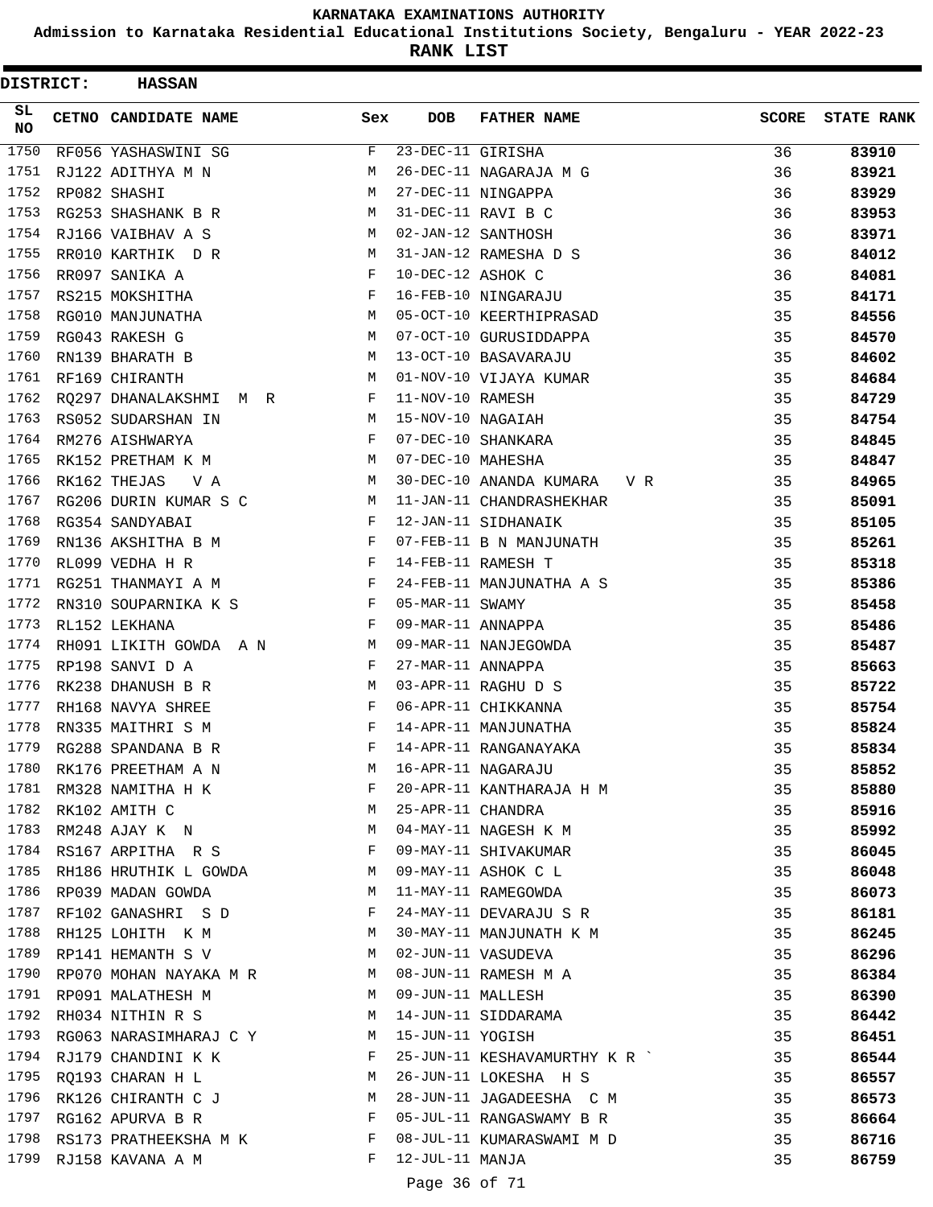# KARNATAKA EXAMINATIONS AUTHORITY

**Admission to Karnataka Residential Educational Institutions Society, Bengaluru - YEAR 2022-23**

**RANK LIST**

**DISTRICT: HASSAN**

| SL NO | CETNO | CANDIDATE NAME | Sex | DOB | FATHER NAME | SCORE | STATE RANK |
|---|---|---|---|---|---|---|---|
| 1750 | RF056 | YASHASWINI SG | F | 23-DEC-11 | GIRISHA | 36 | 83910 |
| 1751 | RJ122 | ADITHYA M N | M | 26-DEC-11 | NAGARAJA M G | 36 | 83921 |
| 1752 | RP082 | SHASHI | M | 27-DEC-11 | NINGAPPA | 36 | 83929 |
| 1753 | RG253 | SHASHANK B R | M | 31-DEC-11 | RAVI B C | 36 | 83953 |
| 1754 | RJ166 | VAIBHAV A S | M | 02-JAN-12 | SANTHOSH | 36 | 83971 |
| 1755 | RR010 | KARTHIK D R | M | 31-JAN-12 | RAMESHA D S | 36 | 84012 |
| 1756 | RR097 | SANIKA A | F | 10-DEC-12 | ASHOK C | 36 | 84081 |
| 1757 | RS215 | MOKSHITHA | F | 16-FEB-10 | NINGARAJU | 35 | 84171 |
| 1758 | RG010 | MANJUNATHA | M | 05-OCT-10 | KEERTHIPRASAD | 35 | 84556 |
| 1759 | RG043 | RAKESH G | M | 07-OCT-10 | GURUSIDDAPPA | 35 | 84570 |
| 1760 | RN139 | BHARATH B | M | 13-OCT-10 | BASAVARAJU | 35 | 84602 |
| 1761 | RF169 | CHIRANTH | M | 01-NOV-10 | VIJAYA KUMAR | 35 | 84684 |
| 1762 | RQ297 | DHANALAKSHMI M R | F | 11-NOV-10 | RAMESH | 35 | 84729 |
| 1763 | RS052 | SUDARSHAN IN | M | 15-NOV-10 | NAGAIAH | 35 | 84754 |
| 1764 | RM276 | AISHWARYA | F | 07-DEC-10 | SHANKARA | 35 | 84845 |
| 1765 | RK152 | PRETHAM K M | M | 07-DEC-10 | MAHESHA | 35 | 84847 |
| 1766 | RK162 | THEJAS V A | M | 30-DEC-10 | ANANDA KUMARA V R | 35 | 84965 |
| 1767 | RG206 | DURIN KUMAR S C | M | 11-JAN-11 | CHANDRASHEKHAR | 35 | 85091 |
| 1768 | RG354 | SANDYABAI | F | 12-JAN-11 | SIDHANAIK | 35 | 85105 |
| 1769 | RN136 | AKSHITHA B M | F | 07-FEB-11 | B N MANJUNATH | 35 | 85261 |
| 1770 | RL099 | VEDHA H R | F | 14-FEB-11 | RAMESH T | 35 | 85318 |
| 1771 | RG251 | THANMAYI A M | F | 24-FEB-11 | MANJUNATHA A S | 35 | 85386 |
| 1772 | RN310 | SOUPARNIKA K S | F | 05-MAR-11 | SWAMY | 35 | 85458 |
| 1773 | RL152 | LEKHANA | F | 09-MAR-11 | ANNAPPA | 35 | 85486 |
| 1774 | RH091 | LIKITH GOWDA A N | M | 09-MAR-11 | NANJEGOWDA | 35 | 85487 |
| 1775 | RP198 | SANVI D A | F | 27-MAR-11 | ANNAPPA | 35 | 85663 |
| 1776 | RK238 | DHANUSH B R | M | 03-APR-11 | RAGHU D S | 35 | 85722 |
| 1777 | RH168 | NAVYA SHREE | F | 06-APR-11 | CHIKKANNA | 35 | 85754 |
| 1778 | RN335 | MAITHRI S M | F | 14-APR-11 | MANJUNATHA | 35 | 85824 |
| 1779 | RG288 | SPANDANA B R | F | 14-APR-11 | RANGANAYAKA | 35 | 85834 |
| 1780 | RK176 | PREETHAM A N | M | 16-APR-11 | NAGARAJU | 35 | 85852 |
| 1781 | RM328 | NAMITHA H K | F | 20-APR-11 | KANTHARAJA H M | 35 | 85880 |
| 1782 | RK102 | AMITH C | M | 25-APR-11 | CHANDRA | 35 | 85916 |
| 1783 | RM248 | AJAY K N | M | 04-MAY-11 | NAGESH K M | 35 | 85992 |
| 1784 | RS167 | ARPITHA R S | F | 09-MAY-11 | SHIVAKUMAR | 35 | 86045 |
| 1785 | RH186 | HRUTHIK L GOWDA | M | 09-MAY-11 | ASHOK C L | 35 | 86048 |
| 1786 | RP039 | MADAN GOWDA | M | 11-MAY-11 | RAMEGOWDA | 35 | 86073 |
| 1787 | RF102 | GANASHRI S D | F | 24-MAY-11 | DEVARAJU S R | 35 | 86181 |
| 1788 | RH125 | LOHITH K M | M | 30-MAY-11 | MANJUNATH K M | 35 | 86245 |
| 1789 | RP141 | HEMANTH S V | M | 02-JUN-11 | VASUDEVA | 35 | 86296 |
| 1790 | RP070 | MOHAN NAYAKA M R | M | 08-JUN-11 | RAMESH M A | 35 | 86384 |
| 1791 | RP091 | MALATHESH M | M | 09-JUN-11 | MALLESH | 35 | 86390 |
| 1792 | RH034 | NITHIN R S | M | 14-JUN-11 | SIDDARAMA | 35 | 86442 |
| 1793 | RG063 | NARASIMHARAJ C Y | M | 15-JUN-11 | YOGISH | 35 | 86451 |
| 1794 | RJ179 | CHANDINI K K | F | 25-JUN-11 | KESHAVAMURTHY K R ` | 35 | 86544 |
| 1795 | RQ193 | CHARAN H L | M | 26-JUN-11 | LOKESHA H S | 35 | 86557 |
| 1796 | RK126 | CHIRANTH C J | M | 28-JUN-11 | JAGADEESHA C M | 35 | 86573 |
| 1797 | RG162 | APURVA B R | F | 05-JUL-11 | RANGASWAMY B R | 35 | 86664 |
| 1798 | RS173 | PRATHEEKSHA M K | F | 08-JUL-11 | KUMARASWAMI M D | 35 | 86716 |
| 1799 | RJ158 | KAVANA A M | F | 12-JUL-11 | MANJA | 35 | 86759 |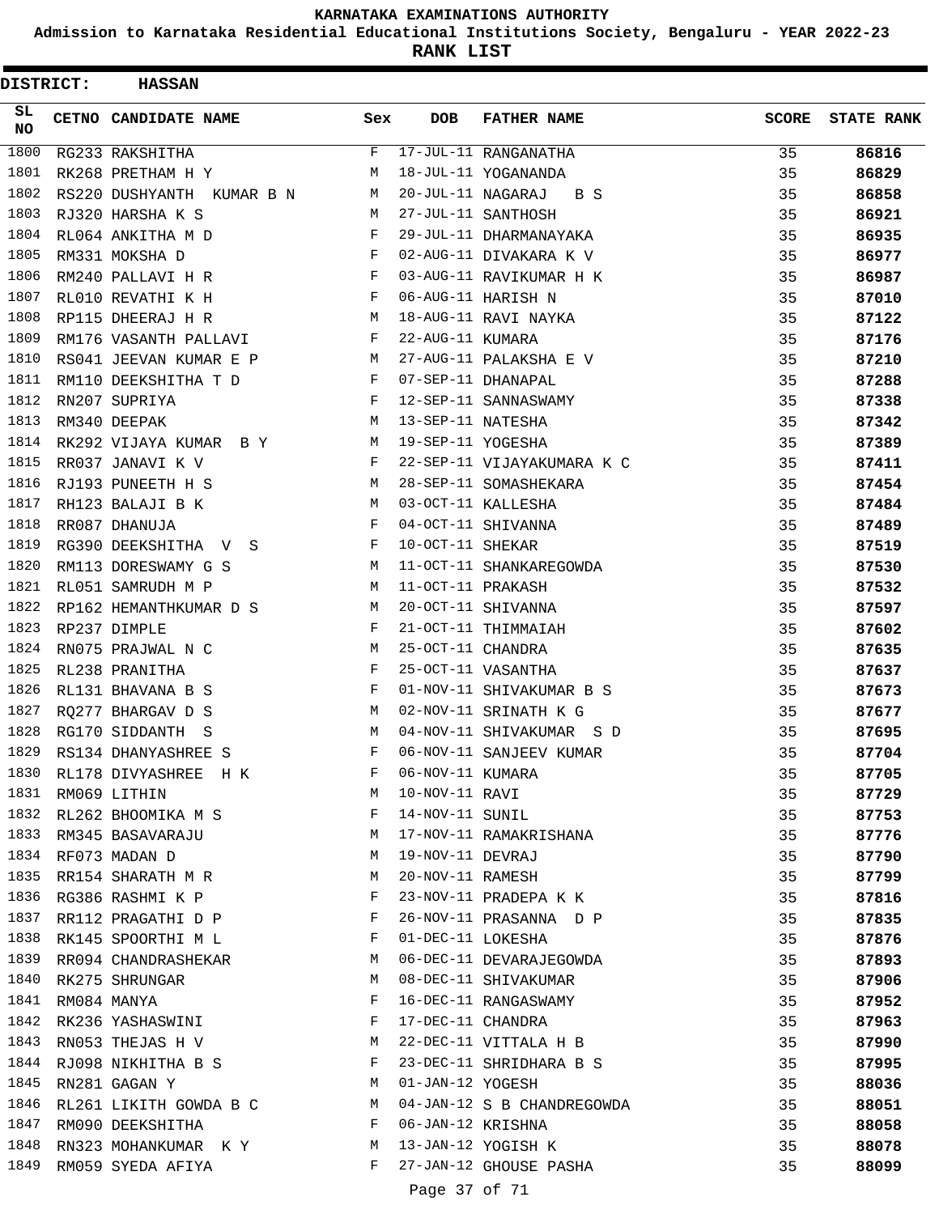# KARNATAKA EXAMINATIONS AUTHORITY

**Admission to Karnataka Residential Educational Institutions Society, Bengaluru - YEAR 2022-23**

**RANK LIST**

**DISTRICT: HASSAN**

| SL NO | CETNO | CANDIDATE NAME | Sex | DOB | FATHER NAME | SCORE | STATE RANK |
|---|---|---|---|---|---|---|---|
| 1800 | RG233 | RAKSHITHA | F | 17-JUL-11 | RANGANATHA | 35 | 86816 |
| 1801 | RK268 | PRETHAM H Y | M | 18-JUL-11 | YOGANANDA | 35 | 86829 |
| 1802 | RS220 | DUSHYANTH KUMAR B N | M | 20-JUL-11 | NAGARAJ B S | 35 | 86858 |
| 1803 | RJ320 | HARSHA K S | M | 27-JUL-11 | SANTHOSH | 35 | 86921 |
| 1804 | RL064 | ANKITHA M D | F | 29-JUL-11 | DHARMANAYAKA | 35 | 86935 |
| 1805 | RM331 | MOKSHA D | F | 02-AUG-11 | DIVAKARA K V | 35 | 86977 |
| 1806 | RM240 | PALLAVI H R | F | 03-AUG-11 | RAVIKUMAR H K | 35 | 86987 |
| 1807 | RL010 | REVATHI K H | F | 06-AUG-11 | HARISH N | 35 | 87010 |
| 1808 | RP115 | DHEERAJ H R | M | 18-AUG-11 | RAVI NAYKA | 35 | 87122 |
| 1809 | RM176 | VASANTH PALLAVI | F | 22-AUG-11 | KUMARA | 35 | 87176 |
| 1810 | RS041 | JEEVAN KUMAR E P | M | 27-AUG-11 | PALAKSHA E V | 35 | 87210 |
| 1811 | RM110 | DEEKSHITHA T D | F | 07-SEP-11 | DHANAPAL | 35 | 87288 |
| 1812 | RN207 | SUPRIYA | F | 12-SEP-11 | SANNASWAMY | 35 | 87338 |
| 1813 | RM340 | DEEPAK | M | 13-SEP-11 | NATESHA | 35 | 87342 |
| 1814 | RK292 | VIJAYA KUMAR B Y | M | 19-SEP-11 | YOGESHA | 35 | 87389 |
| 1815 | RR037 | JANAVI K V | F | 22-SEP-11 | VIJAYAKUMARA K C | 35 | 87411 |
| 1816 | RJ193 | PUNEETH H S | M | 28-SEP-11 | SOMASHEKARA | 35 | 87454 |
| 1817 | RH123 | BALAJI B K | M | 03-OCT-11 | KALLESHA | 35 | 87484 |
| 1818 | RR087 | DHANUJA | F | 04-OCT-11 | SHIVANNA | 35 | 87489 |
| 1819 | RG390 | DEEKSHITHA V S | F | 10-OCT-11 | SHEKAR | 35 | 87519 |
| 1820 | RM113 | DORESWAMY G S | M | 11-OCT-11 | SHANKAREGOWDA | 35 | 87530 |
| 1821 | RL051 | SAMRUDH M P | M | 11-OCT-11 | PRAKASH | 35 | 87532 |
| 1822 | RP162 | HEMANTHKUMAR D S | M | 20-OCT-11 | SHIVANNA | 35 | 87597 |
| 1823 | RP237 | DIMPLE | F | 21-OCT-11 | THIMMAIAH | 35 | 87602 |
| 1824 | RN075 | PRAJWAL N C | M | 25-OCT-11 | CHANDRA | 35 | 87635 |
| 1825 | RL238 | PRANITHA | F | 25-OCT-11 | VASANTHA | 35 | 87637 |
| 1826 | RL131 | BHAVANA B S | F | 01-NOV-11 | SHIVAKUMAR B S | 35 | 87673 |
| 1827 | RQ277 | BHARGAV D S | M | 02-NOV-11 | SRINATH K G | 35 | 87677 |
| 1828 | RG170 | SIDDANTH S | M | 04-NOV-11 | SHIVAKUMAR S D | 35 | 87695 |
| 1829 | RS134 | DHANYASHREE S | F | 06-NOV-11 | SANJEEV KUMAR | 35 | 87704 |
| 1830 | RL178 | DIVYASHREE H K | F | 06-NOV-11 | KUMARA | 35 | 87705 |
| 1831 | RM069 | LITHIN | M | 10-NOV-11 | RAVI | 35 | 87729 |
| 1832 | RL262 | BHOOMIKA M S | F | 14-NOV-11 | SUNIL | 35 | 87753 |
| 1833 | RM345 | BASAVARAJU | M | 17-NOV-11 | RAMAKRISHANA | 35 | 87776 |
| 1834 | RF073 | MADAN D | M | 19-NOV-11 | DEVRAJ | 35 | 87790 |
| 1835 | RR154 | SHARATH M R | M | 20-NOV-11 | RAMESH | 35 | 87799 |
| 1836 | RG386 | RASHMI K P | F | 23-NOV-11 | PRADEPA K K | 35 | 87816 |
| 1837 | RR112 | PRAGATHI D P | F | 26-NOV-11 | PRASANNA D P | 35 | 87835 |
| 1838 | RK145 | SPOORTHI M L | F | 01-DEC-11 | LOKESHA | 35 | 87876 |
| 1839 | RR094 | CHANDRASHEKAR | M | 06-DEC-11 | DEVARAJEGOWDA | 35 | 87893 |
| 1840 | RK275 | SHRUNGAR | M | 08-DEC-11 | SHIVAKUMAR | 35 | 87906 |
| 1841 | RM084 | MANYA | F | 16-DEC-11 | RANGASWAMY | 35 | 87952 |
| 1842 | RK236 | YASHASWINI | F | 17-DEC-11 | CHANDRA | 35 | 87963 |
| 1843 | RN053 | THEJAS H V | M | 22-DEC-11 | VITTALA H B | 35 | 87990 |
| 1844 | RJ098 | NIKHITHA B S | F | 23-DEC-11 | SHRIDHARA B S | 35 | 87995 |
| 1845 | RN281 | GAGAN Y | M | 01-JAN-12 | YOGESH | 35 | 88036 |
| 1846 | RL261 | LIKITH GOWDA B C | M | 04-JAN-12 | S B CHANDREGOWDA | 35 | 88051 |
| 1847 | RM090 | DEEKSHITHA | F | 06-JAN-12 | KRISHNA | 35 | 88058 |
| 1848 | RN323 | MOHANKUMAR K Y | M | 13-JAN-12 | YOGISH K | 35 | 88078 |
| 1849 | RM059 | SYEDA AFIYA | F | 27-JAN-12 | GHOUSE PASHA | 35 | 88099 |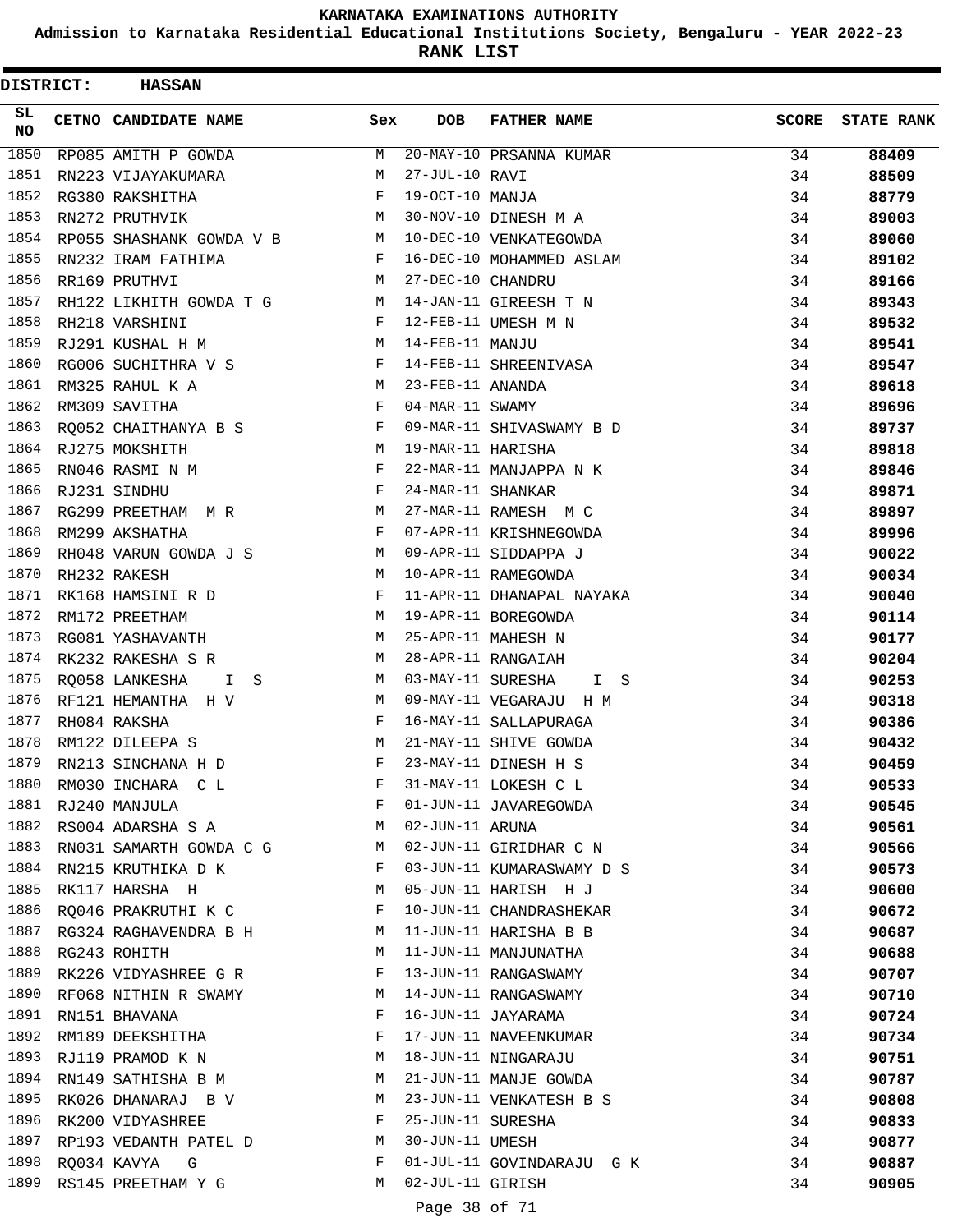**KARNATAKA EXAMINATIONS AUTHORITY**

**Admission to Karnataka Residential Educational Institutions Society, Bengaluru - YEAR 2022-23**

**RANK LIST**

**DISTRICT: HASSAN**

| SL NO | CETNO | CANDIDATE NAME | Sex | DOB | FATHER NAME | SCORE | STATE RANK |
|---|---|---|---|---|---|---|---|
| 1850 | RP085 | AMITH P GOWDA | M | 20-MAY-10 | PRSANNA KUMAR | 34 | 88409 |
| 1851 | RN223 | VIJAYAKUMARA | M | 27-JUL-10 | RAVI | 34 | 88509 |
| 1852 | RG380 | RAKSHITHA | F | 19-OCT-10 | MANJA | 34 | 88779 |
| 1853 | RN272 | PRUTHVIK | M | 30-NOV-10 | DINESH M A | 34 | 89003 |
| 1854 | RP055 | SHASHANK GOWDA V B | M | 10-DEC-10 | VENKATEGOWDA | 34 | 89060 |
| 1855 | RN232 | IRAM FATHIMA | F | 16-DEC-10 | MOHAMMED ASLAM | 34 | 89102 |
| 1856 | RR169 | PRUTHVI | M | 27-DEC-10 | CHANDRU | 34 | 89166 |
| 1857 | RH122 | LIKHITH GOWDA T G | M | 14-JAN-11 | GIREESH T N | 34 | 89343 |
| 1858 | RH218 | VARSHINI | F | 12-FEB-11 | UMESH M N | 34 | 89532 |
| 1859 | RJ291 | KUSHAL H M | M | 14-FEB-11 | MANJU | 34 | 89541 |
| 1860 | RG006 | SUCHITHRA V S | F | 14-FEB-11 | SHREENIVASA | 34 | 89547 |
| 1861 | RM325 | RAHUL K A | M | 23-FEB-11 | ANANDA | 34 | 89618 |
| 1862 | RM309 | SAVITHA | F | 04-MAR-11 | SWAMY | 34 | 89696 |
| 1863 | RQ052 | CHAITHANYA B S | F | 09-MAR-11 | SHIVASWAMY B D | 34 | 89737 |
| 1864 | RJ275 | MOKSHITH | M | 19-MAR-11 | HARISHA | 34 | 89818 |
| 1865 | RN046 | RASMI N M | F | 22-MAR-11 | MANJAPPA N K | 34 | 89846 |
| 1866 | RJ231 | SINDHU | F | 24-MAR-11 | SHANKAR | 34 | 89871 |
| 1867 | RG299 | PREETHAM M R | M | 27-MAR-11 | RAMESH M C | 34 | 89897 |
| 1868 | RM299 | AKSHATHA | F | 07-APR-11 | KRISHNEGOWDA | 34 | 89996 |
| 1869 | RH048 | VARUN GOWDA J S | M | 09-APR-11 | SIDDAPPA J | 34 | 90022 |
| 1870 | RH232 | RAKESH | M | 10-APR-11 | RAMEGOWDA | 34 | 90034 |
| 1871 | RK168 | HAMSINI R D | F | 11-APR-11 | DHANAPAL NAYAKA | 34 | 90040 |
| 1872 | RM172 | PREETHAM | M | 19-APR-11 | BOREGOWDA | 34 | 90114 |
| 1873 | RG081 | YASHAVANTH | M | 25-APR-11 | MAHESH N | 34 | 90177 |
| 1874 | RK232 | RAKESHA S R | M | 28-APR-11 | RANGAIAH | 34 | 90204 |
| 1875 | RQ058 | LANKESHA I S | M | 03-MAY-11 | SURESHA I S | 34 | 90253 |
| 1876 | RF121 | HEMANTHA H V | M | 09-MAY-11 | VEGARAJU H M | 34 | 90318 |
| 1877 | RH084 | RAKSHA | F | 16-MAY-11 | SALLAPURAGA | 34 | 90386 |
| 1878 | RM122 | DILEEPA S | M | 21-MAY-11 | SHIVE GOWDA | 34 | 90432 |
| 1879 | RN213 | SINCHANA H D | F | 23-MAY-11 | DINESH H S | 34 | 90459 |
| 1880 | RM030 | INCHARA C L | F | 31-MAY-11 | LOKESH C L | 34 | 90533 |
| 1881 | RJ240 | MANJULA | F | 01-JUN-11 | JAVAREGOWDA | 34 | 90545 |
| 1882 | RS004 | ADARSHA S A | M | 02-JUN-11 | ARUNA | 34 | 90561 |
| 1883 | RN031 | SAMARTH GOWDA C G | M | 02-JUN-11 | GIRIDHAR C N | 34 | 90566 |
| 1884 | RN215 | KRUTHIKA D K | F | 03-JUN-11 | KUMARASWAMY D S | 34 | 90573 |
| 1885 | RK117 | HARSHA H | M | 05-JUN-11 | HARISH H J | 34 | 90600 |
| 1886 | RQ046 | PRAKRUTHI K C | F | 10-JUN-11 | CHANDRASHEKAR | 34 | 90672 |
| 1887 | RG324 | RAGHAVENDRA B H | M | 11-JUN-11 | HARISHA B B | 34 | 90687 |
| 1888 | RG243 | ROHITH | M | 11-JUN-11 | MANJUNATHA | 34 | 90688 |
| 1889 | RK226 | VIDYASHREE G R | F | 13-JUN-11 | RANGASWAMY | 34 | 90707 |
| 1890 | RF068 | NITHIN R SWAMY | M | 14-JUN-11 | RANGASWAMY | 34 | 90710 |
| 1891 | RN151 | BHAVANA | F | 16-JUN-11 | JAYARAMA | 34 | 90724 |
| 1892 | RM189 | DEEKSHITHA | F | 17-JUN-11 | NAVEENKUMAR | 34 | 90734 |
| 1893 | RJ119 | PRAMOD K N | M | 18-JUN-11 | NINGARAJU | 34 | 90751 |
| 1894 | RN149 | SATHISHA B M | M | 21-JUN-11 | MANJE GOWDA | 34 | 90787 |
| 1895 | RK026 | DHANARAJ B V | M | 23-JUN-11 | VENKATESH B S | 34 | 90808 |
| 1896 | RK200 | VIDYASHREE | F | 25-JUN-11 | SURESHA | 34 | 90833 |
| 1897 | RP193 | VEDANTH PATEL D | M | 30-JUN-11 | UMESH | 34 | 90877 |
| 1898 | RQ034 | KAVYA G | F | 01-JUL-11 | GOVINDARAJU G K | 34 | 90887 |
| 1899 | RS145 | PREETHAM Y G | M | 02-JUL-11 | GIRISH | 34 | 90905 |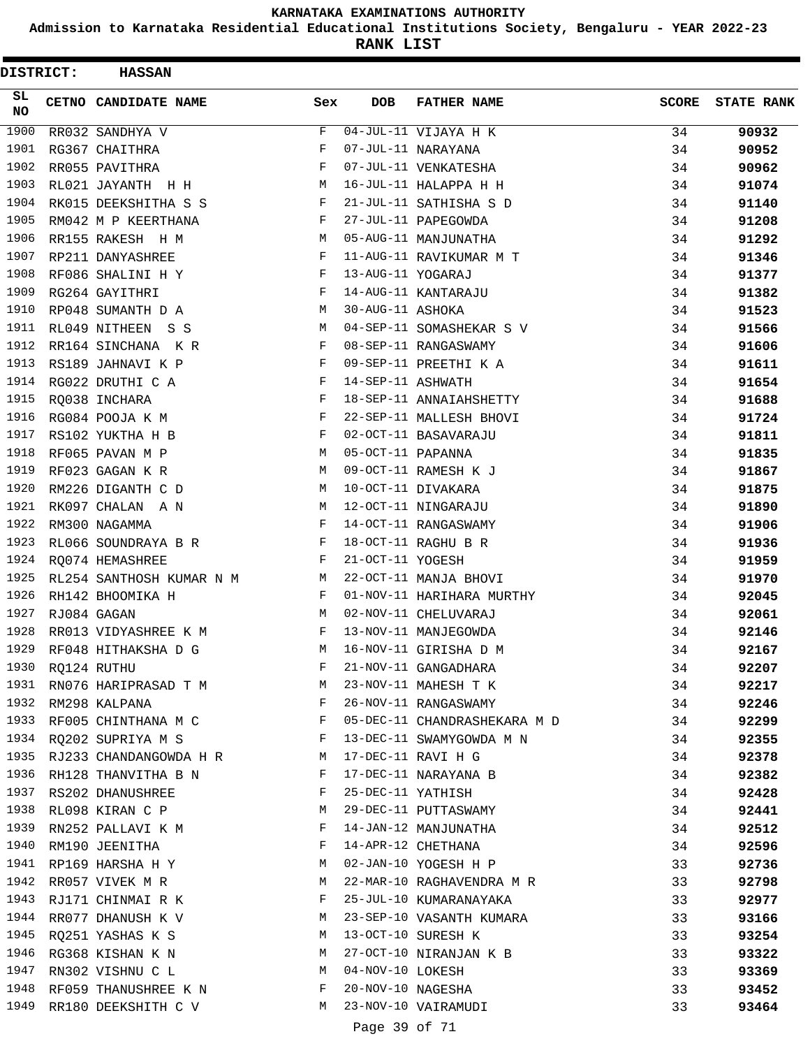KARNATAKA EXAMINATIONS AUTHORITY

Admission to Karnataka Residential Educational Institutions Society, Bengaluru - YEAR 2022-23

**RANK LIST**

**DISTRICT: HASSAN**

| SL NO | CETNO | CANDIDATE NAME | Sex | DOB | FATHER NAME | SCORE | STATE RANK |
|---|---|---|---|---|---|---|---|
| 1900 | RR032 | SANDHYA V | F | 04-JUL-11 | VIJAYA H K | 34 | 90932 |
| 1901 | RG367 | CHAITHRA | F | 07-JUL-11 | NARAYANA | 34 | 90952 |
| 1902 | RR055 | PAVITHRA | F | 07-JUL-11 | VENKATESHA | 34 | 90962 |
| 1903 | RL021 | JAYANTH H H | M | 16-JUL-11 | HALAPPA H H | 34 | 91074 |
| 1904 | RK015 | DEEKSHITHA S S | F | 21-JUL-11 | SATHISHA S D | 34 | 91140 |
| 1905 | RM042 | M P KEERTHANA | F | 27-JUL-11 | PAPEGOWDA | 34 | 91208 |
| 1906 | RR155 | RAKESH H M | M | 05-AUG-11 | MANJUNATHA | 34 | 91292 |
| 1907 | RP211 | DANYASHREE | F | 11-AUG-11 | RAVIKUMAR M T | 34 | 91346 |
| 1908 | RF086 | SHALINI H Y | F | 13-AUG-11 | YOGARAJ | 34 | 91377 |
| 1909 | RG264 | GAYITHRI | F | 14-AUG-11 | KANTARAJU | 34 | 91382 |
| 1910 | RP048 | SUMANTH D A | M | 30-AUG-11 | ASHOKA | 34 | 91523 |
| 1911 | RL049 | NITHEEN S S | M | 04-SEP-11 | SOMASHEKAR S V | 34 | 91566 |
| 1912 | RR164 | SINCHANA K R | F | 08-SEP-11 | RANGASWAMY | 34 | 91606 |
| 1913 | RS189 | JAHNAVI K P | F | 09-SEP-11 | PREETHI K A | 34 | 91611 |
| 1914 | RG022 | DRUTHI C A | F | 14-SEP-11 | ASHWATH | 34 | 91654 |
| 1915 | RQ038 | INCHARA | F | 18-SEP-11 | ANNAIAHSHETTY | 34 | 91688 |
| 1916 | RG084 | POOJA K M | F | 22-SEP-11 | MALLESH BHOVI | 34 | 91724 |
| 1917 | RS102 | YUKTHA H B | F | 02-OCT-11 | BASAVARAJU | 34 | 91811 |
| 1918 | RF065 | PAVAN M P | M | 05-OCT-11 | PAPANNA | 34 | 91835 |
| 1919 | RF023 | GAGAN K R | M | 09-OCT-11 | RAMESH K J | 34 | 91867 |
| 1920 | RM226 | DIGANTH C D | M | 10-OCT-11 | DIVAKARA | 34 | 91875 |
| 1921 | RK097 | CHALAN A N | M | 12-OCT-11 | NINGARAJU | 34 | 91890 |
| 1922 | RM300 | NAGAMMA | F | 14-OCT-11 | RANGASWAMY | 34 | 91906 |
| 1923 | RL066 | SOUNDRAYA B R | F | 18-OCT-11 | RAGHU B R | 34 | 91936 |
| 1924 | RQ074 | HEMASHREE | F | 21-OCT-11 | YOGESH | 34 | 91959 |
| 1925 | RL254 | SANTHOSH KUMAR N M | M | 22-OCT-11 | MANJA BHOVI | 34 | 91970 |
| 1926 | RH142 | BHOOMIKA H | F | 01-NOV-11 | HARIHARA MURTHY | 34 | 92045 |
| 1927 | RJ084 | GAGAN | M | 02-NOV-11 | CHELUVARAJ | 34 | 92061 |
| 1928 | RR013 | VIDYASHREE K M | F | 13-NOV-11 | MANJEGOWDA | 34 | 92146 |
| 1929 | RF048 | HITHAKSHA D G | M | 16-NOV-11 | GIRISHA D M | 34 | 92167 |
| 1930 | RQ124 | RUTHU | F | 21-NOV-11 | GANGADHARA | 34 | 92207 |
| 1931 | RN076 | HARIPRASAD T M | M | 23-NOV-11 | MAHESH T K | 34 | 92217 |
| 1932 | RM298 | KALPANA | F | 26-NOV-11 | RANGASWAMY | 34 | 92246 |
| 1933 | RF005 | CHINTHANA M C | F | 05-DEC-11 | CHANDRASHEKARA M D | 34 | 92299 |
| 1934 | RQ202 | SUPRIYA M S | F | 13-DEC-11 | SWAMYGOWDA M N | 34 | 92355 |
| 1935 | RJ233 | CHANDANGOWDA H R | M | 17-DEC-11 | RAVI H G | 34 | 92378 |
| 1936 | RH128 | THANVITHA B N | F | 17-DEC-11 | NARAYANA B | 34 | 92382 |
| 1937 | RS202 | DHANUSHREE | F | 25-DEC-11 | YATHISH | 34 | 92428 |
| 1938 | RL098 | KIRAN C P | M | 29-DEC-11 | PUTTASWAMY | 34 | 92441 |
| 1939 | RN252 | PALLAVI K M | F | 14-JAN-12 | MANJUNATHA | 34 | 92512 |
| 1940 | RM190 | JEENITHA | F | 14-APR-12 | CHETHANA | 34 | 92596 |
| 1941 | RP169 | HARSHA H Y | M | 02-JAN-10 | YOGESH H P | 33 | 92736 |
| 1942 | RR057 | VIVEK M R | M | 22-MAR-10 | RAGHAVENDRA M R | 33 | 92798 |
| 1943 | RJ171 | CHINMAI R K | F | 25-JUL-10 | KUMARANAYAKA | 33 | 92977 |
| 1944 | RR077 | DHANUSH K V | M | 23-SEP-10 | VASANTH KUMARA | 33 | 93166 |
| 1945 | RQ251 | YASHAS K S | M | 13-OCT-10 | SURESH K | 33 | 93254 |
| 1946 | RG368 | KISHAN K N | M | 27-OCT-10 | NIRANJAN K B | 33 | 93322 |
| 1947 | RN302 | VISHNU C L | M | 04-NOV-10 | LOKESH | 33 | 93369 |
| 1948 | RF059 | THANUSHREE K N | F | 20-NOV-10 | NAGESHA | 33 | 93452 |
| 1949 | RR180 | DEEKSHITH C V | M | 23-NOV-10 | VAIRAMUDI | 33 | 93464 |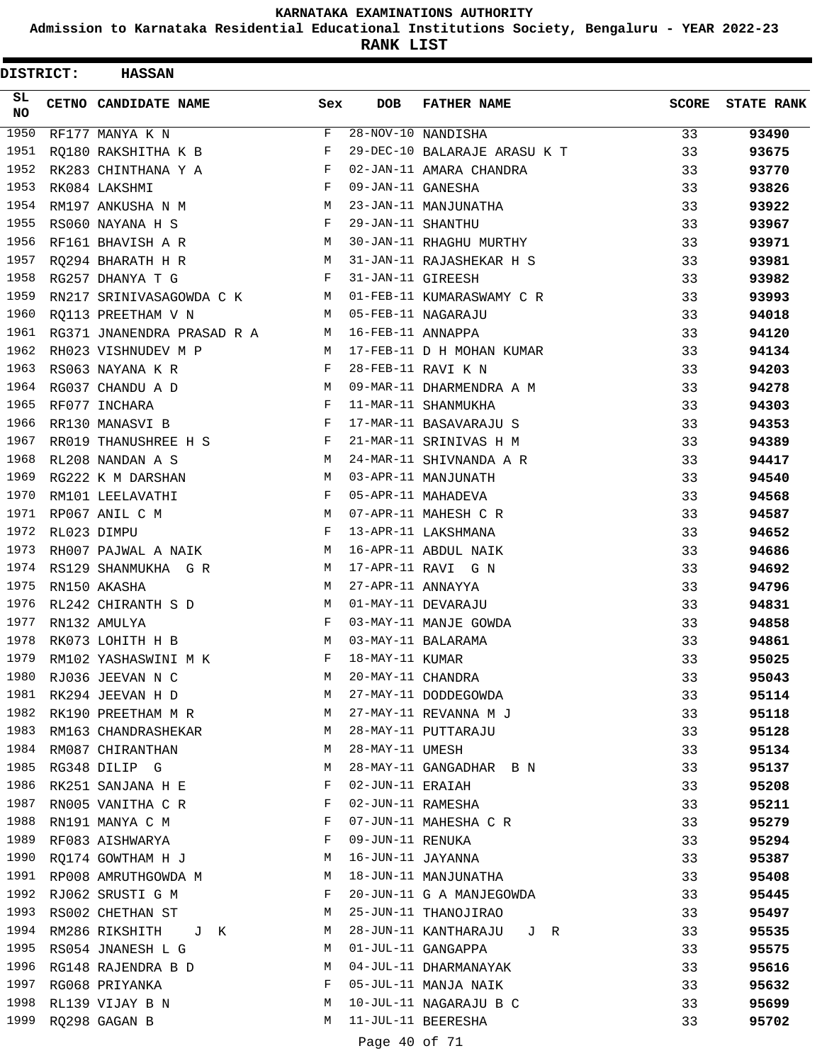# KARNATAKA EXAMINATIONS AUTHORITY

**Admission to Karnataka Residential Educational Institutions Society, Bengaluru - YEAR 2022-23**

**RANK LIST**

**DISTRICT: HASSAN**

| SL NO | CETNO | CANDIDATE NAME | Sex | DOB | FATHER NAME | SCORE | STATE RANK |
|---|---|---|---|---|---|---|---|
| 1950 | RF177 | MANYA K N | F | 28-NOV-10 | NANDISHA | 33 | 93490 |
| 1951 | RQ180 | RAKSHITHA K B | F | 29-DEC-10 | BALARAJE ARASU K T | 33 | 93675 |
| 1952 | RK283 | CHINTHANA Y A | F | 02-JAN-11 | AMARA CHANDRA | 33 | 93770 |
| 1953 | RK084 | LAKSHMI | F | 09-JAN-11 | GANESHA | 33 | 93826 |
| 1954 | RM197 | ANKUSHA N M | M | 23-JAN-11 | MANJUNATHA | 33 | 93922 |
| 1955 | RS060 | NAYANA H S | F | 29-JAN-11 | SHANTHU | 33 | 93967 |
| 1956 | RF161 | BHAVISH A R | M | 30-JAN-11 | RHAGHU MURTHY | 33 | 93971 |
| 1957 | RQ294 | BHARATH H R | M | 31-JAN-11 | RAJASHEKAR H S | 33 | 93981 |
| 1958 | RG257 | DHANYA T G | F | 31-JAN-11 | GIREESH | 33 | 93982 |
| 1959 | RN217 | SRINIVASAGOWDA C K | M | 01-FEB-11 | KUMARASWAMY C R | 33 | 93993 |
| 1960 | RQ113 | PREETHAM V N | M | 05-FEB-11 | NAGARAJU | 33 | 94018 |
| 1961 | RG371 | JNANENDRA PRASAD R A | M | 16-FEB-11 | ANNAPPA | 33 | 94120 |
| 1962 | RH023 | VISHNUDEV M P | M | 17-FEB-11 | D H MOHAN KUMAR | 33 | 94134 |
| 1963 | RS063 | NAYANA K R | F | 28-FEB-11 | RAVI K N | 33 | 94203 |
| 1964 | RG037 | CHANDU A D | M | 09-MAR-11 | DHARMENDRA A M | 33 | 94278 |
| 1965 | RF077 | INCHARA | F | 11-MAR-11 | SHANMUKHA | 33 | 94303 |
| 1966 | RR130 | MANASVI B | F | 17-MAR-11 | BASAVARAJU S | 33 | 94353 |
| 1967 | RR019 | THANUSHREE H S | F | 21-MAR-11 | SRINIVAS H M | 33 | 94389 |
| 1968 | RL208 | NANDAN A S | M | 24-MAR-11 | SHIVNANDA A R | 33 | 94417 |
| 1969 | RG222 | K M DARSHAN | M | 03-APR-11 | MANJUNATH | 33 | 94540 |
| 1970 | RM101 | LEELAVATHI | F | 05-APR-11 | MAHADEVA | 33 | 94568 |
| 1971 | RP067 | ANIL C M | M | 07-APR-11 | MAHESH C R | 33 | 94587 |
| 1972 | RL023 | DIMPU | F | 13-APR-11 | LAKSHMANA | 33 | 94652 |
| 1973 | RH007 | PAJWAL A NAIK | M | 16-APR-11 | ABDUL NAIK | 33 | 94686 |
| 1974 | RS129 | SHANMUKHA G R | M | 17-APR-11 | RAVI G N | 33 | 94692 |
| 1975 | RN150 | AKASHA | M | 27-APR-11 | ANNAYYA | 33 | 94796 |
| 1976 | RL242 | CHIRANTH S D | M | 01-MAY-11 | DEVARAJU | 33 | 94831 |
| 1977 | RN132 | AMULYA | F | 03-MAY-11 | MANJE GOWDA | 33 | 94858 |
| 1978 | RK073 | LOHITH H B | M | 03-MAY-11 | BALARAMA | 33 | 94861 |
| 1979 | RM102 | YASHASWINI M K | F | 18-MAY-11 | KUMAR | 33 | 95025 |
| 1980 | RJ036 | JEEVAN N C | M | 20-MAY-11 | CHANDRA | 33 | 95043 |
| 1981 | RK294 | JEEVAN H D | M | 27-MAY-11 | DODDEGOWDA | 33 | 95114 |
| 1982 | RK190 | PREETHAM M R | M | 27-MAY-11 | REVANNA M J | 33 | 95118 |
| 1983 | RM163 | CHANDRASHEKAR | M | 28-MAY-11 | PUTTARAJU | 33 | 95128 |
| 1984 | RM087 | CHIRANTHAN | M | 28-MAY-11 | UMESH | 33 | 95134 |
| 1985 | RG348 | DILIP G | M | 28-MAY-11 | GANGADHAR B N | 33 | 95137 |
| 1986 | RK251 | SANJANA H E | F | 02-JUN-11 | ERAIAH | 33 | 95208 |
| 1987 | RN005 | VANITHA C R | F | 02-JUN-11 | RAMESHA | 33 | 95211 |
| 1988 | RN191 | MANYA C M | F | 07-JUN-11 | MAHESHA C R | 33 | 95279 |
| 1989 | RF083 | AISHWARYA | F | 09-JUN-11 | RENUKA | 33 | 95294 |
| 1990 | RQ174 | GOWTHAM H J | M | 16-JUN-11 | JAYANNA | 33 | 95387 |
| 1991 | RP008 | AMRUTHGOWDA M | M | 18-JUN-11 | MANJUNATHA | 33 | 95408 |
| 1992 | RJ062 | SRUSTI G M | F | 20-JUN-11 | G A MANJEGOWDA | 33 | 95445 |
| 1993 | RS002 | CHETHAN ST | M | 25-JUN-11 | THANOJIRAO | 33 | 95497 |
| 1994 | RM286 | RIKSHITH J K | M | 28-JUN-11 | KANTHARAJU J R | 33 | 95535 |
| 1995 | RS054 | JNANESH L G | M | 01-JUL-11 | GANGAPPA | 33 | 95575 |
| 1996 | RG148 | RAJENDRA B D | M | 04-JUL-11 | DHARMANAYAK | 33 | 95616 |
| 1997 | RG068 | PRIYANKA | F | 05-JUL-11 | MANJA NAIK | 33 | 95632 |
| 1998 | RL139 | VIJAY B N | M | 10-JUL-11 | NAGARAJU B C | 33 | 95699 |
| 1999 | RQ298 | GAGAN B | M | 11-JUL-11 | BEERESHA | 33 | 95702 |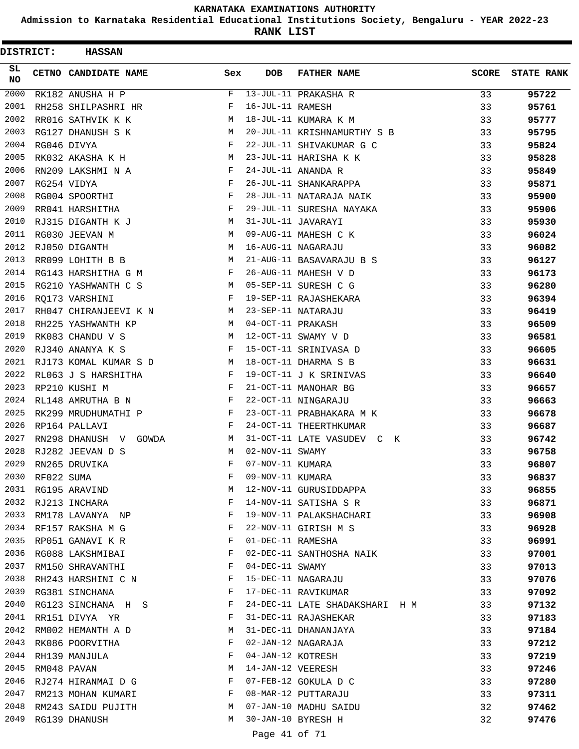KARNATAKA EXAMINATIONS AUTHORITY

Admission to Karnataka Residential Educational Institutions Society, Bengaluru - YEAR 2022-23

**RANK LIST**

**DISTRICT: HASSAN**

| SL NO | CETNO | CANDIDATE NAME | Sex | DOB | FATHER NAME | SCORE | STATE RANK |
|---|---|---|---|---|---|---|---|
| 2000 | RK182 | ANUSHA H P | F | 13-JUL-11 | PRAKASHA R | 33 | 95722 |
| 2001 | RH258 | SHILPASHRI HR | F | 16-JUL-11 | RAMESH | 33 | 95761 |
| 2002 | RR016 | SATHVIK K K | M | 18-JUL-11 | KUMARA K M | 33 | 95777 |
| 2003 | RG127 | DHANUSH S K | M | 20-JUL-11 | KRISHNAMURTHY S B | 33 | 95795 |
| 2004 | RG046 | DIVYA | F | 22-JUL-11 | SHIVAKUMAR G C | 33 | 95824 |
| 2005 | RK032 | AKASHA K H | M | 23-JUL-11 | HARISHA K K | 33 | 95828 |
| 2006 | RN209 | LAKSHMI N A | F | 24-JUL-11 | ANANDA R | 33 | 95849 |
| 2007 | RG254 | VIDYA | F | 26-JUL-11 | SHANKARAPPA | 33 | 95871 |
| 2008 | RG004 | SPOORTHI | F | 28-JUL-11 | NATARAJA NAIK | 33 | 95900 |
| 2009 | RR041 | HARSHITHA | F | 29-JUL-11 | SURESHA NAYAKA | 33 | 95906 |
| 2010 | RJ315 | DIGANTH K J | M | 31-JUL-11 | JAVARAYI | 33 | 95930 |
| 2011 | RG030 | JEEVAN M | M | 09-AUG-11 | MAHESH C K | 33 | 96024 |
| 2012 | RJ050 | DIGANTH | M | 16-AUG-11 | NAGARAJU | 33 | 96082 |
| 2013 | RR099 | LOHITH B B | M | 21-AUG-11 | BASAVARAJU B S | 33 | 96127 |
| 2014 | RG143 | HARSHITHA G M | F | 26-AUG-11 | MAHESH V D | 33 | 96173 |
| 2015 | RG210 | YASHWANTH C S | M | 05-SEP-11 | SURESH C G | 33 | 96280 |
| 2016 | RQ173 | VARSHINI | F | 19-SEP-11 | RAJASHEKARA | 33 | 96394 |
| 2017 | RH047 | CHIRANJEEVI K N | M | 23-SEP-11 | NATARAJU | 33 | 96419 |
| 2018 | RH225 | YASHWANTH KP | M | 04-OCT-11 | PRAKASH | 33 | 96509 |
| 2019 | RK083 | CHANDU V S | M | 12-OCT-11 | SWAMY V D | 33 | 96581 |
| 2020 | RJ340 | ANANYA K S | F | 15-OCT-11 | SRINIVASA D | 33 | 96605 |
| 2021 | RJ173 | KOMAL KUMAR S D | M | 18-OCT-11 | DHARMA S B | 33 | 96631 |
| 2022 | RL063 | J S HARSHITHA | F | 19-OCT-11 | J K SRINIVAS | 33 | 96640 |
| 2023 | RP210 | KUSHI M | F | 21-OCT-11 | MANOHAR BG | 33 | 96657 |
| 2024 | RL148 | AMRUTHA B N | F | 22-OCT-11 | NINGARAJU | 33 | 96663 |
| 2025 | RK299 | MRUDHUMATHI P | F | 23-OCT-11 | PRABHAKARA M K | 33 | 96678 |
| 2026 | RP164 | PALLAVI | F | 24-OCT-11 | THEERTHKUMAR | 33 | 96687 |
| 2027 | RN298 | DHANUSH V GOWDA | M | 31-OCT-11 | LATE VASUDEV C K | 33 | 96742 |
| 2028 | RJ282 | JEEVAN D S | M | 02-NOV-11 | SWAMY | 33 | 96758 |
| 2029 | RN265 | DRUVIKA | F | 07-NOV-11 | KUMARA | 33 | 96807 |
| 2030 | RF022 | SUMA | F | 09-NOV-11 | KUMARA | 33 | 96837 |
| 2031 | RG195 | ARAVIND | M | 12-NOV-11 | GURUSIDDAPPA | 33 | 96855 |
| 2032 | RJ213 | INCHARA | F | 14-NOV-11 | SATISHA S R | 33 | 96871 |
| 2033 | RM178 | LAVANYA NP | F | 19-NOV-11 | PALAKSHACHARI | 33 | 96908 |
| 2034 | RF157 | RAKSHA M G | F | 22-NOV-11 | GIRISH M S | 33 | 96928 |
| 2035 | RP051 | GANAVI K R | F | 01-DEC-11 | RAMESHA | 33 | 96991 |
| 2036 | RG088 | LAKSHMIBAI | F | 02-DEC-11 | SANTHOSHA NAIK | 33 | 97001 |
| 2037 | RM150 | SHRAVANTHI | F | 04-DEC-11 | SWAMY | 33 | 97013 |
| 2038 | RH243 | HARSHINI C N | F | 15-DEC-11 | NAGARAJU | 33 | 97076 |
| 2039 | RG381 | SINCHANA | F | 17-DEC-11 | RAVIKUMAR | 33 | 97092 |
| 2040 | RG123 | SINCHANA H S | F | 24-DEC-11 | LATE SHADAKSHARI H M | 33 | 97132 |
| 2041 | RR151 | DIVYA YR | F | 31-DEC-11 | RAJASHEKAR | 33 | 97183 |
| 2042 | RM002 | HEMANTH A D | M | 31-DEC-11 | DHANANJAYA | 33 | 97184 |
| 2043 | RK086 | POORVITHA | F | 02-JAN-12 | NAGARAJA | 33 | 97212 |
| 2044 | RH139 | MANJULA | F | 04-JAN-12 | KOTRESH | 33 | 97219 |
| 2045 | RM048 | PAVAN | M | 14-JAN-12 | VEERESH | 33 | 97246 |
| 2046 | RJ274 | HIRANMAI D G | F | 07-FEB-12 | GOKULA D C | 33 | 97280 |
| 2047 | RM213 | MOHAN KUMARI | F | 08-MAR-12 | PUTTARAJU | 33 | 97311 |
| 2048 | RM243 | SAIDU PUJITH | M | 07-JAN-10 | MADHU SAIDU | 32 | 97462 |
| 2049 | RG139 | DHANUSH | M | 30-JAN-10 | BYRESH H | 32 | 97476 |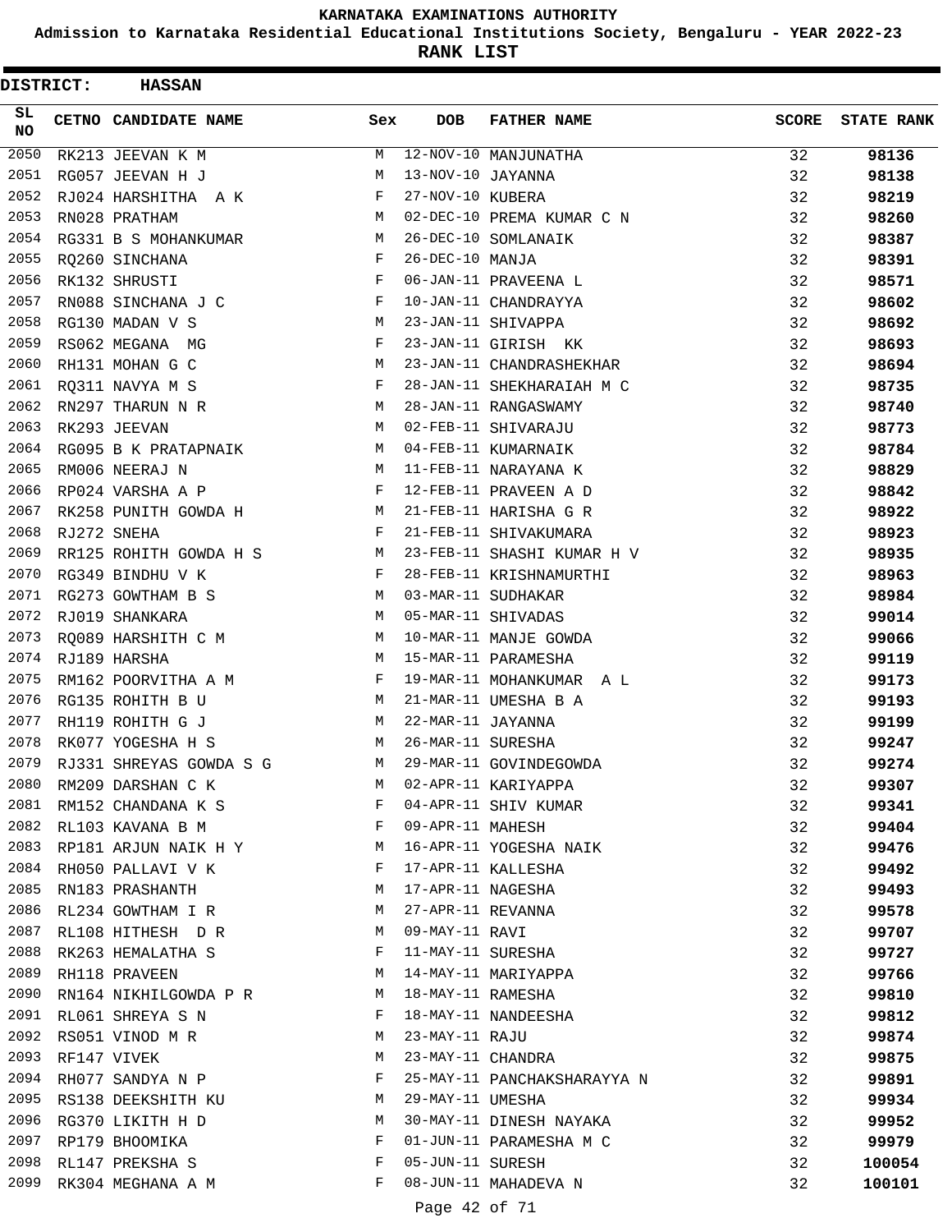# KARNATAKA EXAMINATIONS AUTHORITY

## Admission to Karnataka Residential Educational Institutions Society, Bengaluru - YEAR 2022-23

## RANK LIST

**DISTRICT: HASSAN**

| SL NO | CETNO | CANDIDATE NAME | Sex | DOB | FATHER NAME | SCORE | STATE RANK |
|---|---|---|---|---|---|---|---|
| 2050 | RK213 | JEEVAN K M | M | 12-NOV-10 | MANJUNATHA | 32 | 98136 |
| 2051 | RG057 | JEEVAN H J | M | 13-NOV-10 | JAYANNA | 32 | 98138 |
| 2052 | RJ024 | HARSHITHA A K | F | 27-NOV-10 | KUBERA | 32 | 98219 |
| 2053 | RN028 | PRATHAM | M | 02-DEC-10 | PREMA KUMAR C N | 32 | 98260 |
| 2054 | RG331 | B S MOHANKUMAR | M | 26-DEC-10 | SOMLANAIK | 32 | 98387 |
| 2055 | RQ260 | SINCHANA | F | 26-DEC-10 | MANJA | 32 | 98391 |
| 2056 | RK132 | SHRUSTI | F | 06-JAN-11 | PRAVEENA L | 32 | 98571 |
| 2057 | RN088 | SINCHANA J C | F | 10-JAN-11 | CHANDRAYYA | 32 | 98602 |
| 2058 | RG130 | MADAN V S | M | 23-JAN-11 | SHIVAPPA | 32 | 98692 |
| 2059 | RS062 | MEGANA MG | F | 23-JAN-11 | GIRISH KK | 32 | 98693 |
| 2060 | RH131 | MOHAN G C | M | 23-JAN-11 | CHANDRASHEKHAR | 32 | 98694 |
| 2061 | RQ311 | NAVYA M S | F | 28-JAN-11 | SHEKHARAIAH M C | 32 | 98735 |
| 2062 | RN297 | THARUN N R | M | 28-JAN-11 | RANGASWAMY | 32 | 98740 |
| 2063 | RK293 | JEEVAN | M | 02-FEB-11 | SHIVARAJU | 32 | 98773 |
| 2064 | RG095 | B K PRATAPNAIK | M | 04-FEB-11 | KUMARNAIK | 32 | 98784 |
| 2065 | RM006 | NEERAJ N | M | 11-FEB-11 | NARAYANA K | 32 | 98829 |
| 2066 | RP024 | VARSHA A P | F | 12-FEB-11 | PRAVEEN A D | 32 | 98842 |
| 2067 | RK258 | PUNITH GOWDA H | M | 21-FEB-11 | HARISHA G R | 32 | 98922 |
| 2068 | RJ272 | SNEHA | F | 21-FEB-11 | SHIVAKUMARA | 32 | 98923 |
| 2069 | RR125 | ROHITH GOWDA H S | M | 23-FEB-11 | SHASHI KUMAR H V | 32 | 98935 |
| 2070 | RG349 | BINDHU V K | F | 28-FEB-11 | KRISHNAMURTHI | 32 | 98963 |
| 2071 | RG273 | GOWTHAM B S | M | 03-MAR-11 | SUDHAKAR | 32 | 98984 |
| 2072 | RJ019 | SHANKARA | M | 05-MAR-11 | SHIVADAS | 32 | 99014 |
| 2073 | RQ089 | HARSHITH C M | M | 10-MAR-11 | MANJE GOWDA | 32 | 99066 |
| 2074 | RJ189 | HARSHA | M | 15-MAR-11 | PARAMESHA | 32 | 99119 |
| 2075 | RM162 | POORVITHA A M | F | 19-MAR-11 | MOHANKUMAR A L | 32 | 99173 |
| 2076 | RG135 | ROHITH B U | M | 21-MAR-11 | UMESHA B A | 32 | 99193 |
| 2077 | RH119 | ROHITH G J | M | 22-MAR-11 | JAYANNA | 32 | 99199 |
| 2078 | RK077 | YOGESHA H S | M | 26-MAR-11 | SURESHA | 32 | 99247 |
| 2079 | RJ331 | SHREYAS GOWDA S G | M | 29-MAR-11 | GOVINDEGOWDA | 32 | 99274 |
| 2080 | RM209 | DARSHAN C K | M | 02-APR-11 | KARIYAPPA | 32 | 99307 |
| 2081 | RM152 | CHANDANA K S | F | 04-APR-11 | SHIV KUMAR | 32 | 99341 |
| 2082 | RL103 | KAVANA B M | F | 09-APR-11 | MAHESH | 32 | 99404 |
| 2083 | RP181 | ARJUN NAIK H Y | M | 16-APR-11 | YOGESHA NAIK | 32 | 99476 |
| 2084 | RH050 | PALLAVI V K | F | 17-APR-11 | KALLESHA | 32 | 99492 |
| 2085 | RN183 | PRASHANTH | M | 17-APR-11 | NAGESHA | 32 | 99493 |
| 2086 | RL234 | GOWTHAM I R | M | 27-APR-11 | REVANNA | 32 | 99578 |
| 2087 | RL108 | HITHESH D R | M | 09-MAY-11 | RAVI | 32 | 99707 |
| 2088 | RK263 | HEMALATHA S | F | 11-MAY-11 | SURESHA | 32 | 99727 |
| 2089 | RH118 | PRAVEEN | M | 14-MAY-11 | MARIYAPPA | 32 | 99766 |
| 2090 | RN164 | NIKHILGOWDA P R | M | 18-MAY-11 | RAMESHA | 32 | 99810 |
| 2091 | RL061 | SHREYA S N | F | 18-MAY-11 | NANDEESHA | 32 | 99812 |
| 2092 | RS051 | VINOD M R | M | 23-MAY-11 | RAJU | 32 | 99874 |
| 2093 | RF147 | VIVEK | M | 23-MAY-11 | CHANDRA | 32 | 99875 |
| 2094 | RH077 | SANDYA N P | F | 25-MAY-11 | PANCHAKSHARAYYA N | 32 | 99891 |
| 2095 | RS138 | DEEKSHITH KU | M | 29-MAY-11 | UMESHA | 32 | 99934 |
| 2096 | RG370 | LIKITH H D | M | 30-MAY-11 | DINESH NAYAKA | 32 | 99952 |
| 2097 | RP179 | BHOOMIKA | F | 01-JUN-11 | PARAMESHA M C | 32 | 99979 |
| 2098 | RL147 | PREKSHA S | F | 05-JUN-11 | SURESH | 32 | 100054 |
| 2099 | RK304 | MEGHANA A M | F | 08-JUN-11 | MAHADEVA N | 32 | 100101 |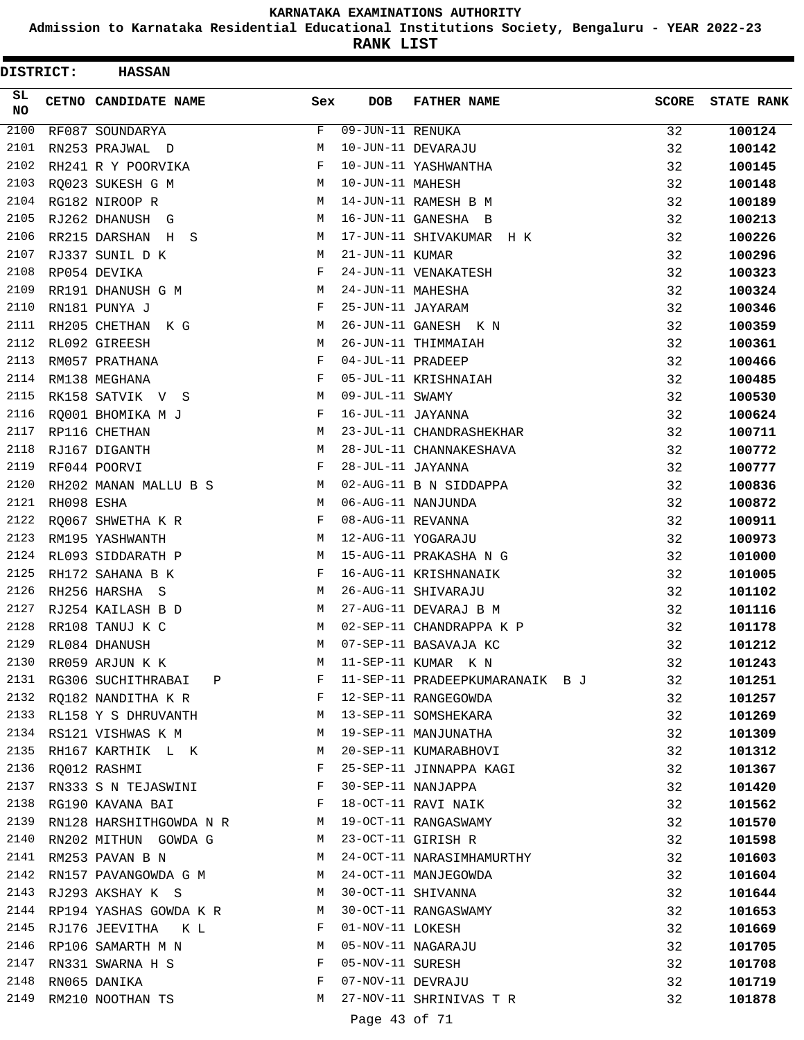# KARNATAKA EXAMINATIONS AUTHORITY

**Admission to Karnataka Residential Educational Institutions Society, Bengaluru - YEAR 2022-23**

**RANK LIST**

**DISTRICT: HASSAN**

| SL NO | CETNO | CANDIDATE NAME | Sex | DOB | FATHER NAME | SCORE | STATE RANK |
|---|---|---|---|---|---|---|---|
| 2100 | RF087 | SOUNDARYA | F | 09-JUN-11 | RENUKA | 32 | **100124** |
| 2101 | RN253 | PRAJWAL D | M | 10-JUN-11 | DEVARAJU | 32 | **100142** |
| 2102 | RH241 | R Y POORVIKA | F | 10-JUN-11 | YASHWANTHA | 32 | **100145** |
| 2103 | RQ023 | SUKESH G M | M | 10-JUN-11 | MAHESH | 32 | **100148** |
| 2104 | RG182 | NIROOP R | M | 14-JUN-11 | RAMESH B M | 32 | **100189** |
| 2105 | RJ262 | DHANUSH G | M | 16-JUN-11 | GANESHA B | 32 | **100213** |
| 2106 | RR215 | DARSHAN H S | M | 17-JUN-11 | SHIVAKUMAR H K | 32 | **100226** |
| 2107 | RJ337 | SUNIL D K | M | 21-JUN-11 | KUMAR | 32 | **100296** |
| 2108 | RP054 | DEVIKA | F | 24-JUN-11 | VENAKATESH | 32 | **100323** |
| 2109 | RR191 | DHANUSH G M | M | 24-JUN-11 | MAHESHA | 32 | **100324** |
| 2110 | RN181 | PUNYA J | F | 25-JUN-11 | JAYARAM | 32 | **100346** |
| 2111 | RH205 | CHETHAN K G | M | 26-JUN-11 | GANESH K N | 32 | **100359** |
| 2112 | RL092 | GIREESH | M | 26-JUN-11 | THIMMAIAH | 32 | **100361** |
| 2113 | RM057 | PRATHANA | F | 04-JUL-11 | PRADEEP | 32 | **100466** |
| 2114 | RM138 | MEGHANA | F | 05-JUL-11 | KRISHNAIAH | 32 | **100485** |
| 2115 | RK158 | SATVIK V S | M | 09-JUL-11 | SWAMY | 32 | **100530** |
| 2116 | RQ001 | BHOMIKA M J | F | 16-JUL-11 | JAYANNA | 32 | **100624** |
| 2117 | RP116 | CHETHAN | M | 23-JUL-11 | CHANDRASHEKHAR | 32 | **100711** |
| 2118 | RJ167 | DIGANTH | M | 28-JUL-11 | CHANNAKESHAVA | 32 | **100772** |
| 2119 | RF044 | POORVI | F | 28-JUL-11 | JAYANNA | 32 | **100777** |
| 2120 | RH202 | MANAN MALLU B S | M | 02-AUG-11 | B N SIDDAPPA | 32 | **100836** |
| 2121 | RH098 | ESHA | M | 06-AUG-11 | NANJUNDA | 32 | **100872** |
| 2122 | RQ067 | SHWETHA K R | F | 08-AUG-11 | REVANNA | 32 | **100911** |
| 2123 | RM195 | YASHWANTH | M | 12-AUG-11 | YOGARAJU | 32 | **100973** |
| 2124 | RL093 | SIDDARATH P | M | 15-AUG-11 | PRAKASHA N G | 32 | **101000** |
| 2125 | RH172 | SAHANA B K | F | 16-AUG-11 | KRISHNANAIK | 32 | **101005** |
| 2126 | RH256 | HARSHA S | M | 26-AUG-11 | SHIVARAJU | 32 | **101102** |
| 2127 | RJ254 | KAILASH B D | M | 27-AUG-11 | DEVARAJ B M | 32 | **101116** |
| 2128 | RR108 | TANUJ K C | M | 02-SEP-11 | CHANDRAPPA K P | 32 | **101178** |
| 2129 | RL084 | DHANUSH | M | 07-SEP-11 | BASAVAJA KC | 32 | **101212** |
| 2130 | RR059 | ARJUN K K | M | 11-SEP-11 | KUMAR K N | 32 | **101243** |
| 2131 | RG306 | SUCHITHRABAI P | F | 11-SEP-11 | PRADEEPKUMARANAIK B J | 32 | **101251** |
| 2132 | RQ182 | NANDITHA K R | F | 12-SEP-11 | RANGEGOWDA | 32 | **101257** |
| 2133 | RL158 | Y S DHRUVANTH | M | 13-SEP-11 | SOMSHEKARA | 32 | **101269** |
| 2134 | RS121 | VISHWAS K M | M | 19-SEP-11 | MANJUNATHA | 32 | **101309** |
| 2135 | RH167 | KARTHIK L K | M | 20-SEP-11 | KUMARABHOVI | 32 | **101312** |
| 2136 | RQ012 | RASHMI | F | 25-SEP-11 | JINNAPPA KAGI | 32 | **101367** |
| 2137 | RN333 | S N TEJASWINI | F | 30-SEP-11 | NANJAPPA | 32 | **101420** |
| 2138 | RG190 | KAVANA BAI | F | 18-OCT-11 | RAVI NAIK | 32 | **101562** |
| 2139 | RN128 | HARSHITHGOWDA N R | M | 19-OCT-11 | RANGASWAMY | 32 | **101570** |
| 2140 | RN202 | MITHUN GOWDA G | M | 23-OCT-11 | GIRISH R | 32 | **101598** |
| 2141 | RM253 | PAVAN B N | M | 24-OCT-11 | NARASIMHAMURTHY | 32 | **101603** |
| 2142 | RN157 | PAVANGOWDA G M | M | 24-OCT-11 | MANJEGOWDA | 32 | **101604** |
| 2143 | RJ293 | AKSHAY K S | M | 30-OCT-11 | SHIVANNA | 32 | **101644** |
| 2144 | RP194 | YASHAS GOWDA K R | M | 30-OCT-11 | RANGASWAMY | 32 | **101653** |
| 2145 | RJ176 | JEEVITHA K L | F | 01-NOV-11 | LOKESH | 32 | **101669** |
| 2146 | RP106 | SAMARTH M N | M | 05-NOV-11 | NAGARAJU | 32 | **101705** |
| 2147 | RN331 | SWARNA H S | F | 05-NOV-11 | SURESH | 32 | **101708** |
| 2148 | RN065 | DANIKA | F | 07-NOV-11 | DEVRAJU | 32 | **101719** |
| 2149 | RM210 | NOOTHAN TS | M | 27-NOV-11 | SHRINIVAS T R | 32 | **101878** |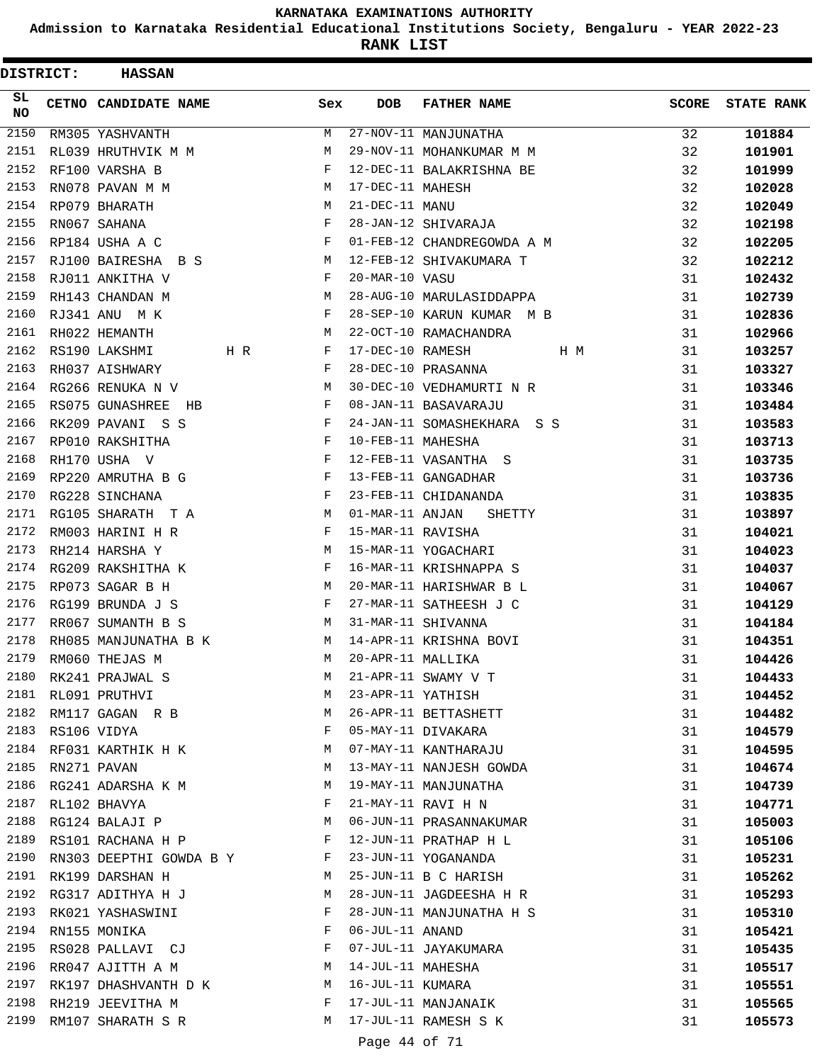# KARNATAKA EXAMINATIONS AUTHORITY

**Admission to Karnataka Residential Educational Institutions Society, Bengaluru - YEAR 2022-23**

**RANK LIST**

**DISTRICT: HASSAN**

| SL NO | CETNO | CANDIDATE NAME | Sex | DOB | FATHER NAME | SCORE | STATE RANK |
|---|---|---|---|---|---|---|---|
| 2150 | RM305 | YASHVANTH | M | 27-NOV-11 | MANJUNATHA | 32 | 101884 |
| 2151 | RL039 | HRUTHVIK M M | M | 29-NOV-11 | MOHANKUMAR M M | 32 | 101901 |
| 2152 | RF100 | VARSHA B | F | 12-DEC-11 | BALAKRISHNA BE | 32 | 101999 |
| 2153 | RN078 | PAVAN M M | M | 17-DEC-11 | MAHESH | 32 | 102028 |
| 2154 | RP079 | BHARATH | M | 21-DEC-11 | MANU | 32 | 102049 |
| 2155 | RN067 | SAHANA | F | 28-JAN-12 | SHIVARAJA | 32 | 102198 |
| 2156 | RP184 | USHA A C | F | 01-FEB-12 | CHANDREGOWDA A M | 32 | 102205 |
| 2157 | RJ100 | BAIRESHA B S | M | 12-FEB-12 | SHIVAKUMARA T | 32 | 102212 |
| 2158 | RJ011 | ANKITHA V | F | 20-MAR-10 | VASU | 31 | 102432 |
| 2159 | RH143 | CHANDAN M | M | 28-AUG-10 | MARULASIDDAPPA | 31 | 102739 |
| 2160 | RJ341 | ANU M K | F | 28-SEP-10 | KARUN KUMAR M B | 31 | 102836 |
| 2161 | RH022 | HEMANTH | M | 22-OCT-10 | RAMACHANDRA | 31 | 102966 |
| 2162 | RS190 | LAKSHMI H R | F | 17-DEC-10 | RAMESH H M | 31 | 103257 |
| 2163 | RH037 | AISHWARY | F | 28-DEC-10 | PRASANNA | 31 | 103327 |
| 2164 | RG266 | RENUKA N V | M | 30-DEC-10 | VEDHAMURTI N R | 31 | 103346 |
| 2165 | RS075 | GUNASHREE HB | F | 08-JAN-11 | BASAVARAJU | 31 | 103484 |
| 2166 | RK209 | PAVANI S S | F | 24-JAN-11 | SOMASHEKHARA S S | 31 | 103583 |
| 2167 | RP010 | RAKSHITHA | F | 10-FEB-11 | MAHESHA | 31 | 103713 |
| 2168 | RH170 | USHA V | F | 12-FEB-11 | VASANTHA S | 31 | 103735 |
| 2169 | RP220 | AMRUTHA B G | F | 13-FEB-11 | GANGADHAR | 31 | 103736 |
| 2170 | RG228 | SINCHANA | F | 23-FEB-11 | CHIDANANDA | 31 | 103835 |
| 2171 | RG105 | SHARATH T A | M | 01-MAR-11 | ANJAN SHETTY | 31 | 103897 |
| 2172 | RM003 | HARINI H R | F | 15-MAR-11 | RAVISHA | 31 | 104021 |
| 2173 | RH214 | HARSHA Y | M | 15-MAR-11 | YOGACHARI | 31 | 104023 |
| 2174 | RG209 | RAKSHITHA K | F | 16-MAR-11 | KRISHNAPPA S | 31 | 104037 |
| 2175 | RP073 | SAGAR B H | M | 20-MAR-11 | HARISHWAR B L | 31 | 104067 |
| 2176 | RG199 | BRUNDA J S | F | 27-MAR-11 | SATHEESH J C | 31 | 104129 |
| 2177 | RR067 | SUMANTH B S | M | 31-MAR-11 | SHIVANNA | 31 | 104184 |
| 2178 | RH085 | MANJUNATHA B K | M | 14-APR-11 | KRISHNA BOVI | 31 | 104351 |
| 2179 | RM060 | THEJAS M | M | 20-APR-11 | MALLIKA | 31 | 104426 |
| 2180 | RK241 | PRAJWAL S | M | 21-APR-11 | SWAMY V T | 31 | 104433 |
| 2181 | RL091 | PRUTHVI | M | 23-APR-11 | YATHISH | 31 | 104452 |
| 2182 | RM117 | GAGAN R B | M | 26-APR-11 | BETTASHETT | 31 | 104482 |
| 2183 | RS106 | VIDYA | F | 05-MAY-11 | DIVAKARA | 31 | 104579 |
| 2184 | RF031 | KARTHIK H K | M | 07-MAY-11 | KANTHARAJU | 31 | 104595 |
| 2185 | RN271 | PAVAN | M | 13-MAY-11 | NANJESH GOWDA | 31 | 104674 |
| 2186 | RG241 | ADARSHA K M | M | 19-MAY-11 | MANJUNATHA | 31 | 104739 |
| 2187 | RL102 | BHAVYA | F | 21-MAY-11 | RAVI H N | 31 | 104771 |
| 2188 | RG124 | BALAJI P | M | 06-JUN-11 | PRASANNAKUMAR | 31 | 105003 |
| 2189 | RS101 | RACHANA H P | F | 12-JUN-11 | PRATHAP H L | 31 | 105106 |
| 2190 | RN303 | DEEPTHI GOWDA B Y | F | 23-JUN-11 | YOGANANDA | 31 | 105231 |
| 2191 | RK199 | DARSHAN H | M | 25-JUN-11 | B C HARISH | 31 | 105262 |
| 2192 | RG317 | ADITHYA H J | M | 28-JUN-11 | JAGDEESHA H R | 31 | 105293 |
| 2193 | RK021 | YASHASWINI | F | 28-JUN-11 | MANJUNATHA H S | 31 | 105310 |
| 2194 | RN155 | MONIKA | F | 06-JUL-11 | ANAND | 31 | 105421 |
| 2195 | RS028 | PALLAVI CJ | F | 07-JUL-11 | JAYAKUMARA | 31 | 105435 |
| 2196 | RR047 | AJITTH A M | M | 14-JUL-11 | MAHESHA | 31 | 105517 |
| 2197 | RK197 | DHASHVANTH D K | M | 16-JUL-11 | KUMARA | 31 | 105551 |
| 2198 | RH219 | JEEVITHA M | F | 17-JUL-11 | MANJANAIK | 31 | 105565 |
| 2199 | RM107 | SHARATH S R | M | 17-JUL-11 | RAMESH S K | 31 | 105573 |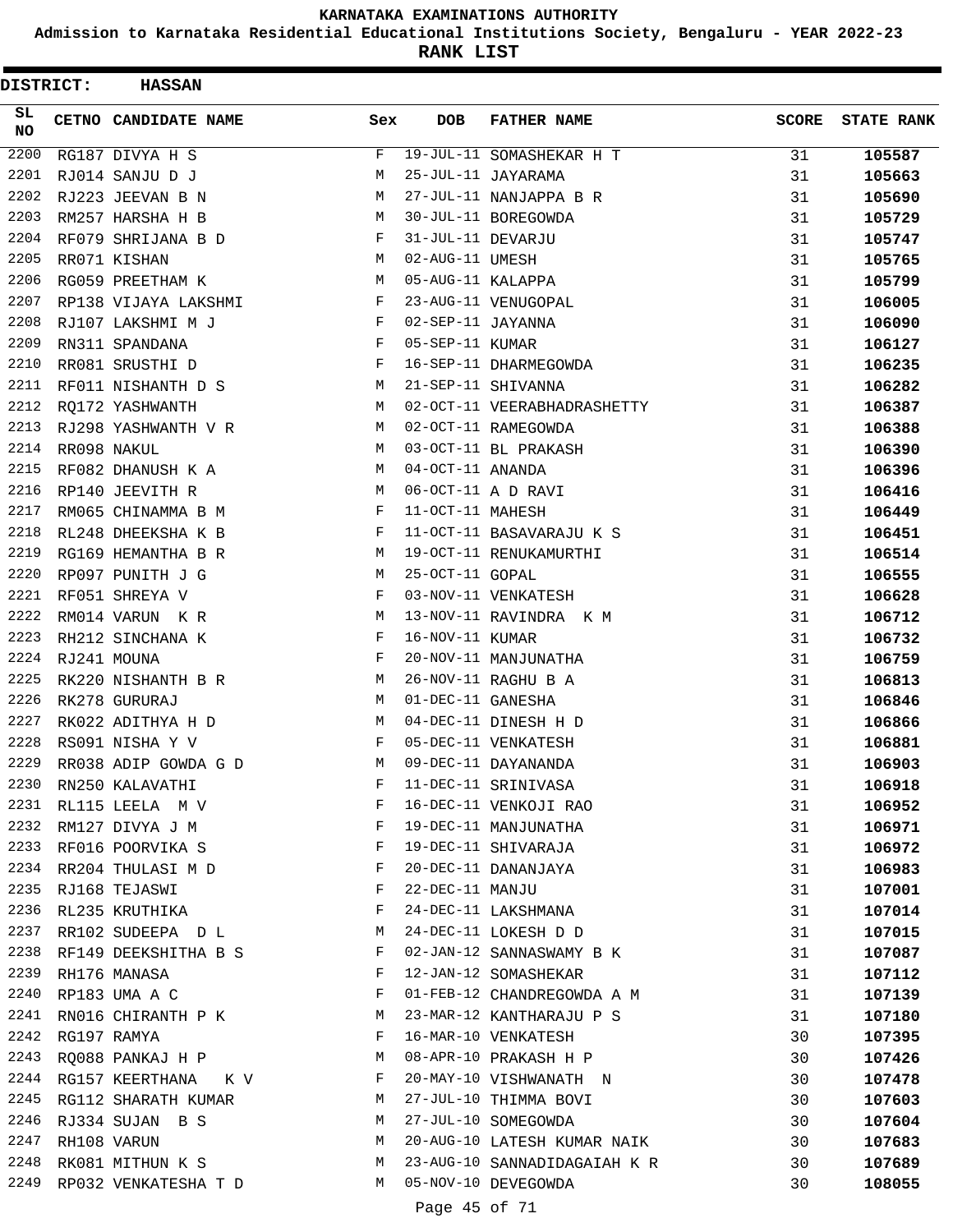# KARNATAKA EXAMINATIONS AUTHORITY

## Admission to Karnataka Residential Educational Institutions Society, Bengaluru - YEAR 2022-23

## RANK LIST

**DISTRICT: HASSAN**

| SL NO | CETNO | CANDIDATE NAME | Sex | DOB | FATHER NAME | SCORE | STATE RANK |
|---|---|---|---|---|---|---|---|
| 2200 | RG187 | DIVYA H S | F | 19-JUL-11 | SOMASHEKAR H T | 31 | **105587** |
| 2201 | RJ014 | SANJU D J | M | 25-JUL-11 | JAYARAMA | 31 | **105663** |
| 2202 | RJ223 | JEEVAN B N | M | 27-JUL-11 | NANJAPPA B R | 31 | **105690** |
| 2203 | RM257 | HARSHA H B | M | 30-JUL-11 | BOREGOWDA | 31 | **105729** |
| 2204 | RF079 | SHRIJANA B D | F | 31-JUL-11 | DEVARJU | 31 | **105747** |
| 2205 | RR071 | KISHAN | M | 02-AUG-11 | UMESH | 31 | **105765** |
| 2206 | RG059 | PREETHAM K | M | 05-AUG-11 | KALAPPA | 31 | **105799** |
| 2207 | RP138 | VIJAYA LAKSHMI | F | 23-AUG-11 | VENUGOPAL | 31 | **106005** |
| 2208 | RJ107 | LAKSHMI M J | F | 02-SEP-11 | JAYANNA | 31 | **106090** |
| 2209 | RN311 | SPANDANA | F | 05-SEP-11 | KUMAR | 31 | **106127** |
| 2210 | RR081 | SRUSTHI D | F | 16-SEP-11 | DHARMEGOWDA | 31 | **106235** |
| 2211 | RF011 | NISHANTH D S | M | 21-SEP-11 | SHIVANNA | 31 | **106282** |
| 2212 | RQ172 | YASHWANTH | M | 02-OCT-11 | VEERABHADRASHETTY | 31 | **106387** |
| 2213 | RJ298 | YASHWANTH V R | M | 02-OCT-11 | RAMEGOWDA | 31 | **106388** |
| 2214 | RR098 | NAKUL | M | 03-OCT-11 | BL PRAKASH | 31 | **106390** |
| 2215 | RF082 | DHANUSH K A | M | 04-OCT-11 | ANANDA | 31 | **106396** |
| 2216 | RP140 | JEEVITH R | M | 06-OCT-11 | A D RAVI | 31 | **106416** |
| 2217 | RM065 | CHINAMMA B M | F | 11-OCT-11 | MAHESH | 31 | **106449** |
| 2218 | RL248 | DHEEKSHA K B | F | 11-OCT-11 | BASAVARAJU K S | 31 | **106451** |
| 2219 | RG169 | HEMANTHA B R | M | 19-OCT-11 | RENUKAMURTHI | 31 | **106514** |
| 2220 | RP097 | PUNITH J G | M | 25-OCT-11 | GOPAL | 31 | **106555** |
| 2221 | RF051 | SHREYA V | F | 03-NOV-11 | VENKATESH | 31 | **106628** |
| 2222 | RM014 | VARUN K R | M | 13-NOV-11 | RAVINDRA K M | 31 | **106712** |
| 2223 | RH212 | SINCHANA K | F | 16-NOV-11 | KUMAR | 31 | **106732** |
| 2224 | RJ241 | MOUNA | F | 20-NOV-11 | MANJUNATHA | 31 | **106759** |
| 2225 | RK220 | NISHANTH B R | M | 26-NOV-11 | RAGHU B A | 31 | **106813** |
| 2226 | RK278 | GURURAJ | M | 01-DEC-11 | GANESHA | 31 | **106846** |
| 2227 | RK022 | ADITHYA H D | M | 04-DEC-11 | DINESH H D | 31 | **106866** |
| 2228 | RS091 | NISHA Y V | F | 05-DEC-11 | VENKATESH | 31 | **106881** |
| 2229 | RR038 | ADIP GOWDA G D | M | 09-DEC-11 | DAYANANDA | 31 | **106903** |
| 2230 | RN250 | KALAVATHI | F | 11-DEC-11 | SRINIVASA | 31 | **106918** |
| 2231 | RL115 | LEELA M V | F | 16-DEC-11 | VENKOJI RAO | 31 | **106952** |
| 2232 | RM127 | DIVYA J M | F | 19-DEC-11 | MANJUNATHA | 31 | **106971** |
| 2233 | RF016 | POORVIKA S | F | 19-DEC-11 | SHIVARAJA | 31 | **106972** |
| 2234 | RR204 | THULASI M D | F | 20-DEC-11 | DANANJAYA | 31 | **106983** |
| 2235 | RJ168 | TEJASWI | F | 22-DEC-11 | MANJU | 31 | **107001** |
| 2236 | RL235 | KRUTHIKA | F | 24-DEC-11 | LAKSHMANA | 31 | **107014** |
| 2237 | RR102 | SUDEEPA D L | M | 24-DEC-11 | LOKESH D D | 31 | **107015** |
| 2238 | RF149 | DEEKSHITHA B S | F | 02-JAN-12 | SANNASWAMY B K | 31 | **107087** |
| 2239 | RH176 | MANASA | F | 12-JAN-12 | SOMASHEKAR | 31 | **107112** |
| 2240 | RP183 | UMA A C | F | 01-FEB-12 | CHANDREGOWDA A M | 31 | **107139** |
| 2241 | RN016 | CHIRANTH P K | M | 23-MAR-12 | KANTHARAJU P S | 31 | **107180** |
| 2242 | RG197 | RAMYA | F | 16-MAR-10 | VENKATESH | 30 | **107395** |
| 2243 | RQ088 | PANKAJ H P | M | 08-APR-10 | PRAKASH H P | 30 | **107426** |
| 2244 | RG157 | KEERTHANA K V | F | 20-MAY-10 | VISHWANATH N | 30 | **107478** |
| 2245 | RG112 | SHARATH KUMAR | M | 27-JUL-10 | THIMMA BOVI | 30 | **107603** |
| 2246 | RJ334 | SUJAN B S | M | 27-JUL-10 | SOMEGOWDA | 30 | **107604** |
| 2247 | RH108 | VARUN | M | 20-AUG-10 | LATESH KUMAR NAIK | 30 | **107683** |
| 2248 | RK081 | MITHUN K S | M | 23-AUG-10 | SANNADIDAGAIAH K R | 30 | **107689** |
| 2249 | RP032 | VENKATESHA T D | M | 05-NOV-10 | DEVEGOWDA | 30 | **108055** |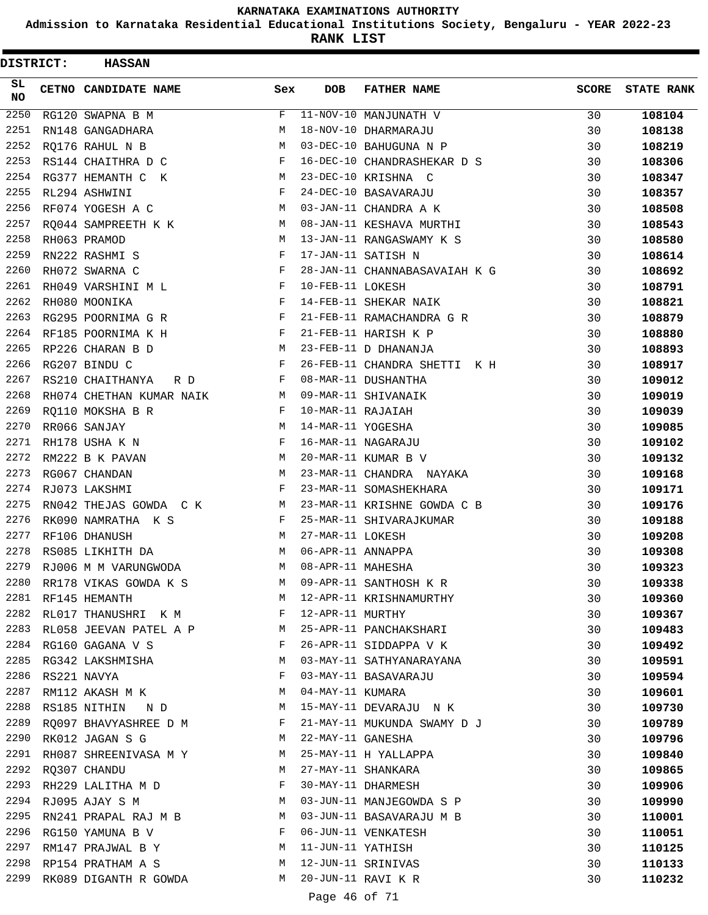# KARNATAKA EXAMINATIONS AUTHORITY

**Admission to Karnataka Residential Educational Institutions Society, Bengaluru - YEAR 2022-23**

**RANK LIST**

**DISTRICT: HASSAN**

| SL NO | CETNO | CANDIDATE NAME | Sex | DOB | FATHER NAME | SCORE | STATE RANK |
|---|---|---|---|---|---|---|---|
| 2250 | RG120 | SWAPNA B M | F | 11-NOV-10 | MANJUNATH V | 30 | **108104** |
| 2251 | RN148 | GANGADHARA | M | 18-NOV-10 | DHARMARAJU | 30 | **108138** |
| 2252 | RQ176 | RAHUL N B | M | 03-DEC-10 | BAHUGUNA N P | 30 | **108219** |
| 2253 | RS144 | CHAITHRA D C | F | 16-DEC-10 | CHANDRASHEKAR D S | 30 | **108306** |
| 2254 | RG377 | HEMANTH C K | M | 23-DEC-10 | KRISHNA C | 30 | **108347** |
| 2255 | RL294 | ASHWINI | F | 24-DEC-10 | BASAVARAJU | 30 | **108357** |
| 2256 | RF074 | YOGESH A C | M | 03-JAN-11 | CHANDRA A K | 30 | **108508** |
| 2257 | RQ044 | SAMPREETH K K | M | 08-JAN-11 | KESHAVA MURTHI | 30 | **108543** |
| 2258 | RH063 | PRAMOD | M | 13-JAN-11 | RANGASWAMY K S | 30 | **108580** |
| 2259 | RN222 | RASHMI S | F | 17-JAN-11 | SATISH N | 30 | **108614** |
| 2260 | RH072 | SWARNA C | F | 28-JAN-11 | CHANNABASAVAIAH K G | 30 | **108692** |
| 2261 | RH049 | VARSHINI M L | F | 10-FEB-11 | LOKESH | 30 | **108791** |
| 2262 | RH080 | MOONIKA | F | 14-FEB-11 | SHEKAR NAIK | 30 | **108821** |
| 2263 | RG295 | POORNIMA G R | F | 21-FEB-11 | RAMACHANDRA G R | 30 | **108879** |
| 2264 | RF185 | POORNIMA K H | F | 21-FEB-11 | HARISH K P | 30 | **108880** |
| 2265 | RP226 | CHARAN B D | M | 23-FEB-11 | D DHANANJA | 30 | **108893** |
| 2266 | RG207 | BINDU C | F | 26-FEB-11 | CHANDRA SHETTI K H | 30 | **108917** |
| 2267 | RS210 | CHAITHANYA R D | F | 08-MAR-11 | DUSHANTHA | 30 | **109012** |
| 2268 | RH074 | CHETHAN KUMAR NAIK | M | 09-MAR-11 | SHIVANAIK | 30 | **109019** |
| 2269 | RQ110 | MOKSHA B R | F | 10-MAR-11 | RAJAIAH | 30 | **109039** |
| 2270 | RR066 | SANJAY | M | 14-MAR-11 | YOGESHA | 30 | **109085** |
| 2271 | RH178 | USHA K N | F | 16-MAR-11 | NAGARAJU | 30 | **109102** |
| 2272 | RM222 | B K PAVAN | M | 20-MAR-11 | KUMAR B V | 30 | **109132** |
| 2273 | RG067 | CHANDAN | M | 23-MAR-11 | CHANDRA NAYAKA | 30 | **109168** |
| 2274 | RJ073 | LAKSHMI | F | 23-MAR-11 | SOMASHEKHARA | 30 | **109171** |
| 2275 | RN042 | THEJAS GOWDA C K | M | 23-MAR-11 | KRISHNE GOWDA C B | 30 | **109176** |
| 2276 | RK090 | NAMRATHA K S | F | 25-MAR-11 | SHIVARAJKUMAR | 30 | **109188** |
| 2277 | RF106 | DHANUSH | M | 27-MAR-11 | LOKESH | 30 | **109208** |
| 2278 | RS085 | LIKHITH DA | M | 06-APR-11 | ANNAPPA | 30 | **109308** |
| 2279 | RJ006 | M M VARUNGWODA | M | 08-APR-11 | MAHESHA | 30 | **109323** |
| 2280 | RR178 | VIKAS GOWDA K S | M | 09-APR-11 | SANTHOSH K R | 30 | **109338** |
| 2281 | RF145 | HEMANTH | M | 12-APR-11 | KRISHNAMURTHY | 30 | **109360** |
| 2282 | RL017 | THANUSHRI K M | F | 12-APR-11 | MURTHY | 30 | **109367** |
| 2283 | RL058 | JEEVAN PATEL A P | M | 25-APR-11 | PANCHAKSHARI | 30 | **109483** |
| 2284 | RG160 | GAGANA V S | F | 26-APR-11 | SIDDAPPA V K | 30 | **109492** |
| 2285 | RG342 | LAKSHMISHA | M | 03-MAY-11 | SATHYANARAYANA | 30 | **109591** |
| 2286 | RS221 | NAVYA | F | 03-MAY-11 | BASAVARAJU | 30 | **109594** |
| 2287 | RM112 | AKASH M K | M | 04-MAY-11 | KUMARA | 30 | **109601** |
| 2288 | RS185 | NITHIN N D | M | 15-MAY-11 | DEVARAJU N K | 30 | **109730** |
| 2289 | RQ097 | BHAVYASHREE D M | F | 21-MAY-11 | MUKUNDA SWAMY D J | 30 | **109789** |
| 2290 | RK012 | JAGAN S G | M | 22-MAY-11 | GANESHA | 30 | **109796** |
| 2291 | RH087 | SHREENIVASA M Y | M | 25-MAY-11 | H YALLAPPA | 30 | **109840** |
| 2292 | RQ307 | CHANDU | M | 27-MAY-11 | SHANKARA | 30 | **109865** |
| 2293 | RH229 | LALITHA M D | F | 30-MAY-11 | DHARMESH | 30 | **109906** |
| 2294 | RJ095 | AJAY S M | M | 03-JUN-11 | MANJEGOWDA S P | 30 | **109990** |
| 2295 | RN241 | PRAPAL RAJ M B | M | 03-JUN-11 | BASAVARAJU M B | 30 | **110001** |
| 2296 | RG150 | YAMUNA B V | F | 06-JUN-11 | VENKATESH | 30 | **110051** |
| 2297 | RM147 | PRAJWAL B Y | M | 11-JUN-11 | YATHISH | 30 | **110125** |
| 2298 | RP154 | PRATHAM A S | M | 12-JUN-11 | SRINIVAS | 30 | **110133** |
| 2299 | RK089 | DIGANTH R GOWDA | M | 20-JUN-11 | RAVI K R | 30 | **110232** |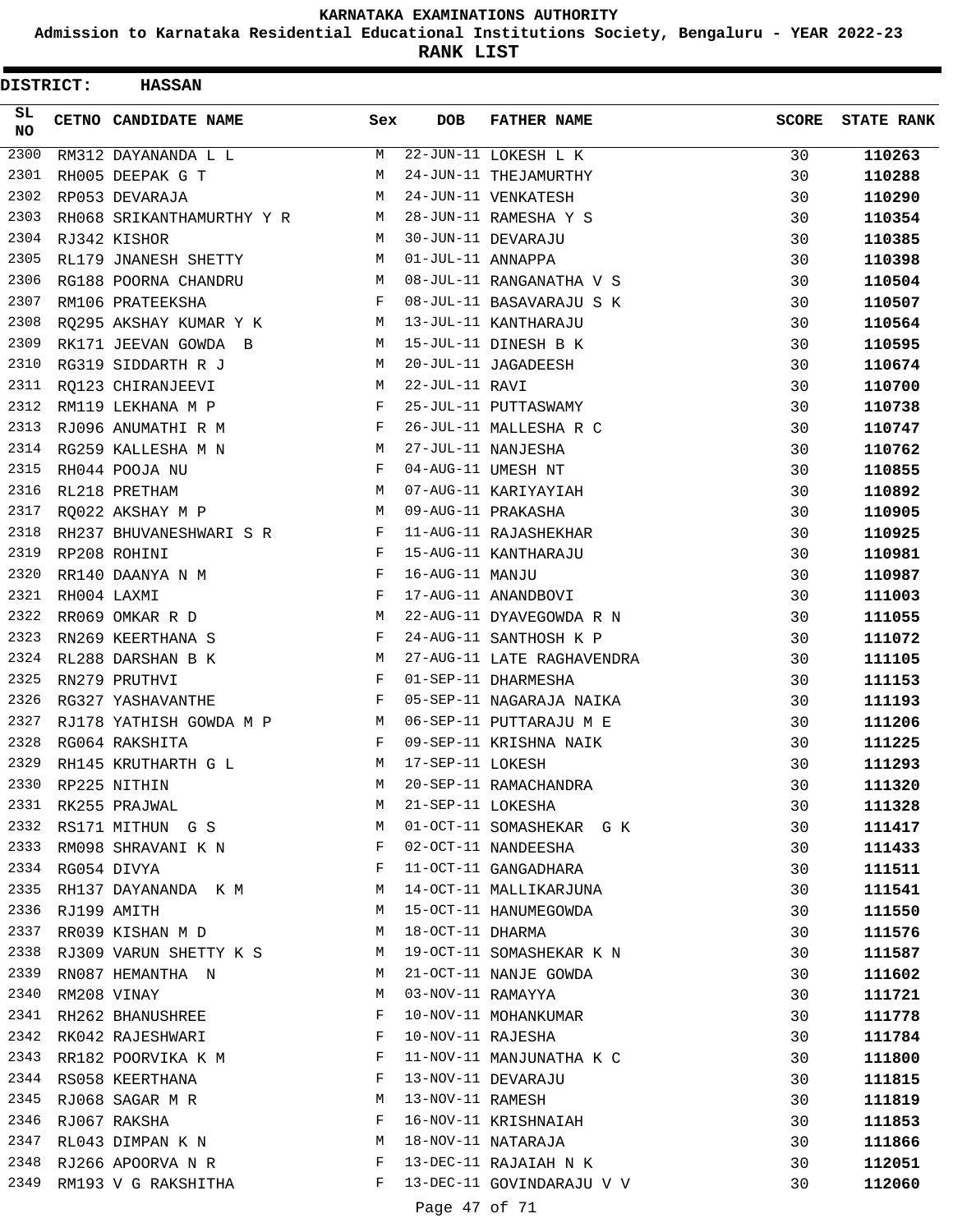# KARNATAKA EXAMINATIONS AUTHORITY

**Admission to Karnataka Residential Educational Institutions Society, Bengaluru - YEAR 2022-23**

**RANK LIST**

**DISTRICT: HASSAN**

| SL NO | CETNO | CANDIDATE NAME | Sex | DOB | FATHER NAME | SCORE | STATE RANK |
|---|---|---|---|---|---|---|---|
| 2300 | RM312 | DAYANANDA L L | M | 22-JUN-11 | LOKESH L K | 30 | 110263 |
| 2301 | RH005 | DEEPAK G T | M | 24-JUN-11 | THEJAMURTHY | 30 | 110288 |
| 2302 | RP053 | DEVARAJA | M | 24-JUN-11 | VENKATESH | 30 | 110290 |
| 2303 | RH068 | SRIKANTHAMURTHY Y R | M | 28-JUN-11 | RAMESHA Y S | 30 | 110354 |
| 2304 | RJ342 | KISHOR | M | 30-JUN-11 | DEVARAJU | 30 | 110385 |
| 2305 | RL179 | JNANESH SHETTY | M | 01-JUL-11 | ANNAPPA | 30 | 110398 |
| 2306 | RG188 | POORNA CHANDRU | M | 08-JUL-11 | RANGANATHA V S | 30 | 110504 |
| 2307 | RM106 | PRATEEKSHA | F | 08-JUL-11 | BASAVARAJU S K | 30 | 110507 |
| 2308 | RQ295 | AKSHAY KUMAR Y K | M | 13-JUL-11 | KANTHARAJU | 30 | 110564 |
| 2309 | RK171 | JEEVAN GOWDA B | M | 15-JUL-11 | DINESH B K | 30 | 110595 |
| 2310 | RG319 | SIDDARTH R J | M | 20-JUL-11 | JAGADEESH | 30 | 110674 |
| 2311 | RQ123 | CHIRANJEEVI | M | 22-JUL-11 | RAVI | 30 | 110700 |
| 2312 | RM119 | LEKHANA M P | F | 25-JUL-11 | PUTTASWAMY | 30 | 110738 |
| 2313 | RJ096 | ANUMATHI R M | F | 26-JUL-11 | MALLESHA R C | 30 | 110747 |
| 2314 | RG259 | KALLESHA M N | M | 27-JUL-11 | NANJESHA | 30 | 110762 |
| 2315 | RH044 | POOJA NU | F | 04-AUG-11 | UMESH NT | 30 | 110855 |
| 2316 | RL218 | PRETHAM | M | 07-AUG-11 | KARIYAYIAH | 30 | 110892 |
| 2317 | RQ022 | AKSHAY M P | M | 09-AUG-11 | PRAKASHA | 30 | 110905 |
| 2318 | RH237 | BHUVANESHWARI S R | F | 11-AUG-11 | RAJASHEKHAR | 30 | 110925 |
| 2319 | RP208 | ROHINI | F | 15-AUG-11 | KANTHARAJU | 30 | 110981 |
| 2320 | RR140 | DAANYA N M | F | 16-AUG-11 | MANJU | 30 | 110987 |
| 2321 | RH004 | LAXMI | F | 17-AUG-11 | ANANDBOVI | 30 | 111003 |
| 2322 | RR069 | OMKAR R D | M | 22-AUG-11 | DYAVEGOWDA R N | 30 | 111055 |
| 2323 | RN269 | KEERTHANA S | F | 24-AUG-11 | SANTHOSH K P | 30 | 111072 |
| 2324 | RL288 | DARSHAN B K | M | 27-AUG-11 | LATE RAGHAVENDRA | 30 | 111105 |
| 2325 | RN279 | PRUTHVI | F | 01-SEP-11 | DHARMESHA | 30 | 111153 |
| 2326 | RG327 | YASHAVANTHE | F | 05-SEP-11 | NAGARAJA NAIKA | 30 | 111193 |
| 2327 | RJ178 | YATHISH GOWDA M P | M | 06-SEP-11 | PUTTARAJU M E | 30 | 111206 |
| 2328 | RG064 | RAKSHITA | F | 09-SEP-11 | KRISHNA NAIK | 30 | 111225 |
| 2329 | RH145 | KRUTHARTH G L | M | 17-SEP-11 | LOKESH | 30 | 111293 |
| 2330 | RP225 | NITHIN | M | 20-SEP-11 | RAMACHANDRA | 30 | 111320 |
| 2331 | RK255 | PRAJWAL | M | 21-SEP-11 | LOKESHA | 30 | 111328 |
| 2332 | RS171 | MITHUN G S | M | 01-OCT-11 | SOMASHEKAR G K | 30 | 111417 |
| 2333 | RM098 | SHRAVANI K N | F | 02-OCT-11 | NANDEESHA | 30 | 111433 |
| 2334 | RG054 | DIVYA | F | 11-OCT-11 | GANGADHARA | 30 | 111511 |
| 2335 | RH137 | DAYANANDA K M | M | 14-OCT-11 | MALLIKARJUNA | 30 | 111541 |
| 2336 | RJ199 | AMITH | M | 15-OCT-11 | HANUMEGOWDA | 30 | 111550 |
| 2337 | RR039 | KISHAN M D | M | 18-OCT-11 | DHARMA | 30 | 111576 |
| 2338 | RJ309 | VARUN SHETTY K S | M | 19-OCT-11 | SOMASHEKAR K N | 30 | 111587 |
| 2339 | RN087 | HEMANTHA N | M | 21-OCT-11 | NANJE GOWDA | 30 | 111602 |
| 2340 | RM208 | VINAY | M | 03-NOV-11 | RAMAYYA | 30 | 111721 |
| 2341 | RH262 | BHANUSHREE | F | 10-NOV-11 | MOHANKUMAR | 30 | 111778 |
| 2342 | RK042 | RAJESHWARI | F | 10-NOV-11 | RAJESHA | 30 | 111784 |
| 2343 | RR182 | POORVIKA K M | F | 11-NOV-11 | MANJUNATHA K C | 30 | 111800 |
| 2344 | RS058 | KEERTHANA | F | 13-NOV-11 | DEVARAJU | 30 | 111815 |
| 2345 | RJ068 | SAGAR M R | M | 13-NOV-11 | RAMESH | 30 | 111819 |
| 2346 | RJ067 | RAKSHA | F | 16-NOV-11 | KRISHNAIAH | 30 | 111853 |
| 2347 | RL043 | DIMPAN K N | M | 18-NOV-11 | NATARAJA | 30 | 111866 |
| 2348 | RJ266 | APOORVA N R | F | 13-DEC-11 | RAJAIAH N K | 30 | 112051 |
| 2349 | RM193 | V G RAKSHITHA | F | 13-DEC-11 | GOVINDARAJU V V | 30 | 112060 |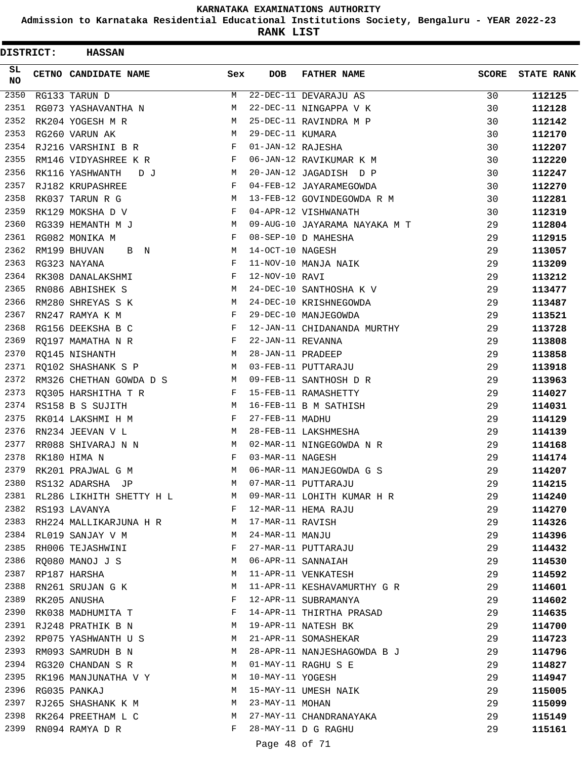# KARNATAKA EXAMINATIONS AUTHORITY

**Admission to Karnataka Residential Educational Institutions Society, Bengaluru - YEAR 2022-23**

**RANK LIST**

**DISTRICT: HASSAN**

| SL NO | CETNO | CANDIDATE NAME | Sex | DOB | FATHER NAME | SCORE | STATE RANK |
|---|---|---|---|---|---|---|---|
| 2350 | RG133 | TARUN D | M | 22-DEC-11 | DEVARAJU AS | 30 | **112125** |
| 2351 | RG073 | YASHAVANTHA N | M | 22-DEC-11 | NINGAPPA V K | 30 | **112128** |
| 2352 | RK204 | YOGESH M R | M | 25-DEC-11 | RAVINDRA M P | 30 | **112142** |
| 2353 | RG260 | VARUN AK | M | 29-DEC-11 | KUMARA | 30 | **112170** |
| 2354 | RJ216 | VARSHINI B R | F | 01-JAN-12 | RAJESHA | 30 | **112207** |
| 2355 | RM146 | VIDYASHREE K R | F | 06-JAN-12 | RAVIKUMAR K M | 30 | **112220** |
| 2356 | RK116 | YASHWANTH D J | M | 20-JAN-12 | JAGADISH D P | 30 | **112247** |
| 2357 | RJ182 | KRUPASHREE | F | 04-FEB-12 | JAYARAMEGOWDA | 30 | **112270** |
| 2358 | RK037 | TARUN R G | M | 13-FEB-12 | GOVINDEGOWDA R M | 30 | **112281** |
| 2359 | RK129 | MOKSHA D V | F | 04-APR-12 | VISHWANATH | 30 | **112319** |
| 2360 | RG339 | HEMANTH M J | M | 09-AUG-10 | JAYARAMA NAYAKA M T | 29 | **112804** |
| 2361 | RG082 | MONIKA M | F | 08-SEP-10 | D MAHESHA | 29 | **112915** |
| 2362 | RM199 | BHUVAN B N | M | 14-OCT-10 | NAGESH | 29 | **113057** |
| 2363 | RG323 | NAYANA | F | 11-NOV-10 | MANJA NAIK | 29 | **113209** |
| 2364 | RK308 | DANALAKSHMI | F | 12-NOV-10 | RAVI | 29 | **113212** |
| 2365 | RN086 | ABHISHEK S | M | 24-DEC-10 | SANTHOSHA K V | 29 | **113477** |
| 2366 | RM280 | SHREYAS S K | M | 24-DEC-10 | KRISHNEGOWDA | 29 | **113487** |
| 2367 | RN247 | RAMYA K M | F | 29-DEC-10 | MANJEGOWDA | 29 | **113521** |
| 2368 | RG156 | DEEKSHA B C | F | 12-JAN-11 | CHIDANANDA MURTHY | 29 | **113728** |
| 2369 | RQ197 | MAMATHA N R | F | 22-JAN-11 | REVANNA | 29 | **113808** |
| 2370 | RQ145 | NISHANTH | M | 28-JAN-11 | PRADEEP | 29 | **113858** |
| 2371 | RQ102 | SHASHANK S P | M | 03-FEB-11 | PUTTARAJU | 29 | **113918** |
| 2372 | RM326 | CHETHAN GOWDA D S | M | 09-FEB-11 | SANTHOSH D R | 29 | **113963** |
| 2373 | RQ305 | HARSHITHA T R | F | 15-FEB-11 | RAMASHETTY | 29 | **114027** |
| 2374 | RS158 | B S SUJITH | M | 16-FEB-11 | B M SATHISH | 29 | **114031** |
| 2375 | RK014 | LAKSHMI H M | F | 27-FEB-11 | MADHU | 29 | **114129** |
| 2376 | RN234 | JEEVAN V L | M | 28-FEB-11 | LAKSHMESHA | 29 | **114139** |
| 2377 | RR088 | SHIVARAJ N N | M | 02-MAR-11 | NINGEGOWDA N R | 29 | **114168** |
| 2378 | RK180 | HIMA N | F | 03-MAR-11 | NAGESH | 29 | **114174** |
| 2379 | RK201 | PRAJWAL G M | M | 06-MAR-11 | MANJEGOWDA G S | 29 | **114207** |
| 2380 | RS132 | ADARSHA JP | M | 07-MAR-11 | PUTTARAJU | 29 | **114215** |
| 2381 | RL286 | LIKHITH SHETTY H L | M | 09-MAR-11 | LOHITH KUMAR H R | 29 | **114240** |
| 2382 | RS193 | LAVANYA | F | 12-MAR-11 | HEMA RAJU | 29 | **114270** |
| 2383 | RH224 | MALLIKARJUNA H R | M | 17-MAR-11 | RAVISH | 29 | **114326** |
| 2384 | RL019 | SANJAY V M | M | 24-MAR-11 | MANJU | 29 | **114396** |
| 2385 | RH006 | TEJASHWINI | F | 27-MAR-11 | PUTTARAJU | 29 | **114432** |
| 2386 | RQ080 | MANOJ J S | M | 06-APR-11 | SANNAIAH | 29 | **114530** |
| 2387 | RP187 | HARSHA | M | 11-APR-11 | VENKATESH | 29 | **114592** |
| 2388 | RN261 | SRUJAN G K | M | 11-APR-11 | KESHAVAMURTHY G R | 29 | **114601** |
| 2389 | RK205 | ANUSHA | F | 12-APR-11 | SUBRAMANYA | 29 | **114602** |
| 2390 | RK038 | MADHUMITA T | F | 14-APR-11 | THIRTHA PRASAD | 29 | **114635** |
| 2391 | RJ248 | PRATHIK B N | M | 19-APR-11 | NATESH BK | 29 | **114700** |
| 2392 | RP075 | YASHWANTH U S | M | 21-APR-11 | SOMASHEKAR | 29 | **114723** |
| 2393 | RM093 | SAMRUDH B N | M | 28-APR-11 | NANJESHAGOWDA B J | 29 | **114796** |
| 2394 | RG320 | CHANDAN S R | M | 01-MAY-11 | RAGHU S E | 29 | **114827** |
| 2395 | RK196 | MANJUNATHA V Y | M | 10-MAY-11 | YOGESH | 29 | **114947** |
| 2396 | RG035 | PANKAJ | M | 15-MAY-11 | UMESH NAIK | 29 | **115005** |
| 2397 | RJ265 | SHASHANK K M | M | 23-MAY-11 | MOHAN | 29 | **115099** |
| 2398 | RK264 | PREETHAM L C | M | 27-MAY-11 | CHANDRANAYAKA | 29 | **115149** |
| 2399 | RN094 | RAMYA D R | F | 28-MAY-11 | D G RAGHU | 29 | **115161** |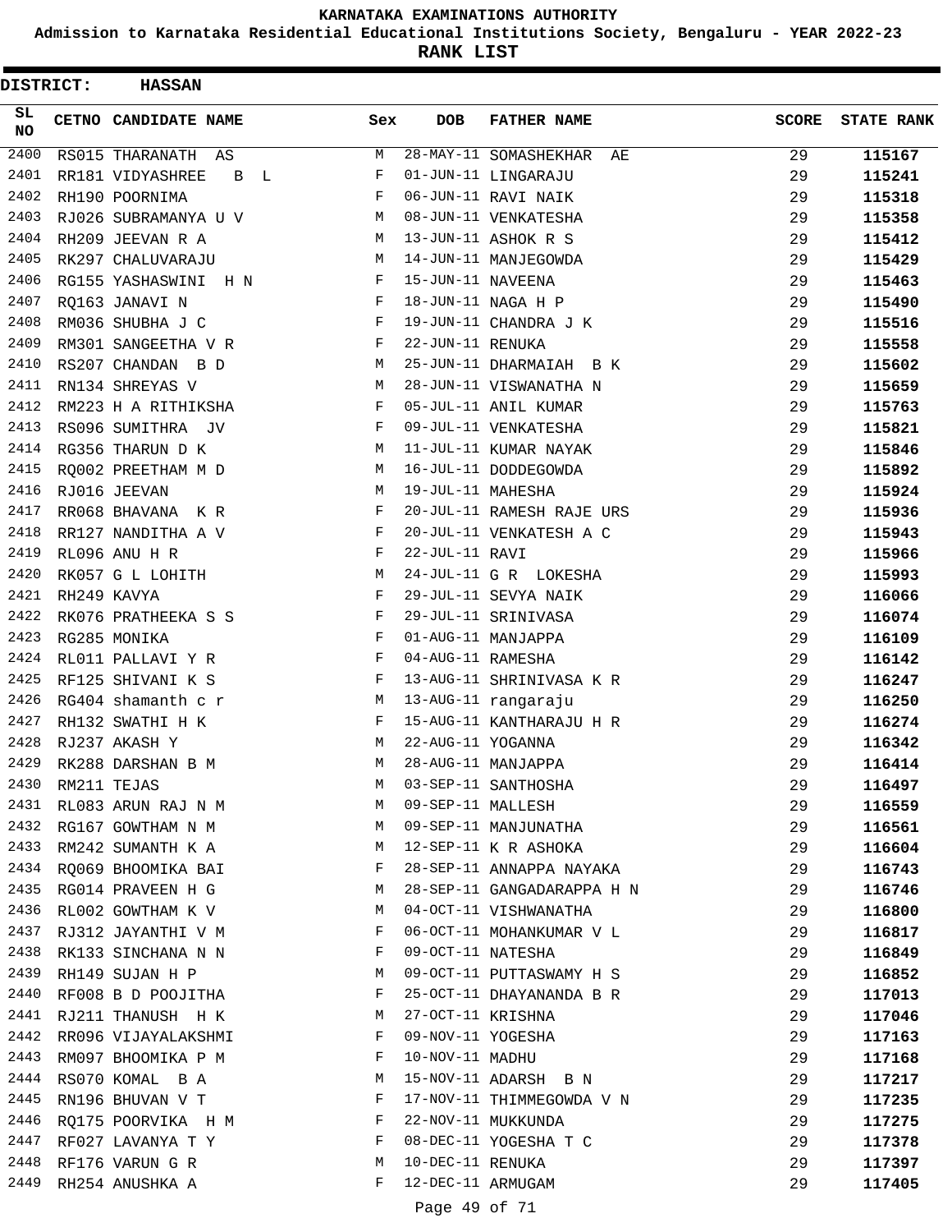KARNATAKA EXAMINATIONS AUTHORITY

Admission to Karnataka Residential Educational Institutions Society, Bengaluru - YEAR 2022-23

**RANK LIST**

**DISTRICT: HASSAN**

| SL NO | CETNO | CANDIDATE NAME | Sex | DOB | FATHER NAME | SCORE | STATE RANK |
|---|---|---|---|---|---|---|---|
| 2400 | RS015 | THARANATH AS | M | 28-MAY-11 | SOMASHEKHAR AE | 29 | **115167** |
| 2401 | RR181 | VIDYASHREE B L | F | 01-JUN-11 | LINGARAJU | 29 | **115241** |
| 2402 | RH190 | POORNIMA | F | 06-JUN-11 | RAVI NAIK | 29 | **115318** |
| 2403 | RJ026 | SUBRAMANYA U V | M | 08-JUN-11 | VENKATESHA | 29 | **115358** |
| 2404 | RH209 | JEEVAN R A | M | 13-JUN-11 | ASHOK R S | 29 | **115412** |
| 2405 | RK297 | CHALUVARAJU | M | 14-JUN-11 | MANJEGOWDA | 29 | **115429** |
| 2406 | RG155 | YASHASWINI H N | F | 15-JUN-11 | NAVEENA | 29 | **115463** |
| 2407 | RQ163 | JANAVI N | F | 18-JUN-11 | NAGA H P | 29 | **115490** |
| 2408 | RM036 | SHUBHA J C | F | 19-JUN-11 | CHANDRA J K | 29 | **115516** |
| 2409 | RM301 | SANGEETHA V R | F | 22-JUN-11 | RENUKA | 29 | **115558** |
| 2410 | RS207 | CHANDAN B D | M | 25-JUN-11 | DHARMAIAH B K | 29 | **115602** |
| 2411 | RN134 | SHREYAS V | M | 28-JUN-11 | VISWANATHA N | 29 | **115659** |
| 2412 | RM223 | H A RITHIKSHA | F | 05-JUL-11 | ANIL KUMAR | 29 | **115763** |
| 2413 | RS096 | SUMITHRA JV | F | 09-JUL-11 | VENKATESHA | 29 | **115821** |
| 2414 | RG356 | THARUN D K | M | 11-JUL-11 | KUMAR NAYAK | 29 | **115846** |
| 2415 | RQ002 | PREETHAM M D | M | 16-JUL-11 | DODDEGOWDA | 29 | **115892** |
| 2416 | RJ016 | JEEVAN | M | 19-JUL-11 | MAHESHA | 29 | **115924** |
| 2417 | RR068 | BHAVANA K R | F | 20-JUL-11 | RAMESH RAJE URS | 29 | **115936** |
| 2418 | RR127 | NANDITHA A V | F | 20-JUL-11 | VENKATESH A C | 29 | **115943** |
| 2419 | RL096 | ANU H R | F | 22-JUL-11 | RAVI | 29 | **115966** |
| 2420 | RK057 | G L LOHITH | M | 24-JUL-11 | G R LOKESHA | 29 | **115993** |
| 2421 | RH249 | KAVYA | F | 29-JUL-11 | SEVYA NAIK | 29 | **116066** |
| 2422 | RK076 | PRATHEEKA S S | F | 29-JUL-11 | SRINIVASA | 29 | **116074** |
| 2423 | RG285 | MONIKA | F | 01-AUG-11 | MANJAPPA | 29 | **116109** |
| 2424 | RL011 | PALLAVI Y R | F | 04-AUG-11 | RAMESHA | 29 | **116142** |
| 2425 | RF125 | SHIVANI K S | F | 13-AUG-11 | SHRINIVASA K R | 29 | **116247** |
| 2426 | RG404 | shamanth c r | M | 13-AUG-11 | rangaraju | 29 | **116250** |
| 2427 | RH132 | SWATHI H K | F | 15-AUG-11 | KANTHARAJU H R | 29 | **116274** |
| 2428 | RJ237 | AKASH Y | M | 22-AUG-11 | YOGANNA | 29 | **116342** |
| 2429 | RK288 | DARSHAN B M | M | 28-AUG-11 | MANJAPPA | 29 | **116414** |
| 2430 | RM211 | TEJAS | M | 03-SEP-11 | SANTHOSHA | 29 | **116497** |
| 2431 | RL083 | ARUN RAJ N M | M | 09-SEP-11 | MALLESH | 29 | **116559** |
| 2432 | RG167 | GOWTHAM N M | M | 09-SEP-11 | MANJUNATHA | 29 | **116561** |
| 2433 | RM242 | SUMANTH K A | M | 12-SEP-11 | K R ASHOKA | 29 | **116604** |
| 2434 | RQ069 | BHOOMIKA BAI | F | 28-SEP-11 | ANNAPPA NAYAKA | 29 | **116743** |
| 2435 | RG014 | PRAVEEN H G | M | 28-SEP-11 | GANGADARAPPA H N | 29 | **116746** |
| 2436 | RL002 | GOWTHAM K V | M | 04-OCT-11 | VISHWANATHA | 29 | **116800** |
| 2437 | RJ312 | JAYANTHI V M | F | 06-OCT-11 | MOHANKUMAR V L | 29 | **116817** |
| 2438 | RK133 | SINCHANA N N | F | 09-OCT-11 | NATESHA | 29 | **116849** |
| 2439 | RH149 | SUJAN H P | M | 09-OCT-11 | PUTTASWAMY H S | 29 | **116852** |
| 2440 | RF008 | B D POOJITHA | F | 25-OCT-11 | DHAYANANDA B R | 29 | **117013** |
| 2441 | RJ211 | THANUSH H K | M | 27-OCT-11 | KRISHNA | 29 | **117046** |
| 2442 | RR096 | VIJAYALAKSHMI | F | 09-NOV-11 | YOGESHA | 29 | **117163** |
| 2443 | RM097 | BHOOMIKA P M | F | 10-NOV-11 | MADHU | 29 | **117168** |
| 2444 | RS070 | KOMAL B A | M | 15-NOV-11 | ADARSH B N | 29 | **117217** |
| 2445 | RN196 | BHUVAN V T | F | 17-NOV-11 | THIMMEGOWDA V N | 29 | **117235** |
| 2446 | RQ175 | POORVIKA H M | F | 22-NOV-11 | MUKKUNDA | 29 | **117275** |
| 2447 | RF027 | LAVANYA T Y | F | 08-DEC-11 | YOGESHA T C | 29 | **117378** |
| 2448 | RF176 | VARUN G R | M | 10-DEC-11 | RENUKA | 29 | **117397** |
| 2449 | RH254 | ANUSHKA A | F | 12-DEC-11 | ARMUGAM | 29 | **117405** |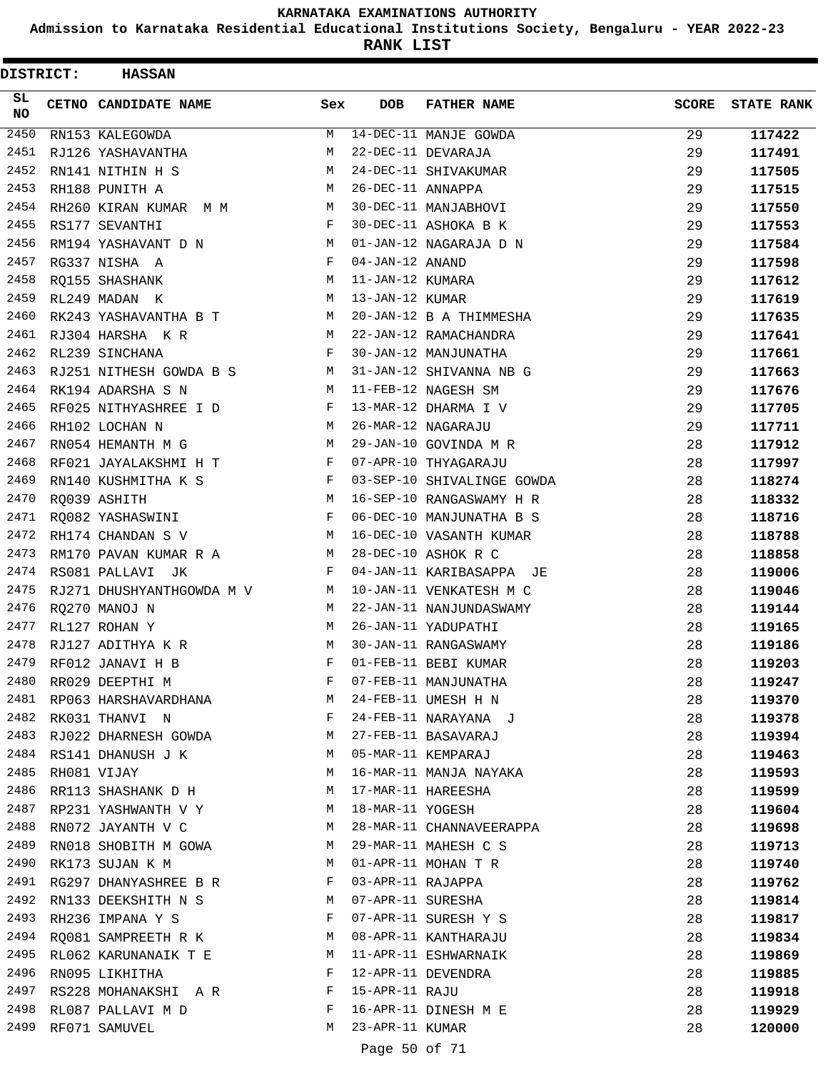# KARNATAKA EXAMINATIONS AUTHORITY

**Admission to Karnataka Residential Educational Institutions Society, Bengaluru - YEAR 2022-23**

**RANK LIST**

**DISTRICT: HASSAN**

| SL NO | CETNO | CANDIDATE NAME | Sex | DOB | FATHER NAME | SCORE | STATE RANK |
|---|---|---|---|---|---|---|---|
| 2450 | RN153 | KALEGOWDA | M | 14-DEC-11 | MANJE GOWDA | 29 | 117422 |
| 2451 | RJ126 | YASHAVANTHA | M | 22-DEC-11 | DEVARAJA | 29 | 117491 |
| 2452 | RN141 | NITHIN H S | M | 24-DEC-11 | SHIVAKUMAR | 29 | 117505 |
| 2453 | RH188 | PUNITH A | M | 26-DEC-11 | ANNAPPA | 29 | 117515 |
| 2454 | RH260 | KIRAN KUMAR M M | M | 30-DEC-11 | MANJABHOVI | 29 | 117550 |
| 2455 | RS177 | SEVANTHI | F | 30-DEC-11 | ASHOKA B K | 29 | 117553 |
| 2456 | RM194 | YASHAVANT D N | M | 01-JAN-12 | NAGARAJA D N | 29 | 117584 |
| 2457 | RG337 | NISHA A | F | 04-JAN-12 | ANAND | 29 | 117598 |
| 2458 | RQ155 | SHASHANK | M | 11-JAN-12 | KUMARA | 29 | 117612 |
| 2459 | RL249 | MADAN K | M | 13-JAN-12 | KUMAR | 29 | 117619 |
| 2460 | RK243 | YASHAVANTHA B T | M | 20-JAN-12 | B A THIMMESHA | 29 | 117635 |
| 2461 | RJ304 | HARSHA K R | M | 22-JAN-12 | RAMACHANDRA | 29 | 117641 |
| 2462 | RL239 | SINCHANA | F | 30-JAN-12 | MANJUNATHA | 29 | 117661 |
| 2463 | RJ251 | NITHESH GOWDA B S | M | 31-JAN-12 | SHIVANNA NB G | 29 | 117663 |
| 2464 | RK194 | ADARSHA S N | M | 11-FEB-12 | NAGESH SM | 29 | 117676 |
| 2465 | RF025 | NITHYASHREE I D | F | 13-MAR-12 | DHARMA I V | 29 | 117705 |
| 2466 | RH102 | LOCHAN N | M | 26-MAR-12 | NAGARAJU | 29 | 117711 |
| 2467 | RN054 | HEMANTH M G | M | 29-JAN-10 | GOVINDA M R | 28 | 117912 |
| 2468 | RF021 | JAYALAKSHMI H T | F | 07-APR-10 | THYAGARAJU | 28 | 117997 |
| 2469 | RN140 | KUSHMITHA K S | F | 03-SEP-10 | SHIVALINGE GOWDA | 28 | 118274 |
| 2470 | RQ039 | ASHITH | M | 16-SEP-10 | RANGASWAMY H R | 28 | 118332 |
| 2471 | RQ082 | YASHASWINI | F | 06-DEC-10 | MANJUNATHA B S | 28 | 118716 |
| 2472 | RH174 | CHANDAN S V | M | 16-DEC-10 | VASANTH KUMAR | 28 | 118788 |
| 2473 | RM170 | PAVAN KUMAR R A | M | 28-DEC-10 | ASHOK R C | 28 | 118858 |
| 2474 | RS081 | PALLAVI JK | F | 04-JAN-11 | KARIBASAPPA JE | 28 | 119006 |
| 2475 | RJ271 | DHUSHYANTHGOWDA M V | M | 10-JAN-11 | VENKATESH M C | 28 | 119046 |
| 2476 | RQ270 | MANOJ N | M | 22-JAN-11 | NANJUNDASWAMY | 28 | 119144 |
| 2477 | RL127 | ROHAN Y | M | 26-JAN-11 | YADUPATHI | 28 | 119165 |
| 2478 | RJ127 | ADITHYA K R | M | 30-JAN-11 | RANGASWAMY | 28 | 119186 |
| 2479 | RF012 | JANAVI H B | F | 01-FEB-11 | BEBI KUMAR | 28 | 119203 |
| 2480 | RR029 | DEEPTHI M | F | 07-FEB-11 | MANJUNATHA | 28 | 119247 |
| 2481 | RP063 | HARSHAVARDHANA | M | 24-FEB-11 | UMESH H N | 28 | 119370 |
| 2482 | RK031 | THANVI N | F | 24-FEB-11 | NARAYANA J | 28 | 119378 |
| 2483 | RJ022 | DHARNESH GOWDA | M | 27-FEB-11 | BASAVARAJ | 28 | 119394 |
| 2484 | RS141 | DHANUSH J K | M | 05-MAR-11 | KEMPARAJ | 28 | 119463 |
| 2485 | RH081 | VIJAY | M | 16-MAR-11 | MANJA NAYAKA | 28 | 119593 |
| 2486 | RR113 | SHASHANK D H | M | 17-MAR-11 | HAREESHA | 28 | 119599 |
| 2487 | RP231 | YASHWANTH V Y | M | 18-MAR-11 | YOGESH | 28 | 119604 |
| 2488 | RN072 | JAYANTH V C | M | 28-MAR-11 | CHANNAVEERAPPA | 28 | 119698 |
| 2489 | RN018 | SHOBITH M GOWA | M | 29-MAR-11 | MAHESH C S | 28 | 119713 |
| 2490 | RK173 | SUJAN K M | M | 01-APR-11 | MOHAN T R | 28 | 119740 |
| 2491 | RG297 | DHANYASHREE B R | F | 03-APR-11 | RAJAPPA | 28 | 119762 |
| 2492 | RN133 | DEEKSHITH N S | M | 07-APR-11 | SURESHA | 28 | 119814 |
| 2493 | RH236 | IMPANA Y S | F | 07-APR-11 | SURESH Y S | 28 | 119817 |
| 2494 | RQ081 | SAMPREETH R K | M | 08-APR-11 | KANTHARAJU | 28 | 119834 |
| 2495 | RL062 | KARUNANAIK T E | M | 11-APR-11 | ESHWARNAIK | 28 | 119869 |
| 2496 | RN095 | LIKHITHA | F | 12-APR-11 | DEVENDRA | 28 | 119885 |
| 2497 | RS228 | MOHANAKSHI A R | F | 15-APR-11 | RAJU | 28 | 119918 |
| 2498 | RL087 | PALLAVI M D | F | 16-APR-11 | DINESH M E | 28 | 119929 |
| 2499 | RF071 | SAMUVEL | M | 23-APR-11 | KUMAR | 28 | 120000 |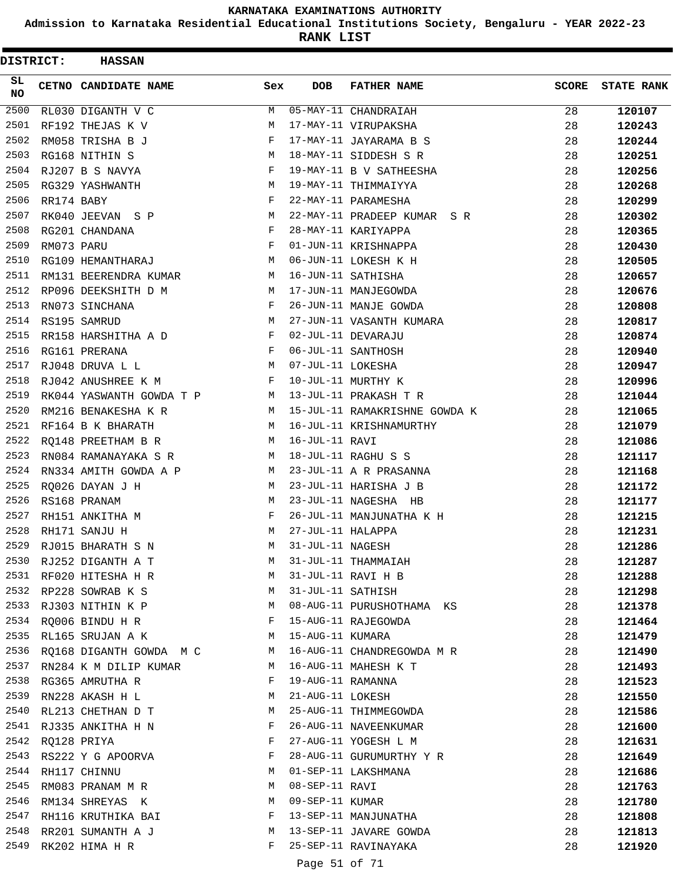# KARNATAKA EXAMINATIONS AUTHORITY

**Admission to Karnataka Residential Educational Institutions Society, Bengaluru - YEAR 2022-23**

**RANK LIST**

**DISTRICT: HASSAN**

| SL NO | CETNO | CANDIDATE NAME | Sex | DOB | FATHER NAME | SCORE | STATE RANK |
|---|---|---|---|---|---|---|---|
| 2500 | RL030 | DIGANTH V C | M | 05-MAY-11 | CHANDRAIAH | 28 | **120107** |
| 2501 | RF192 | THEJAS K V | M | 17-MAY-11 | VIRUPAKSHA | 28 | **120243** |
| 2502 | RM058 | TRISHA B J | F | 17-MAY-11 | JAYARAMA B S | 28 | **120244** |
| 2503 | RG168 | NITHIN S | M | 18-MAY-11 | SIDDESH S R | 28 | **120251** |
| 2504 | RJ207 | B S NAVYA | F | 19-MAY-11 | B V SATHEESHA | 28 | **120256** |
| 2505 | RG329 | YASHWANTH | M | 19-MAY-11 | THIMMAIYYA | 28 | **120268** |
| 2506 | RR174 | BABY | F | 22-MAY-11 | PARAMESHA | 28 | **120299** |
| 2507 | RK040 | JEEVAN S P | M | 22-MAY-11 | PRADEEP KUMAR S R | 28 | **120302** |
| 2508 | RG201 | CHANDANA | F | 28-MAY-11 | KARIYAPPA | 28 | **120365** |
| 2509 | RM073 | PARU | F | 01-JUN-11 | KRISHNAPPA | 28 | **120430** |
| 2510 | RG109 | HEMANTHARAJ | M | 06-JUN-11 | LOKESH K H | 28 | **120505** |
| 2511 | RM131 | BEERENDRA KUMAR | M | 16-JUN-11 | SATHISHA | 28 | **120657** |
| 2512 | RP096 | DEEKSHITH D M | M | 17-JUN-11 | MANJEGOWDA | 28 | **120676** |
| 2513 | RN073 | SINCHANA | F | 26-JUN-11 | MANJE GOWDA | 28 | **120808** |
| 2514 | RS195 | SAMRUD | M | 27-JUN-11 | VASANTH KUMARA | 28 | **120817** |
| 2515 | RR158 | HARSHITHA A D | F | 02-JUL-11 | DEVARAJU | 28 | **120874** |
| 2516 | RG161 | PRERANA | F | 06-JUL-11 | SANTHOSH | 28 | **120940** |
| 2517 | RJ048 | DRUVA L L | M | 07-JUL-11 | LOKESHA | 28 | **120947** |
| 2518 | RJ042 | ANUSHREE K M | F | 10-JUL-11 | MURTHY K | 28 | **120996** |
| 2519 | RK044 | YASWANTH GOWDA T P | M | 13-JUL-11 | PRAKASH T R | 28 | **121044** |
| 2520 | RM216 | BENAKESHA K R | M | 15-JUL-11 | RAMAKRISHNE GOWDA K | 28 | **121065** |
| 2521 | RF164 | B K BHARATH | M | 16-JUL-11 | KRISHNAMURTHY | 28 | **121079** |
| 2522 | RQ148 | PREETHAM B R | M | 16-JUL-11 | RAVI | 28 | **121086** |
| 2523 | RN084 | RAMANAYAKA S R | M | 18-JUL-11 | RAGHU S S | 28 | **121117** |
| 2524 | RN334 | AMITH GOWDA A P | M | 23-JUL-11 | A R PRASANNA | 28 | **121168** |
| 2525 | RQ026 | DAYAN J H | M | 23-JUL-11 | HARISHA J B | 28 | **121172** |
| 2526 | RS168 | PRANAM | M | 23-JUL-11 | NAGESHA HB | 28 | **121177** |
| 2527 | RH151 | ANKITHA M | F | 26-JUL-11 | MANJUNATHA K H | 28 | **121215** |
| 2528 | RH171 | SANJU H | M | 27-JUL-11 | HALAPPA | 28 | **121231** |
| 2529 | RJ015 | BHARATH S N | M | 31-JUL-11 | NAGESH | 28 | **121286** |
| 2530 | RJ252 | DIGANTH A T | M | 31-JUL-11 | THAMMAIAH | 28 | **121287** |
| 2531 | RF020 | HITESHA H R | M | 31-JUL-11 | RAVI H B | 28 | **121288** |
| 2532 | RP228 | SOWRAB K S | M | 31-JUL-11 | SATHISH | 28 | **121298** |
| 2533 | RJ303 | NITHIN K P | M | 08-AUG-11 | PURUSHOTHAMA KS | 28 | **121378** |
| 2534 | RQ006 | BINDU H R | F | 15-AUG-11 | RAJEGOWDA | 28 | **121464** |
| 2535 | RL165 | SRUJAN A K | M | 15-AUG-11 | KUMARA | 28 | **121479** |
| 2536 | RQ168 | DIGANTH GOWDA M C | M | 16-AUG-11 | CHANDREGOWDA M R | 28 | **121490** |
| 2537 | RN284 | K M DILIP KUMAR | M | 16-AUG-11 | MAHESH K T | 28 | **121493** |
| 2538 | RG365 | AMRUTHA R | F | 19-AUG-11 | RAMANNA | 28 | **121523** |
| 2539 | RN228 | AKASH H L | M | 21-AUG-11 | LOKESH | 28 | **121550** |
| 2540 | RL213 | CHETHAN D T | M | 25-AUG-11 | THIMMEGOWDA | 28 | **121586** |
| 2541 | RJ335 | ANKITHA H N | F | 26-AUG-11 | NAVEENKUMAR | 28 | **121600** |
| 2542 | RQ128 | PRIYA | F | 27-AUG-11 | YOGESH L M | 28 | **121631** |
| 2543 | RS222 | Y G APOORVA | F | 28-AUG-11 | GURUMURTHY Y R | 28 | **121649** |
| 2544 | RH117 | CHINNU | M | 01-SEP-11 | LAKSHMANA | 28 | **121686** |
| 2545 | RM083 | PRANAM M R | M | 08-SEP-11 | RAVI | 28 | **121763** |
| 2546 | RM134 | SHREYAS K | M | 09-SEP-11 | KUMAR | 28 | **121780** |
| 2547 | RH116 | KRUTHIKA BAI | F | 13-SEP-11 | MANJUNATHA | 28 | **121808** |
| 2548 | RR201 | SUMANTH A J | M | 13-SEP-11 | JAVARE GOWDA | 28 | **121813** |
| 2549 | RK202 | HIMA H R | F | 25-SEP-11 | RAVINAYAKA | 28 | **121920** |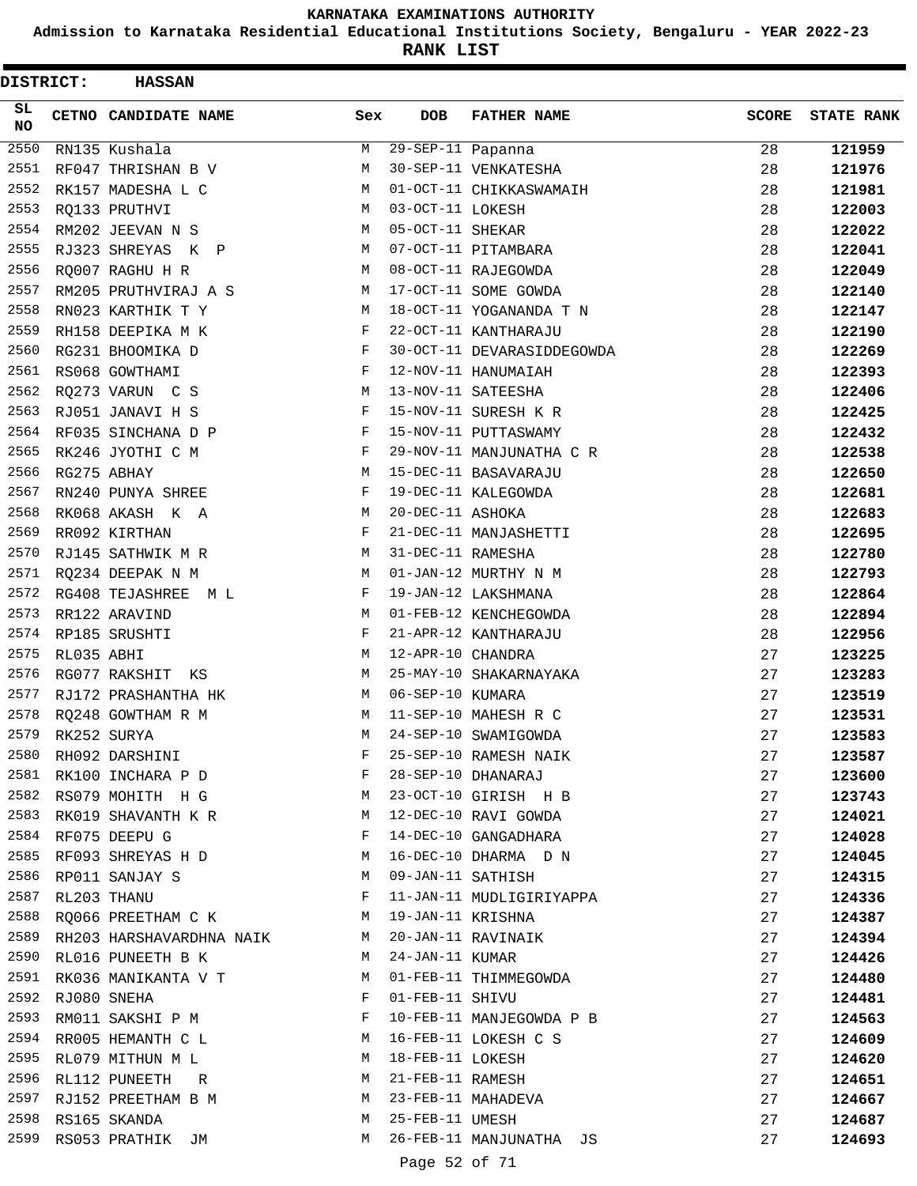# KARNATAKA EXAMINATIONS AUTHORITY

**Admission to Karnataka Residential Educational Institutions Society, Bengaluru - YEAR 2022-23**

**RANK LIST**

**DISTRICT: HASSAN**

| SL NO | CETNO | CANDIDATE NAME | Sex | DOB | FATHER NAME | SCORE | STATE RANK |
|---|---|---|---|---|---|---|---|
| 2550 | RN135 | Kushala | M | 29-SEP-11 | Papanna | 28 | **121959** |
| 2551 | RF047 | THRISHAN B V | M | 30-SEP-11 | VENKATESHA | 28 | **121976** |
| 2552 | RK157 | MADESHA L C | M | 01-OCT-11 | CHIKKASWAMAIH | 28 | **121981** |
| 2553 | RQ133 | PRUTHVI | M | 03-OCT-11 | LOKESH | 28 | **122003** |
| 2554 | RM202 | JEEVAN N S | M | 05-OCT-11 | SHEKAR | 28 | **122022** |
| 2555 | RJ323 | SHREYAS K P | M | 07-OCT-11 | PITAMBARA | 28 | **122041** |
| 2556 | RQ007 | RAGHU H R | M | 08-OCT-11 | RAJEGOWDA | 28 | **122049** |
| 2557 | RM205 | PRUTHVIRAJ A S | M | 17-OCT-11 | SOME GOWDA | 28 | **122140** |
| 2558 | RN023 | KARTHIK T Y | M | 18-OCT-11 | YOGANANDA T N | 28 | **122147** |
| 2559 | RH158 | DEEPIKA M K | F | 22-OCT-11 | KANTHARAJU | 28 | **122190** |
| 2560 | RG231 | BHOOMIKA D | F | 30-OCT-11 | DEVARASIDDEGOWDA | 28 | **122269** |
| 2561 | RS068 | GOWTHAMI | F | 12-NOV-11 | HANUMAIAH | 28 | **122393** |
| 2562 | RQ273 | VARUN C S | M | 13-NOV-11 | SATEESHA | 28 | **122406** |
| 2563 | RJ051 | JANAVI H S | F | 15-NOV-11 | SURESH K R | 28 | **122425** |
| 2564 | RF035 | SINCHANA D P | F | 15-NOV-11 | PUTTASWAMY | 28 | **122432** |
| 2565 | RK246 | JYOTHI C M | F | 29-NOV-11 | MANJUNATHA C R | 28 | **122538** |
| 2566 | RG275 | ABHAY | M | 15-DEC-11 | BASAVARAJU | 28 | **122650** |
| 2567 | RN240 | PUNYA SHREE | F | 19-DEC-11 | KALEGOWDA | 28 | **122681** |
| 2568 | RK068 | AKASH K A | M | 20-DEC-11 | ASHOKA | 28 | **122683** |
| 2569 | RR092 | KIRTHAN | F | 21-DEC-11 | MANJASHETTI | 28 | **122695** |
| 2570 | RJ145 | SATHWIK M R | M | 31-DEC-11 | RAMESHA | 28 | **122780** |
| 2571 | RQ234 | DEEPAK N M | M | 01-JAN-12 | MURTHY N M | 28 | **122793** |
| 2572 | RG408 | TEJASHREE M L | F | 19-JAN-12 | LAKSHMANA | 28 | **122864** |
| 2573 | RR122 | ARAVIND | M | 01-FEB-12 | KENCHEGOWDA | 28 | **122894** |
| 2574 | RP185 | SRUSHTI | F | 21-APR-12 | KANTHARAJU | 28 | **122956** |
| 2575 | RL035 | ABHI | M | 12-APR-10 | CHANDRA | 27 | **123225** |
| 2576 | RG077 | RAKSHIT KS | M | 25-MAY-10 | SHAKARNAYAKA | 27 | **123283** |
| 2577 | RJ172 | PRASHANTHA HK | M | 06-SEP-10 | KUMARA | 27 | **123519** |
| 2578 | RQ248 | GOWTHAM R M | M | 11-SEP-10 | MAHESH R C | 27 | **123531** |
| 2579 | RK252 | SURYA | M | 24-SEP-10 | SWAMIGOWDA | 27 | **123583** |
| 2580 | RH092 | DARSHINI | F | 25-SEP-10 | RAMESH NAIK | 27 | **123587** |
| 2581 | RK100 | INCHARA P D | F | 28-SEP-10 | DHANARAJ | 27 | **123600** |
| 2582 | RS079 | MOHITH H G | M | 23-OCT-10 | GIRISH H B | 27 | **123743** |
| 2583 | RK019 | SHAVANTH K R | M | 12-DEC-10 | RAVI GOWDA | 27 | **124021** |
| 2584 | RF075 | DEEPU G | F | 14-DEC-10 | GANGADHARA | 27 | **124028** |
| 2585 | RF093 | SHREYAS H D | M | 16-DEC-10 | DHARMA D N | 27 | **124045** |
| 2586 | RP011 | SANJAY S | M | 09-JAN-11 | SATHISH | 27 | **124315** |
| 2587 | RL203 | THANU | F | 11-JAN-11 | MUDLIGIRIYAPPA | 27 | **124336** |
| 2588 | RQ066 | PREETHAM C K | M | 19-JAN-11 | KRISHNA | 27 | **124387** |
| 2589 | RH203 | HARSHAVARDHNA NAIK | M | 20-JAN-11 | RAVINAIK | 27 | **124394** |
| 2590 | RL016 | PUNEETH B K | M | 24-JAN-11 | KUMAR | 27 | **124426** |
| 2591 | RK036 | MANIKANTA V T | M | 01-FEB-11 | THIMMEGOWDA | 27 | **124480** |
| 2592 | RJ080 | SNEHA | F | 01-FEB-11 | SHIVU | 27 | **124481** |
| 2593 | RM011 | SAKSHI P M | F | 10-FEB-11 | MANJEGOWDA P B | 27 | **124563** |
| 2594 | RR005 | HEMANTH C L | M | 16-FEB-11 | LOKESH C S | 27 | **124609** |
| 2595 | RL079 | MITHUN M L | M | 18-FEB-11 | LOKESH | 27 | **124620** |
| 2596 | RL112 | PUNEETH R | M | 21-FEB-11 | RAMESH | 27 | **124651** |
| 2597 | RJ152 | PREETHAM B M | M | 23-FEB-11 | MAHADEVA | 27 | **124667** |
| 2598 | RS165 | SKANDA | M | 25-FEB-11 | UMESH | 27 | **124687** |
| 2599 | RS053 | PRATHIK JM | M | 26-FEB-11 | MANJUNATHA JS | 27 | **124693** |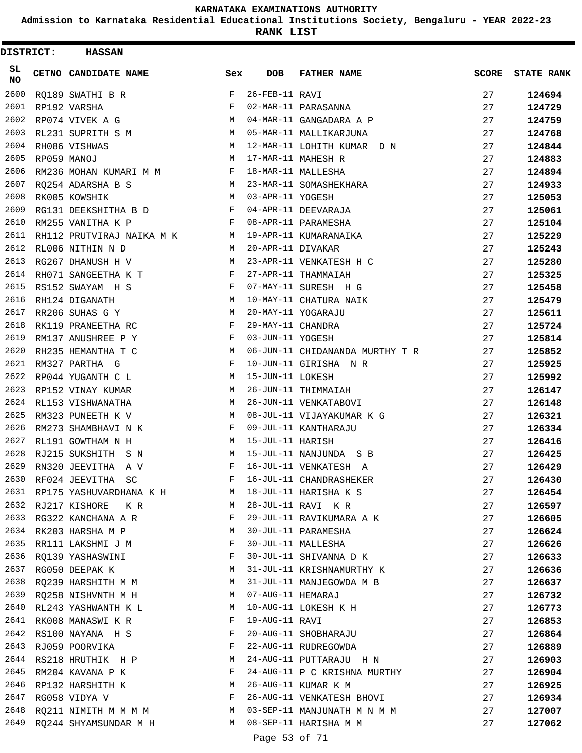# KARNATAKA EXAMINATIONS AUTHORITY

## Admission to Karnataka Residential Educational Institutions Society, Bengaluru - YEAR 2022-23

## RANK LIST

**DISTRICT: HASSAN**

| SL NO | CETNO | CANDIDATE NAME | Sex | DOB | FATHER NAME | SCORE | STATE RANK |
|---|---|---|---|---|---|---|---|
| 2600 | RQ189 | SWATHI B R | F | 26-FEB-11 | RAVI | 27 | **124694** |
| 2601 | RP192 | VARSHA | F | 02-MAR-11 | PARASANNA | 27 | **124729** |
| 2602 | RP074 | VIVEK A G | M | 04-MAR-11 | GANGADARA A P | 27 | **124759** |
| 2603 | RL231 | SUPRITH S M | M | 05-MAR-11 | MALLIKARJUNA | 27 | **124768** |
| 2604 | RH086 | VISHWAS | M | 12-MAR-11 | LOHITH KUMAR D N | 27 | **124844** |
| 2605 | RP059 | MANOJ | M | 17-MAR-11 | MAHESH R | 27 | **124883** |
| 2606 | RM236 | MOHAN KUMARI M M | F | 18-MAR-11 | MALLESHA | 27 | **124894** |
| 2607 | RQ254 | ADARSHA B S | M | 23-MAR-11 | SOMASHEKHARA | 27 | **124933** |
| 2608 | RK005 | KOWSHIK | M | 03-APR-11 | YOGESH | 27 | **125053** |
| 2609 | RG131 | DEEKSHITHA B D | F | 04-APR-11 | DEEVARAJA | 27 | **125061** |
| 2610 | RM255 | VANITHA K P | F | 08-APR-11 | PARAMESHA | 27 | **125104** |
| 2611 | RH112 | PRUTVIRAJ NAIKA M K | M | 19-APR-11 | KUMARANAIKA | 27 | **125229** |
| 2612 | RL006 | NITHIN N D | M | 20-APR-11 | DIVAKAR | 27 | **125243** |
| 2613 | RG267 | DHANUSH H V | M | 23-APR-11 | VENKATESH H C | 27 | **125280** |
| 2614 | RH071 | SANGEETHA K T | F | 27-APR-11 | THAMMAIAH | 27 | **125325** |
| 2615 | RS152 | SWAYAM H S | F | 07-MAY-11 | SURESH H G | 27 | **125458** |
| 2616 | RH124 | DIGANATH | M | 10-MAY-11 | CHATURA NAIK | 27 | **125479** |
| 2617 | RR206 | SUHAS G Y | M | 20-MAY-11 | YOGARAJU | 27 | **125611** |
| 2618 | RK119 | PRANEETHA RC | F | 29-MAY-11 | CHANDRA | 27 | **125724** |
| 2619 | RM137 | ANUSHREE P Y | F | 03-JUN-11 | YOGESH | 27 | **125814** |
| 2620 | RH235 | HEMANTHA T C | M | 06-JUN-11 | CHIDANANDA MURTHY T R | 27 | **125852** |
| 2621 | RM327 | PARTHA G | F | 10-JUN-11 | GIRISHA N R | 27 | **125925** |
| 2622 | RP044 | YUGANTH C L | M | 15-JUN-11 | LOKESH | 27 | **125992** |
| 2623 | RP152 | VINAY KUMAR | M | 26-JUN-11 | THIMMAIAH | 27 | **126147** |
| 2624 | RL153 | VISHWANATHA | M | 26-JUN-11 | VENKATABOVI | 27 | **126148** |
| 2625 | RM323 | PUNEETH K V | M | 08-JUL-11 | VIJAYAKUMAR K G | 27 | **126321** |
| 2626 | RM273 | SHAMBHAVI N K | F | 09-JUL-11 | KANTHARAJU | 27 | **126334** |
| 2627 | RL191 | GOWTHAM N H | M | 15-JUL-11 | HARISH | 27 | **126416** |
| 2628 | RJ215 | SUKSHITH S N | M | 15-JUL-11 | NANJUNDA S B | 27 | **126425** |
| 2629 | RN320 | JEEVITHA A V | F | 16-JUL-11 | VENKATESH A | 27 | **126429** |
| 2630 | RF024 | JEEVITHA SC | F | 16-JUL-11 | CHANDRASHEKER | 27 | **126430** |
| 2631 | RP175 | YASHUVARDHANA K H | M | 18-JUL-11 | HARISHA K S | 27 | **126454** |
| 2632 | RJ217 | KISHORE K R | M | 28-JUL-11 | RAVI K R | 27 | **126597** |
| 2633 | RG322 | KANCHANA A R | F | 29-JUL-11 | RAVIKUMARA A K | 27 | **126605** |
| 2634 | RK203 | HARSHA M P | M | 30-JUL-11 | PARAMESHA | 27 | **126624** |
| 2635 | RR111 | LAKSHMI J M | F | 30-JUL-11 | MALLESHA | 27 | **126626** |
| 2636 | RQ139 | YASHASWINI | F | 30-JUL-11 | SHIVANNA D K | 27 | **126633** |
| 2637 | RG050 | DEEPAK K | M | 31-JUL-11 | KRISHNAMURTHY K | 27 | **126636** |
| 2638 | RQ239 | HARSHITH M M | M | 31-JUL-11 | MANJEGOWDA M B | 27 | **126637** |
| 2639 | RQ258 | NISHVNTH M H | M | 07-AUG-11 | HEMARAJ | 27 | **126732** |
| 2640 | RL243 | YASHWANTH K L | M | 10-AUG-11 | LOKESH K H | 27 | **126773** |
| 2641 | RK008 | MANASWI K R | F | 19-AUG-11 | RAVI | 27 | **126853** |
| 2642 | RS100 | NAYANA H S | F | 20-AUG-11 | SHOBHARAJU | 27 | **126864** |
| 2643 | RJ059 | POORVIKA | F | 22-AUG-11 | RUDREGOWDA | 27 | **126889** |
| 2644 | RS218 | HRUTHIK H P | M | 24-AUG-11 | PUTTARAJU H N | 27 | **126903** |
| 2645 | RM204 | KAVANA P K | F | 24-AUG-11 | P C KRISHNA MURTHY | 27 | **126904** |
| 2646 | RP132 | HARSHITH K | M | 26-AUG-11 | KUMAR K M | 27 | **126925** |
| 2647 | RG058 | VIDYA V | F | 26-AUG-11 | VENKATESH BHOVI | 27 | **126934** |
| 2648 | RQ211 | NIMITH M M M M | M | 03-SEP-11 | MANJUNATH M N M M | 27 | **127007** |
| 2649 | RQ244 | SHYAMSUNDAR M H | M | 08-SEP-11 | HARISHA M M | 27 | **127062** |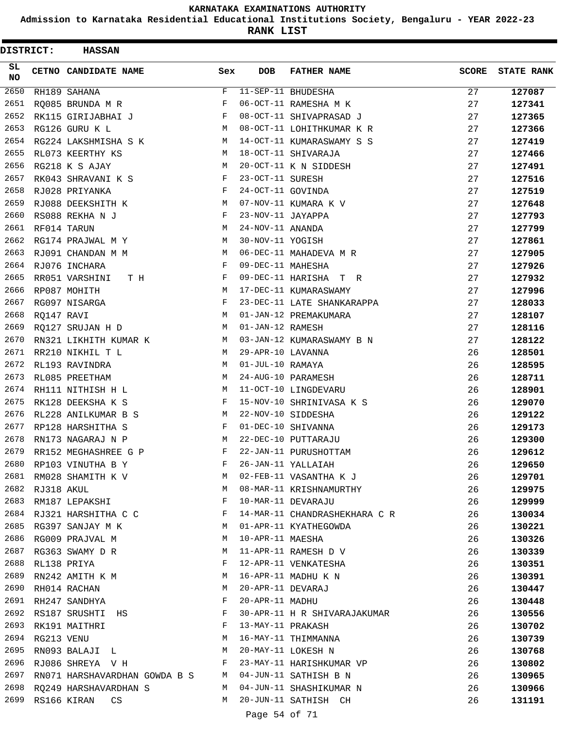KARNATAKA EXAMINATIONS AUTHORITY

Admission to Karnataka Residential Educational Institutions Society, Bengaluru - YEAR 2022-23

**RANK LIST**

**DISTRICT: HASSAN**

| SL NO | CETNO | CANDIDATE NAME | Sex | DOB | FATHER NAME | SCORE | STATE RANK |
|---|---|---|---|---|---|---|---|
| 2650 | RH189 | SAHANA | F | 11-SEP-11 | BHUDESHA | 27 | **127087** |
| 2651 | RQ085 | BRUNDA M R | F | 06-OCT-11 | RAMESHA M K | 27 | **127341** |
| 2652 | RK115 | GIRIJABHAI J | F | 08-OCT-11 | SHIVAPRASAD J | 27 | **127365** |
| 2653 | RG126 | GURU K L | M | 08-OCT-11 | LOHITHKUMAR K R | 27 | **127366** |
| 2654 | RG224 | LAKSHMISHA S K | M | 14-OCT-11 | KUMARASWAMY S S | 27 | **127419** |
| 2655 | RL073 | KEERTHY KS | M | 18-OCT-11 | SHIVARAJA | 27 | **127466** |
| 2656 | RG218 | K S AJAY | M | 20-OCT-11 | K N SIDDESH | 27 | **127491** |
| 2657 | RK043 | SHRAVANI K S | F | 23-OCT-11 | SURESH | 27 | **127516** |
| 2658 | RJ028 | PRIYANKA | F | 24-OCT-11 | GOVINDA | 27 | **127519** |
| 2659 | RJ088 | DEEKSHITH K | M | 07-NOV-11 | KUMARA K V | 27 | **127648** |
| 2660 | RS088 | REKHA N J | F | 23-NOV-11 | JAYAPPA | 27 | **127793** |
| 2661 | RF014 | TARUN | M | 24-NOV-11 | ANANDA | 27 | **127799** |
| 2662 | RG174 | PRAJWAL M Y | M | 30-NOV-11 | YOGISH | 27 | **127861** |
| 2663 | RJ091 | CHANDAN M M | M | 06-DEC-11 | MAHADEVA M R | 27 | **127905** |
| 2664 | RJ076 | INCHARA | F | 09-DEC-11 | MAHESHA | 27 | **127926** |
| 2665 | RR051 | VARSHINI T H | F | 09-DEC-11 | HARISHA T R | 27 | **127932** |
| 2666 | RP087 | MOHITH | M | 17-DEC-11 | KUMARASWAMY | 27 | **127996** |
| 2667 | RG097 | NISARGA | F | 23-DEC-11 | LATE SHANKARAPPA | 27 | **128033** |
| 2668 | RQ147 | RAVI | M | 01-JAN-12 | PREMAKUMARA | 27 | **128107** |
| 2669 | RQ127 | SRUJAN H D | M | 01-JAN-12 | RAMESH | 27 | **128116** |
| 2670 | RN321 | LIKHITH KUMAR K | M | 03-JAN-12 | KUMARASWAMY B N | 27 | **128122** |
| 2671 | RR210 | NIKHIL T L | M | 29-APR-10 | LAVANNA | 26 | **128501** |
| 2672 | RL193 | RAVINDRA | M | 01-JUL-10 | RAMAYA | 26 | **128595** |
| 2673 | RL085 | PREETHAM | M | 24-AUG-10 | PARAMESH | 26 | **128711** |
| 2674 | RH111 | NITHISH H L | M | 11-OCT-10 | LINGDEVARU | 26 | **128901** |
| 2675 | RK128 | DEEKSHA K S | F | 15-NOV-10 | SHRINIVASA K S | 26 | **129070** |
| 2676 | RL228 | ANILKUMAR B S | M | 22-NOV-10 | SIDDESHA | 26 | **129122** |
| 2677 | RP128 | HARSHITHA S | F | 01-DEC-10 | SHIVANNA | 26 | **129173** |
| 2678 | RN173 | NAGARAJ N P | M | 22-DEC-10 | PUTTARAJU | 26 | **129300** |
| 2679 | RR152 | MEGHASHREE G P | F | 22-JAN-11 | PURUSHOTTAM | 26 | **129612** |
| 2680 | RP103 | VINUTHA B Y | F | 26-JAN-11 | YALLAIAH | 26 | **129650** |
| 2681 | RM028 | SHAMITH K V | M | 02-FEB-11 | VASANTHA K J | 26 | **129701** |
| 2682 | RJ318 | AKUL | M | 08-MAR-11 | KRISHNAMURTHY | 26 | **129975** |
| 2683 | RM187 | LEPAKSHI | F | 10-MAR-11 | DEVARAJU | 26 | **129999** |
| 2684 | RJ321 | HARSHITHA C C | F | 14-MAR-11 | CHANDRASHEKHARA C R | 26 | **130034** |
| 2685 | RG397 | SANJAY M K | M | 01-APR-11 | KYATHEGOWDA | 26 | **130221** |
| 2686 | RG009 | PRAJVAL M | M | 10-APR-11 | MAESHA | 26 | **130326** |
| 2687 | RG363 | SWAMY D R | M | 11-APR-11 | RAMESH D V | 26 | **130339** |
| 2688 | RL138 | PRIYA | F | 12-APR-11 | VENKATESHA | 26 | **130351** |
| 2689 | RN242 | AMITH K M | M | 16-APR-11 | MADHU K N | 26 | **130391** |
| 2690 | RH014 | RACHAN | M | 20-APR-11 | DEVARAJ | 26 | **130447** |
| 2691 | RH247 | SANDHYA | F | 20-APR-11 | MADHU | 26 | **130448** |
| 2692 | RS187 | SRUSHTI HS | F | 30-APR-11 | H R SHIVARAJAKUMAR | 26 | **130556** |
| 2693 | RK191 | MAITHRI | F | 13-MAY-11 | PRAKASH | 26 | **130702** |
| 2694 | RG213 | VENU | M | 16-MAY-11 | THIMMANNA | 26 | **130739** |
| 2695 | RN093 | BALAJI L | M | 20-MAY-11 | LOKESH N | 26 | **130768** |
| 2696 | RJ086 | SHREYA V H | F | 23-MAY-11 | HARISHKUMAR VP | 26 | **130802** |
| 2697 | RN071 | HARSHAVARDHAN GOWDA B S | M | 04-JUN-11 | SATHISH B N | 26 | **130965** |
| 2698 | RQ249 | HARSHAVARDHAN S | M | 04-JUN-11 | SHASHIKUMAR N | 26 | **130966** |
| 2699 | RS166 | KIRAN CS | M | 20-JUN-11 | SATHISH CH | 26 | **131191** |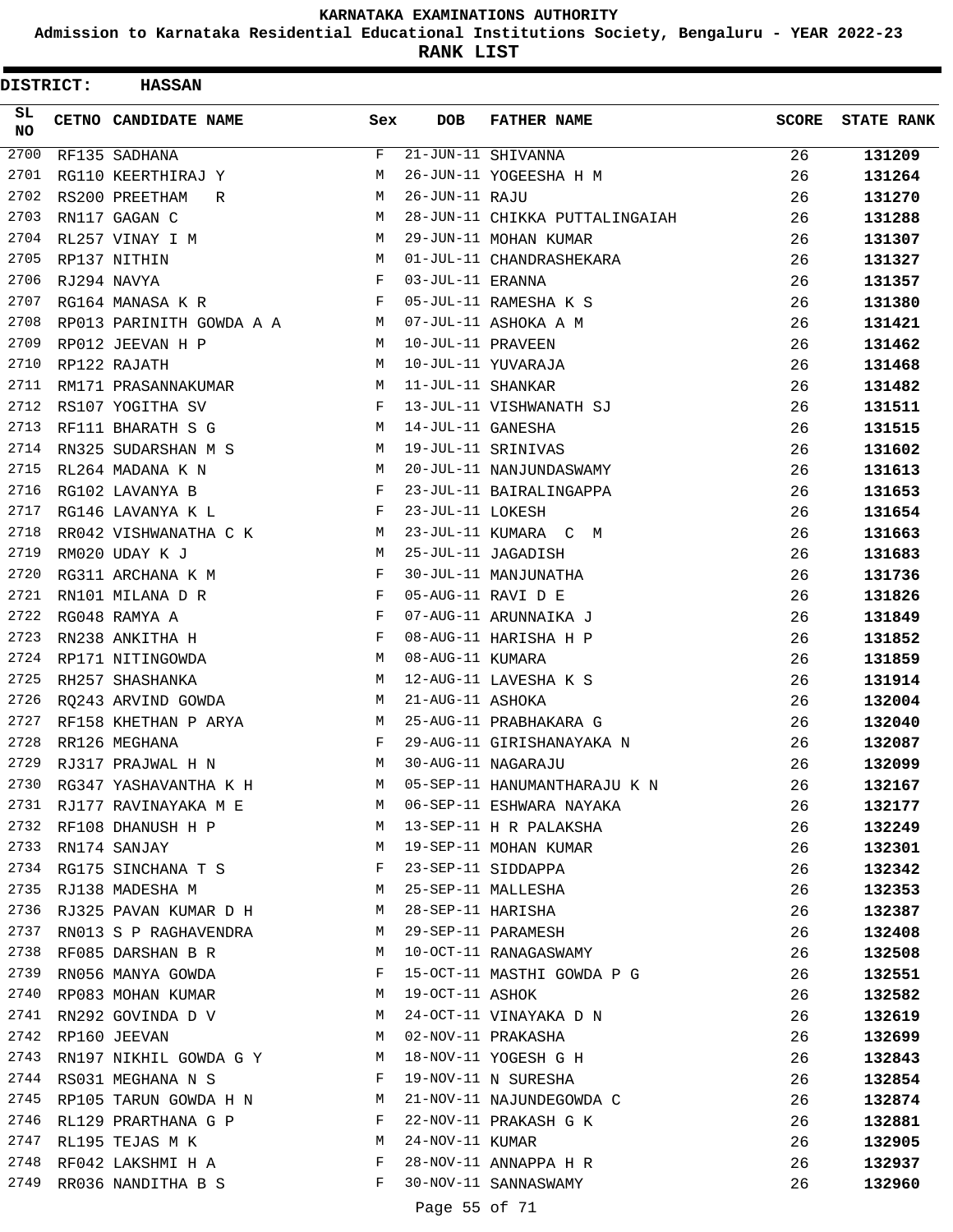# KARNATAKA EXAMINATIONS AUTHORITY

## Admission to Karnataka Residential Educational Institutions Society, Bengaluru - YEAR 2022-23

## RANK LIST

**DISTRICT: HASSAN**

| SL NO | CETNO | CANDIDATE NAME | Sex | DOB | FATHER NAME | SCORE | STATE RANK |
|---|---|---|---|---|---|---|---|
| 2700 | RF135 | SADHANA | F | 21-JUN-11 | SHIVANNA | 26 | 131209 |
| 2701 | RG110 | KEERTHIRAJ Y | M | 26-JUN-11 | YOGEESHA H M | 26 | 131264 |
| 2702 | RS200 | PREETHAM R | M | 26-JUN-11 | RAJU | 26 | 131270 |
| 2703 | RN117 | GAGAN C | M | 28-JUN-11 | CHIKKA PUTTALINGAIAH | 26 | 131288 |
| 2704 | RL257 | VINAY I M | M | 29-JUN-11 | MOHAN KUMAR | 26 | 131307 |
| 2705 | RP137 | NITHIN | M | 01-JUL-11 | CHANDRASHEKARA | 26 | 131327 |
| 2706 | RJ294 | NAVYA | F | 03-JUL-11 | ERANNA | 26 | 131357 |
| 2707 | RG164 | MANASA K R | F | 05-JUL-11 | RAMESHA K S | 26 | 131380 |
| 2708 | RP013 | PARINITH GOWDA A A | M | 07-JUL-11 | ASHOKA A M | 26 | 131421 |
| 2709 | RP012 | JEEVAN H P | M | 10-JUL-11 | PRAVEEN | 26 | 131462 |
| 2710 | RP122 | RAJATH | M | 10-JUL-11 | YUVARAJA | 26 | 131468 |
| 2711 | RM171 | PRASANNAKUMAR | M | 11-JUL-11 | SHANKAR | 26 | 131482 |
| 2712 | RS107 | YOGITHA SV | F | 13-JUL-11 | VISHWANATH SJ | 26 | 131511 |
| 2713 | RF111 | BHARATH S G | M | 14-JUL-11 | GANESHA | 26 | 131515 |
| 2714 | RN325 | SUDARSHAN M S | M | 19-JUL-11 | SRINIVAS | 26 | 131602 |
| 2715 | RL264 | MADANA K N | M | 20-JUL-11 | NANJUNDASWAMY | 26 | 131613 |
| 2716 | RG102 | LAVANYA B | F | 23-JUL-11 | BAIRALINGAPPA | 26 | 131653 |
| 2717 | RG146 | LAVANYA K L | F | 23-JUL-11 | LOKESH | 26 | 131654 |
| 2718 | RR042 | VISHWANATHA C K | M | 23-JUL-11 | KUMARA C M | 26 | 131663 |
| 2719 | RM020 | UDAY K J | M | 25-JUL-11 | JAGADISH | 26 | 131683 |
| 2720 | RG311 | ARCHANA K M | F | 30-JUL-11 | MANJUNATHA | 26 | 131736 |
| 2721 | RN101 | MILANA D R | F | 05-AUG-11 | RAVI D E | 26 | 131826 |
| 2722 | RG048 | RAMYA A | F | 07-AUG-11 | ARUNNAIKA J | 26 | 131849 |
| 2723 | RN238 | ANKITHA H | F | 08-AUG-11 | HARISHA H P | 26 | 131852 |
| 2724 | RP171 | NITINGOWDA | M | 08-AUG-11 | KUMARA | 26 | 131859 |
| 2725 | RH257 | SHASHANKA | M | 12-AUG-11 | LAVESHA K S | 26 | 131914 |
| 2726 | RQ243 | ARVIND GOWDA | M | 21-AUG-11 | ASHOKA | 26 | 132004 |
| 2727 | RF158 | KHETHAN P ARYA | M | 25-AUG-11 | PRABHAKARA G | 26 | 132040 |
| 2728 | RR126 | MEGHANA | F | 29-AUG-11 | GIRISHANAYAKA N | 26 | 132087 |
| 2729 | RJ317 | PRAJWAL H N | M | 30-AUG-11 | NAGARAJU | 26 | 132099 |
| 2730 | RG347 | YASHAVANTHA K H | M | 05-SEP-11 | HANUMANTHARAJU K N | 26 | 132167 |
| 2731 | RJ177 | RAVINAYAKA M E | M | 06-SEP-11 | ESHWARA NAYAKA | 26 | 132177 |
| 2732 | RF108 | DHANUSH H P | M | 13-SEP-11 | H R PALAKSHA | 26 | 132249 |
| 2733 | RN174 | SANJAY | M | 19-SEP-11 | MOHAN KUMAR | 26 | 132301 |
| 2734 | RG175 | SINCHANA T S | F | 23-SEP-11 | SIDDAPPA | 26 | 132342 |
| 2735 | RJ138 | MADESHA M | M | 25-SEP-11 | MALLESHA | 26 | 132353 |
| 2736 | RJ325 | PAVAN KUMAR D H | M | 28-SEP-11 | HARISHA | 26 | 132387 |
| 2737 | RN013 | S P RAGHAVENDRA | M | 29-SEP-11 | PARAMESH | 26 | 132408 |
| 2738 | RF085 | DARSHAN B R | M | 10-OCT-11 | RANAGASWAMY | 26 | 132508 |
| 2739 | RN056 | MANYA GOWDA | F | 15-OCT-11 | MASTHI GOWDA P G | 26 | 132551 |
| 2740 | RP083 | MOHAN KUMAR | M | 19-OCT-11 | ASHOK | 26 | 132582 |
| 2741 | RN292 | GOVINDA D V | M | 24-OCT-11 | VINAYAKA D N | 26 | 132619 |
| 2742 | RP160 | JEEVAN | M | 02-NOV-11 | PRAKASHA | 26 | 132699 |
| 2743 | RN197 | NIKHIL GOWDA G Y | M | 18-NOV-11 | YOGESH G H | 26 | 132843 |
| 2744 | RS031 | MEGHANA N S | F | 19-NOV-11 | N SURESHA | 26 | 132854 |
| 2745 | RP105 | TARUN GOWDA H N | M | 21-NOV-11 | NAJUNDEGOWDA C | 26 | 132874 |
| 2746 | RL129 | PRARTHANA G P | F | 22-NOV-11 | PRAKASH G K | 26 | 132881 |
| 2747 | RL195 | TEJAS M K | M | 24-NOV-11 | KUMAR | 26 | 132905 |
| 2748 | RF042 | LAKSHMI H A | F | 28-NOV-11 | ANNAPPA H R | 26 | 132937 |
| 2749 | RR036 | NANDITHA B S | F | 30-NOV-11 | SANNASWAMY | 26 | 132960 |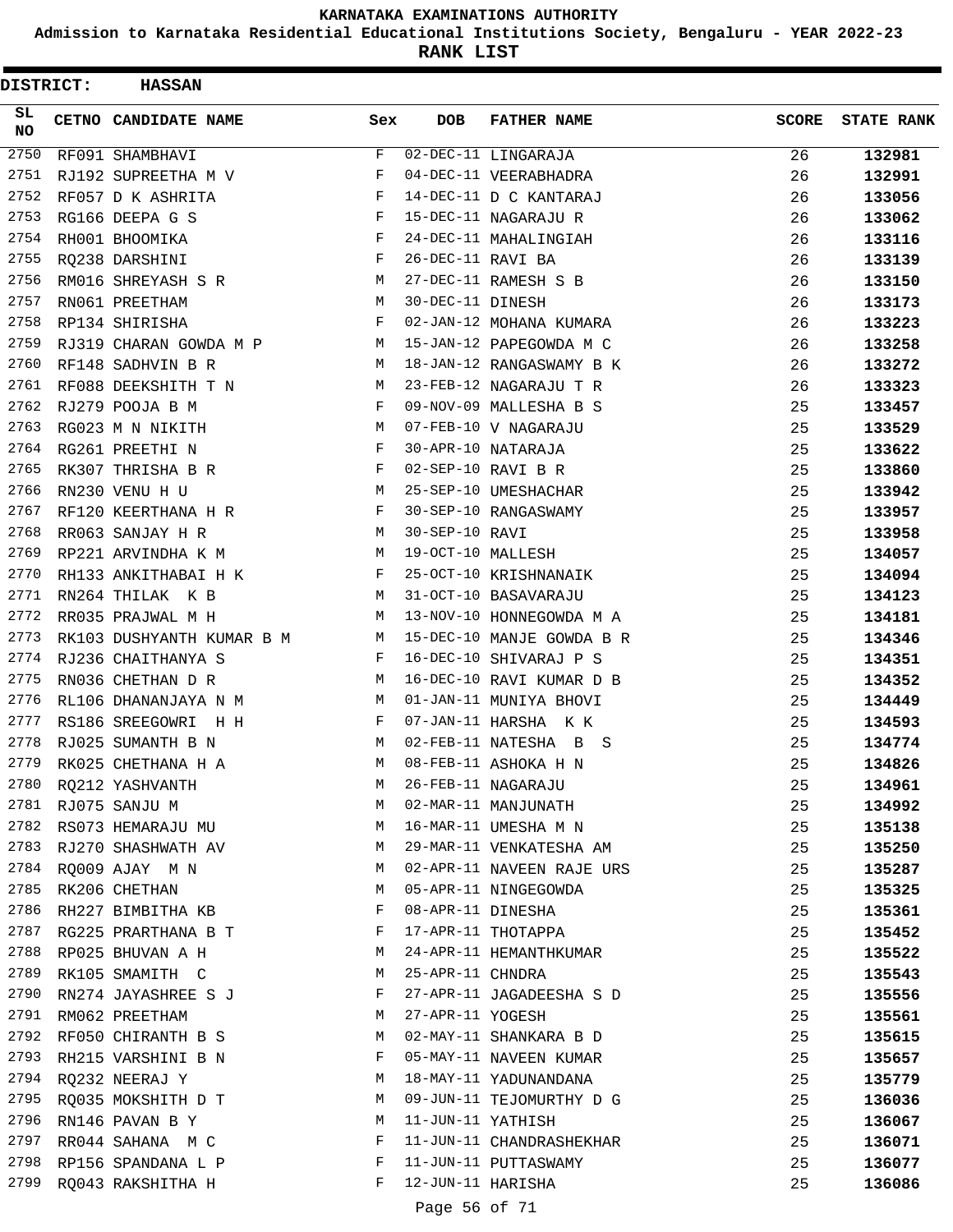# KARNATAKA EXAMINATIONS AUTHORITY

**Admission to Karnataka Residential Educational Institutions Society, Bengaluru - YEAR 2022-23**

**RANK LIST**

**DISTRICT: HASSAN**

| SL NO | CETNO | CANDIDATE NAME | Sex | DOB | FATHER NAME | SCORE | STATE RANK |
|---|---|---|---|---|---|---|---|
| 2750 | RF091 | SHAMBHAVI | F | 02-DEC-11 | LINGARAJA | 26 | 132981 |
| 2751 | RJ192 | SUPREETHA M V | F | 04-DEC-11 | VEERABHADRA | 26 | 132991 |
| 2752 | RF057 | D K ASHRITA | F | 14-DEC-11 | D C KANTARAJ | 26 | 133056 |
| 2753 | RG166 | DEEPA G S | F | 15-DEC-11 | NAGARAJU R | 26 | 133062 |
| 2754 | RH001 | BHOOMIKA | F | 24-DEC-11 | MAHALINGIAH | 26 | 133116 |
| 2755 | RQ238 | DARSHINI | F | 26-DEC-11 | RAVI BA | 26 | 133139 |
| 2756 | RM016 | SHREYASH S R | M | 27-DEC-11 | RAMESH S B | 26 | 133150 |
| 2757 | RN061 | PREETHAM | M | 30-DEC-11 | DINESH | 26 | 133173 |
| 2758 | RP134 | SHIRISHA | F | 02-JAN-12 | MOHANA KUMARA | 26 | 133223 |
| 2759 | RJ319 | CHARAN GOWDA M P | M | 15-JAN-12 | PAPEGOWDA M C | 26 | 133258 |
| 2760 | RF148 | SADHVIN B R | M | 18-JAN-12 | RANGASWAMY B K | 26 | 133272 |
| 2761 | RF088 | DEEKSHITH T N | M | 23-FEB-12 | NAGARAJU T R | 26 | 133323 |
| 2762 | RJ279 | POOJA B M | F | 09-NOV-09 | MALLESHA B S | 25 | 133457 |
| 2763 | RG023 | M N NIKITH | M | 07-FEB-10 | V NAGARAJU | 25 | 133529 |
| 2764 | RG261 | PREETHI N | F | 30-APR-10 | NATARAJA | 25 | 133622 |
| 2765 | RK307 | THRISHA B R | F | 02-SEP-10 | RAVI B R | 25 | 133860 |
| 2766 | RN230 | VENU H U | M | 25-SEP-10 | UMESHACHAR | 25 | 133942 |
| 2767 | RF120 | KEERTHANA H R | F | 30-SEP-10 | RANGASWAMY | 25 | 133957 |
| 2768 | RR063 | SANJAY H R | M | 30-SEP-10 | RAVI | 25 | 133958 |
| 2769 | RP221 | ARVINDHA K M | M | 19-OCT-10 | MALLESH | 25 | 134057 |
| 2770 | RH133 | ANKITHABAI H K | F | 25-OCT-10 | KRISHNANAIK | 25 | 134094 |
| 2771 | RN264 | THILAK K B | M | 31-OCT-10 | BASAVARAJU | 25 | 134123 |
| 2772 | RR035 | PRAJWAL M H | M | 13-NOV-10 | HONNEGOWDA M A | 25 | 134181 |
| 2773 | RK103 | DUSHYANTH KUMAR B M | M | 15-DEC-10 | MANJE GOWDA B R | 25 | 134346 |
| 2774 | RJ236 | CHAITHANYA S | F | 16-DEC-10 | SHIVARAJ P S | 25 | 134351 |
| 2775 | RN036 | CHETHAN D R | M | 16-DEC-10 | RAVI KUMAR D B | 25 | 134352 |
| 2776 | RL106 | DHANANJAYA N M | M | 01-JAN-11 | MUNIYA BHOVI | 25 | 134449 |
| 2777 | RS186 | SREEGOWRI H H | F | 07-JAN-11 | HARSHA K K | 25 | 134593 |
| 2778 | RJ025 | SUMANTH B N | M | 02-FEB-11 | NATESHA B S | 25 | 134774 |
| 2779 | RK025 | CHETHANA H A | M | 08-FEB-11 | ASHOKA H N | 25 | 134826 |
| 2780 | RQ212 | YASHVANTH | M | 26-FEB-11 | NAGARAJU | 25 | 134961 |
| 2781 | RJ075 | SANJU M | M | 02-MAR-11 | MANJUNATH | 25 | 134992 |
| 2782 | RS073 | HEMARAJU MU | M | 16-MAR-11 | UMESHA M N | 25 | 135138 |
| 2783 | RJ270 | SHASHWATH AV | M | 29-MAR-11 | VENKATESHA AM | 25 | 135250 |
| 2784 | RQ009 | AJAY M N | M | 02-APR-11 | NAVEEN RAJE URS | 25 | 135287 |
| 2785 | RK206 | CHETHAN | M | 05-APR-11 | NINGEGOWDA | 25 | 135325 |
| 2786 | RH227 | BIMBITHA KB | F | 08-APR-11 | DINESHA | 25 | 135361 |
| 2787 | RG225 | PRARTHANA B T | F | 17-APR-11 | THOTAPPA | 25 | 135452 |
| 2788 | RP025 | BHUVAN A H | M | 24-APR-11 | HEMANTHKUMAR | 25 | 135522 |
| 2789 | RK105 | SMAMITH C | M | 25-APR-11 | CHNDRA | 25 | 135543 |
| 2790 | RN274 | JAYASHREE S J | F | 27-APR-11 | JAGADEESHA S D | 25 | 135556 |
| 2791 | RM062 | PREETHAM | M | 27-APR-11 | YOGESH | 25 | 135561 |
| 2792 | RF050 | CHIRANTH B S | M | 02-MAY-11 | SHANKARA B D | 25 | 135615 |
| 2793 | RH215 | VARSHINI B N | F | 05-MAY-11 | NAVEEN KUMAR | 25 | 135657 |
| 2794 | RQ232 | NEERAJ Y | M | 18-MAY-11 | YADUNANDANA | 25 | 135779 |
| 2795 | RQ035 | MOKSHITH D T | M | 09-JUN-11 | TEJOMURTHY D G | 25 | 136036 |
| 2796 | RN146 | PAVAN B Y | M | 11-JUN-11 | YATHISH | 25 | 136067 |
| 2797 | RR044 | SAHANA M C | F | 11-JUN-11 | CHANDRASHEKHAR | 25 | 136071 |
| 2798 | RP156 | SPANDANA L P | F | 11-JUN-11 | PUTTASWAMY | 25 | 136077 |
| 2799 | RQ043 | RAKSHITHA H | F | 12-JUN-11 | HARISHA | 25 | 136086 |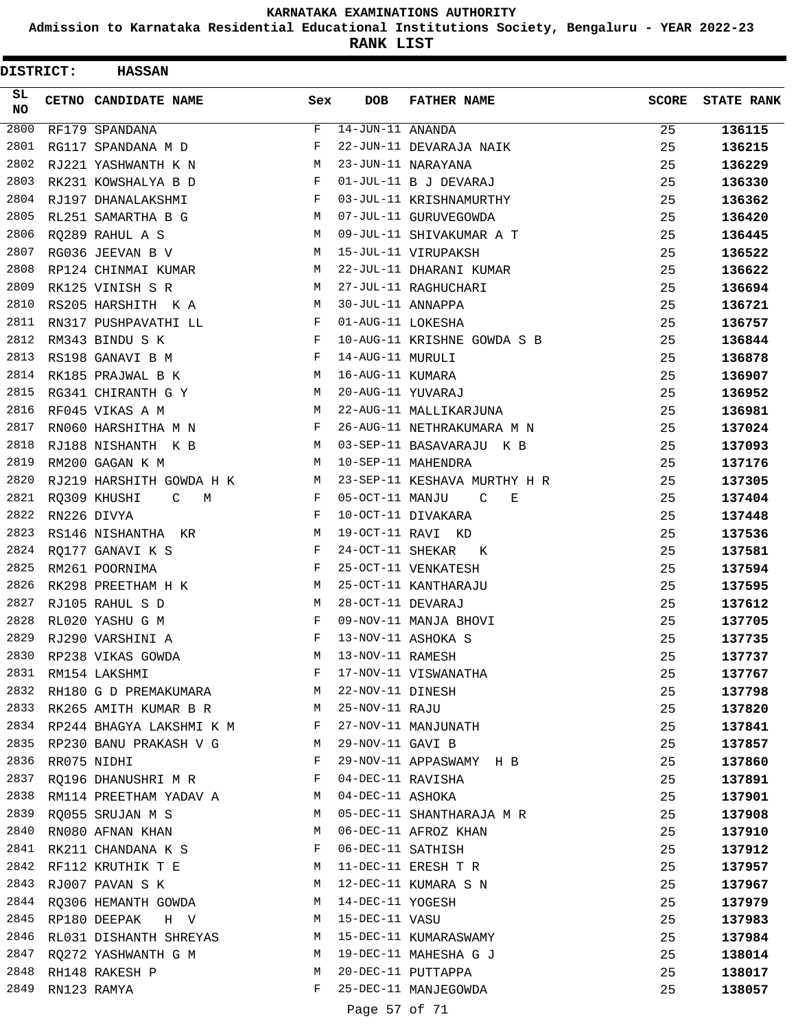# KARNATAKA EXAMINATIONS AUTHORITY

**Admission to Karnataka Residential Educational Institutions Society, Bengaluru - YEAR 2022-23**

**RANK LIST**

**DISTRICT: HASSAN**

| SL NO | CETNO | CANDIDATE NAME | Sex | DOB | FATHER NAME | SCORE | STATE RANK |
|---|---|---|---|---|---|---|---|
| 2800 | RF179 | SPANDANA | F | 14-JUN-11 | ANANDA | 25 | 136115 |
| 2801 | RG117 | SPANDANA M D | F | 22-JUN-11 | DEVARAJA NAIK | 25 | 136215 |
| 2802 | RJ221 | YASHWANTH K N | M | 23-JUN-11 | NARAYANA | 25 | 136229 |
| 2803 | RK231 | KOWSHALYA B D | F | 01-JUL-11 | B J DEVARAJ | 25 | 136330 |
| 2804 | RJ197 | DHANALAKSHMI | F | 03-JUL-11 | KRISHNAMURTHY | 25 | 136362 |
| 2805 | RL251 | SAMARTHA B G | M | 07-JUL-11 | GURUVEGOWDA | 25 | 136420 |
| 2806 | RQ289 | RAHUL A S | M | 09-JUL-11 | SHIVAKUMAR A T | 25 | 136445 |
| 2807 | RG036 | JEEVAN B V | M | 15-JUL-11 | VIRUPAKSH | 25 | 136522 |
| 2808 | RP124 | CHINMAI KUMAR | M | 22-JUL-11 | DHARANI KUMAR | 25 | 136622 |
| 2809 | RK125 | VINISH S R | M | 27-JUL-11 | RAGHUCHARI | 25 | 136694 |
| 2810 | RS205 | HARSHITH K A | M | 30-JUL-11 | ANNAPPA | 25 | 136721 |
| 2811 | RN317 | PUSHPAVATHI LL | F | 01-AUG-11 | LOKESHA | 25 | 136757 |
| 2812 | RM343 | BINDU S K | F | 10-AUG-11 | KRISHNE GOWDA S B | 25 | 136844 |
| 2813 | RS198 | GANAVI B M | F | 14-AUG-11 | MURULI | 25 | 136878 |
| 2814 | RK185 | PRAJWAL B K | M | 16-AUG-11 | KUMARA | 25 | 136907 |
| 2815 | RG341 | CHIRANTH G Y | M | 20-AUG-11 | YUVARAJ | 25 | 136952 |
| 2816 | RF045 | VIKAS A M | M | 22-AUG-11 | MALLIKARJUNA | 25 | 136981 |
| 2817 | RN060 | HARSHITHA M N | F | 26-AUG-11 | NETHRAKUMARA M N | 25 | 137024 |
| 2818 | RJ188 | NISHANTH K B | M | 03-SEP-11 | BASAVARAJU K B | 25 | 137093 |
| 2819 | RM200 | GAGAN K M | M | 10-SEP-11 | MAHENDRA | 25 | 137176 |
| 2820 | RJ219 | HARSHITH GOWDA H K | M | 23-SEP-11 | KESHAVA MURTHY H R | 25 | 137305 |
| 2821 | RQ309 | KHUSHI C M | F | 05-OCT-11 | MANJU C E | 25 | 137404 |
| 2822 | RN226 | DIVYA | F | 10-OCT-11 | DIVAKARA | 25 | 137448 |
| 2823 | RS146 | NISHANTHA KR | M | 19-OCT-11 | RAVI KD | 25 | 137536 |
| 2824 | RQ177 | GANAVI K S | F | 24-OCT-11 | SHEKAR K | 25 | 137581 |
| 2825 | RM261 | POORNIMA | F | 25-OCT-11 | VENKATESH | 25 | 137594 |
| 2826 | RK298 | PREETHAM H K | M | 25-OCT-11 | KANTHARAJU | 25 | 137595 |
| 2827 | RJ105 | RAHUL S D | M | 28-OCT-11 | DEVARAJ | 25 | 137612 |
| 2828 | RL020 | YASHU G M | F | 09-NOV-11 | MANJA BHOVI | 25 | 137705 |
| 2829 | RJ290 | VARSHINI A | F | 13-NOV-11 | ASHOKA S | 25 | 137735 |
| 2830 | RP238 | VIKAS GOWDA | M | 13-NOV-11 | RAMESH | 25 | 137737 |
| 2831 | RM154 | LAKSHMI | F | 17-NOV-11 | VISWANATHA | 25 | 137767 |
| 2832 | RH180 | G D PREMAKUMARA | M | 22-NOV-11 | DINESH | 25 | 137798 |
| 2833 | RK265 | AMITH KUMAR B R | M | 25-NOV-11 | RAJU | 25 | 137820 |
| 2834 | RP244 | BHAGYA LAKSHMI K M | F | 27-NOV-11 | MANJUNATH | 25 | 137841 |
| 2835 | RP230 | BANU PRAKASH V G | M | 29-NOV-11 | GAVI B | 25 | 137857 |
| 2836 | RR075 | NIDHI | F | 29-NOV-11 | APPASWAMY H B | 25 | 137860 |
| 2837 | RQ196 | DHANUSHRI M R | F | 04-DEC-11 | RAVISHA | 25 | 137891 |
| 2838 | RM114 | PREETHAM YADAV A | M | 04-DEC-11 | ASHOKA | 25 | 137901 |
| 2839 | RQ055 | SRUJAN M S | M | 05-DEC-11 | SHANTHARAJA M R | 25 | 137908 |
| 2840 | RN080 | AFNAN KHAN | M | 06-DEC-11 | AFROZ KHAN | 25 | 137910 |
| 2841 | RK211 | CHANDANA K S | F | 06-DEC-11 | SATHISH | 25 | 137912 |
| 2842 | RF112 | KRUTHIK T E | M | 11-DEC-11 | ERESH T R | 25 | 137957 |
| 2843 | RJ007 | PAVAN S K | M | 12-DEC-11 | KUMARA S N | 25 | 137967 |
| 2844 | RQ306 | HEMANTH GOWDA | M | 14-DEC-11 | YOGESH | 25 | 137979 |
| 2845 | RP180 | DEEPAK H V | M | 15-DEC-11 | VASU | 25 | 137983 |
| 2846 | RL031 | DISHANTH SHREYAS | M | 15-DEC-11 | KUMARASWAMY | 25 | 137984 |
| 2847 | RQ272 | YASHWANTH G M | M | 19-DEC-11 | MAHESHA G J | 25 | 138014 |
| 2848 | RH148 | RAKESH P | M | 20-DEC-11 | PUTTAPPA | 25 | 138017 |
| 2849 | RN123 | RAMYA | F | 25-DEC-11 | MANJEGOWDA | 25 | 138057 |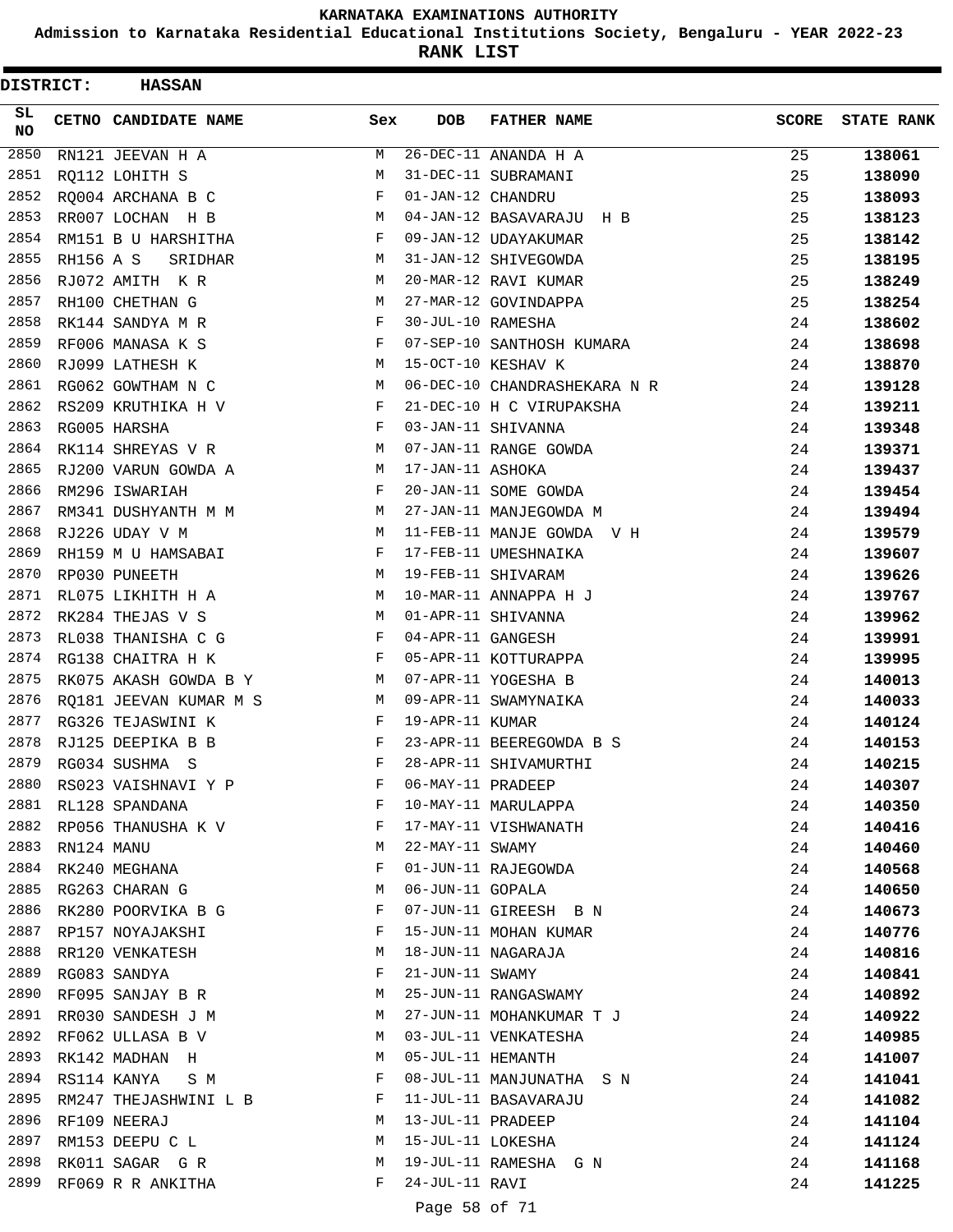# KARNATAKA EXAMINATIONS AUTHORITY

## Admission to Karnataka Residential Educational Institutions Society, Bengaluru - YEAR 2022-23

## RANK LIST

**DISTRICT: HASSAN**

| SL NO | CETNO | CANDIDATE NAME | Sex | DOB | FATHER NAME | SCORE | STATE RANK |
|---|---|---|---|---|---|---|---|
| 2850 | RN121 | JEEVAN H A | M | 26-DEC-11 | ANANDA H A | 25 | 138061 |
| 2851 | RQ112 | LOHITH S | M | 31-DEC-11 | SUBRAMANI | 25 | 138090 |
| 2852 | RQ004 | ARCHANA B C | F | 01-JAN-12 | CHANDRU | 25 | 138093 |
| 2853 | RR007 | LOCHAN H B | M | 04-JAN-12 | BASAVARAJU H B | 25 | 138123 |
| 2854 | RM151 | B U HARSHITHA | F | 09-JAN-12 | UDAYAKUMAR | 25 | 138142 |
| 2855 | RH156 | A S SRIDHAR | M | 31-JAN-12 | SHIVEGOWDA | 25 | 138195 |
| 2856 | RJ072 | AMITH K R | M | 20-MAR-12 | RAVI KUMAR | 25 | 138249 |
| 2857 | RH100 | CHETHAN G | M | 27-MAR-12 | GOVINDAPPA | 25 | 138254 |
| 2858 | RK144 | SANDYA M R | F | 30-JUL-10 | RAMESHA | 24 | 138602 |
| 2859 | RF006 | MANASA K S | F | 07-SEP-10 | SANTHOSH KUMARA | 24 | 138698 |
| 2860 | RJ099 | LATHESH K | M | 15-OCT-10 | KESHAV K | 24 | 138870 |
| 2861 | RG062 | GOWTHAM N C | M | 06-DEC-10 | CHANDRASHEKARA N R | 24 | 139128 |
| 2862 | RS209 | KRUTHIKA H V | F | 21-DEC-10 | H C VIRUPAKSHA | 24 | 139211 |
| 2863 | RG005 | HARSHA | F | 03-JAN-11 | SHIVANNA | 24 | 139348 |
| 2864 | RK114 | SHREYAS V R | M | 07-JAN-11 | RANGE GOWDA | 24 | 139371 |
| 2865 | RJ200 | VARUN GOWDA A | M | 17-JAN-11 | ASHOKA | 24 | 139437 |
| 2866 | RM296 | ISWARIAH | F | 20-JAN-11 | SOME GOWDA | 24 | 139454 |
| 2867 | RM341 | DUSHYANTH M M | M | 27-JAN-11 | MANJEGOWDA M | 24 | 139494 |
| 2868 | RJ226 | UDAY V M | M | 11-FEB-11 | MANJE GOWDA V H | 24 | 139579 |
| 2869 | RH159 | M U HAMSABAI | F | 17-FEB-11 | UMESHNAIKA | 24 | 139607 |
| 2870 | RP030 | PUNEETH | M | 19-FEB-11 | SHIVARAM | 24 | 139626 |
| 2871 | RL075 | LIKHITH H A | M | 10-MAR-11 | ANNAPPA H J | 24 | 139767 |
| 2872 | RK284 | THEJAS V S | M | 01-APR-11 | SHIVANNA | 24 | 139962 |
| 2873 | RL038 | THANISHA C G | F | 04-APR-11 | GANGESH | 24 | 139991 |
| 2874 | RG138 | CHAITRA H K | F | 05-APR-11 | KOTTURAPPA | 24 | 139995 |
| 2875 | RK075 | AKASH GOWDA B Y | M | 07-APR-11 | YOGESHA B | 24 | 140013 |
| 2876 | RQ181 | JEEVAN KUMAR M S | M | 09-APR-11 | SWAMYNAIKA | 24 | 140033 |
| 2877 | RG326 | TEJASWINI K | F | 19-APR-11 | KUMAR | 24 | 140124 |
| 2878 | RJ125 | DEEPIKA B B | F | 23-APR-11 | BEEREGOWDA B S | 24 | 140153 |
| 2879 | RG034 | SUSHMA S | F | 28-APR-11 | SHIVAMURTHI | 24 | 140215 |
| 2880 | RS023 | VAISHNAVI Y P | F | 06-MAY-11 | PRADEEP | 24 | 140307 |
| 2881 | RL128 | SPANDANA | F | 10-MAY-11 | MARULAPPA | 24 | 140350 |
| 2882 | RP056 | THANUSHA K V | F | 17-MAY-11 | VISHWANATH | 24 | 140416 |
| 2883 | RN124 | MANU | M | 22-MAY-11 | SWAMY | 24 | 140460 |
| 2884 | RK240 | MEGHANA | F | 01-JUN-11 | RAJEGOWDA | 24 | 140568 |
| 2885 | RG263 | CHARAN G | M | 06-JUN-11 | GOPALA | 24 | 140650 |
| 2886 | RK280 | POORVIKA B G | F | 07-JUN-11 | GIREESH B N | 24 | 140673 |
| 2887 | RP157 | NOYAJAKSHI | F | 15-JUN-11 | MOHAN KUMAR | 24 | 140776 |
| 2888 | RR120 | VENKATESH | M | 18-JUN-11 | NAGARAJA | 24 | 140816 |
| 2889 | RG083 | SANDYA | F | 21-JUN-11 | SWAMY | 24 | 140841 |
| 2890 | RF095 | SANJAY B R | M | 25-JUN-11 | RANGASWAMY | 24 | 140892 |
| 2891 | RR030 | SANDESH J M | M | 27-JUN-11 | MOHANKUMAR T J | 24 | 140922 |
| 2892 | RF062 | ULLASA B V | M | 03-JUL-11 | VENKATESHA | 24 | 140985 |
| 2893 | RK142 | MADHAN H | M | 05-JUL-11 | HEMANTH | 24 | 141007 |
| 2894 | RS114 | KANYA S M | F | 08-JUL-11 | MANJUNATHA S N | 24 | 141041 |
| 2895 | RM247 | THEJASHWINI L B | F | 11-JUL-11 | BASAVARAJU | 24 | 141082 |
| 2896 | RF109 | NEERAJ | M | 13-JUL-11 | PRADEEP | 24 | 141104 |
| 2897 | RM153 | DEEPU C L | M | 15-JUL-11 | LOKESHA | 24 | 141124 |
| 2898 | RK011 | SAGAR G R | M | 19-JUL-11 | RAMESHA G N | 24 | 141168 |
| 2899 | RF069 | R R ANKITHA | F | 24-JUL-11 | RAVI | 24 | 141225 |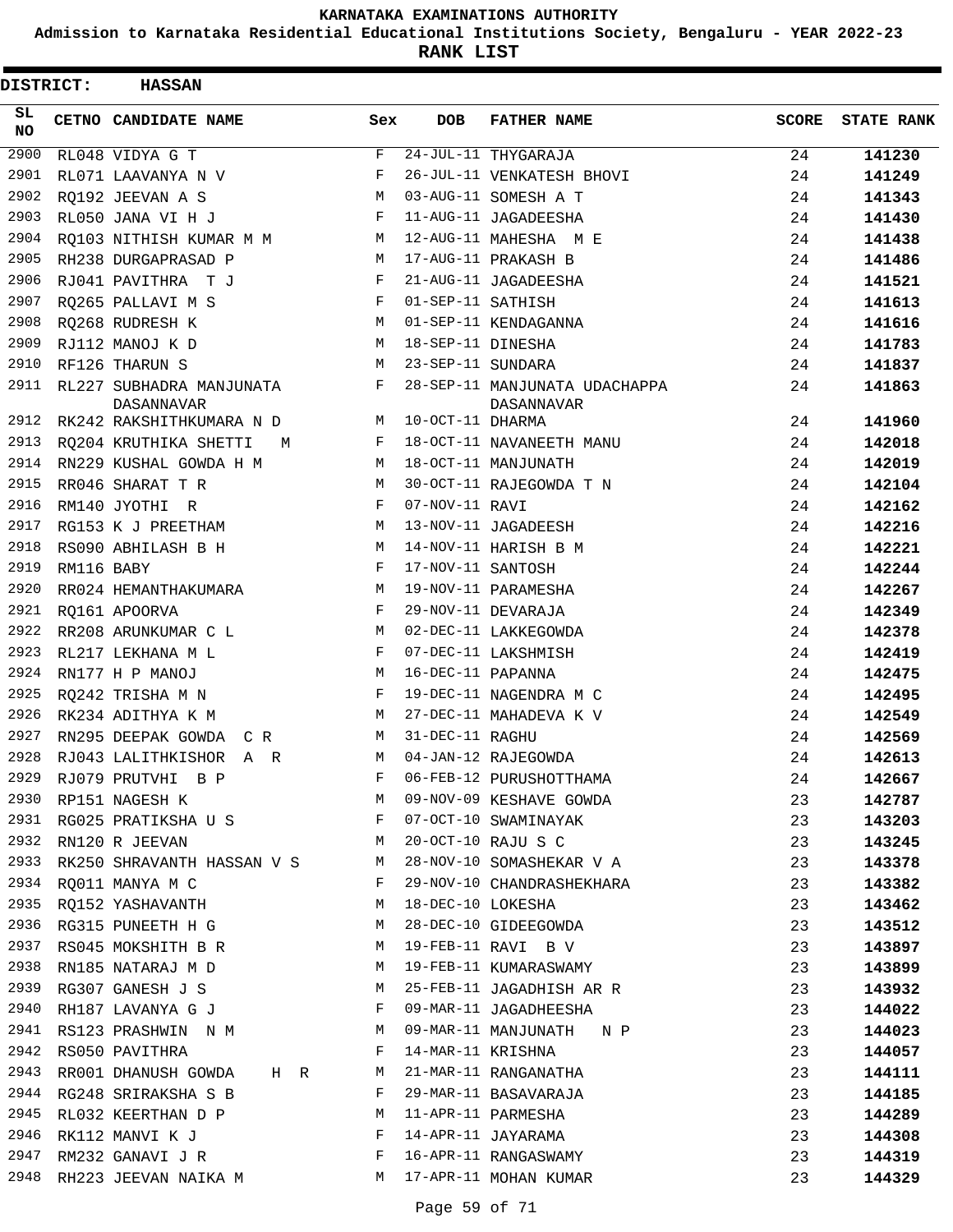# KARNATAKA EXAMINATIONS AUTHORITY

**Admission to Karnataka Residential Educational Institutions Society, Bengaluru - YEAR 2022-23**

**RANK LIST**

**DISTRICT: HASSAN**

| SL NO | CETNO | CANDIDATE NAME | Sex | DOB | FATHER NAME | SCORE | STATE RANK |
|---|---|---|---|---|---|---|---|
| 2900 | RL048 | VIDYA G T | F | 24-JUL-11 | THYGARAJA | 24 | **141230** |
| 2901 | RL071 | LAAVANYA N V | F | 26-JUL-11 | VENKATESH BHOVI | 24 | **141249** |
| 2902 | RQ192 | JEEVAN A S | M | 03-AUG-11 | SOMESH A T | 24 | **141343** |
| 2903 | RL050 | JANA VI H J | F | 11-AUG-11 | JAGADEESHA | 24 | **141430** |
| 2904 | RQ103 | NITHISH KUMAR M M | M | 12-AUG-11 | MAHESHA M E | 24 | **141438** |
| 2905 | RH238 | DURGAPRASAD P | M | 17-AUG-11 | PRAKASH B | 24 | **141486** |
| 2906 | RJ041 | PAVITHRA T J | F | 21-AUG-11 | JAGADEESHA | 24 | **141521** |
| 2907 | RQ265 | PALLAVI M S | F | 01-SEP-11 | SATHISH | 24 | **141613** |
| 2908 | RQ268 | RUDRESH K | M | 01-SEP-11 | KENDAGANNA | 24 | **141616** |
| 2909 | RJ112 | MANOJ K D | M | 18-SEP-11 | DINESHA | 24 | **141783** |
| 2910 | RF126 | THARUN S | M | 23-SEP-11 | SUNDARA | 24 | **141837** |
| 2911 | RL227 | SUBHADRA MANJUNATA DASANNAVAR | F | 28-SEP-11 | MANJUNATA UDACHAPPA DASANNAVAR | 24 | **141863** |
| 2912 | RK242 | RAKSHITHKUMARA N D | M | 10-OCT-11 | DHARMA | 24 | **141960** |
| 2913 | RQ204 | KRUTHIKA SHETTI M | F | 18-OCT-11 | NAVANEETH MANU | 24 | **142018** |
| 2914 | RN229 | KUSHAL GOWDA H M | M | 18-OCT-11 | MANJUNATH | 24 | **142019** |
| 2915 | RR046 | SHARAT T R | M | 30-OCT-11 | RAJEGOWDA T N | 24 | **142104** |
| 2916 | RM140 | JYOTHI R | F | 07-NOV-11 | RAVI | 24 | **142162** |
| 2917 | RG153 | K J PREETHAM | M | 13-NOV-11 | JAGADEESH | 24 | **142216** |
| 2918 | RS090 | ABHILASH B H | M | 14-NOV-11 | HARISH B M | 24 | **142221** |
| 2919 | RM116 | BABY | F | 17-NOV-11 | SANTOSH | 24 | **142244** |
| 2920 | RR024 | HEMANTHAKUMARA | M | 19-NOV-11 | PARAMESHA | 24 | **142267** |
| 2921 | RQ161 | APOORVA | F | 29-NOV-11 | DEVARAJA | 24 | **142349** |
| 2922 | RR208 | ARUNKUMAR C L | M | 02-DEC-11 | LAKKEGOWDA | 24 | **142378** |
| 2923 | RL217 | LEKHANA M L | F | 07-DEC-11 | LAKSHMISH | 24 | **142419** |
| 2924 | RN177 | H P MANOJ | M | 16-DEC-11 | PAPANNA | 24 | **142475** |
| 2925 | RQ242 | TRISHA M N | F | 19-DEC-11 | NAGENDRA M C | 24 | **142495** |
| 2926 | RK234 | ADITHYA K M | M | 27-DEC-11 | MAHADEVA K V | 24 | **142549** |
| 2927 | RN295 | DEEPAK GOWDA C R | M | 31-DEC-11 | RAGHU | 24 | **142569** |
| 2928 | RJ043 | LALITHKISHOR A R | M | 04-JAN-12 | RAJEGOWDA | 24 | **142613** |
| 2929 | RJ079 | PRUTVHI B P | F | 06-FEB-12 | PURUSHOTTHAMA | 24 | **142667** |
| 2930 | RP151 | NAGESH K | M | 09-NOV-09 | KESHAVE GOWDA | 23 | **142787** |
| 2931 | RG025 | PRATIKSHA U S | F | 07-OCT-10 | SWAMINAYAK | 23 | **143203** |
| 2932 | RN120 | R JEEVAN | M | 20-OCT-10 | RAJU S C | 23 | **143245** |
| 2933 | RK250 | SHRAVANTH HASSAN V S | M | 28-NOV-10 | SOMASHEKAR V A | 23 | **143378** |
| 2934 | RQ011 | MANYA M C | F | 29-NOV-10 | CHANDRASHEKHARA | 23 | **143382** |
| 2935 | RQ152 | YASHAVANTH | M | 18-DEC-10 | LOKESHA | 23 | **143462** |
| 2936 | RG315 | PUNEETH H G | M | 28-DEC-10 | GIDEEGOWDA | 23 | **143512** |
| 2937 | RS045 | MOKSHITH B R | M | 19-FEB-11 | RAVI B V | 23 | **143897** |
| 2938 | RN185 | NATARAJ M D | M | 19-FEB-11 | KUMARASWAMY | 23 | **143899** |
| 2939 | RG307 | GANESH J S | M | 25-FEB-11 | JAGADHISH AR R | 23 | **143932** |
| 2940 | RH187 | LAVANYA G J | F | 09-MAR-11 | JAGADHEESHA | 23 | **144022** |
| 2941 | RS123 | PRASHWIN N M | M | 09-MAR-11 | MANJUNATH N P | 23 | **144023** |
| 2942 | RS050 | PAVITHRA | F | 14-MAR-11 | KRISHNA | 23 | **144057** |
| 2943 | RR001 | DHANUSH GOWDA H R | M | 21-MAR-11 | RANGANATHA | 23 | **144111** |
| 2944 | RG248 | SRIRAKSHA S B | F | 29-MAR-11 | BASAVARAJA | 23 | **144185** |
| 2945 | RL032 | KEERTHAN D P | M | 11-APR-11 | PARMESHA | 23 | **144289** |
| 2946 | RK112 | MANVI K J | F | 14-APR-11 | JAYARAMA | 23 | **144308** |
| 2947 | RM232 | GANAVI J R | F | 16-APR-11 | RANGASWAMY | 23 | **144319** |
| 2948 | RH223 | JEEVAN NAIKA M | M | 17-APR-11 | MOHAN KUMAR | 23 | **144329** |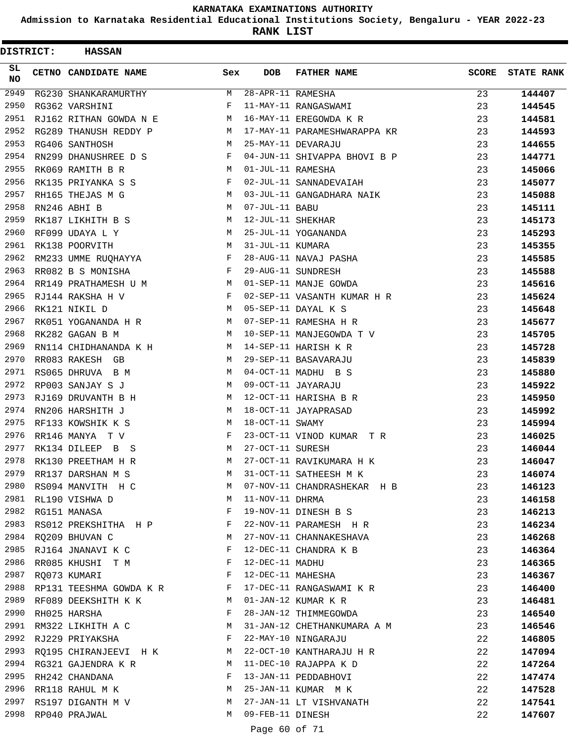# KARNATAKA EXAMINATIONS AUTHORITY

**Admission to Karnataka Residential Educational Institutions Society, Bengaluru - YEAR 2022-23**

**RANK LIST**

**DISTRICT: HASSAN**

| SL NO | CETNO | CANDIDATE NAME | Sex | DOB | FATHER NAME | SCORE | STATE RANK |
|---|---|---|---|---|---|---|---|
| 2949 | RG230 | SHANKARAMURTHY | M | 28-APR-11 | RAMESHA | 23 | **144407** |
| 2950 | RG362 | VARSHINI | F | 11-MAY-11 | RANGASWAMI | 23 | **144545** |
| 2951 | RJ162 | RITHAN GOWDA N E | M | 16-MAY-11 | EREGOWDA K R | 23 | **144581** |
| 2952 | RG289 | THANUSH REDDY P | M | 17-MAY-11 | PARAMESHWARAPPA KR | 23 | **144593** |
| 2953 | RG406 | SANTHOSH | M | 25-MAY-11 | DEVARAJU | 23 | **144655** |
| 2954 | RN299 | DHANUSHREE D S | F | 04-JUN-11 | SHIVAPPA BHOVI B P | 23 | **144771** |
| 2955 | RK069 | RAMITH B R | M | 01-JUL-11 | RAMESHA | 23 | **145066** |
| 2956 | RK135 | PRIYANKA S S | F | 02-JUL-11 | SANNADEVAIAH | 23 | **145077** |
| 2957 | RH165 | THEJAS M G | M | 03-JUL-11 | GANGADHARA NAIK | 23 | **145088** |
| 2958 | RN246 | ABHI B | M | 07-JUL-11 | BABU | 23 | **145111** |
| 2959 | RK187 | LIKHITH B S | M | 12-JUL-11 | SHEKHAR | 23 | **145173** |
| 2960 | RF099 | UDAYA L Y | M | 25-JUL-11 | YOGANANDA | 23 | **145293** |
| 2961 | RK138 | POORVITH | M | 31-JUL-11 | KUMARA | 23 | **145355** |
| 2962 | RM233 | UMME RUQHAYYA | F | 28-AUG-11 | NAVAJ PASHA | 23 | **145585** |
| 2963 | RR082 | B S MONISHA | F | 29-AUG-11 | SUNDRESH | 23 | **145588** |
| 2964 | RR149 | PRATHAMESH U M | M | 01-SEP-11 | MANJE GOWDA | 23 | **145616** |
| 2965 | RJ144 | RAKSHA H V | F | 02-SEP-11 | VASANTH KUMAR H R | 23 | **145624** |
| 2966 | RK121 | NIKIL D | M | 05-SEP-11 | DAYAL K S | 23 | **145648** |
| 2967 | RK051 | YOGANANDA H R | M | 07-SEP-11 | RAMESHA H R | 23 | **145677** |
| 2968 | RK282 | GAGAN B M | M | 10-SEP-11 | MANJEGOWDA T V | 23 | **145705** |
| 2969 | RN114 | CHIDHANANDA K H | M | 14-SEP-11 | HARISH K R | 23 | **145728** |
| 2970 | RR083 | RAKESH GB | M | 29-SEP-11 | BASAVARAJU | 23 | **145839** |
| 2971 | RS065 | DHRUVA B M | M | 04-OCT-11 | MADHU B S | 23 | **145880** |
| 2972 | RP003 | SANJAY S J | M | 09-OCT-11 | JAYARAJU | 23 | **145922** |
| 2973 | RJ169 | DRUVANTH B H | M | 12-OCT-11 | HARISHA B R | 23 | **145950** |
| 2974 | RN206 | HARSHITH J | M | 18-OCT-11 | JAYAPRASAD | 23 | **145992** |
| 2975 | RF133 | KOWSHIK K S | M | 18-OCT-11 | SWAMY | 23 | **145994** |
| 2976 | RR146 | MANYA T V | F | 23-OCT-11 | VINOD KUMAR T R | 23 | **146025** |
| 2977 | RK134 | DILEEP B S | M | 27-OCT-11 | SURESH | 23 | **146044** |
| 2978 | RK130 | PREETHAM H R | M | 27-OCT-11 | RAVIKUMARA H K | 23 | **146047** |
| 2979 | RR137 | DARSHAN M S | M | 31-OCT-11 | SATHEESH M K | 23 | **146074** |
| 2980 | RS094 | MANVITH H C | M | 07-NOV-11 | CHANDRASHEKAR H B | 23 | **146123** |
| 2981 | RL190 | VISHWA D | M | 11-NOV-11 | DHRMA | 23 | **146158** |
| 2982 | RG151 | MANASA | F | 19-NOV-11 | DINESH B S | 23 | **146213** |
| 2983 | RS012 | PREKSHITHA H P | F | 22-NOV-11 | PARAMESH H R | 23 | **146234** |
| 2984 | RQ209 | BHUVAN C | M | 27-NOV-11 | CHANNAKESHAVA | 23 | **146268** |
| 2985 | RJ164 | JNANAVI K C | F | 12-DEC-11 | CHANDRA K B | 23 | **146364** |
| 2986 | RR085 | KHUSHI T M | F | 12-DEC-11 | MADHU | 23 | **146365** |
| 2987 | RQ073 | KUMARI | F | 12-DEC-11 | MAHESHA | 23 | **146367** |
| 2988 | RP131 | TEESHMA GOWDA K R | F | 17-DEC-11 | RANGASWAMI K R | 23 | **146400** |
| 2989 | RF089 | DEEKSHITH K K | M | 01-JAN-12 | KUMAR K R | 23 | **146481** |
| 2990 | RH025 | HARSHA | F | 28-JAN-12 | THIMMEGOWDA | 23 | **146540** |
| 2991 | RM322 | LIKHITH A C | M | 31-JAN-12 | CHETHANKUMARA A M | 23 | **146546** |
| 2992 | RJ229 | PRIYAKSHA | F | 22-MAY-10 | NINGARAJU | 22 | **146805** |
| 2993 | RQ195 | CHIRANJEEVI H K | M | 22-OCT-10 | KANTHARAJU H R | 22 | **147094** |
| 2994 | RG321 | GAJENDRA K R | M | 11-DEC-10 | RAJAPPA K D | 22 | **147264** |
| 2995 | RH242 | CHANDANA | F | 13-JAN-11 | PEDDABHOVI | 22 | **147474** |
| 2996 | RR118 | RAHUL M K | M | 25-JAN-11 | KUMAR M K | 22 | **147528** |
| 2997 | RS197 | DIGANTH M V | M | 27-JAN-11 | LT VISHVANATH | 22 | **147541** |
| 2998 | RP040 | PRAJWAL | M | 09-FEB-11 | DINESH | 22 | **147607** |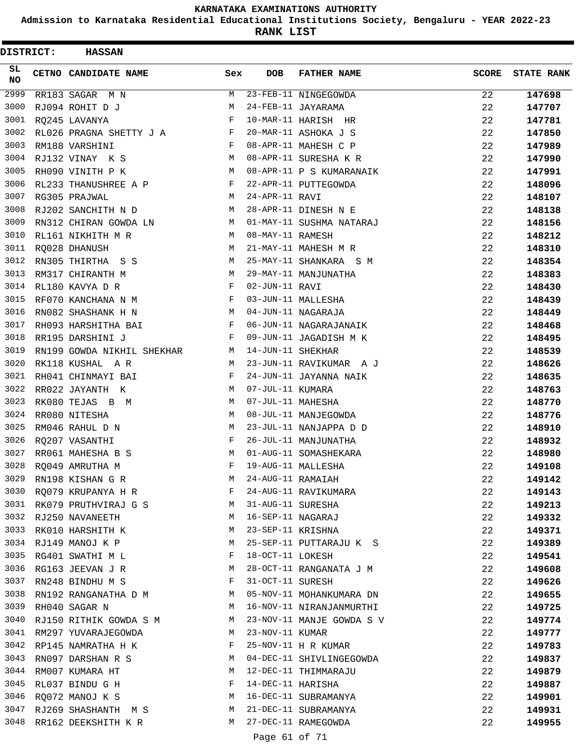# KARNATAKA EXAMINATIONS AUTHORITY

**Admission to Karnataka Residential Educational Institutions Society, Bengaluru - YEAR 2022-23**

**RANK LIST**

**DISTRICT: HASSAN**

| SL NO | CETNO | CANDIDATE NAME | Sex | DOB | FATHER NAME | SCORE | STATE RANK |
|---|---|---|---|---|---|---|---|
| 2999 | RR183 | SAGAR M N | M | 23-FEB-11 | NINGEGOWDA | 22 | 147698 |
| 3000 | RJ094 | ROHIT D J | M | 24-FEB-11 | JAYARAMA | 22 | 147707 |
| 3001 | RQ245 | LAVANYA | F | 10-MAR-11 | HARISH HR | 22 | 147781 |
| 3002 | RL026 | PRAGNA SHETTY J A | F | 20-MAR-11 | ASHOKA J S | 22 | 147850 |
| 3003 | RM188 | VARSHINI | F | 08-APR-11 | MAHESH C P | 22 | 147989 |
| 3004 | RJ132 | VINAY K S | M | 08-APR-11 | SURESHA K R | 22 | 147990 |
| 3005 | RH090 | VINITH P K | M | 08-APR-11 | P S KUMARANAIK | 22 | 147991 |
| 3006 | RL233 | THANUSHREE A P | F | 22-APR-11 | PUTTEGOWDA | 22 | 148096 |
| 3007 | RG305 | PRAJWAL | M | 24-APR-11 | RAVI | 22 | 148107 |
| 3008 | RJ202 | SANCHITH N D | M | 28-APR-11 | DINESH N E | 22 | 148138 |
| 3009 | RN312 | CHIRAN GOWDA LN | M | 01-MAY-11 | SUSHMA NATARAJ | 22 | 148156 |
| 3010 | RL161 | NIKHITH M R | M | 08-MAY-11 | RAMESH | 22 | 148212 |
| 3011 | RQ028 | DHANUSH | M | 21-MAY-11 | MAHESH M R | 22 | 148310 |
| 3012 | RN305 | THIRTHA S S | M | 25-MAY-11 | SHANKARA S M | 22 | 148354 |
| 3013 | RM317 | CHIRANTH M | M | 29-MAY-11 | MANJUNATHA | 22 | 148383 |
| 3014 | RL180 | KAVYA D R | F | 02-JUN-11 | RAVI | 22 | 148430 |
| 3015 | RF070 | KANCHANA N M | F | 03-JUN-11 | MALLESHA | 22 | 148439 |
| 3016 | RN082 | SHASHANK H N | M | 04-JUN-11 | NAGARAJA | 22 | 148449 |
| 3017 | RH093 | HARSHITHA BAI | F | 06-JUN-11 | NAGARAJANAIK | 22 | 148468 |
| 3018 | RR195 | DARSHINI J | F | 09-JUN-11 | JAGADISH M K | 22 | 148495 |
| 3019 | RN199 | GOWDA NIKHIL SHEKHAR | M | 14-JUN-11 | SHEKHAR | 22 | 148539 |
| 3020 | RK118 | KUSHAL A R | M | 23-JUN-11 | RAVIKUMAR A J | 22 | 148626 |
| 3021 | RH041 | CHINMAYI BAI | F | 24-JUN-11 | JAYANNA NAIK | 22 | 148635 |
| 3022 | RR022 | JAYANTH K | M | 07-JUL-11 | KUMARA | 22 | 148763 |
| 3023 | RK080 | TEJAS B M | M | 07-JUL-11 | MAHESHA | 22 | 148770 |
| 3024 | RR080 | NITESHA | M | 08-JUL-11 | MANJEGOWDA | 22 | 148776 |
| 3025 | RM046 | RAHUL D N | M | 23-JUL-11 | NANJAPPA D D | 22 | 148910 |
| 3026 | RQ207 | VASANTHI | F | 26-JUL-11 | MANJUNATHA | 22 | 148932 |
| 3027 | RR061 | MAHESHA B S | M | 01-AUG-11 | SOMASHEKARA | 22 | 148980 |
| 3028 | RQ049 | AMRUTHA M | F | 19-AUG-11 | MALLESHA | 22 | 149108 |
| 3029 | RN198 | KISHAN G R | M | 24-AUG-11 | RAMAIAH | 22 | 149142 |
| 3030 | RQ079 | KRUPANYA H R | F | 24-AUG-11 | RAVIKUMARA | 22 | 149143 |
| 3031 | RK079 | PRUTHVIRAJ G S | M | 31-AUG-11 | SURESHA | 22 | 149213 |
| 3032 | RJ250 | NAVANEETH | M | 16-SEP-11 | NAGARAJ | 22 | 149332 |
| 3033 | RK010 | HARSHITH K | M | 23-SEP-11 | KRISHNA | 22 | 149371 |
| 3034 | RJ149 | MANOJ K P | M | 25-SEP-11 | PUTTARAJU K S | 22 | 149389 |
| 3035 | RG401 | SWATHI M L | F | 18-OCT-11 | LOKESH | 22 | 149541 |
| 3036 | RG163 | JEEVAN J R | M | 28-OCT-11 | RANGANATA J M | 22 | 149608 |
| 3037 | RN248 | BINDHU M S | F | 31-OCT-11 | SURESH | 22 | 149626 |
| 3038 | RN192 | RANGANATHA D M | M | 05-NOV-11 | MOHANKUMARA DN | 22 | 149655 |
| 3039 | RH040 | SAGAR N | M | 16-NOV-11 | NIRANJANMURTHI | 22 | 149725 |
| 3040 | RJ150 | RITHIK GOWDA S M | M | 23-NOV-11 | MANJE GOWDA S V | 22 | 149774 |
| 3041 | RM297 | YUVARAJEGOWDA | M | 23-NOV-11 | KUMAR | 22 | 149777 |
| 3042 | RP145 | NAMRATHA H K | F | 25-NOV-11 | H R KUMAR | 22 | 149783 |
| 3043 | RN097 | DARSHAN R S | M | 04-DEC-11 | SHIVLINGEGOWDA | 22 | 149837 |
| 3044 | RM007 | KUMARA HT | M | 12-DEC-11 | THIMMARAJU | 22 | 149879 |
| 3045 | RL037 | BINDU G H | F | 14-DEC-11 | HARISHA | 22 | 149887 |
| 3046 | RQ072 | MANOJ K S | M | 16-DEC-11 | SUBRAMANYA | 22 | 149901 |
| 3047 | RJ269 | SHASHANTH M S | M | 21-DEC-11 | SUBRAMANYA | 22 | 149931 |
| 3048 | RR162 | DEEKSHITH K R | M | 27-DEC-11 | RAMEGOWDA | 22 | 149955 |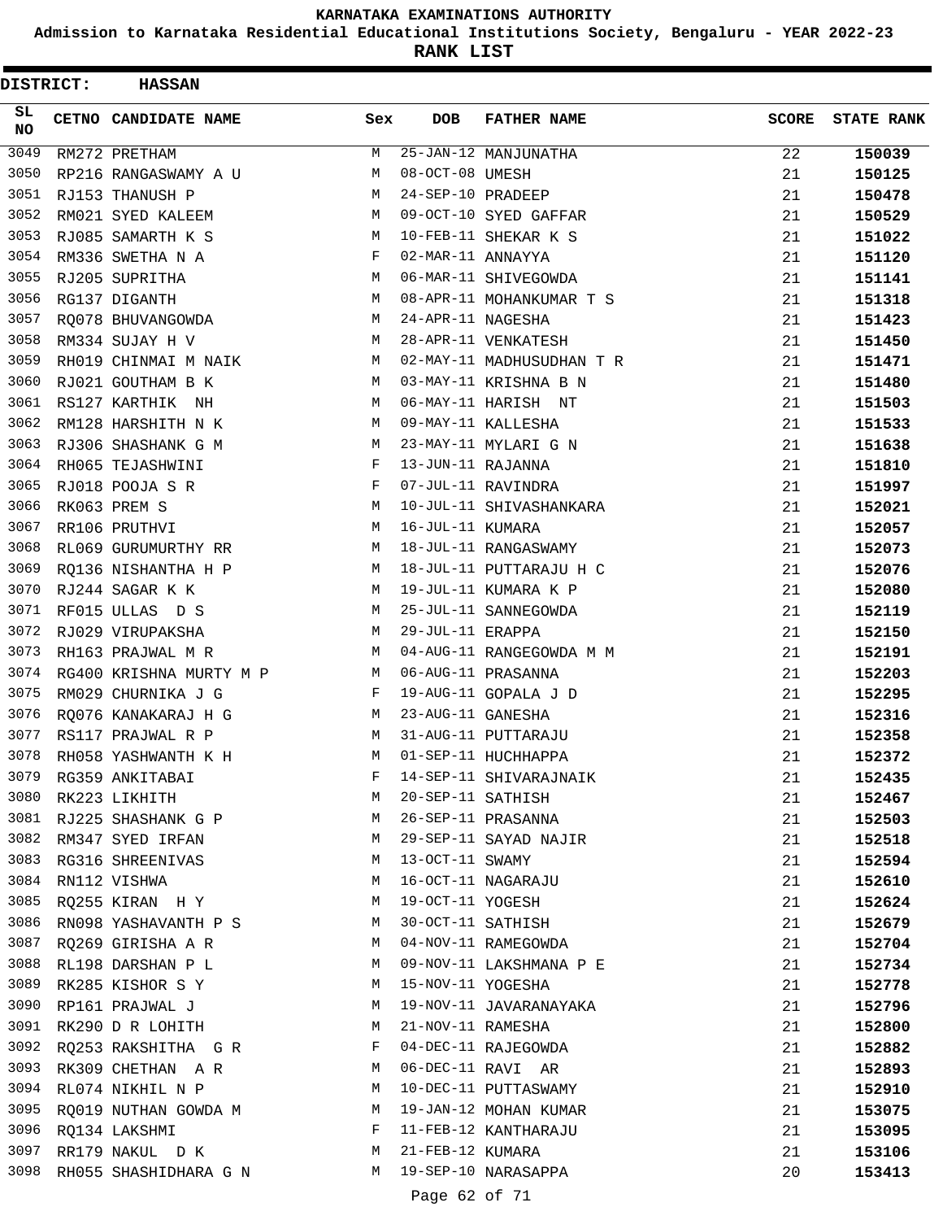KARNATAKA EXAMINATIONS AUTHORITY

Admission to Karnataka Residential Educational Institutions Society, Bengaluru - YEAR 2022-23

**RANK LIST**

**DISTRICT: HASSAN**

| SL NO | CETNO | CANDIDATE NAME | Sex | DOB | FATHER NAME | SCORE | STATE RANK |
|---|---|---|---|---|---|---|---|
| 3049 | RM272 | PRETHAM | M | 25-JAN-12 | MANJUNATHA | 22 | 150039 |
| 3050 | RP216 | RANGASWAMY A U | M | 08-OCT-08 | UMESH | 21 | 150125 |
| 3051 | RJ153 | THANUSH P | M | 24-SEP-10 | PRADEEP | 21 | 150478 |
| 3052 | RM021 | SYED KALEEM | M | 09-OCT-10 | SYED GAFFAR | 21 | 150529 |
| 3053 | RJ085 | SAMARTH K S | M | 10-FEB-11 | SHEKAR K S | 21 | 151022 |
| 3054 | RM336 | SWETHA N A | F | 02-MAR-11 | ANNAYYA | 21 | 151120 |
| 3055 | RJ205 | SUPRITHA | M | 06-MAR-11 | SHIVEGOWDA | 21 | 151141 |
| 3056 | RG137 | DIGANTH | M | 08-APR-11 | MOHANKUMAR T S | 21 | 151318 |
| 3057 | RQ078 | BHUVANGOWDA | M | 24-APR-11 | NAGESHA | 21 | 151423 |
| 3058 | RM334 | SUJAY H V | M | 28-APR-11 | VENKATESH | 21 | 151450 |
| 3059 | RH019 | CHINMAI M NAIK | M | 02-MAY-11 | MADHUSUDHAN T R | 21 | 151471 |
| 3060 | RJ021 | GOUTHAM B K | M | 03-MAY-11 | KRISHNA B N | 21 | 151480 |
| 3061 | RS127 | KARTHIK NH | M | 06-MAY-11 | HARISH NT | 21 | 151503 |
| 3062 | RM128 | HARSHITH N K | M | 09-MAY-11 | KALLESHA | 21 | 151533 |
| 3063 | RJ306 | SHASHANK G M | M | 23-MAY-11 | MYLARI G N | 21 | 151638 |
| 3064 | RH065 | TEJASHWINI | F | 13-JUN-11 | RAJANNA | 21 | 151810 |
| 3065 | RJ018 | POOJA S R | F | 07-JUL-11 | RAVINDRA | 21 | 151997 |
| 3066 | RK063 | PREM S | M | 10-JUL-11 | SHIVASHANKARA | 21 | 152021 |
| 3067 | RR106 | PRUTHVI | M | 16-JUL-11 | KUMARA | 21 | 152057 |
| 3068 | RL069 | GURUMURTHY RR | M | 18-JUL-11 | RANGASWAMY | 21 | 152073 |
| 3069 | RQ136 | NISHANTHA H P | M | 18-JUL-11 | PUTTARAJU H C | 21 | 152076 |
| 3070 | RJ244 | SAGAR K K | M | 19-JUL-11 | KUMARA K P | 21 | 152080 |
| 3071 | RF015 | ULLAS D S | M | 25-JUL-11 | SANNEGOWDA | 21 | 152119 |
| 3072 | RJ029 | VIRUPAKSHA | M | 29-JUL-11 | ERAPPA | 21 | 152150 |
| 3073 | RH163 | PRAJWAL M R | M | 04-AUG-11 | RANGEGOWDA M M | 21 | 152191 |
| 3074 | RG400 | KRISHNA MURTY M P | M | 06-AUG-11 | PRASANNA | 21 | 152203 |
| 3075 | RM029 | CHURNIKA J G | F | 19-AUG-11 | GOPALA J D | 21 | 152295 |
| 3076 | RQ076 | KANAKARAJ H G | M | 23-AUG-11 | GANESHA | 21 | 152316 |
| 3077 | RS117 | PRAJWAL R P | M | 31-AUG-11 | PUTTARAJU | 21 | 152358 |
| 3078 | RH058 | YASHWANTH K H | M | 01-SEP-11 | HUCHHAPPA | 21 | 152372 |
| 3079 | RG359 | ANKITABAI | F | 14-SEP-11 | SHIVARAJNAIK | 21 | 152435 |
| 3080 | RK223 | LIKHITH | M | 20-SEP-11 | SATHISH | 21 | 152467 |
| 3081 | RJ225 | SHASHANK G P | M | 26-SEP-11 | PRASANNA | 21 | 152503 |
| 3082 | RM347 | SYED IRFAN | M | 29-SEP-11 | SAYAD NAJIR | 21 | 152518 |
| 3083 | RG316 | SHREENIVAS | M | 13-OCT-11 | SWAMY | 21 | 152594 |
| 3084 | RN112 | VISHWA | M | 16-OCT-11 | NAGARAJU | 21 | 152610 |
| 3085 | RQ255 | KIRAN H Y | M | 19-OCT-11 | YOGESH | 21 | 152624 |
| 3086 | RN098 | YASHAVANTH P S | M | 30-OCT-11 | SATHISH | 21 | 152679 |
| 3087 | RQ269 | GIRISHA A R | M | 04-NOV-11 | RAMEGOWDA | 21 | 152704 |
| 3088 | RL198 | DARSHAN P L | M | 09-NOV-11 | LAKSHMANA P E | 21 | 152734 |
| 3089 | RK285 | KISHOR S Y | M | 15-NOV-11 | YOGESHA | 21 | 152778 |
| 3090 | RP161 | PRAJWAL J | M | 19-NOV-11 | JAVARANAYAKA | 21 | 152796 |
| 3091 | RK290 | D R LOHITH | M | 21-NOV-11 | RAMESHA | 21 | 152800 |
| 3092 | RQ253 | RAKSHITHA G R | F | 04-DEC-11 | RAJEGOWDA | 21 | 152882 |
| 3093 | RK309 | CHETHAN A R | M | 06-DEC-11 | RAVI AR | 21 | 152893 |
| 3094 | RL074 | NIKHIL N P | M | 10-DEC-11 | PUTTASWAMY | 21 | 152910 |
| 3095 | RQ019 | NUTHAN GOWDA M | M | 19-JAN-12 | MOHAN KUMAR | 21 | 153075 |
| 3096 | RQ134 | LAKSHMI | F | 11-FEB-12 | KANTHARAJU | 21 | 153095 |
| 3097 | RR179 | NAKUL D K | M | 21-FEB-12 | KUMARA | 21 | 153106 |
| 3098 | RH055 | SHASHIDHARA G N | M | 19-SEP-10 | NARASAPPA | 20 | 153413 |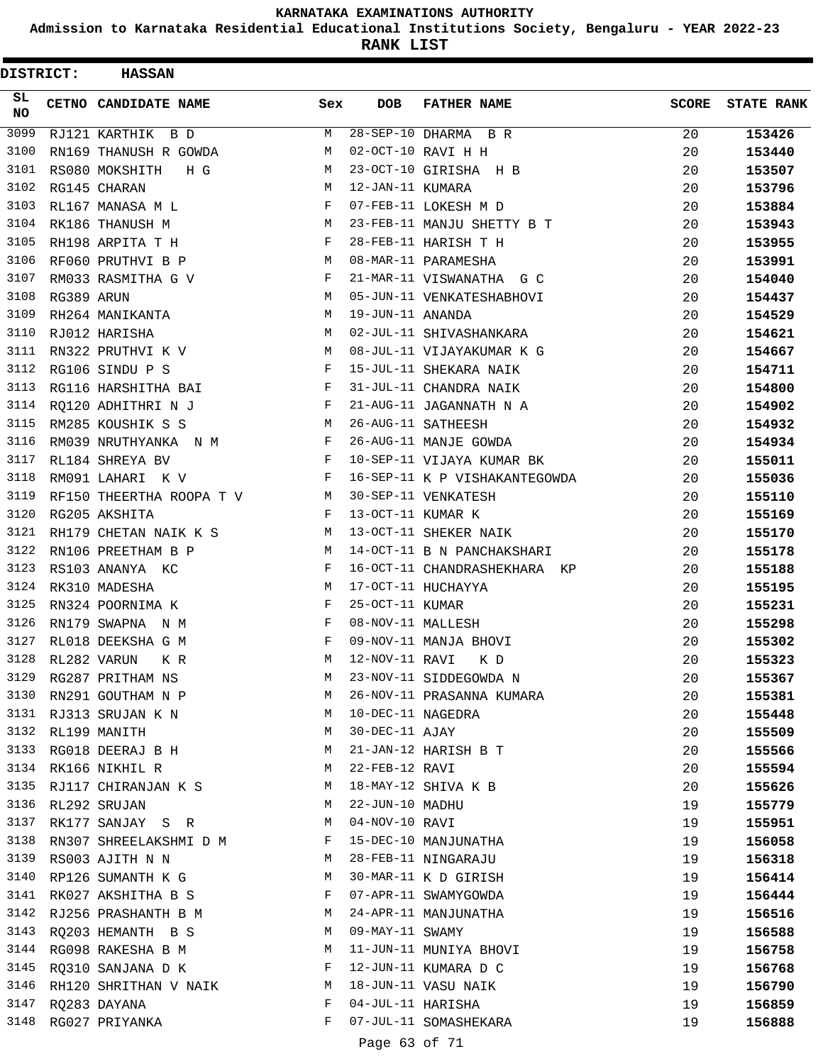# KARNATAKA EXAMINATIONS AUTHORITY

**Admission to Karnataka Residential Educational Institutions Society, Bengaluru - YEAR 2022-23**

**RANK LIST**

**DISTRICT: HASSAN**

| SL NO | CETNO | CANDIDATE NAME | Sex | DOB | FATHER NAME | SCORE | STATE RANK |
|---|---|---|---|---|---|---|---|
| 3099 | RJ121 | KARTHIK B D | M | 28-SEP-10 | DHARMA B R | 20 | 153426 |
| 3100 | RN169 | THANUSH R GOWDA | M | 02-OCT-10 | RAVI H H | 20 | 153440 |
| 3101 | RS080 | MOKSHITH H G | M | 23-OCT-10 | GIRISHA H B | 20 | 153507 |
| 3102 | RG145 | CHARAN | M | 12-JAN-11 | KUMARA | 20 | 153796 |
| 3103 | RL167 | MANASA M L | F | 07-FEB-11 | LOKESH M D | 20 | 153884 |
| 3104 | RK186 | THANUSH M | M | 23-FEB-11 | MANJU SHETTY B T | 20 | 153943 |
| 3105 | RH198 | ARPITA T H | F | 28-FEB-11 | HARISH T H | 20 | 153955 |
| 3106 | RF060 | PRUTHVI B P | M | 08-MAR-11 | PARAMESHA | 20 | 153991 |
| 3107 | RM033 | RASMITHA G V | F | 21-MAR-11 | VISWANATHA G C | 20 | 154040 |
| 3108 | RG389 | ARUN | M | 05-JUN-11 | VENKATESHABHOVI | 20 | 154437 |
| 3109 | RH264 | MANIKANTA | M | 19-JUN-11 | ANANDA | 20 | 154529 |
| 3110 | RJ012 | HARISHA | M | 02-JUL-11 | SHIVASHANKARA | 20 | 154621 |
| 3111 | RN322 | PRUTHVI K V | M | 08-JUL-11 | VIJAYAKUMAR K G | 20 | 154667 |
| 3112 | RG106 | SINDU P S | F | 15-JUL-11 | SHEKARA NAIK | 20 | 154711 |
| 3113 | RG116 | HARSHITHA BAI | F | 31-JUL-11 | CHANDRA NAIK | 20 | 154800 |
| 3114 | RQ120 | ADHITHRI N J | F | 21-AUG-11 | JAGANNATH N A | 20 | 154902 |
| 3115 | RM285 | KOUSHIK S S | M | 26-AUG-11 | SATHEESH | 20 | 154932 |
| 3116 | RM039 | NRUTHYANKA N M | F | 26-AUG-11 | MANJE GOWDA | 20 | 154934 |
| 3117 | RL184 | SHREYA BV | F | 10-SEP-11 | VIJAYA KUMAR BK | 20 | 155011 |
| 3118 | RM091 | LAHARI K V | F | 16-SEP-11 | K P VISHAKANTEGOWDA | 20 | 155036 |
| 3119 | RF150 | THEERTHA ROOPA T V | M | 30-SEP-11 | VENKATESH | 20 | 155110 |
| 3120 | RG205 | AKSHITA | F | 13-OCT-11 | KUMAR K | 20 | 155169 |
| 3121 | RH179 | CHETAN NAIK K S | M | 13-OCT-11 | SHEKER NAIK | 20 | 155170 |
| 3122 | RN106 | PREETHAM B P | M | 14-OCT-11 | B N PANCHAKSHARI | 20 | 155178 |
| 3123 | RS103 | ANANYA KC | F | 16-OCT-11 | CHANDRASHEKHARA KP | 20 | 155188 |
| 3124 | RK310 | MADESHA | M | 17-OCT-11 | HUCHAYYA | 20 | 155195 |
| 3125 | RN324 | POORNIMA K | F | 25-OCT-11 | KUMAR | 20 | 155231 |
| 3126 | RN179 | SWAPNA N M | F | 08-NOV-11 | MALLESH | 20 | 155298 |
| 3127 | RL018 | DEEKSHA G M | F | 09-NOV-11 | MANJA BHOVI | 20 | 155302 |
| 3128 | RL282 | VARUN K R | M | 12-NOV-11 | RAVI K D | 20 | 155323 |
| 3129 | RG287 | PRITHAM NS | M | 23-NOV-11 | SIDDEGOWDA N | 20 | 155367 |
| 3130 | RN291 | GOUTHAM N P | M | 26-NOV-11 | PRASANNA KUMARA | 20 | 155381 |
| 3131 | RJ313 | SRUJAN K N | M | 10-DEC-11 | NAGEDRA | 20 | 155448 |
| 3132 | RL199 | MANITH | M | 30-DEC-11 | AJAY | 20 | 155509 |
| 3133 | RG018 | DEERAJ B H | M | 21-JAN-12 | HARISH B T | 20 | 155566 |
| 3134 | RK166 | NIKHIL R | M | 22-FEB-12 | RAVI | 20 | 155594 |
| 3135 | RJ117 | CHIRANJAN K S | M | 18-MAY-12 | SHIVA K B | 20 | 155626 |
| 3136 | RL292 | SRUJAN | M | 22-JUN-10 | MADHU | 19 | 155779 |
| 3137 | RK177 | SANJAY S R | M | 04-NOV-10 | RAVI | 19 | 155951 |
| 3138 | RN307 | SHREELAKSHMI D M | F | 15-DEC-10 | MANJUNATHA | 19 | 156058 |
| 3139 | RS003 | AJITH N N | M | 28-FEB-11 | NINGARAJU | 19 | 156318 |
| 3140 | RP126 | SUMANTH K G | M | 30-MAR-11 | K D GIRISH | 19 | 156414 |
| 3141 | RK027 | AKSHITHA B S | F | 07-APR-11 | SWAMYGOWDA | 19 | 156444 |
| 3142 | RJ256 | PRASHANTH B M | M | 24-APR-11 | MANJUNATHA | 19 | 156516 |
| 3143 | RQ203 | HEMANTH B S | M | 09-MAY-11 | SWAMY | 19 | 156588 |
| 3144 | RG098 | RAKESHA B M | M | 11-JUN-11 | MUNIYA BHOVI | 19 | 156758 |
| 3145 | RQ310 | SANJANA D K | F | 12-JUN-11 | KUMARA D C | 19 | 156768 |
| 3146 | RH120 | SHRITHAN V NAIK | M | 18-JUN-11 | VASU NAIK | 19 | 156790 |
| 3147 | RQ283 | DAYANA | F | 04-JUL-11 | HARISHA | 19 | 156859 |
| 3148 | RG027 | PRIYANKA | F | 07-JUL-11 | SOMASHEKARA | 19 | 156888 |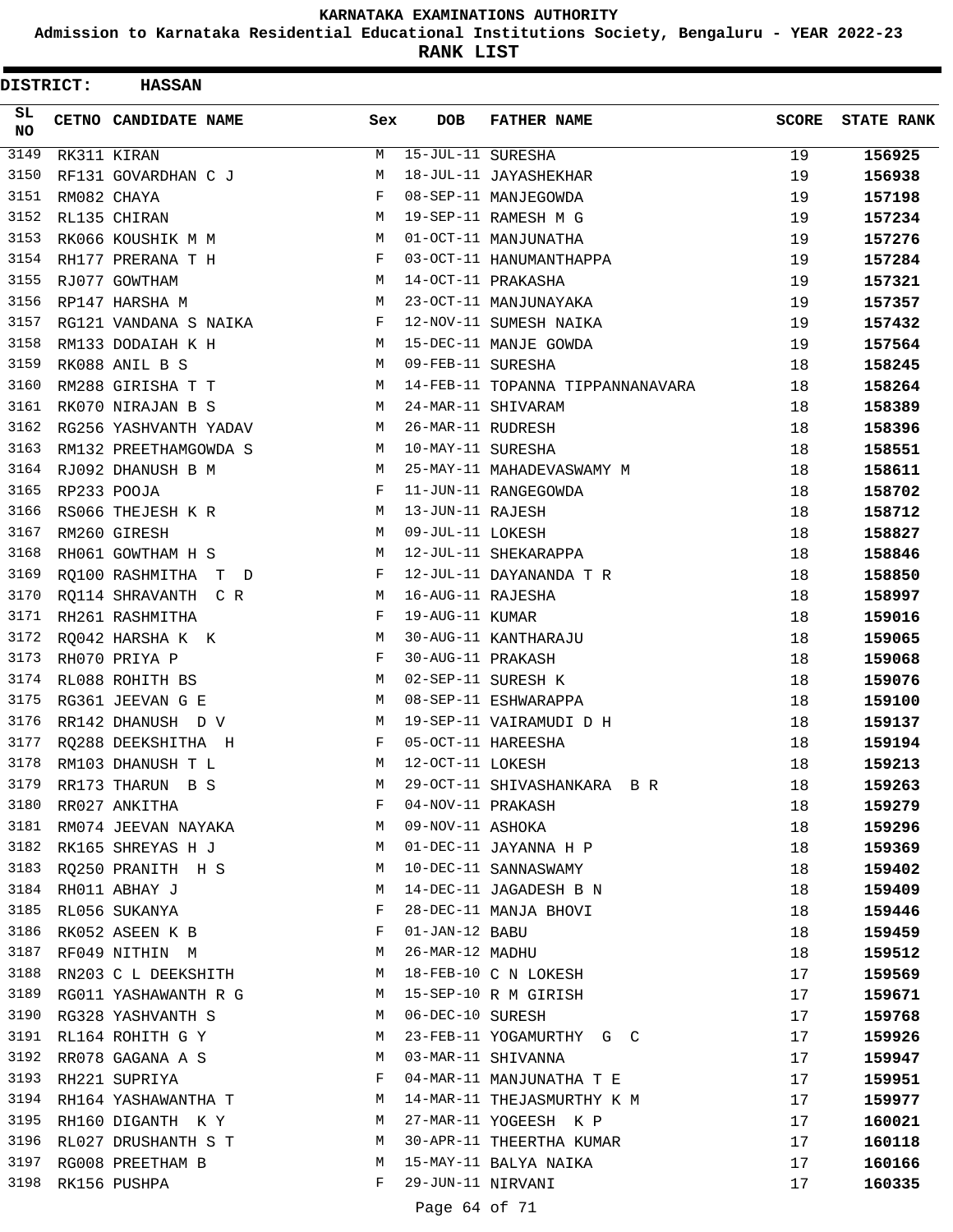# KARNATAKA EXAMINATIONS AUTHORITY

**Admission to Karnataka Residential Educational Institutions Society, Bengaluru - YEAR 2022-23**

**RANK LIST**

**DISTRICT: HASSAN**

| SL NO | CETNO | CANDIDATE NAME | Sex | DOB | FATHER NAME | SCORE | STATE RANK |
|---|---|---|---|---|---|---|---|
| 3149 | RK311 | KIRAN | M | 15-JUL-11 | SURESHA | 19 | 156925 |
| 3150 | RF131 | GOVARDHAN C J | M | 18-JUL-11 | JAYASHEKHAR | 19 | 156938 |
| 3151 | RM082 | CHAYA | F | 08-SEP-11 | MANJEGOWDA | 19 | 157198 |
| 3152 | RL135 | CHIRAN | M | 19-SEP-11 | RAMESH M G | 19 | 157234 |
| 3153 | RK066 | KOUSHIK M M | M | 01-OCT-11 | MANJUNATHA | 19 | 157276 |
| 3154 | RH177 | PRERANA T H | F | 03-OCT-11 | HANUMANTHAPPA | 19 | 157284 |
| 3155 | RJ077 | GOWTHAM | M | 14-OCT-11 | PRAKASHA | 19 | 157321 |
| 3156 | RP147 | HARSHA M | M | 23-OCT-11 | MANJUNAYAKA | 19 | 157357 |
| 3157 | RG121 | VANDANA S NAIKA | F | 12-NOV-11 | SUMESH NAIKA | 19 | 157432 |
| 3158 | RM133 | DODAIAH K H | M | 15-DEC-11 | MANJE GOWDA | 19 | 157564 |
| 3159 | RK088 | ANIL B S | M | 09-FEB-11 | SURESHA | 18 | 158245 |
| 3160 | RM288 | GIRISHA T T | M | 14-FEB-11 | TOPANNA TIPPANNANAVARA | 18 | 158264 |
| 3161 | RK070 | NIRAJAN B S | M | 24-MAR-11 | SHIVARAM | 18 | 158389 |
| 3162 | RG256 | YASHVANTH YADAV | M | 26-MAR-11 | RUDRESH | 18 | 158396 |
| 3163 | RM132 | PREETHAMGOWDA S | M | 10-MAY-11 | SURESHA | 18 | 158551 |
| 3164 | RJ092 | DHANUSH B M | M | 25-MAY-11 | MAHADEVASWAMY M | 18 | 158611 |
| 3165 | RP233 | POOJA | F | 11-JUN-11 | RANGEGOWDA | 18 | 158702 |
| 3166 | RS066 | THEJESH K R | M | 13-JUN-11 | RAJESH | 18 | 158712 |
| 3167 | RM260 | GIRESH | M | 09-JUL-11 | LOKESH | 18 | 158827 |
| 3168 | RH061 | GOWTHAM H S | M | 12-JUL-11 | SHEKARAPPA | 18 | 158846 |
| 3169 | RQ100 | RASHMITHA T D | F | 12-JUL-11 | DAYANANDA T R | 18 | 158850 |
| 3170 | RQ114 | SHRAVANTH C R | M | 16-AUG-11 | RAJESHA | 18 | 158997 |
| 3171 | RH261 | RASHMITHA | F | 19-AUG-11 | KUMAR | 18 | 159016 |
| 3172 | RQ042 | HARSHA K K | M | 30-AUG-11 | KANTHARAJU | 18 | 159065 |
| 3173 | RH070 | PRIYA P | F | 30-AUG-11 | PRAKASH | 18 | 159068 |
| 3174 | RL088 | ROHITH BS | M | 02-SEP-11 | SURESH K | 18 | 159076 |
| 3175 | RG361 | JEEVAN G E | M | 08-SEP-11 | ESHWARAPPA | 18 | 159100 |
| 3176 | RR142 | DHANUSH D V | M | 19-SEP-11 | VAIRAMUDI D H | 18 | 159137 |
| 3177 | RQ288 | DEEKSHITHA H | F | 05-OCT-11 | HAREESHA | 18 | 159194 |
| 3178 | RM103 | DHANUSH T L | M | 12-OCT-11 | LOKESH | 18 | 159213 |
| 3179 | RR173 | THARUN B S | M | 29-OCT-11 | SHIVASHANKARA B R | 18 | 159263 |
| 3180 | RR027 | ANKITHA | F | 04-NOV-11 | PRAKASH | 18 | 159279 |
| 3181 | RM074 | JEEVAN NAYAKA | M | 09-NOV-11 | ASHOKA | 18 | 159296 |
| 3182 | RK165 | SHREYAS H J | M | 01-DEC-11 | JAYANNA H P | 18 | 159369 |
| 3183 | RQ250 | PRANITH H S | M | 10-DEC-11 | SANNASWAMY | 18 | 159402 |
| 3184 | RH011 | ABHAY J | M | 14-DEC-11 | JAGADESH B N | 18 | 159409 |
| 3185 | RL056 | SUKANYA | F | 28-DEC-11 | MANJA BHOVI | 18 | 159446 |
| 3186 | RK052 | ASEEN K B | F | 01-JAN-12 | BABU | 18 | 159459 |
| 3187 | RF049 | NITHIN M | M | 26-MAR-12 | MADHU | 18 | 159512 |
| 3188 | RN203 | C L DEEKSHITH | M | 18-FEB-10 | C N LOKESH | 17 | 159569 |
| 3189 | RG011 | YASHAWANTH R G | M | 15-SEP-10 | R M GIRISH | 17 | 159671 |
| 3190 | RG328 | YASHVANTH S | M | 06-DEC-10 | SURESH | 17 | 159768 |
| 3191 | RL164 | ROHITH G Y | M | 23-FEB-11 | YOGAMURTHY G C | 17 | 159926 |
| 3192 | RR078 | GAGANA A S | M | 03-MAR-11 | SHIVANNA | 17 | 159947 |
| 3193 | RH221 | SUPRIYA | F | 04-MAR-11 | MANJUNATHA T E | 17 | 159951 |
| 3194 | RH164 | YASHAWANTHA T | M | 14-MAR-11 | THEJASMURTHY K M | 17 | 159977 |
| 3195 | RH160 | DIGANTH K Y | M | 27-MAR-11 | YOGEESH K P | 17 | 160021 |
| 3196 | RL027 | DRUSHANTH S T | M | 30-APR-11 | THEERTHA KUMAR | 17 | 160118 |
| 3197 | RG008 | PREETHAM B | M | 15-MAY-11 | BALYA NAIKA | 17 | 160166 |
| 3198 | RK156 | PUSHPA | F | 29-JUN-11 | NIRVANI | 17 | 160335 |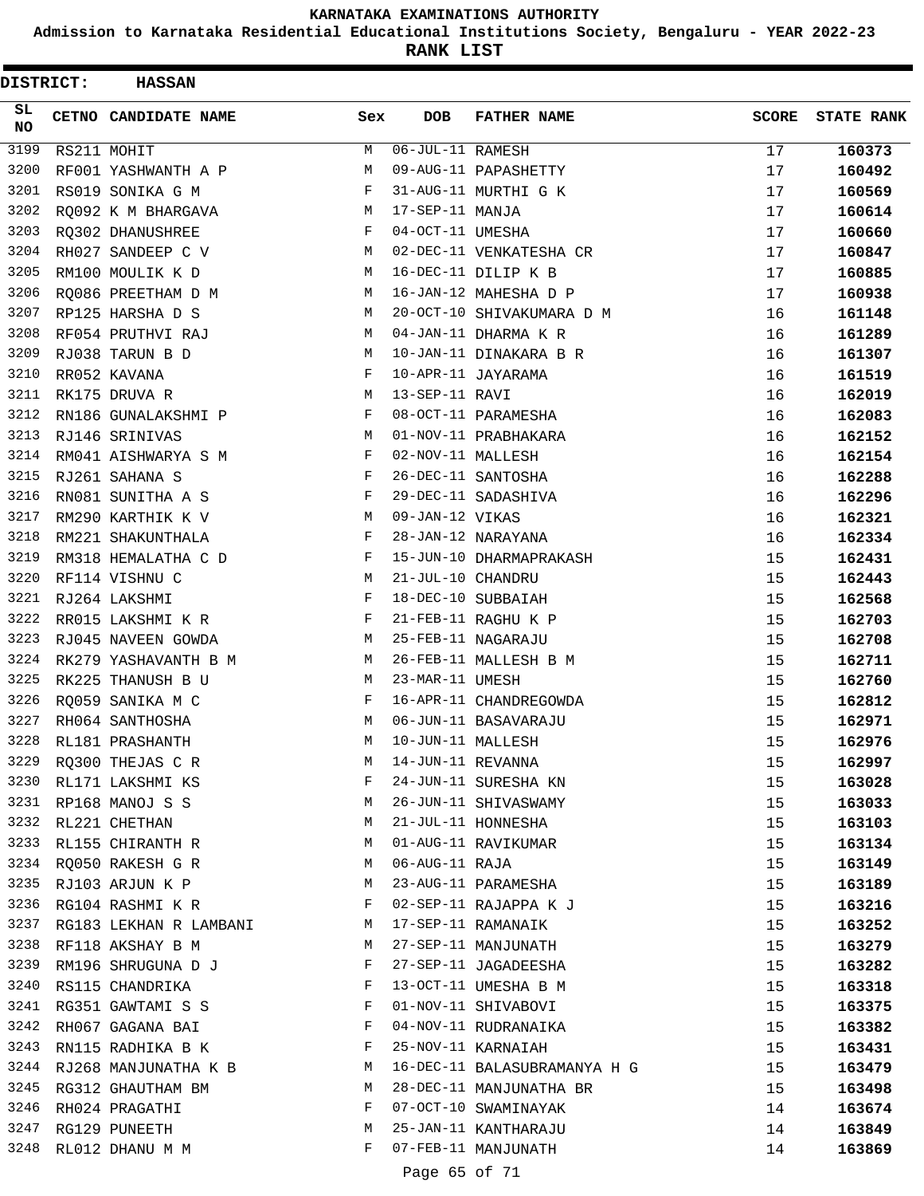# KARNATAKA EXAMINATIONS AUTHORITY

**Admission to Karnataka Residential Educational Institutions Society, Bengaluru - YEAR 2022-23**

**RANK LIST**

**DISTRICT: HASSAN**

| SL NO | CETNO | CANDIDATE NAME | Sex | DOB | FATHER NAME | SCORE | STATE RANK |
|---|---|---|---|---|---|---|---|
| 3199 | RS211 | MOHIT | M | 06-JUL-11 | RAMESH | 17 | 160373 |
| 3200 | RF001 | YASHWANTH A P | M | 09-AUG-11 | PAPASHETTY | 17 | 160492 |
| 3201 | RS019 | SONIKA G M | F | 31-AUG-11 | MURTHI G K | 17 | 160569 |
| 3202 | RQ092 | K M BHARGAVA | M | 17-SEP-11 | MANJA | 17 | 160614 |
| 3203 | RQ302 | DHANUSHREE | F | 04-OCT-11 | UMESHA | 17 | 160660 |
| 3204 | RH027 | SANDEEP C V | M | 02-DEC-11 | VENKATESHA CR | 17 | 160847 |
| 3205 | RM100 | MOULIK K D | M | 16-DEC-11 | DILIP K B | 17 | 160885 |
| 3206 | RQ086 | PREETHAM D M | M | 16-JAN-12 | MAHESHA D P | 17 | 160938 |
| 3207 | RP125 | HARSHA D S | M | 20-OCT-10 | SHIVAKUMARA D M | 16 | 161148 |
| 3208 | RF054 | PRUTHVI RAJ | M | 04-JAN-11 | DHARMA K R | 16 | 161289 |
| 3209 | RJ038 | TARUN B D | M | 10-JAN-11 | DINAKARA B R | 16 | 161307 |
| 3210 | RR052 | KAVANA | F | 10-APR-11 | JAYARAMA | 16 | 161519 |
| 3211 | RK175 | DRUVA R | M | 13-SEP-11 | RAVI | 16 | 162019 |
| 3212 | RN186 | GUNALAKSHMI P | F | 08-OCT-11 | PARAMESHA | 16 | 162083 |
| 3213 | RJ146 | SRINIVAS | M | 01-NOV-11 | PRABHAKARA | 16 | 162152 |
| 3214 | RM041 | AISHWARYA S M | F | 02-NOV-11 | MALLESH | 16 | 162154 |
| 3215 | RJ261 | SAHANA S | F | 26-DEC-11 | SANTOSHA | 16 | 162288 |
| 3216 | RN081 | SUNITHA A S | F | 29-DEC-11 | SADASHIVA | 16 | 162296 |
| 3217 | RM290 | KARTHIK K V | M | 09-JAN-12 | VIKAS | 16 | 162321 |
| 3218 | RM221 | SHAKUNTHALA | F | 28-JAN-12 | NARAYANA | 16 | 162334 |
| 3219 | RM318 | HEMALATHA C D | F | 15-JUN-10 | DHARMAPRAKASH | 15 | 162431 |
| 3220 | RF114 | VISHNU C | M | 21-JUL-10 | CHANDRU | 15 | 162443 |
| 3221 | RJ264 | LAKSHMI | F | 18-DEC-10 | SUBBAIAH | 15 | 162568 |
| 3222 | RR015 | LAKSHMI K R | F | 21-FEB-11 | RAGHU K P | 15 | 162703 |
| 3223 | RJ045 | NAVEEN GOWDA | M | 25-FEB-11 | NAGARAJU | 15 | 162708 |
| 3224 | RK279 | YASHAVANTH B M | M | 26-FEB-11 | MALLESH B M | 15 | 162711 |
| 3225 | RK225 | THANUSH B U | M | 23-MAR-11 | UMESH | 15 | 162760 |
| 3226 | RQ059 | SANIKA M C | F | 16-APR-11 | CHANDREGOWDA | 15 | 162812 |
| 3227 | RH064 | SANTHOSHA | M | 06-JUN-11 | BASAVARAJU | 15 | 162971 |
| 3228 | RL181 | PRASHANTH | M | 10-JUN-11 | MALLESH | 15 | 162976 |
| 3229 | RQ300 | THEJAS C R | M | 14-JUN-11 | REVANNA | 15 | 162997 |
| 3230 | RL171 | LAKSHMI KS | F | 24-JUN-11 | SURESHA KN | 15 | 163028 |
| 3231 | RP168 | MANOJ S S | M | 26-JUN-11 | SHIVASWAMY | 15 | 163033 |
| 3232 | RL221 | CHETHAN | M | 21-JUL-11 | HONNESHA | 15 | 163103 |
| 3233 | RL155 | CHIRANTH R | M | 01-AUG-11 | RAVIKUMAR | 15 | 163134 |
| 3234 | RQ050 | RAKESH G R | M | 06-AUG-11 | RAJA | 15 | 163149 |
| 3235 | RJ103 | ARJUN K P | M | 23-AUG-11 | PARAMESHA | 15 | 163189 |
| 3236 | RG104 | RASHMI K R | F | 02-SEP-11 | RAJAPPA K J | 15 | 163216 |
| 3237 | RG183 | LEKHAN R LAMBANI | M | 17-SEP-11 | RAMANAIK | 15 | 163252 |
| 3238 | RF118 | AKSHAY B M | M | 27-SEP-11 | MANJUNATH | 15 | 163279 |
| 3239 | RM196 | SHRUGUNA D J | F | 27-SEP-11 | JAGADEESHA | 15 | 163282 |
| 3240 | RS115 | CHANDRIKA | F | 13-OCT-11 | UMESHA B M | 15 | 163318 |
| 3241 | RG351 | GAWTAMI S S | F | 01-NOV-11 | SHIVABOVI | 15 | 163375 |
| 3242 | RH067 | GAGANA BAI | F | 04-NOV-11 | RUDRANAIKA | 15 | 163382 |
| 3243 | RN115 | RADHIKA B K | F | 25-NOV-11 | KARNAIAH | 15 | 163431 |
| 3244 | RJ268 | MANJUNATHA K B | M | 16-DEC-11 | BALASUBRAMANYA H G | 15 | 163479 |
| 3245 | RG312 | GHAUTHAM BM | M | 28-DEC-11 | MANJUNATHA BR | 15 | 163498 |
| 3246 | RH024 | PRAGATHI | F | 07-OCT-10 | SWAMINAYAK | 14 | 163674 |
| 3247 | RG129 | PUNEETH | M | 25-JAN-11 | KANTHARAJU | 14 | 163849 |
| 3248 | RL012 | DHANU M M | F | 07-FEB-11 | MANJUNATH | 14 | 163869 |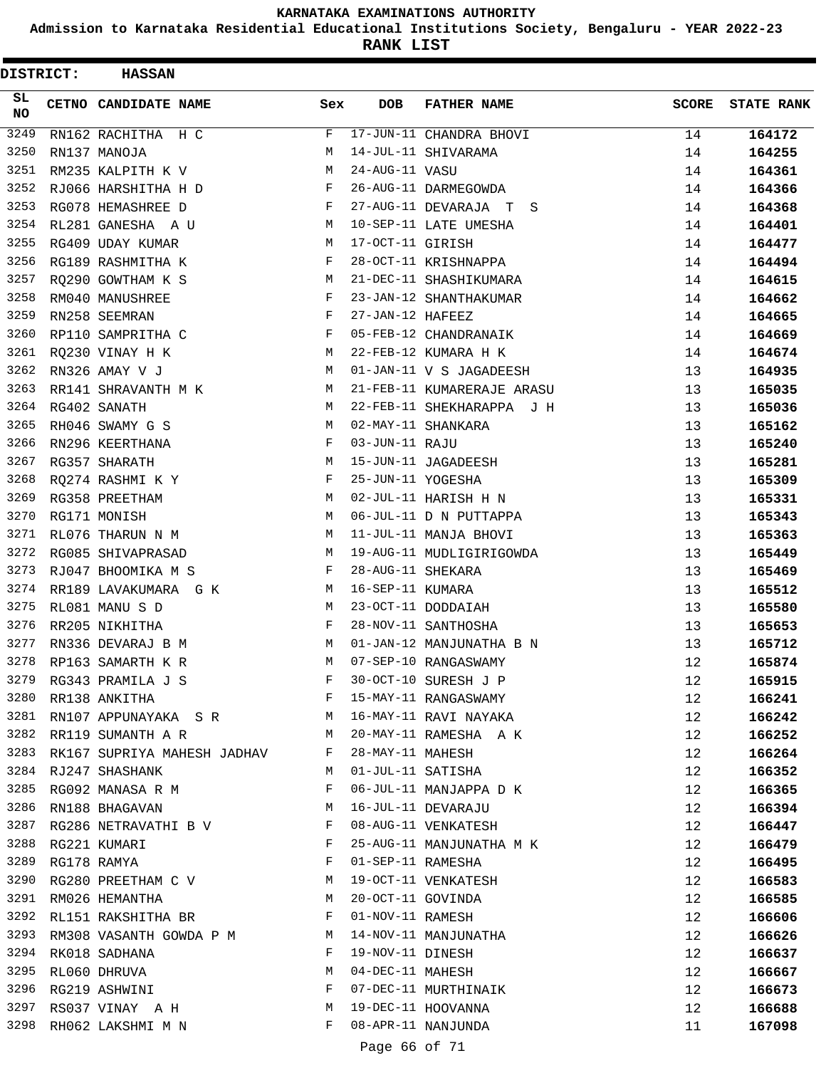KARNATAKA EXAMINATIONS AUTHORITY

Admission to Karnataka Residential Educational Institutions Society, Bengaluru - YEAR 2022-23

RANK LIST

DISTRICT: HASSAN

| SL NO | CETNO | CANDIDATE NAME | Sex | DOB | FATHER NAME | SCORE | STATE RANK |
|---|---|---|---|---|---|---|---|
| 3249 | RN162 | RACHITHA H C | F | 17-JUN-11 | CHANDRA BHOVI | 14 | **164172** |
| 3250 | RN137 | MANOJA | M | 14-JUL-11 | SHIVARAMA | 14 | **164255** |
| 3251 | RM235 | KALPITH K V | M | 24-AUG-11 | VASU | 14 | **164361** |
| 3252 | RJ066 | HARSHITHA H D | F | 26-AUG-11 | DARMEGOWDA | 14 | **164366** |
| 3253 | RG078 | HEMASHREE D | F | 27-AUG-11 | DEVARAJA T S | 14 | **164368** |
| 3254 | RL281 | GANESHA A U | M | 10-SEP-11 | LATE UMESHA | 14 | **164401** |
| 3255 | RG409 | UDAY KUMAR | M | 17-OCT-11 | GIRISH | 14 | **164477** |
| 3256 | RG189 | RASHMITHA K | F | 28-OCT-11 | KRISHNAPPA | 14 | **164494** |
| 3257 | RQ290 | GOWTHAM K S | M | 21-DEC-11 | SHASHIKUMARA | 14 | **164615** |
| 3258 | RM040 | MANUSHREE | F | 23-JAN-12 | SHANTHAKUMAR | 14 | **164662** |
| 3259 | RN258 | SEEMRAN | F | 27-JAN-12 | HAFEEZ | 14 | **164665** |
| 3260 | RP110 | SAMPRITHA C | F | 05-FEB-12 | CHANDRANAIK | 14 | **164669** |
| 3261 | RQ230 | VINAY H K | M | 22-FEB-12 | KUMARA H K | 14 | **164674** |
| 3262 | RN326 | AMAY V J | M | 01-JAN-11 | V S JAGADEESH | 13 | **164935** |
| 3263 | RR141 | SHRAVANTH M K | M | 21-FEB-11 | KUMARERAJE ARASU | 13 | **165035** |
| 3264 | RG402 | SANATH | M | 22-FEB-11 | SHEKHARAPPA J H | 13 | **165036** |
| 3265 | RH046 | SWAMY G S | M | 02-MAY-11 | SHANKARA | 13 | **165162** |
| 3266 | RN296 | KEERTHANA | F | 03-JUN-11 | RAJU | 13 | **165240** |
| 3267 | RG357 | SHARATH | M | 15-JUN-11 | JAGADEESH | 13 | **165281** |
| 3268 | RQ274 | RASHMI K Y | F | 25-JUN-11 | YOGESHA | 13 | **165309** |
| 3269 | RG358 | PREETHAM | M | 02-JUL-11 | HARISH H N | 13 | **165331** |
| 3270 | RG171 | MONISH | M | 06-JUL-11 | D N PUTTAPPA | 13 | **165343** |
| 3271 | RL076 | THARUN N M | M | 11-JUL-11 | MANJA BHOVI | 13 | **165363** |
| 3272 | RG085 | SHIVAPRASAD | M | 19-AUG-11 | MUDLIGIRIGOWDA | 13 | **165449** |
| 3273 | RJ047 | BHOOMIKA M S | F | 28-AUG-11 | SHEKARA | 13 | **165469** |
| 3274 | RR189 | LAVAKUMARA G K | M | 16-SEP-11 | KUMARA | 13 | **165512** |
| 3275 | RL081 | MANU S D | M | 23-OCT-11 | DODDAIAH | 13 | **165580** |
| 3276 | RR205 | NIKHITHA | F | 28-NOV-11 | SANTHOSHA | 13 | **165653** |
| 3277 | RN336 | DEVARAJ B M | M | 01-JAN-12 | MANJUNATHA B N | 13 | **165712** |
| 3278 | RP163 | SAMARTH K R | M | 07-SEP-10 | RANGASWAMY | 12 | **165874** |
| 3279 | RG343 | PRAMILA J S | F | 30-OCT-10 | SURESH J P | 12 | **165915** |
| 3280 | RR138 | ANKITHA | F | 15-MAY-11 | RANGASWAMY | 12 | **166241** |
| 3281 | RN107 | APPUNAYAKA S R | M | 16-MAY-11 | RAVI NAYAKA | 12 | **166242** |
| 3282 | RR119 | SUMANTH A R | M | 20-MAY-11 | RAMESHA A K | 12 | **166252** |
| 3283 | RK167 | SUPRIYA MAHESH JADHAV | F | 28-MAY-11 | MAHESH | 12 | **166264** |
| 3284 | RJ247 | SHASHANK | M | 01-JUL-11 | SATISHA | 12 | **166352** |
| 3285 | RG092 | MANASA R M | F | 06-JUL-11 | MANJAPPA D K | 12 | **166365** |
| 3286 | RN188 | BHAGAVAN | M | 16-JUL-11 | DEVARAJU | 12 | **166394** |
| 3287 | RG286 | NETRAVATHI B V | F | 08-AUG-11 | VENKATESH | 12 | **166447** |
| 3288 | RG221 | KUMARI | F | 25-AUG-11 | MANJUNATHA M K | 12 | **166479** |
| 3289 | RG178 | RAMYA | F | 01-SEP-11 | RAMESHA | 12 | **166495** |
| 3290 | RG280 | PREETHAM C V | M | 19-OCT-11 | VENKATESH | 12 | **166583** |
| 3291 | RM026 | HEMANTHA | M | 20-OCT-11 | GOVINDA | 12 | **166585** |
| 3292 | RL151 | RAKSHITHA BR | F | 01-NOV-11 | RAMESH | 12 | **166606** |
| 3293 | RM308 | VASANTH GOWDA P M | M | 14-NOV-11 | MANJUNATHA | 12 | **166626** |
| 3294 | RK018 | SADHANA | F | 19-NOV-11 | DINESH | 12 | **166637** |
| 3295 | RL060 | DHRUVA | M | 04-DEC-11 | MAHESH | 12 | **166667** |
| 3296 | RG219 | ASHWINI | F | 07-DEC-11 | MURTHINAIK | 12 | **166673** |
| 3297 | RS037 | VINAY A H | M | 19-DEC-11 | HOOVANNA | 12 | **166688** |
| 3298 | RH062 | LAKSHMI M N | F | 08-APR-11 | NANJUNDA | 11 | **167098** |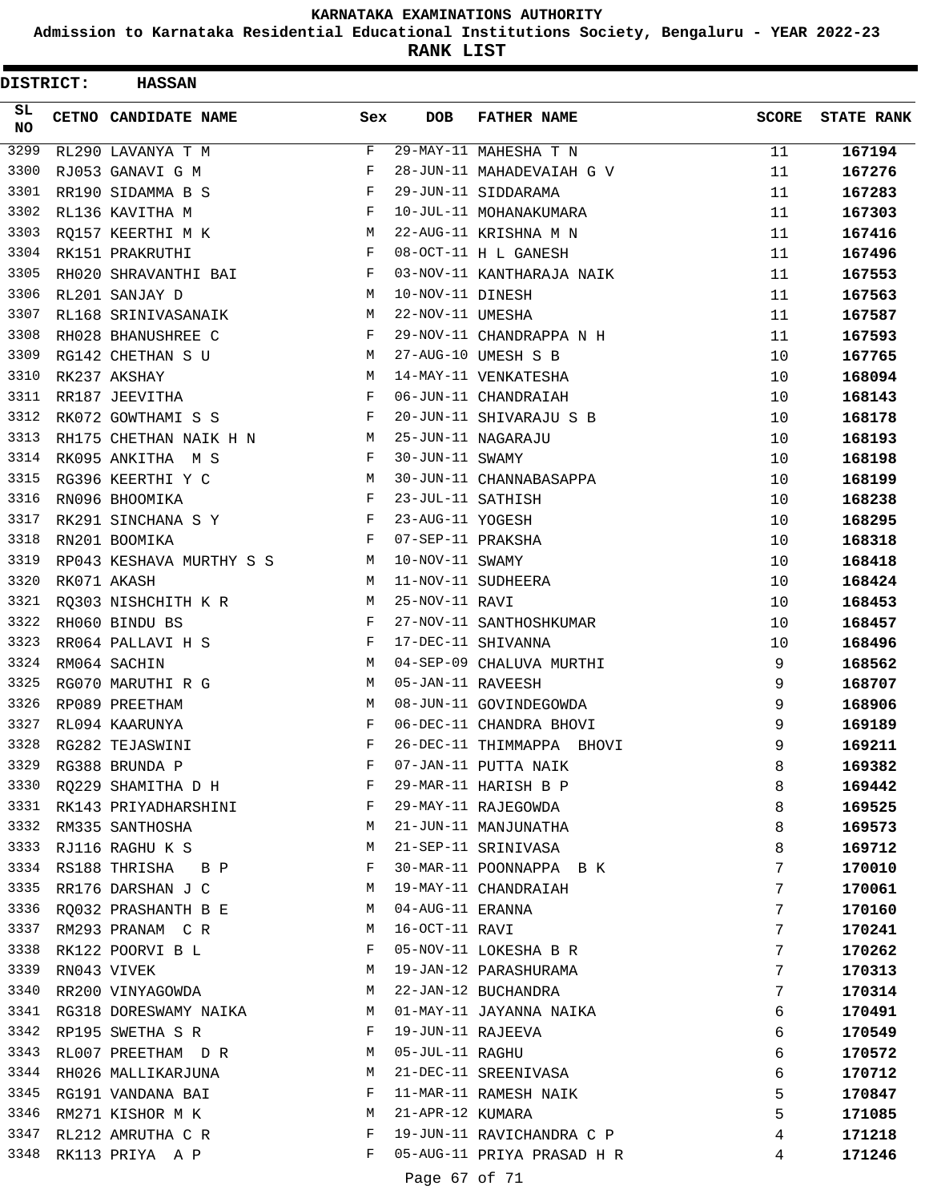# KARNATAKA EXAMINATIONS AUTHORITY

**Admission to Karnataka Residential Educational Institutions Society, Bengaluru - YEAR 2022-23**

**RANK LIST**

**DISTRICT: HASSAN**

| SL NO | CETNO | CANDIDATE NAME | Sex | DOB | FATHER NAME | SCORE | STATE RANK |
|---|---|---|---|---|---|---|---|
| 3299 | RL290 | LAVANYA T M | F | 29-MAY-11 | MAHESHA T N | 11 | **167194** |
| 3300 | RJ053 | GANAVI G M | F | 28-JUN-11 | MAHADEVAIAH G V | 11 | **167276** |
| 3301 | RR190 | SIDAMMA B S | F | 29-JUN-11 | SIDDARAMA | 11 | **167283** |
| 3302 | RL136 | KAVITHA M | F | 10-JUL-11 | MOHANAKUMARA | 11 | **167303** |
| 3303 | RQ157 | KEERTHI M K | M | 22-AUG-11 | KRISHNA M N | 11 | **167416** |
| 3304 | RK151 | PRAKRUTHI | F | 08-OCT-11 | H L GANESH | 11 | **167496** |
| 3305 | RH020 | SHRAVANTHI BAI | F | 03-NOV-11 | KANTHARAJA NAIK | 11 | **167553** |
| 3306 | RL201 | SANJAY D | M | 10-NOV-11 | DINESH | 11 | **167563** |
| 3307 | RL168 | SRINIVASANAIK | M | 22-NOV-11 | UMESHA | 11 | **167587** |
| 3308 | RH028 | BHANUSHREE C | F | 29-NOV-11 | CHANDRAPPA N H | 11 | **167593** |
| 3309 | RG142 | CHETHAN S U | M | 27-AUG-10 | UMESH S B | 10 | **167765** |
| 3310 | RK237 | AKSHAY | M | 14-MAY-11 | VENKATESHA | 10 | **168094** |
| 3311 | RR187 | JEEVITHA | F | 06-JUN-11 | CHANDRAIAH | 10 | **168143** |
| 3312 | RK072 | GOWTHAMI S S | F | 20-JUN-11 | SHIVARAJU S B | 10 | **168178** |
| 3313 | RH175 | CHETHAN NAIK H N | M | 25-JUN-11 | NAGARAJU | 10 | **168193** |
| 3314 | RK095 | ANKITHA M S | F | 30-JUN-11 | SWAMY | 10 | **168198** |
| 3315 | RG396 | KEERTHI Y C | M | 30-JUN-11 | CHANNABASAPPA | 10 | **168199** |
| 3316 | RN096 | BHOOMIKA | F | 23-JUL-11 | SATHISH | 10 | **168238** |
| 3317 | RK291 | SINCHANA S Y | F | 23-AUG-11 | YOGESH | 10 | **168295** |
| 3318 | RN201 | BOOMIKA | F | 07-SEP-11 | PRAKSHA | 10 | **168318** |
| 3319 | RP043 | KESHAVA MURTHY S S | M | 10-NOV-11 | SWAMY | 10 | **168418** |
| 3320 | RK071 | AKASH | M | 11-NOV-11 | SUDHEERA | 10 | **168424** |
| 3321 | RQ303 | NISHCHITH K R | M | 25-NOV-11 | RAVI | 10 | **168453** |
| 3322 | RH060 | BINDU BS | F | 27-NOV-11 | SANTHOSHKUMAR | 10 | **168457** |
| 3323 | RR064 | PALLAVI H S | F | 17-DEC-11 | SHIVANNA | 10 | **168496** |
| 3324 | RM064 | SACHIN | M | 04-SEP-09 | CHALUVA MURTHI | 9 | **168562** |
| 3325 | RG070 | MARUTHI R G | M | 05-JAN-11 | RAVEESH | 9 | **168707** |
| 3326 | RP089 | PREETHAM | M | 08-JUN-11 | GOVINDEGOWDA | 9 | **168906** |
| 3327 | RL094 | KAARUNYA | F | 06-DEC-11 | CHANDRA BHOVI | 9 | **169189** |
| 3328 | RG282 | TEJASWINI | F | 26-DEC-11 | THIMMAPPA BHOVI | 9 | **169211** |
| 3329 | RG388 | BRUNDA P | F | 07-JAN-11 | PUTTA NAIK | 8 | **169382** |
| 3330 | RQ229 | SHAMITHA D H | F | 29-MAR-11 | HARISH B P | 8 | **169442** |
| 3331 | RK143 | PRIYADHARSHINI | F | 29-MAY-11 | RAJEGOWDA | 8 | **169525** |
| 3332 | RM335 | SANTHOSHA | M | 21-JUN-11 | MANJUNATHA | 8 | **169573** |
| 3333 | RJ116 | RAGHU K S | M | 21-SEP-11 | SRINIVASA | 8 | **169712** |
| 3334 | RS188 | THRISHA B P | F | 30-MAR-11 | POONNAPPA B K | 7 | **170010** |
| 3335 | RR176 | DARSHAN J C | M | 19-MAY-11 | CHANDRAIAH | 7 | **170061** |
| 3336 | RQ032 | PRASHANTH B E | M | 04-AUG-11 | ERANNA | 7 | **170160** |
| 3337 | RM293 | PRANAM C R | M | 16-OCT-11 | RAVI | 7 | **170241** |
| 3338 | RK122 | POORVI B L | F | 05-NOV-11 | LOKESHA B R | 7 | **170262** |
| 3339 | RN043 | VIVEK | M | 19-JAN-12 | PARASHURAMA | 7 | **170313** |
| 3340 | RR200 | VINYAGOWDA | M | 22-JAN-12 | BUCHANDRA | 7 | **170314** |
| 3341 | RG318 | DORESWAMY NAIKA | M | 01-MAY-11 | JAYANNA NAIKA | 6 | **170491** |
| 3342 | RP195 | SWETHA S R | F | 19-JUN-11 | RAJEEVA | 6 | **170549** |
| 3343 | RL007 | PREETHAM D R | M | 05-JUL-11 | RAGHU | 6 | **170572** |
| 3344 | RH026 | MALLIKARJUNA | M | 21-DEC-11 | SREENIVASA | 6 | **170712** |
| 3345 | RG191 | VANDANA BAI | F | 11-MAR-11 | RAMESH NAIK | 5 | **170847** |
| 3346 | RM271 | KISHOR M K | M | 21-APR-12 | KUMARA | 5 | **171085** |
| 3347 | RL212 | AMRUTHA C R | F | 19-JUN-11 | RAVICHANDRA C P | 4 | **171218** |
| 3348 | RK113 | PRIYA A P | F | 05-AUG-11 | PRIYA PRASAD H R | 4 | **171246** |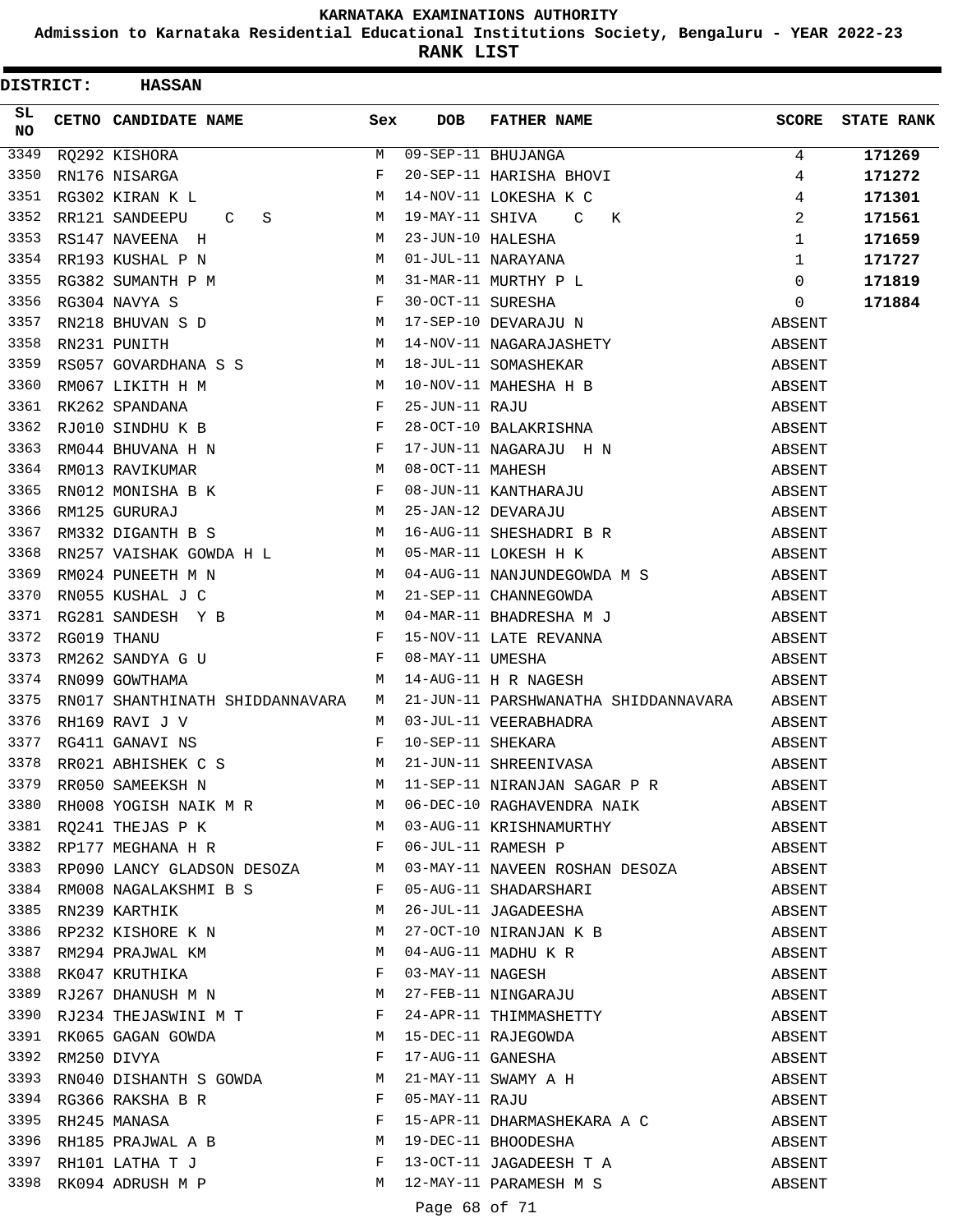# KARNATAKA EXAMINATIONS AUTHORITY

**Admission to Karnataka Residential Educational Institutions Society, Bengaluru - YEAR 2022-23**

**RANK LIST**

**DISTRICT: HASSAN**

| SL NO | CETNO | CANDIDATE NAME | Sex | DOB | FATHER NAME | SCORE | STATE RANK |
|---|---|---|---|---|---|---|---|
| 3349 | RQ292 | KISHORA | M | 09-SEP-11 | BHUJANGA | 4 | **171269** |
| 3350 | RN176 | NISARGA | F | 20-SEP-11 | HARISHA BHOVI | 4 | **171272** |
| 3351 | RG302 | KIRAN K L | M | 14-NOV-11 | LOKESHA K C | 4 | **171301** |
| 3352 | RR121 | SANDEEPU C S | M | 19-MAY-11 | SHIVA C K | 2 | **171561** |
| 3353 | RS147 | NAVEENA H | M | 23-JUN-10 | HALESHA | 1 | **171659** |
| 3354 | RR193 | KUSHAL P N | M | 01-JUL-11 | NARAYANA | 1 | **171727** |
| 3355 | RG382 | SUMANTH P M | M | 31-MAR-11 | MURTHY P L | 0 | **171819** |
| 3356 | RG304 | NAVYA S | F | 30-OCT-11 | SURESHA | 0 | **171884** |
| 3357 | RN218 | BHUVAN S D | M | 17-SEP-10 | DEVARAJU N | ABSENT | |
| 3358 | RN231 | PUNITH | M | 14-NOV-11 | NAGARAJASHETY | ABSENT | |
| 3359 | RS057 | GOVARDHANA S S | M | 18-JUL-11 | SOMASHEKAR | ABSENT | |
| 3360 | RM067 | LIKITH H M | M | 10-NOV-11 | MAHESHA H B | ABSENT | |
| 3361 | RK262 | SPANDANA | F | 25-JUN-11 | RAJU | ABSENT | |
| 3362 | RJ010 | SINDHU K B | F | 28-OCT-10 | BALAKRISHNA | ABSENT | |
| 3363 | RM044 | BHUVANA H N | F | 17-JUN-11 | NAGARAJU H N | ABSENT | |
| 3364 | RM013 | RAVIKUMAR | M | 08-OCT-11 | MAHESH | ABSENT | |
| 3365 | RN012 | MONISHA B K | F | 08-JUN-11 | KANTHARAJU | ABSENT | |
| 3366 | RM125 | GURURAJ | M | 25-JAN-12 | DEVARAJU | ABSENT | |
| 3367 | RM332 | DIGANTH B S | M | 16-AUG-11 | SHESHADRI B R | ABSENT | |
| 3368 | RN257 | VAISHAK GOWDA H L | M | 05-MAR-11 | LOKESH H K | ABSENT | |
| 3369 | RM024 | PUNEETH M N | M | 04-AUG-11 | NANJUNDEGOWDA M S | ABSENT | |
| 3370 | RN055 | KUSHAL J C | M | 21-SEP-11 | CHANNEGOWDA | ABSENT | |
| 3371 | RG281 | SANDESH Y B | M | 04-MAR-11 | BHADRESHA M J | ABSENT | |
| 3372 | RG019 | THANU | F | 15-NOV-11 | LATE REVANNA | ABSENT | |
| 3373 | RM262 | SANDYA G U | F | 08-MAY-11 | UMESHA | ABSENT | |
| 3374 | RN099 | GOWTHAMA | M | 14-AUG-11 | H R NAGESH | ABSENT | |
| 3375 | RN017 | SHANTHINATH SHIDDANNAVARA | M | 21-JUN-11 | PARSHWANATHA SHIDDANNAVARA | ABSENT | |
| 3376 | RH169 | RAVI J V | M | 03-JUL-11 | VEERABHADRA | ABSENT | |
| 3377 | RG411 | GANAVI NS | F | 10-SEP-11 | SHEKARA | ABSENT | |
| 3378 | RR021 | ABHISHEK C S | M | 21-JUN-11 | SHREENIVASA | ABSENT | |
| 3379 | RR050 | SAMEEKSH N | M | 11-SEP-11 | NIRANJAN SAGAR P R | ABSENT | |
| 3380 | RH008 | YOGISH NAIK M R | M | 06-DEC-10 | RAGHAVENDRA NAIK | ABSENT | |
| 3381 | RQ241 | THEJAS P K | M | 03-AUG-11 | KRISHNAMURTHY | ABSENT | |
| 3382 | RP177 | MEGHANA H R | F | 06-JUL-11 | RAMESH P | ABSENT | |
| 3383 | RP090 | LANCY GLADSON DESOZA | M | 03-MAY-11 | NAVEEN ROSHAN DESOZA | ABSENT | |
| 3384 | RM008 | NAGALAKSHMI B S | F | 05-AUG-11 | SHADARSHARI | ABSENT | |
| 3385 | RN239 | KARTHIK | M | 26-JUL-11 | JAGADEESHA | ABSENT | |
| 3386 | RP232 | KISHORE K N | M | 27-OCT-10 | NIRANJAN K B | ABSENT | |
| 3387 | RM294 | PRAJWAL KM | M | 04-AUG-11 | MADHU K R | ABSENT | |
| 3388 | RK047 | KRUTHIKA | F | 03-MAY-11 | NAGESH | ABSENT | |
| 3389 | RJ267 | DHANUSH M N | M | 27-FEB-11 | NINGARAJU | ABSENT | |
| 3390 | RJ234 | THEJASWINI M T | F | 24-APR-11 | THIMMASHETTY | ABSENT | |
| 3391 | RK065 | GAGAN GOWDA | M | 15-DEC-11 | RAJEGOWDA | ABSENT | |
| 3392 | RM250 | DIVYA | F | 17-AUG-11 | GANESHA | ABSENT | |
| 3393 | RN040 | DISHANTH S GOWDA | M | 21-MAY-11 | SWAMY A H | ABSENT | |
| 3394 | RG366 | RAKSHA B R | F | 05-MAY-11 | RAJU | ABSENT | |
| 3395 | RH245 | MANASA | F | 15-APR-11 | DHARMASHEKARA A C | ABSENT | |
| 3396 | RH185 | PRAJWAL A B | M | 19-DEC-11 | BHOODESHA | ABSENT | |
| 3397 | RH101 | LATHA T J | F | 13-OCT-11 | JAGADEESH T A | ABSENT | |
| 3398 | RK094 | ADRUSH M P | M | 12-MAY-11 | PARAMESH M S | ABSENT | |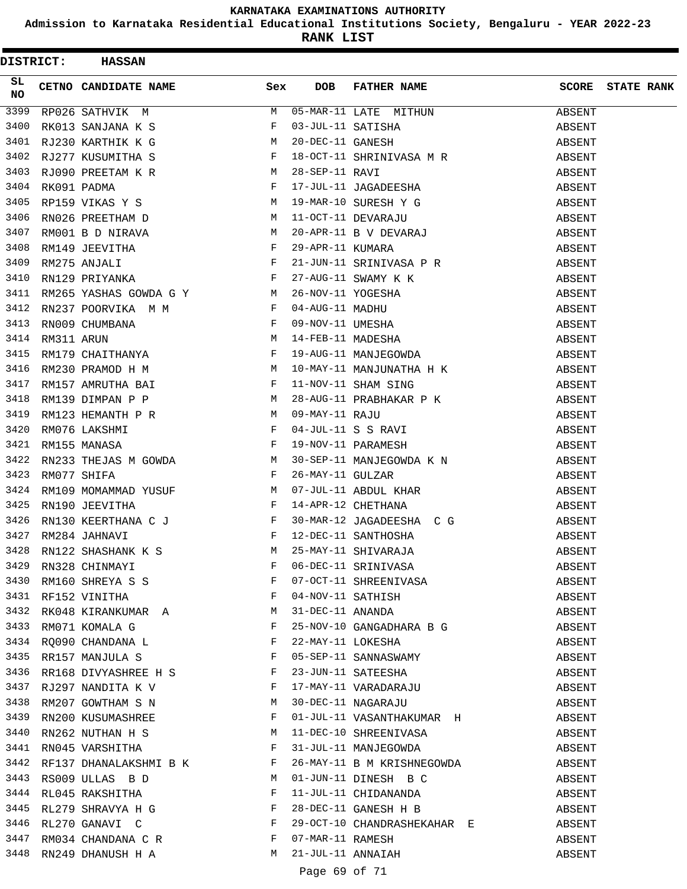# KARNATAKA EXAMINATIONS AUTHORITY

## Admission to Karnataka Residential Educational Institutions Society, Bengaluru - YEAR 2022-23

## RANK LIST

**DISTRICT: HASSAN**

| SL NO | CETNO | CANDIDATE NAME | Sex | DOB | FATHER NAME | SCORE | STATE RANK |
|---|---|---|---|---|---|---|---|
| 3399 | RP026 | SATHVIK M | M | 05-MAR-11 | LATE MITHUN | ABSENT | |
| 3400 | RK013 | SANJANA K S | F | 03-JUL-11 | SATISHA | ABSENT | |
| 3401 | RJ230 | KARTHIK K G | M | 20-DEC-11 | GANESH | ABSENT | |
| 3402 | RJ277 | KUSUMITHA S | F | 18-OCT-11 | SHRINIVASA M R | ABSENT | |
| 3403 | RJ090 | PREETAM K R | M | 28-SEP-11 | RAVI | ABSENT | |
| 3404 | RK091 | PADMA | F | 17-JUL-11 | JAGADEESHA | ABSENT | |
| 3405 | RP159 | VIKAS Y S | M | 19-MAR-10 | SURESH Y G | ABSENT | |
| 3406 | RN026 | PREETHAM D | M | 11-OCT-11 | DEVARAJU | ABSENT | |
| 3407 | RM001 | B D NIRAVA | M | 20-APR-11 | B V DEVARAJ | ABSENT | |
| 3408 | RM149 | JEEVITHA | F | 29-APR-11 | KUMARA | ABSENT | |
| 3409 | RM275 | ANJALI | F | 21-JUN-11 | SRINIVASA P R | ABSENT | |
| 3410 | RN129 | PRIYANKA | F | 27-AUG-11 | SWAMY K K | ABSENT | |
| 3411 | RM265 | YASHAS GOWDA G Y | M | 26-NOV-11 | YOGESHA | ABSENT | |
| 3412 | RN237 | POORVIKA M M | F | 04-AUG-11 | MADHU | ABSENT | |
| 3413 | RN009 | CHUMBANA | F | 09-NOV-11 | UMESHA | ABSENT | |
| 3414 | RM311 | ARUN | M | 14-FEB-11 | MADESHA | ABSENT | |
| 3415 | RM179 | CHAITHANYA | F | 19-AUG-11 | MANJEGOWDA | ABSENT | |
| 3416 | RM230 | PRAMOD H M | M | 10-MAY-11 | MANJUNATHA H K | ABSENT | |
| 3417 | RM157 | AMRUTHA BAI | F | 11-NOV-11 | SHAM SING | ABSENT | |
| 3418 | RM139 | DIMPAN P P | M | 28-AUG-11 | PRABHAKAR P K | ABSENT | |
| 3419 | RM123 | HEMANTH P R | M | 09-MAY-11 | RAJU | ABSENT | |
| 3420 | RM076 | LAKSHMI | F | 04-JUL-11 | S S RAVI | ABSENT | |
| 3421 | RM155 | MANASA | F | 19-NOV-11 | PARAMESH | ABSENT | |
| 3422 | RN233 | THEJAS M GOWDA | M | 30-SEP-11 | MANJEGOWDA K N | ABSENT | |
| 3423 | RM077 | SHIFA | F | 26-MAY-11 | GULZAR | ABSENT | |
| 3424 | RM109 | MOMAMMAD YUSUF | M | 07-JUL-11 | ABDUL KHAR | ABSENT | |
| 3425 | RN190 | JEEVITHA | F | 14-APR-12 | CHETHANA | ABSENT | |
| 3426 | RN130 | KEERTHANA C J | F | 30-MAR-12 | JAGADEESHA C G | ABSENT | |
| 3427 | RM284 | JAHNAVI | F | 12-DEC-11 | SANTHOSHA | ABSENT | |
| 3428 | RN122 | SHASHANK K S | M | 25-MAY-11 | SHIVARAJA | ABSENT | |
| 3429 | RN328 | CHINMAYI | F | 06-DEC-11 | SRINIVASA | ABSENT | |
| 3430 | RM160 | SHREYA S S | F | 07-OCT-11 | SHREENIVASA | ABSENT | |
| 3431 | RF152 | VINITHA | F | 04-NOV-11 | SATHISH | ABSENT | |
| 3432 | RK048 | KIRANKUMAR A | M | 31-DEC-11 | ANANDA | ABSENT | |
| 3433 | RM071 | KOMALA G | F | 25-NOV-10 | GANGADHARA B G | ABSENT | |
| 3434 | RQ090 | CHANDANA L | F | 22-MAY-11 | LOKESHA | ABSENT | |
| 3435 | RR157 | MANJULA S | F | 05-SEP-11 | SANNASWAMY | ABSENT | |
| 3436 | RR168 | DIVYASHREE H S | F | 23-JUN-11 | SATEESHA | ABSENT | |
| 3437 | RJ297 | NANDITA K V | F | 17-MAY-11 | VARADARAJU | ABSENT | |
| 3438 | RM207 | GOWTHAM S N | M | 30-DEC-11 | NAGARAJU | ABSENT | |
| 3439 | RN200 | KUSUMASHREE | F | 01-JUL-11 | VASANTHAKUMAR H | ABSENT | |
| 3440 | RN262 | NUTHAN H S | M | 11-DEC-10 | SHREENIVASA | ABSENT | |
| 3441 | RN045 | VARSHITHA | F | 31-JUL-11 | MANJEGOWDA | ABSENT | |
| 3442 | RF137 | DHANALAKSHMI B K | F | 26-MAY-11 | B M KRISHNEGOWDA | ABSENT | |
| 3443 | RS009 | ULLAS B D | M | 01-JUN-11 | DINESH B C | ABSENT | |
| 3444 | RL045 | RAKSHITHA | F | 11-JUL-11 | CHIDANANDA | ABSENT | |
| 3445 | RL279 | SHRAVYA H G | F | 28-DEC-11 | GANESH H B | ABSENT | |
| 3446 | RL270 | GANAVI C | F | 29-OCT-10 | CHANDRASHEKAHAR E | ABSENT | |
| 3447 | RM034 | CHANDANA C R | F | 07-MAR-11 | RAMESH | ABSENT | |
| 3448 | RN249 | DHANUSH H A | M | 21-JUL-11 | ANNAIAH | ABSENT | |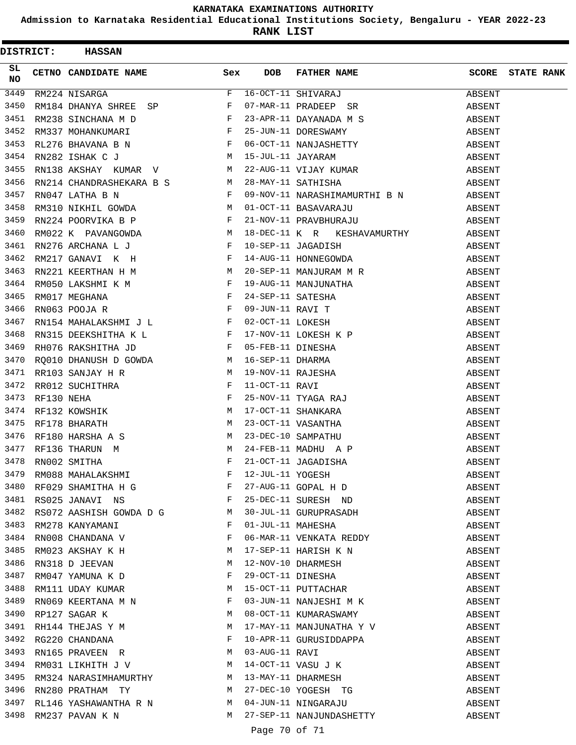KARNATAKA EXAMINATIONS AUTHORITY

Admission to Karnataka Residential Educational Institutions Society, Bengaluru - YEAR 2022-23

RANK LIST

DISTRICT: HASSAN

| SL NO | CETNO | CANDIDATE NAME | Sex | DOB | FATHER NAME | SCORE | STATE RANK |
|---|---|---|---|---|---|---|---|
| 3449 | RM224 | NISARGA | F | 16-OCT-11 | SHIVARAJ | ABSENT | |
| 3450 | RM184 | DHANYA SHREE SP | F | 07-MAR-11 | PRADEEP SR | ABSENT | |
| 3451 | RM238 | SINCHANA M D | F | 23-APR-11 | DAYANADA M S | ABSENT | |
| 3452 | RM337 | MOHANKUMARI | F | 25-JUN-11 | DORESWAMY | ABSENT | |
| 3453 | RL276 | BHAVANA B N | F | 06-OCT-11 | NANJASHETTY | ABSENT | |
| 3454 | RN282 | ISHAK C J | M | 15-JUL-11 | JAYARAM | ABSENT | |
| 3455 | RN138 | AKSHAY KUMAR V | M | 22-AUG-11 | VIJAY KUMAR | ABSENT | |
| 3456 | RN214 | CHANDRASHEKARA B S | M | 28-MAY-11 | SATHISHA | ABSENT | |
| 3457 | RN047 | LATHA B N | F | 09-NOV-11 | NARASHIMAMURTHI B N | ABSENT | |
| 3458 | RM310 | NIKHIL GOWDA | M | 01-OCT-11 | BASAVARAJU | ABSENT | |
| 3459 | RN224 | POORVIKA B P | F | 21-NOV-11 | PRAVBHURAJU | ABSENT | |
| 3460 | RM022 | K PAVANGOWDA | M | 18-DEC-11 | K R KESHAVAMURTHY | ABSENT | |
| 3461 | RN276 | ARCHANA L J | F | 10-SEP-11 | JAGADISH | ABSENT | |
| 3462 | RM217 | GANAVI K H | F | 14-AUG-11 | HONNEGOWDA | ABSENT | |
| 3463 | RN221 | KEERTHAN H M | M | 20-SEP-11 | MANJURAM M R | ABSENT | |
| 3464 | RM050 | LAKSHMI K M | F | 19-AUG-11 | MANJUNATHA | ABSENT | |
| 3465 | RM017 | MEGHANA | F | 24-SEP-11 | SATESHA | ABSENT | |
| 3466 | RN063 | POOJA R | F | 09-JUN-11 | RAVI T | ABSENT | |
| 3467 | RN154 | MAHALAKSHMI J L | F | 02-OCT-11 | LOKESH | ABSENT | |
| 3468 | RN315 | DEEKSHITHA K L | F | 17-NOV-11 | LOKESH K P | ABSENT | |
| 3469 | RH076 | RAKSHITHA JD | F | 05-FEB-11 | DINESHA | ABSENT | |
| 3470 | RQ010 | DHANUSH D GOWDA | M | 16-SEP-11 | DHARMA | ABSENT | |
| 3471 | RR103 | SANJAY H R | M | 19-NOV-11 | RAJESHA | ABSENT | |
| 3472 | RR012 | SUCHITHRA | F | 11-OCT-11 | RAVI | ABSENT | |
| 3473 | RF130 | NEHA | F | 25-NOV-11 | TYAGA RAJ | ABSENT | |
| 3474 | RF132 | KOWSHIK | M | 17-OCT-11 | SHANKARA | ABSENT | |
| 3475 | RF178 | BHARATH | M | 23-OCT-11 | VASANTHA | ABSENT | |
| 3476 | RF180 | HARSHA A S | M | 23-DEC-10 | SAMPATHU | ABSENT | |
| 3477 | RF136 | THARUN M | M | 24-FEB-11 | MADHU A P | ABSENT | |
| 3478 | RN002 | SMITHA | F | 21-OCT-11 | JAGADISHA | ABSENT | |
| 3479 | RM088 | MAHALAKSHMI | F | 12-JUL-11 | YOGESH | ABSENT | |
| 3480 | RF029 | SHAMITHA H G | F | 27-AUG-11 | GOPAL H D | ABSENT | |
| 3481 | RS025 | JANAVI NS | F | 25-DEC-11 | SURESH ND | ABSENT | |
| 3482 | RS072 | AASHISH GOWDA D G | M | 30-JUL-11 | GURUPRASADH | ABSENT | |
| 3483 | RM278 | KANYAMANI | F | 01-JUL-11 | MAHESHA | ABSENT | |
| 3484 | RN008 | CHANDANA V | F | 06-MAR-11 | VENKATA REDDY | ABSENT | |
| 3485 | RM023 | AKSHAY K H | M | 17-SEP-11 | HARISH K N | ABSENT | |
| 3486 | RN318 | D JEEVAN | M | 12-NOV-10 | DHARMESH | ABSENT | |
| 3487 | RM047 | YAMUNA K D | F | 29-OCT-11 | DINESHA | ABSENT | |
| 3488 | RM111 | UDAY KUMAR | M | 15-OCT-11 | PUTTACHAR | ABSENT | |
| 3489 | RN069 | KEERTANA M N | F | 03-JUN-11 | NANJESHI M K | ABSENT | |
| 3490 | RP127 | SAGAR K | M | 08-OCT-11 | KUMARASWAMY | ABSENT | |
| 3491 | RH144 | THEJAS Y M | M | 17-MAY-11 | MANJUNATHA Y V | ABSENT | |
| 3492 | RG220 | CHANDANA | F | 10-APR-11 | GURUSIDDAPPA | ABSENT | |
| 3493 | RN165 | PRAVEEN R | M | 03-AUG-11 | RAVI | ABSENT | |
| 3494 | RM031 | LIKHITH J V | M | 14-OCT-11 | VASU J K | ABSENT | |
| 3495 | RM324 | NARASIMHAMURTHY | M | 13-MAY-11 | DHARMESH | ABSENT | |
| 3496 | RN280 | PRATHAM TY | M | 27-DEC-10 | YOGESH TG | ABSENT | |
| 3497 | RL146 | YASHAWANTHA R N | M | 04-JUN-11 | NINGARAJU | ABSENT | |
| 3498 | RM237 | PAVAN K N | M | 27-SEP-11 | NANJUNDASHETTY | ABSENT | |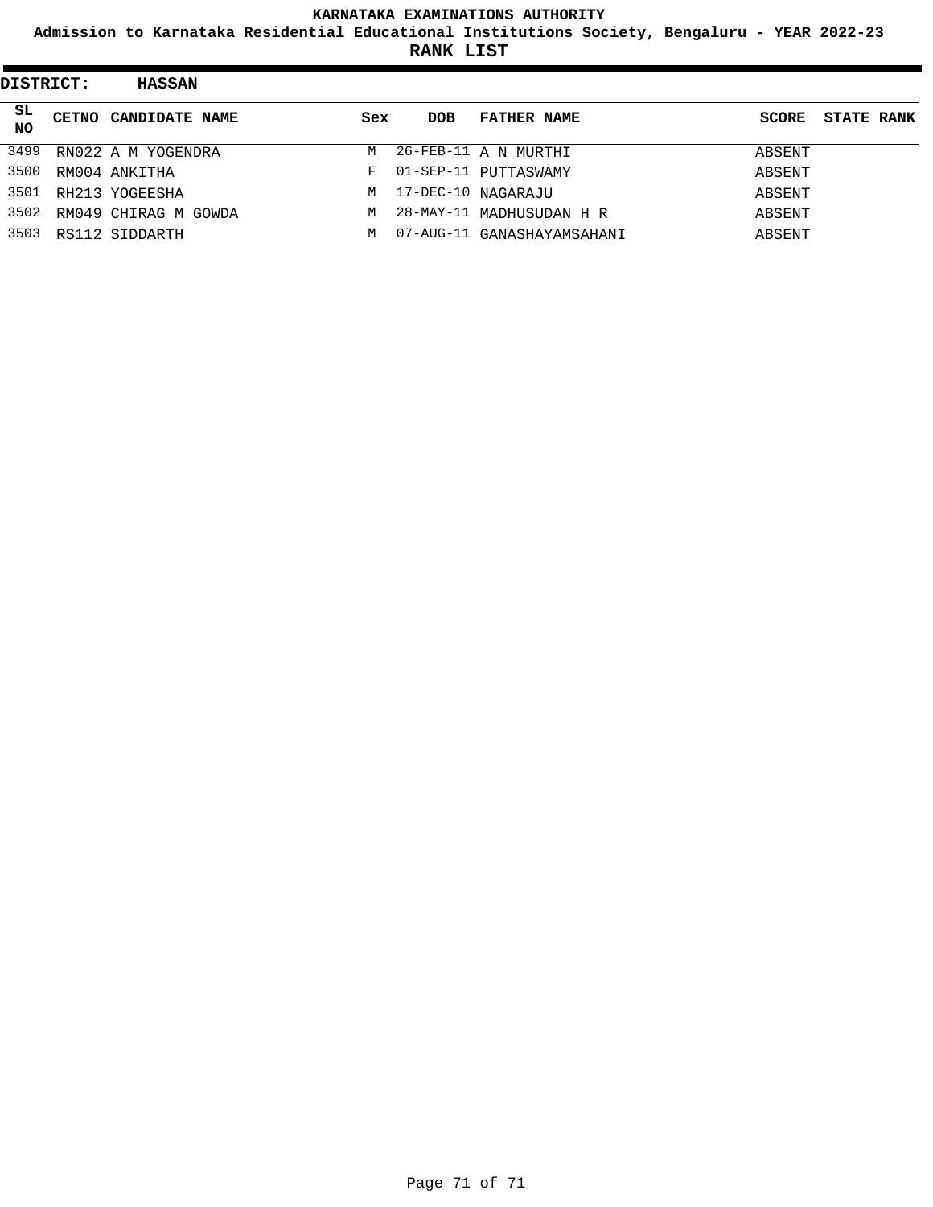**KARNATAKA EXAMINATIONS AUTHORITY**

**Admission to Karnataka Residential Educational Institutions Society, Bengaluru - YEAR 2022-23**

**RANK LIST**

**DISTRICT: HASSAN**

| SL NO | CETNO | CANDIDATE NAME | Sex | DOB | FATHER NAME | SCORE | STATE RANK |
|---|---|---|---|---|---|---|---|
| 3499 | RN022 | A M YOGENDRA | M | 26-FEB-11 | A N MURTHI | ABSENT | |
| 3500 | RM004 | ANKITHA | F | 01-SEP-11 | PUTTASWAMY | ABSENT | |
| 3501 | RH213 | YOGEESHA | M | 17-DEC-10 | NAGARAJU | ABSENT | |
| 3502 | RM049 | CHIRAG M GOWDA | M | 28-MAY-11 | MADHUSUDAN H R | ABSENT | |
| 3503 | RS112 | SIDDARTH | M | 07-AUG-11 | GANASHAYAMSAHANI | ABSENT | |